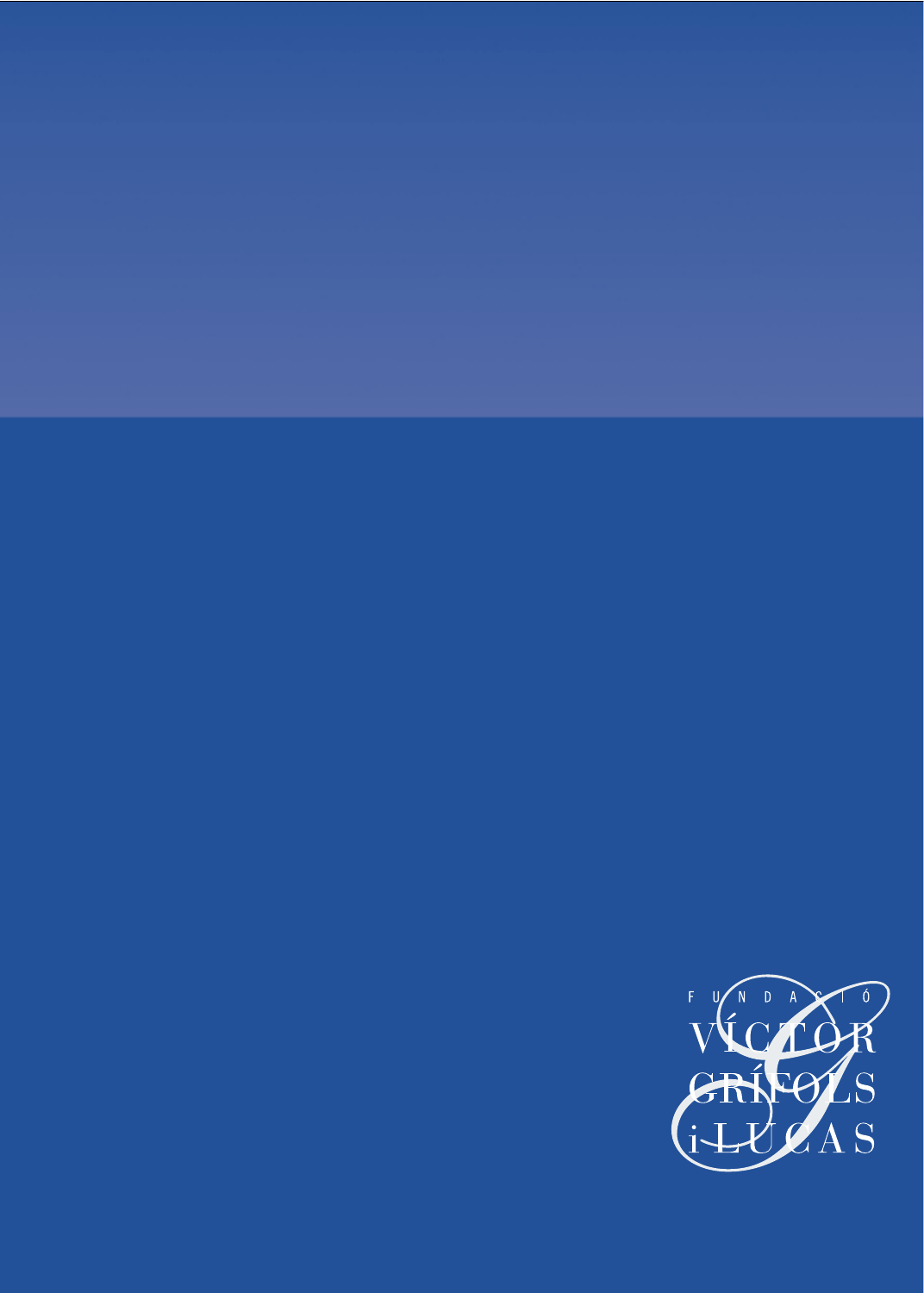FUNDACIÓ

VÍCTOR

GRÍFOLS

i LUCAS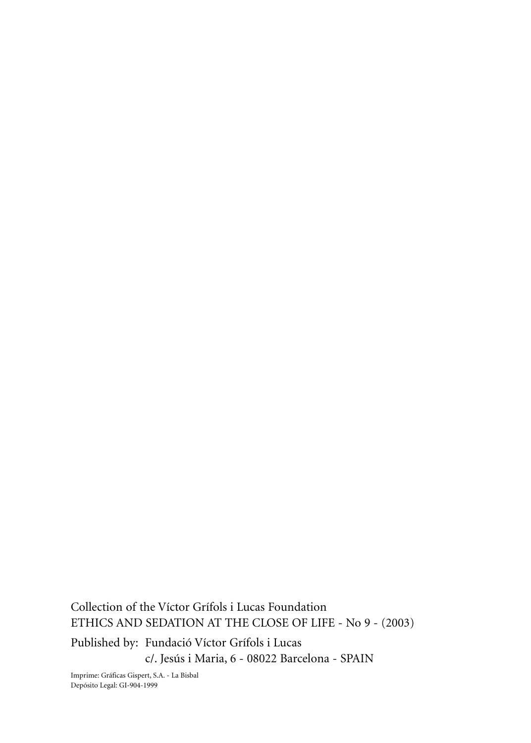Collection of the Víctor Grífols i Lucas Foundation
ETHICS AND SEDATION AT THE CLOSE OF LIFE - No 9 - (2003)

Published by: Fundació Víctor Grífols i Lucas
c/. Jesús i Maria, 6 - 08022 Barcelona - SPAIN

Imprime: Gráficas Gispert, S.A. - La Bisbal
Depósito Legal: GI-904-1999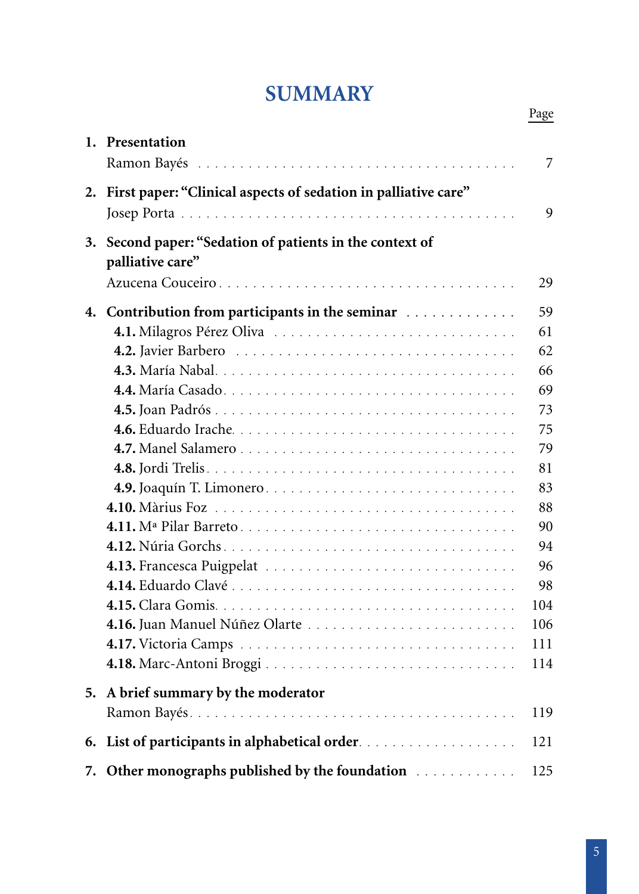# SUMMARY

| | | Page |
|---|---|---|
| **1.** | **Presentation** | |
| | Ramon Bayés | 7 |
| **2.** | **First paper: "Clinical aspects of sedation in palliative care"** | |
| | Josep Porta | 9 |
| **3.** | **Second paper: "Sedation of patients in the context of palliative care"** | |
| | Azucena Couceiro | 29 |
| **4.** | **Contribution from participants in the seminar** | 59 |
| | **4.1.** Milagros Pérez Oliva | 61 |
| | **4.2.** Javier Barbero | 62 |
| | **4.3.** María Nabal | 66 |
| | **4.4.** María Casado | 69 |
| | **4.5.** Joan Padrós | 73 |
| | **4.6.** Eduardo Irache | 75 |
| | **4.7.** Manel Salamero | 79 |
| | **4.8.** Jordi Trelis | 81 |
| | **4.9.** Joaquín T. Limonero | 83 |
| | **4.10.** Màrius Foz | 88 |
| | **4.11.** Mª Pilar Barreto | 90 |
| | **4.12.** Núria Gorchs | 94 |
| | **4.13.** Francesca Puigpelat | 96 |
| | **4.14.** Eduardo Clavé | 98 |
| | **4.15.** Clara Gomis | 104 |
| | **4.16.** Juan Manuel Núñez Olarte | 106 |
| | **4.17.** Victoria Camps | 111 |
| | **4.18.** Marc-Antoni Broggi | 114 |
| **5.** | **A brief summary by the moderator** | |
| | Ramon Bayés | 119 |
| **6.** | **List of participants in alphabetical order** | 121 |
| **7.** | **Other monographs published by the foundation** | 125 |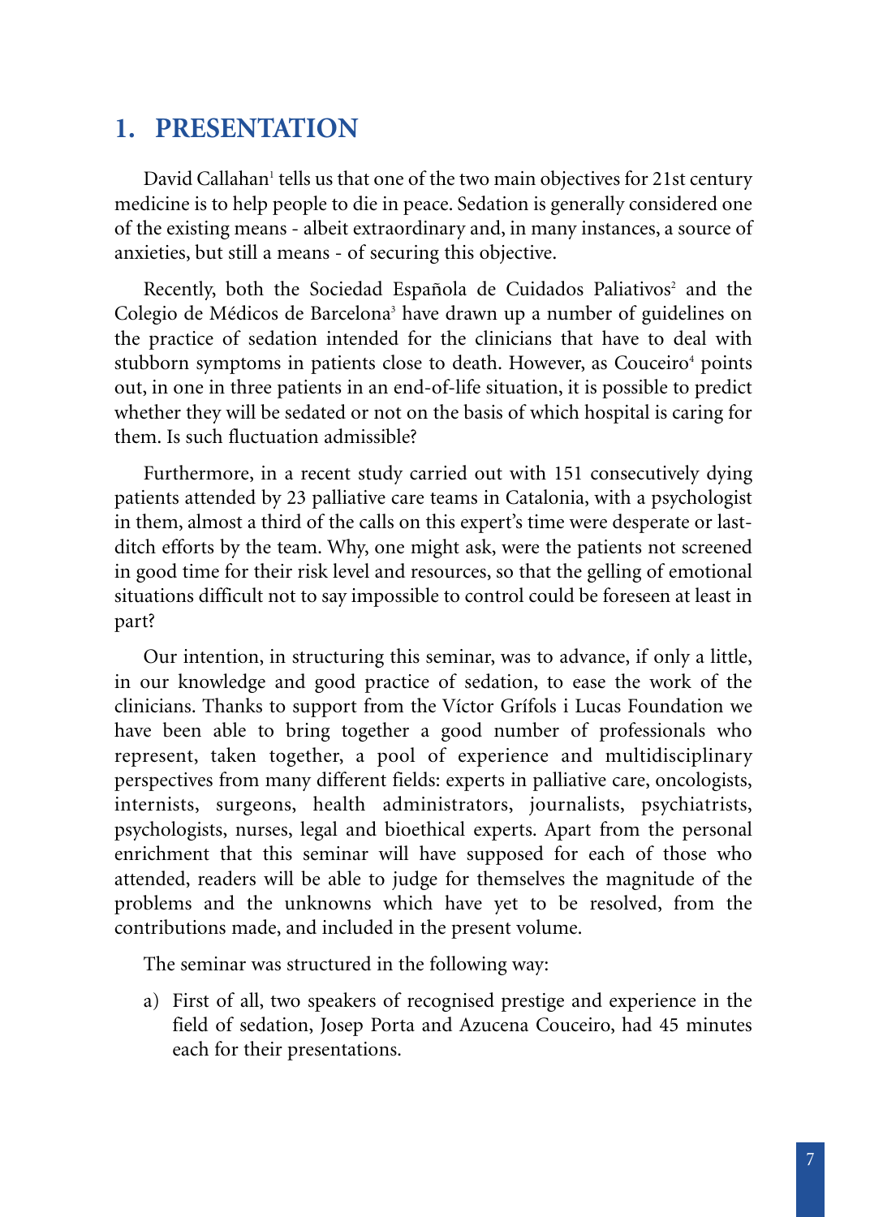## 1. PRESENTATION

David Callahan[1] tells us that one of the two main objectives for 21st century medicine is to help people to die in peace. Sedation is generally considered one of the existing means - albeit extraordinary and, in many instances, a source of anxieties, but still a means - of securing this objective.

Recently, both the Sociedad Española de Cuidados Paliativos[2] and the Colegio de Médicos de Barcelona[3] have drawn up a number of guidelines on the practice of sedation intended for the clinicians that have to deal with stubborn symptoms in patients close to death. However, as Couceiro[4] points out, in one in three patients in an end-of-life situation, it is possible to predict whether they will be sedated or not on the basis of which hospital is caring for them. Is such fluctuation admissible?

Furthermore, in a recent study carried out with 151 consecutively dying patients attended by 23 palliative care teams in Catalonia, with a psychologist in them, almost a third of the calls on this expert's time were desperate or last-ditch efforts by the team. Why, one might ask, were the patients not screened in good time for their risk level and resources, so that the gelling of emotional situations difficult not to say impossible to control could be foreseen at least in part?

Our intention, in structuring this seminar, was to advance, if only a little, in our knowledge and good practice of sedation, to ease the work of the clinicians. Thanks to support from the Víctor Grífols i Lucas Foundation we have been able to bring together a good number of professionals who represent, taken together, a pool of experience and multidisciplinary perspectives from many different fields: experts in palliative care, oncologists, internists, surgeons, health administrators, journalists, psychiatrists, psychologists, nurses, legal and bioethical experts. Apart from the personal enrichment that this seminar will have supposed for each of those who attended, readers will be able to judge for themselves the magnitude of the problems and the unknowns which have yet to be resolved, from the contributions made, and included in the present volume.

The seminar was structured in the following way:

a) First of all, two speakers of recognised prestige and experience in the field of sedation, Josep Porta and Azucena Couceiro, had 45 minutes each for their presentations.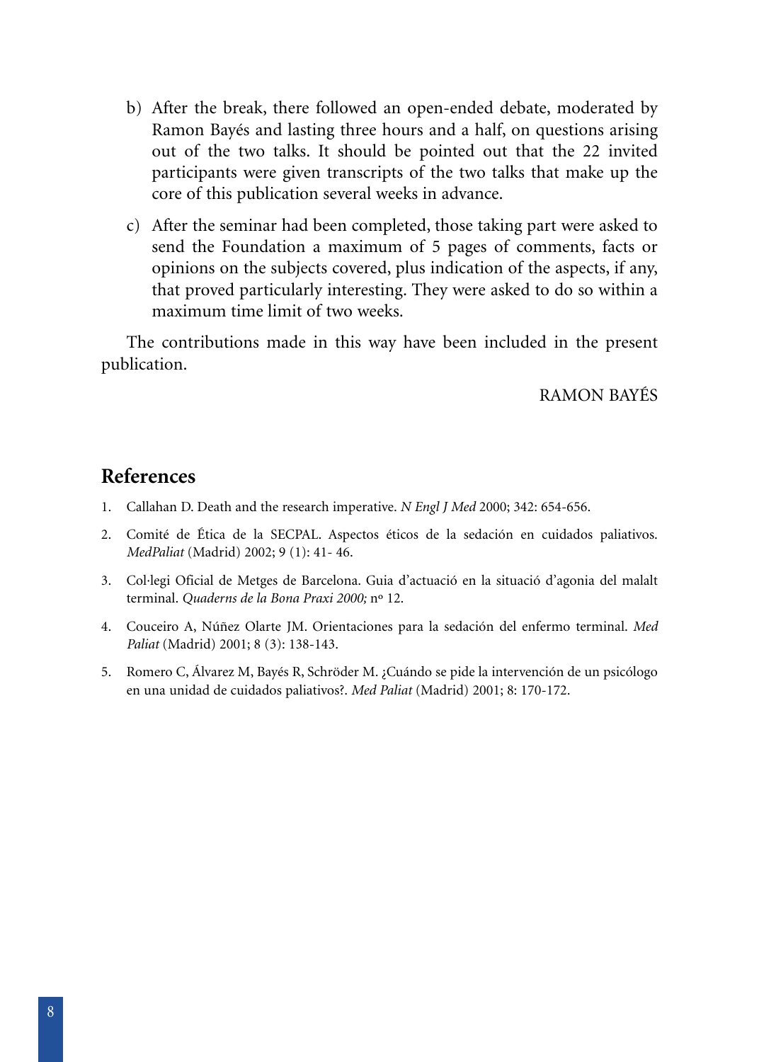b) After the break, there followed an open-ended debate, moderated by Ramon Bayés and lasting three hours and a half, on questions arising out of the two talks. It should be pointed out that the 22 invited participants were given transcripts of the two talks that make up the core of this publication several weeks in advance.

c) After the seminar had been completed, those taking part were asked to send the Foundation a maximum of 5 pages of comments, facts or opinions on the subjects covered, plus indication of the aspects, if any, that proved particularly interesting. They were asked to do so within a maximum time limit of two weeks.

The contributions made in this way have been included in the present publication.

RAMON BAYÉS

## References

1. Callahan D. Death and the research imperative. *N Engl J Med* 2000; 342: 654-656.
2. Comité de Ética de la SECPAL. Aspectos éticos de la sedación en cuidados paliativos. *MedPaliat* (Madrid) 2002; 9 (1): 41- 46.
3. Col·legi Oficial de Metges de Barcelona. Guia d'actuació en la situació d'agonia del malalt terminal. *Quaderns de la Bona Praxi 2000;* nº 12.
4. Couceiro A, Núñez Olarte JM. Orientaciones para la sedación del enfermo terminal. *Med Paliat* (Madrid) 2001; 8 (3): 138-143.
5. Romero C, Álvarez M, Bayés R, Schröder M. ¿Cuándo se pide la intervención de un psicólogo en una unidad de cuidados paliativos?. *Med Paliat* (Madrid) 2001; 8: 170-172.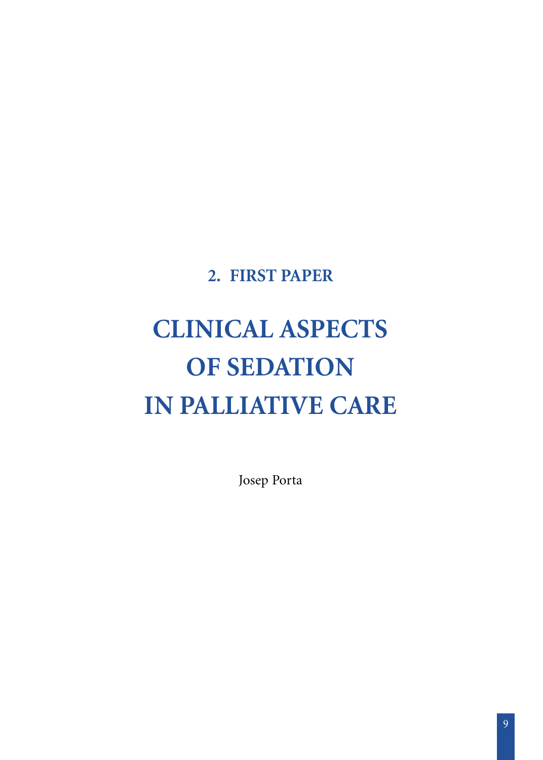## 2. FIRST PAPER

# CLINICAL ASPECTS OF SEDATION IN PALLIATIVE CARE

Josep Porta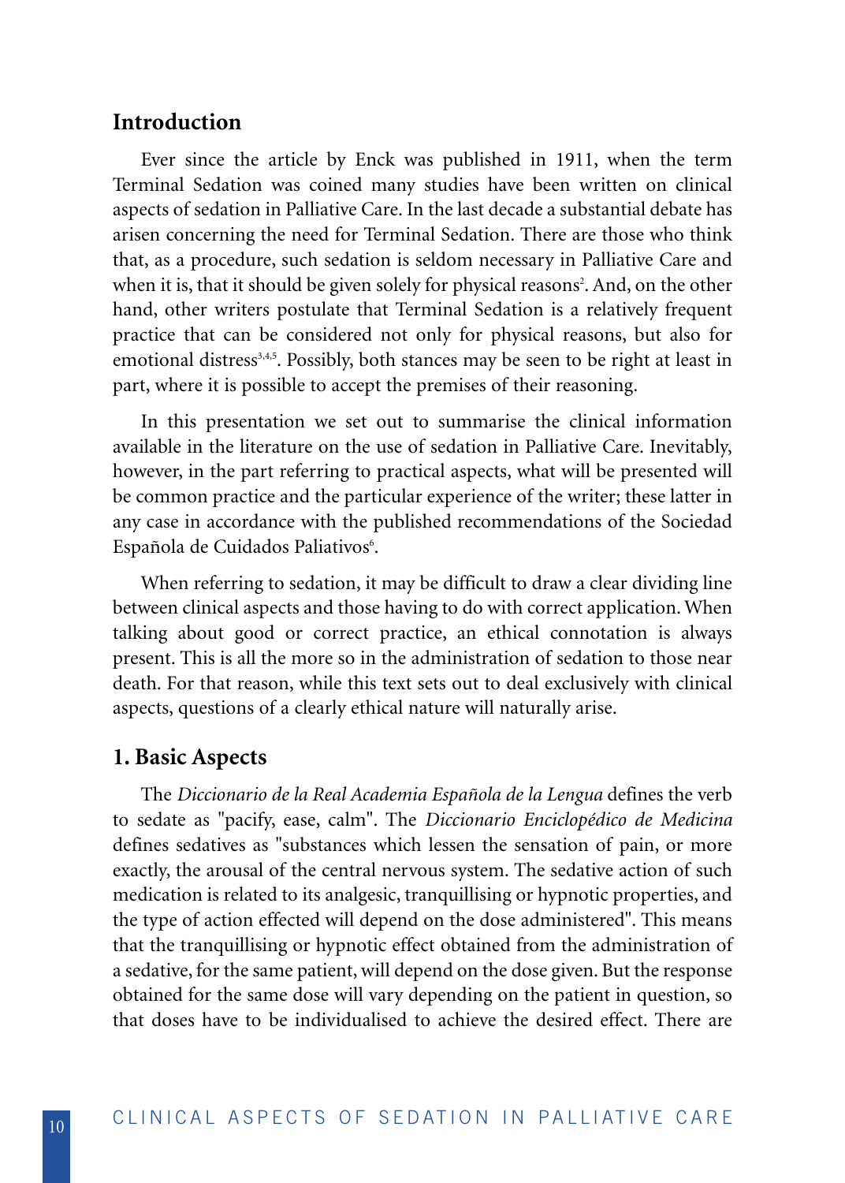## Introduction

Ever since the article by Enck was published in 1911, when the term Terminal Sedation was coined many studies have been written on clinical aspects of sedation in Palliative Care. In the last decade a substantial debate has arisen concerning the need for Terminal Sedation. There are those who think that, as a procedure, such sedation is seldom necessary in Palliative Care and when it is, that it should be given solely for physical reasons[2]. And, on the other hand, other writers postulate that Terminal Sedation is a relatively frequent practice that can be considered not only for physical reasons, but also for emotional distress[3,4,5]. Possibly, both stances may be seen to be right at least in part, where it is possible to accept the premises of their reasoning.

In this presentation we set out to summarise the clinical information available in the literature on the use of sedation in Palliative Care. Inevitably, however, in the part referring to practical aspects, what will be presented will be common practice and the particular experience of the writer; these latter in any case in accordance with the published recommendations of the Sociedad Española de Cuidados Paliativos[6].

When referring to sedation, it may be difficult to draw a clear dividing line between clinical aspects and those having to do with correct application. When talking about good or correct practice, an ethical connotation is always present. This is all the more so in the administration of sedation to those near death. For that reason, while this text sets out to deal exclusively with clinical aspects, questions of a clearly ethical nature will naturally arise.

## 1. Basic Aspects

The *Diccionario de la Real Academia Española de la Lengua* defines the verb to sedate as "pacify, ease, calm". The *Diccionario Enciclopédico de Medicina* defines sedatives as "substances which lessen the sensation of pain, or more exactly, the arousal of the central nervous system. The sedative action of such medication is related to its analgesic, tranquillising or hypnotic properties, and the type of action effected will depend on the dose administered". This means that the tranquillising or hypnotic effect obtained from the administration of a sedative, for the same patient, will depend on the dose given. But the response obtained for the same dose will vary depending on the patient in question, so that doses have to be individualised to achieve the desired effect. There are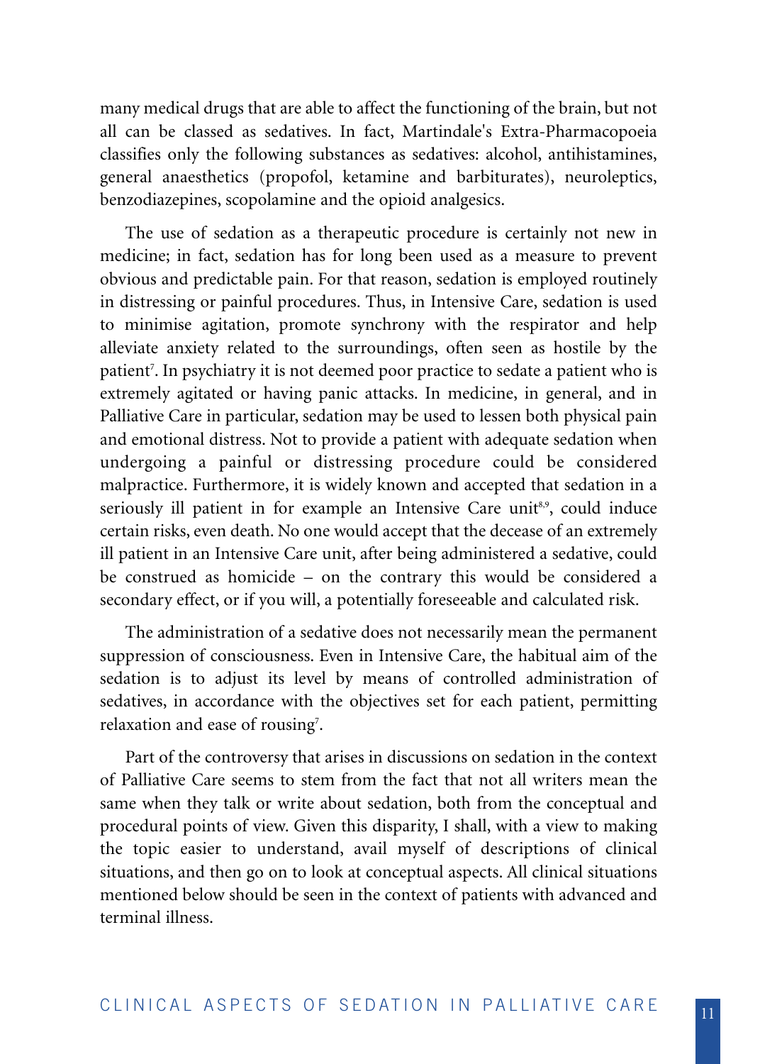many medical drugs that are able to affect the functioning of the brain, but not all can be classed as sedatives. In fact, Martindale's Extra-Pharmacopoeia classifies only the following substances as sedatives: alcohol, antihistamines, general anaesthetics (propofol, ketamine and barbiturates), neuroleptics, benzodiazepines, scopolamine and the opioid analgesics.

The use of sedation as a therapeutic procedure is certainly not new in medicine; in fact, sedation has for long been used as a measure to prevent obvious and predictable pain. For that reason, sedation is employed routinely in distressing or painful procedures. Thus, in Intensive Care, sedation is used to minimise agitation, promote synchrony with the respirator and help alleviate anxiety related to the surroundings, often seen as hostile by the patient[7]. In psychiatry it is not deemed poor practice to sedate a patient who is extremely agitated or having panic attacks. In medicine, in general, and in Palliative Care in particular, sedation may be used to lessen both physical pain and emotional distress. Not to provide a patient with adequate sedation when undergoing a painful or distressing procedure could be considered malpractice. Furthermore, it is widely known and accepted that sedation in a seriously ill patient in for example an Intensive Care unit[8,9], could induce certain risks, even death. No one would accept that the decease of an extremely ill patient in an Intensive Care unit, after being administered a sedative, could be construed as homicide – on the contrary this would be considered a secondary effect, or if you will, a potentially foreseeable and calculated risk.

The administration of a sedative does not necessarily mean the permanent suppression of consciousness. Even in Intensive Care, the habitual aim of the sedation is to adjust its level by means of controlled administration of sedatives, in accordance with the objectives set for each patient, permitting relaxation and ease of rousing[7].

Part of the controversy that arises in discussions on sedation in the context of Palliative Care seems to stem from the fact that not all writers mean the same when they talk or write about sedation, both from the conceptual and procedural points of view. Given this disparity, I shall, with a view to making the topic easier to understand, avail myself of descriptions of clinical situations, and then go on to look at conceptual aspects. All clinical situations mentioned below should be seen in the context of patients with advanced and terminal illness.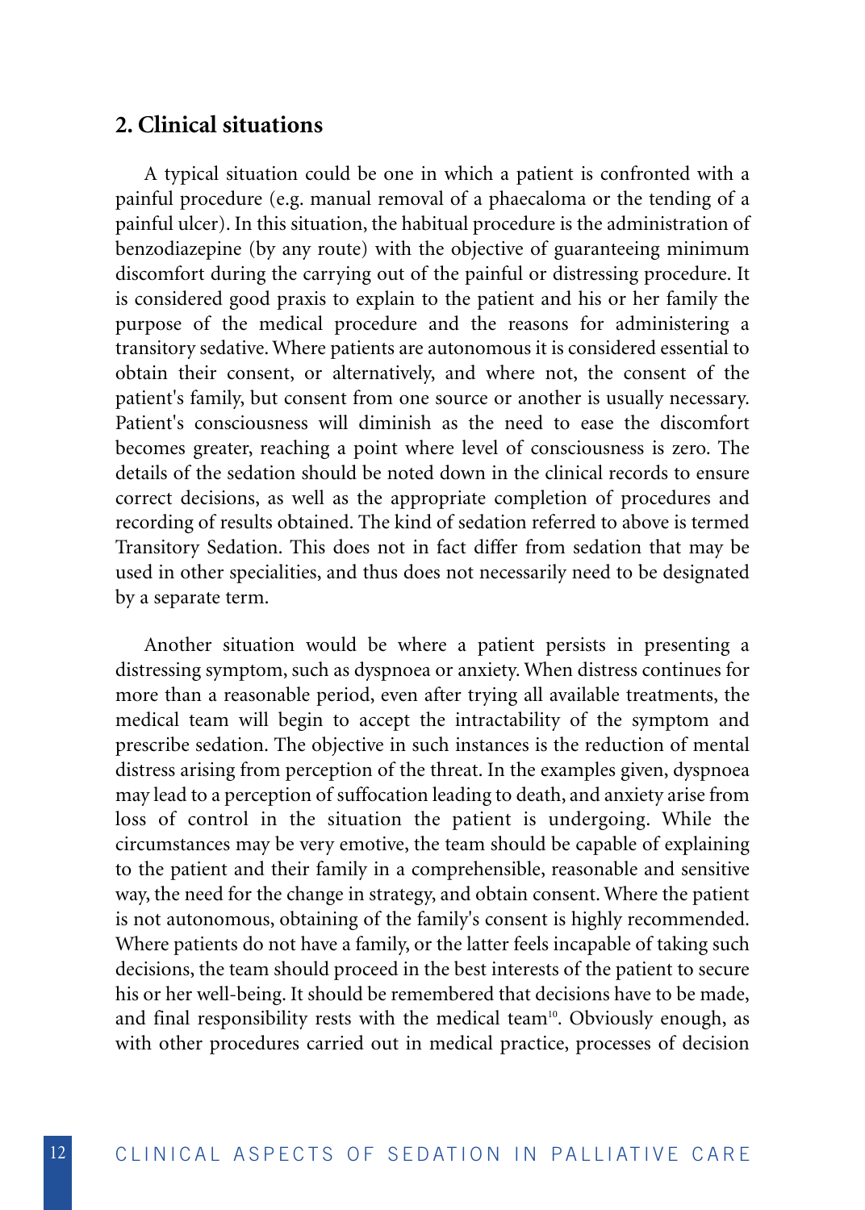## 2. Clinical situations

A typical situation could be one in which a patient is confronted with a painful procedure (e.g. manual removal of a phaecaloma or the tending of a painful ulcer). In this situation, the habitual procedure is the administration of benzodiazepine (by any route) with the objective of guaranteeing minimum discomfort during the carrying out of the painful or distressing procedure. It is considered good praxis to explain to the patient and his or her family the purpose of the medical procedure and the reasons for administering a transitory sedative. Where patients are autonomous it is considered essential to obtain their consent, or alternatively, and where not, the consent of the patient's family, but consent from one source or another is usually necessary. Patient's consciousness will diminish as the need to ease the discomfort becomes greater, reaching a point where level of consciousness is zero. The details of the sedation should be noted down in the clinical records to ensure correct decisions, as well as the appropriate completion of procedures and recording of results obtained. The kind of sedation referred to above is termed Transitory Sedation. This does not in fact differ from sedation that may be used in other specialities, and thus does not necessarily need to be designated by a separate term.

Another situation would be where a patient persists in presenting a distressing symptom, such as dyspnoea or anxiety. When distress continues for more than a reasonable period, even after trying all available treatments, the medical team will begin to accept the intractability of the symptom and prescribe sedation. The objective in such instances is the reduction of mental distress arising from perception of the threat. In the examples given, dyspnoea may lead to a perception of suffocation leading to death, and anxiety arise from loss of control in the situation the patient is undergoing. While the circumstances may be very emotive, the team should be capable of explaining to the patient and their family in a comprehensible, reasonable and sensitive way, the need for the change in strategy, and obtain consent. Where the patient is not autonomous, obtaining of the family's consent is highly recommended. Where patients do not have a family, or the latter feels incapable of taking such decisions, the team should proceed in the best interests of the patient to secure his or her well-being. It should be remembered that decisions have to be made, and final responsibility rests with the medical team[10]. Obviously enough, as with other procedures carried out in medical practice, processes of decision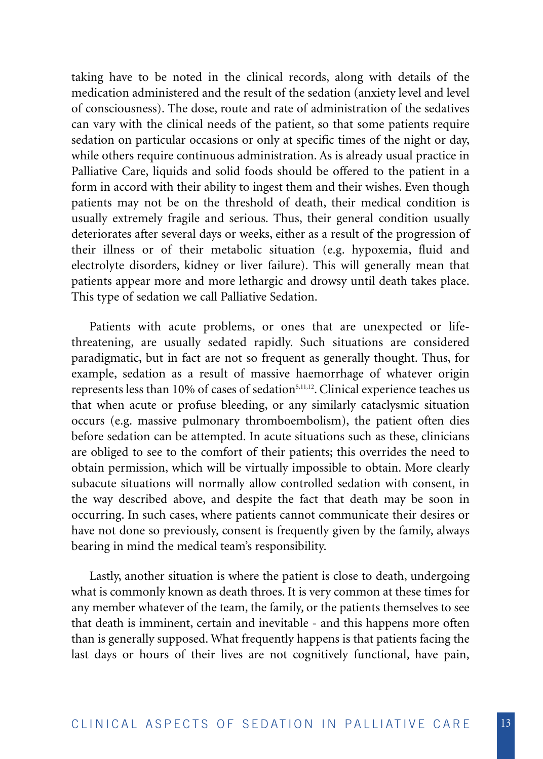taking have to be noted in the clinical records, along with details of the medication administered and the result of the sedation (anxiety level and level of consciousness). The dose, route and rate of administration of the sedatives can vary with the clinical needs of the patient, so that some patients require sedation on particular occasions or only at specific times of the night or day, while others require continuous administration. As is already usual practice in Palliative Care, liquids and solid foods should be offered to the patient in a form in accord with their ability to ingest them and their wishes. Even though patients may not be on the threshold of death, their medical condition is usually extremely fragile and serious. Thus, their general condition usually deteriorates after several days or weeks, either as a result of the progression of their illness or of their metabolic situation (e.g. hypoxemia, fluid and electrolyte disorders, kidney or liver failure). This will generally mean that patients appear more and more lethargic and drowsy until death takes place. This type of sedation we call Palliative Sedation.

Patients with acute problems, or ones that are unexpected or life-threatening, are usually sedated rapidly. Such situations are considered paradigmatic, but in fact are not so frequent as generally thought. Thus, for example, sedation as a result of massive haemorrhage of whatever origin represents less than 10% of cases of sedation[5,11,12]. Clinical experience teaches us that when acute or profuse bleeding, or any similarly cataclysmic situation occurs (e.g. massive pulmonary thromboembolism), the patient often dies before sedation can be attempted. In acute situations such as these, clinicians are obliged to see to the comfort of their patients; this overrides the need to obtain permission, which will be virtually impossible to obtain. More clearly subacute situations will normally allow controlled sedation with consent, in the way described above, and despite the fact that death may be soon in occurring. In such cases, where patients cannot communicate their desires or have not done so previously, consent is frequently given by the family, always bearing in mind the medical team's responsibility.

Lastly, another situation is where the patient is close to death, undergoing what is commonly known as death throes. It is very common at these times for any member whatever of the team, the family, or the patients themselves to see that death is imminent, certain and inevitable - and this happens more often than is generally supposed. What frequently happens is that patients facing the last days or hours of their lives are not cognitively functional, have pain,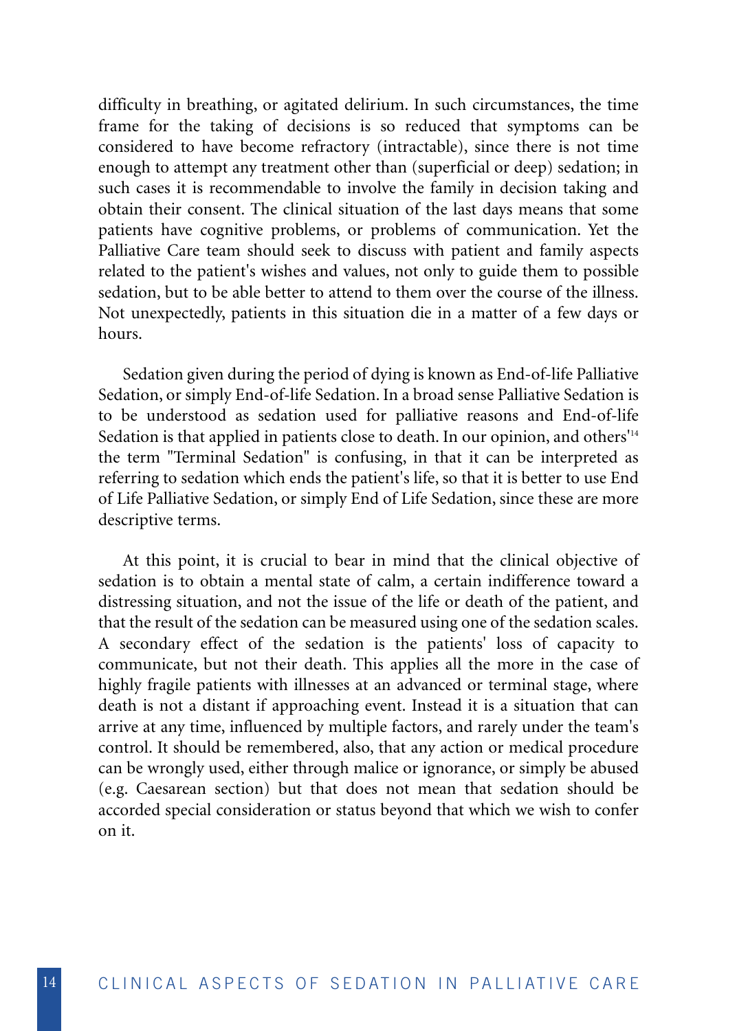difficulty in breathing, or agitated delirium. In such circumstances, the time frame for the taking of decisions is so reduced that symptoms can be considered to have become refractory (intractable), since there is not time enough to attempt any treatment other than (superficial or deep) sedation; in such cases it is recommendable to involve the family in decision taking and obtain their consent. The clinical situation of the last days means that some patients have cognitive problems, or problems of communication. Yet the Palliative Care team should seek to discuss with patient and family aspects related to the patient's wishes and values, not only to guide them to possible sedation, but to be able better to attend to them over the course of the illness. Not unexpectedly, patients in this situation die in a matter of a few days or hours.

Sedation given during the period of dying is known as End-of-life Palliative Sedation, or simply End-of-life Sedation. In a broad sense Palliative Sedation is to be understood as sedation used for palliative reasons and End-of-life Sedation is that applied in patients close to death. In our opinion, and others'[14] the term "Terminal Sedation" is confusing, in that it can be interpreted as referring to sedation which ends the patient's life, so that it is better to use End of Life Palliative Sedation, or simply End of Life Sedation, since these are more descriptive terms.

At this point, it is crucial to bear in mind that the clinical objective of sedation is to obtain a mental state of calm, a certain indifference toward a distressing situation, and not the issue of the life or death of the patient, and that the result of the sedation can be measured using one of the sedation scales. A secondary effect of the sedation is the patients' loss of capacity to communicate, but not their death. This applies all the more in the case of highly fragile patients with illnesses at an advanced or terminal stage, where death is not a distant if approaching event. Instead it is a situation that can arrive at any time, influenced by multiple factors, and rarely under the team's control. It should be remembered, also, that any action or medical procedure can be wrongly used, either through malice or ignorance, or simply be abused (e.g. Caesarean section) but that does not mean that sedation should be accorded special consideration or status beyond that which we wish to confer on it.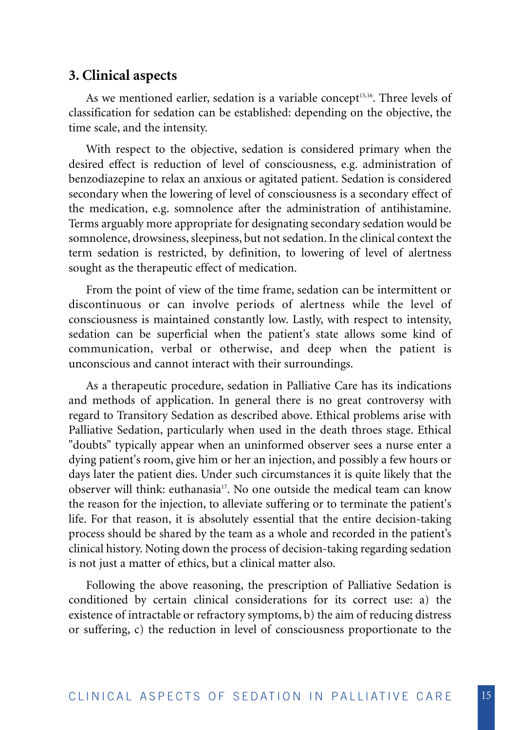## 3. Clinical aspects

As we mentioned earlier, sedation is a variable concept[15,16]. Three levels of classification for sedation can be established: depending on the objective, the time scale, and the intensity.

With respect to the objective, sedation is considered primary when the desired effect is reduction of level of consciousness, e.g. administration of benzodiazepine to relax an anxious or agitated patient. Sedation is considered secondary when the lowering of level of consciousness is a secondary effect of the medication, e.g. somnolence after the administration of antihistamine. Terms arguably more appropriate for designating secondary sedation would be somnolence, drowsiness, sleepiness, but not sedation. In the clinical context the term sedation is restricted, by definition, to lowering of level of alertness sought as the therapeutic effect of medication.

From the point of view of the time frame, sedation can be intermittent or discontinuous or can involve periods of alertness while the level of consciousness is maintained constantly low. Lastly, with respect to intensity, sedation can be superficial when the patient's state allows some kind of communication, verbal or otherwise, and deep when the patient is unconscious and cannot interact with their surroundings.

As a therapeutic procedure, sedation in Palliative Care has its indications and methods of application. In general there is no great controversy with regard to Transitory Sedation as described above. Ethical problems arise with Palliative Sedation, particularly when used in the death throes stage. Ethical "doubts" typically appear when an uninformed observer sees a nurse enter a dying patient's room, give him or her an injection, and possibly a few hours or days later the patient dies. Under such circumstances it is quite likely that the observer will think: euthanasia[17]. No one outside the medical team can know the reason for the injection, to alleviate suffering or to terminate the patient's life. For that reason, it is absolutely essential that the entire decision-taking process should be shared by the team as a whole and recorded in the patient's clinical history. Noting down the process of decision-taking regarding sedation is not just a matter of ethics, but a clinical matter also.

Following the above reasoning, the prescription of Palliative Sedation is conditioned by certain clinical considerations for its correct use: a) the existence of intractable or refractory symptoms, b) the aim of reducing distress or suffering, c) the reduction in level of consciousness proportionate to the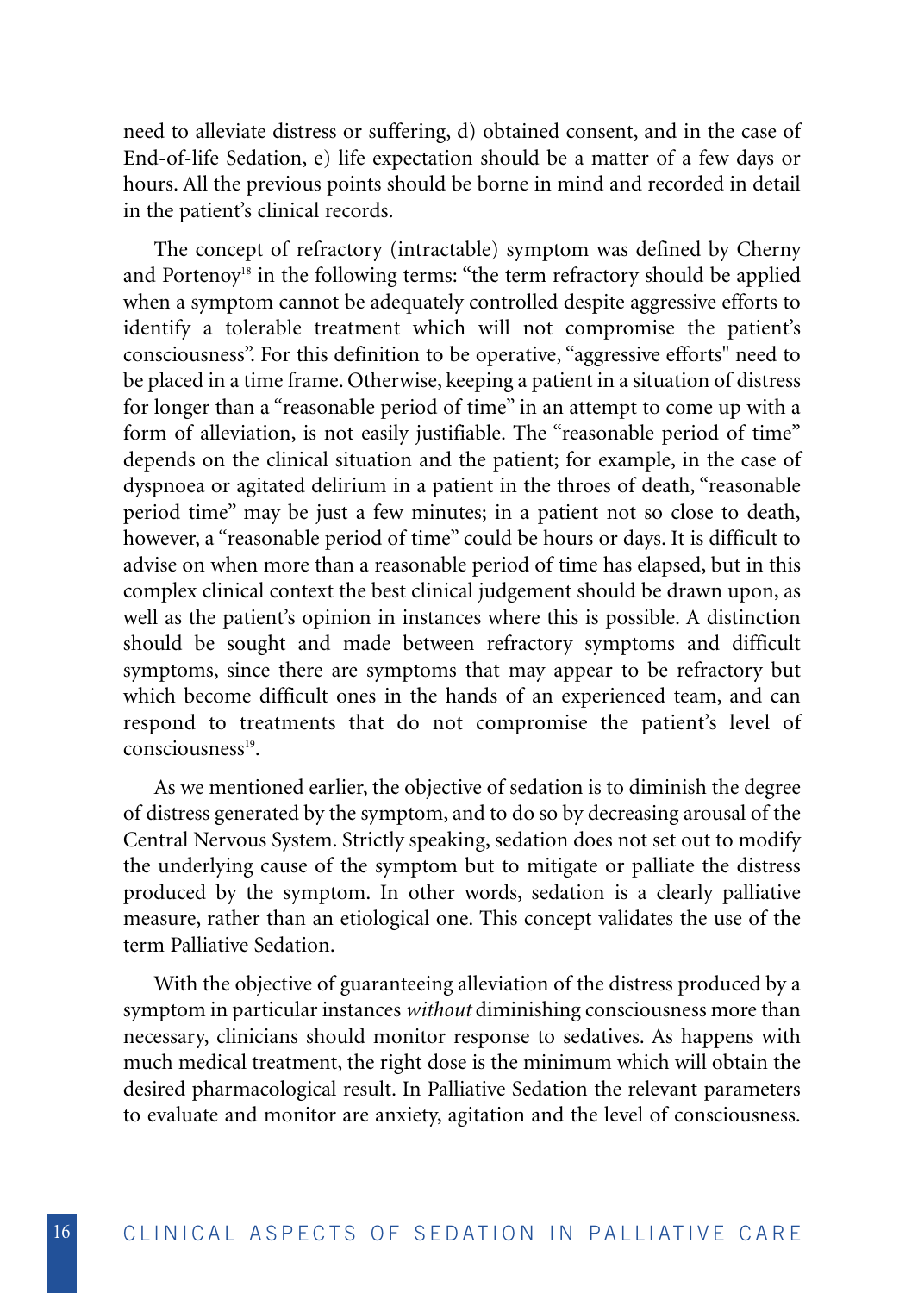need to alleviate distress or suffering, d) obtained consent, and in the case of End-of-life Sedation, e) life expectation should be a matter of a few days or hours. All the previous points should be borne in mind and recorded in detail in the patient's clinical records.

The concept of refractory (intractable) symptom was defined by Cherny and Portenoy[18] in the following terms: "the term refractory should be applied when a symptom cannot be adequately controlled despite aggressive efforts to identify a tolerable treatment which will not compromise the patient's consciousness". For this definition to be operative, "aggressive efforts" need to be placed in a time frame. Otherwise, keeping a patient in a situation of distress for longer than a "reasonable period of time" in an attempt to come up with a form of alleviation, is not easily justifiable. The "reasonable period of time" depends on the clinical situation and the patient; for example, in the case of dyspnoea or agitated delirium in a patient in the throes of death, "reasonable period time" may be just a few minutes; in a patient not so close to death, however, a "reasonable period of time" could be hours or days. It is difficult to advise on when more than a reasonable period of time has elapsed, but in this complex clinical context the best clinical judgement should be drawn upon, as well as the patient's opinion in instances where this is possible. A distinction should be sought and made between refractory symptoms and difficult symptoms, since there are symptoms that may appear to be refractory but which become difficult ones in the hands of an experienced team, and can respond to treatments that do not compromise the patient's level of consciousness[19].

As we mentioned earlier, the objective of sedation is to diminish the degree of distress generated by the symptom, and to do so by decreasing arousal of the Central Nervous System. Strictly speaking, sedation does not set out to modify the underlying cause of the symptom but to mitigate or palliate the distress produced by the symptom. In other words, sedation is a clearly palliative measure, rather than an etiological one. This concept validates the use of the term Palliative Sedation.

With the objective of guaranteeing alleviation of the distress produced by a symptom in particular instances *without* diminishing consciousness more than necessary, clinicians should monitor response to sedatives. As happens with much medical treatment, the right dose is the minimum which will obtain the desired pharmacological result. In Palliative Sedation the relevant parameters to evaluate and monitor are anxiety, agitation and the level of consciousness.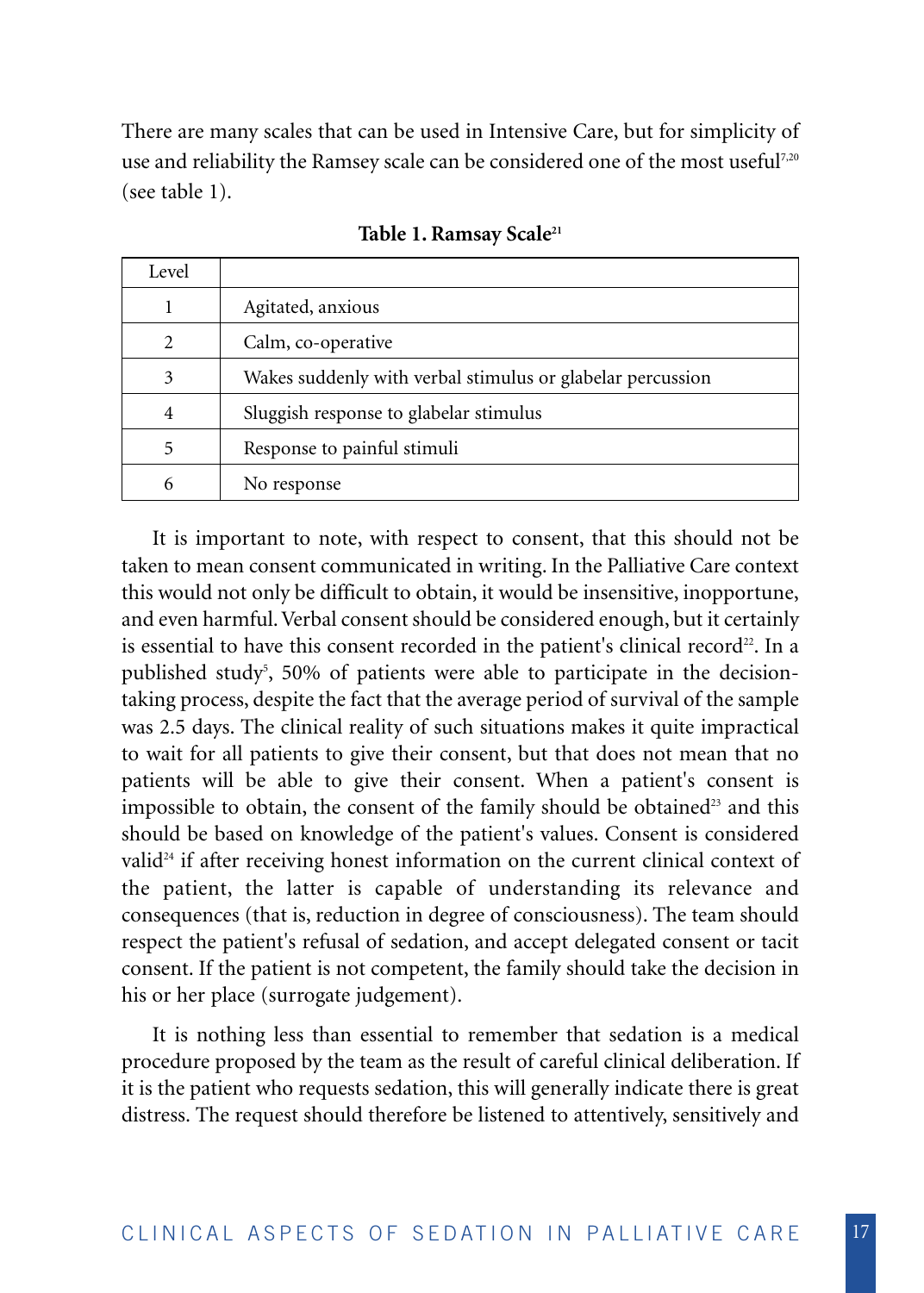There are many scales that can be used in Intensive Care, but for simplicity of use and reliability the Ramsey scale can be considered one of the most useful[7,20] (see table 1).

**Table 1. Ramsay Scale[21]**

| Level | |
|---|---|
| 1 | Agitated, anxious |
| 2 | Calm, co-operative |
| 3 | Wakes suddenly with verbal stimulus or glabelar percussion |
| 4 | Sluggish response to glabelar stimulus |
| 5 | Response to painful stimuli |
| 6 | No response |

It is important to note, with respect to consent, that this should not be taken to mean consent communicated in writing. In the Palliative Care context this would not only be difficult to obtain, it would be insensitive, inopportune, and even harmful. Verbal consent should be considered enough, but it certainly is essential to have this consent recorded in the patient's clinical record[22]. In a published study[5], 50% of patients were able to participate in the decision-taking process, despite the fact that the average period of survival of the sample was 2.5 days. The clinical reality of such situations makes it quite impractical to wait for all patients to give their consent, but that does not mean that no patients will be able to give their consent. When a patient's consent is impossible to obtain, the consent of the family should be obtained[23] and this should be based on knowledge of the patient's values. Consent is considered valid[24] if after receiving honest information on the current clinical context of the patient, the latter is capable of understanding its relevance and consequences (that is, reduction in degree of consciousness). The team should respect the patient's refusal of sedation, and accept delegated consent or tacit consent. If the patient is not competent, the family should take the decision in his or her place (surrogate judgement).

It is nothing less than essential to remember that sedation is a medical procedure proposed by the team as the result of careful clinical deliberation. If it is the patient who requests sedation, this will generally indicate there is great distress. The request should therefore be listened to attentively, sensitively and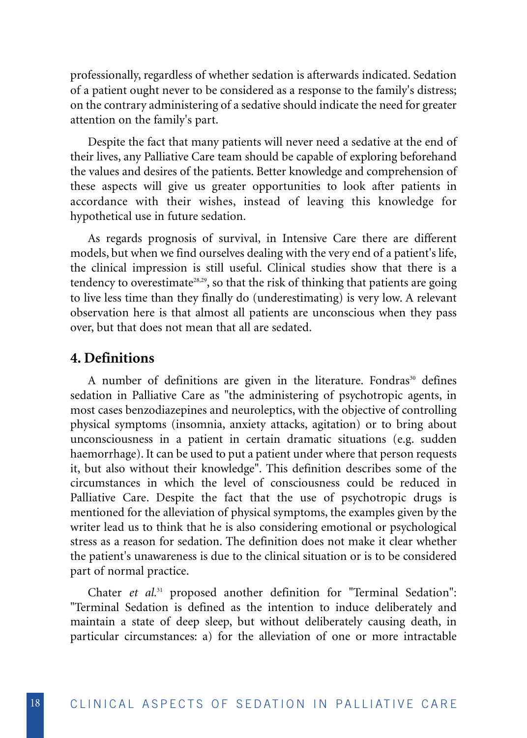professionally, regardless of whether sedation is afterwards indicated. Sedation of a patient ought never to be considered as a response to the family's distress; on the contrary administering of a sedative should indicate the need for greater attention on the family's part.

Despite the fact that many patients will never need a sedative at the end of their lives, any Palliative Care team should be capable of exploring beforehand the values and desires of the patients. Better knowledge and comprehension of these aspects will give us greater opportunities to look after patients in accordance with their wishes, instead of leaving this knowledge for hypothetical use in future sedation.

As regards prognosis of survival, in Intensive Care there are different models, but when we find ourselves dealing with the very end of a patient's life, the clinical impression is still useful. Clinical studies show that there is a tendency to overestimate[28,29], so that the risk of thinking that patients are going to live less time than they finally do (underestimating) is very low. A relevant observation here is that almost all patients are unconscious when they pass over, but that does not mean that all are sedated.

## 4. Definitions

A number of definitions are given in the literature. Fondras[30] defines sedation in Palliative Care as "the administering of psychotropic agents, in most cases benzodiazepines and neuroleptics, with the objective of controlling physical symptoms (insomnia, anxiety attacks, agitation) or to bring about unconsciousness in a patient in certain dramatic situations (e.g. sudden haemorrhage). It can be used to put a patient under where that person requests it, but also without their knowledge". This definition describes some of the circumstances in which the level of consciousness could be reduced in Palliative Care. Despite the fact that the use of psychotropic drugs is mentioned for the alleviation of physical symptoms, the examples given by the writer lead us to think that he is also considering emotional or psychological stress as a reason for sedation. The definition does not make it clear whether the patient's unawareness is due to the clinical situation or is to be considered part of normal practice.

Chater *et al.*[31] proposed another definition for "Terminal Sedation": "Terminal Sedation is defined as the intention to induce deliberately and maintain a state of deep sleep, but without deliberately causing death, in particular circumstances: a) for the alleviation of one or more intractable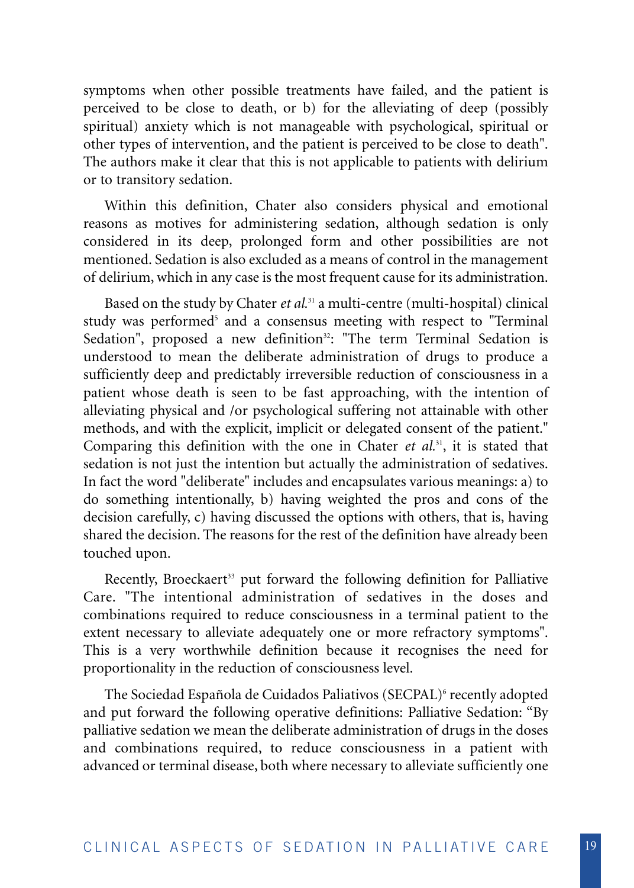symptoms when other possible treatments have failed, and the patient is perceived to be close to death, or b) for the alleviating of deep (possibly spiritual) anxiety which is not manageable with psychological, spiritual or other types of intervention, and the patient is perceived to be close to death". The authors make it clear that this is not applicable to patients with delirium or to transitory sedation.

Within this definition, Chater also considers physical and emotional reasons as motives for administering sedation, although sedation is only considered in its deep, prolonged form and other possibilities are not mentioned. Sedation is also excluded as a means of control in the management of delirium, which in any case is the most frequent cause for its administration.

Based on the study by Chater *et al.*[31] a multi-centre (multi-hospital) clinical study was performed[5] and a consensus meeting with respect to "Terminal Sedation", proposed a new definition[32]: "The term Terminal Sedation is understood to mean the deliberate administration of drugs to produce a sufficiently deep and predictably irreversible reduction of consciousness in a patient whose death is seen to be fast approaching, with the intention of alleviating physical and /or psychological suffering not attainable with other methods, and with the explicit, implicit or delegated consent of the patient." Comparing this definition with the one in Chater *et al.*[31], it is stated that sedation is not just the intention but actually the administration of sedatives. In fact the word "deliberate" includes and encapsulates various meanings: a) to do something intentionally, b) having weighted the pros and cons of the decision carefully, c) having discussed the options with others, that is, having shared the decision. The reasons for the rest of the definition have already been touched upon.

Recently, Broeckaert[33] put forward the following definition for Palliative Care. "The intentional administration of sedatives in the doses and combinations required to reduce consciousness in a terminal patient to the extent necessary to alleviate adequately one or more refractory symptoms". This is a very worthwhile definition because it recognises the need for proportionality in the reduction of consciousness level.

The Sociedad Española de Cuidados Paliativos (SECPAL)[6] recently adopted and put forward the following operative definitions: Palliative Sedation: "By palliative sedation we mean the deliberate administration of drugs in the doses and combinations required, to reduce consciousness in a patient with advanced or terminal disease, both where necessary to alleviate sufficiently one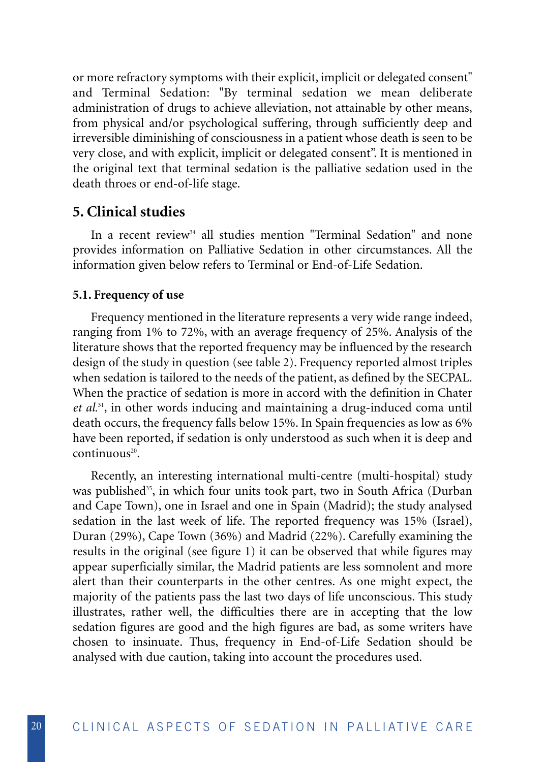or more refractory symptoms with their explicit, implicit or delegated consent" and Terminal Sedation: "By terminal sedation we mean deliberate administration of drugs to achieve alleviation, not attainable by other means, from physical and/or psychological suffering, through sufficiently deep and irreversible diminishing of consciousness in a patient whose death is seen to be very close, and with explicit, implicit or delegated consent". It is mentioned in the original text that terminal sedation is the palliative sedation used in the death throes or end-of-life stage.

## 5. Clinical studies

In a recent review[34] all studies mention "Terminal Sedation" and none provides information on Palliative Sedation in other circumstances. All the information given below refers to Terminal or End-of-Life Sedation.

### 5.1. Frequency of use

Frequency mentioned in the literature represents a very wide range indeed, ranging from 1% to 72%, with an average frequency of 25%. Analysis of the literature shows that the reported frequency may be influenced by the research design of the study in question (see table 2). Frequency reported almost triples when sedation is tailored to the needs of the patient, as defined by the SECPAL. When the practice of sedation is more in accord with the definition in Chater *et al.*[31], in other words inducing and maintaining a drug-induced coma until death occurs, the frequency falls below 15%. In Spain frequencies as low as 6% have been reported, if sedation is only understood as such when it is deep and continuous[20].

Recently, an interesting international multi-centre (multi-hospital) study was published[35], in which four units took part, two in South Africa (Durban and Cape Town), one in Israel and one in Spain (Madrid); the study analysed sedation in the last week of life. The reported frequency was 15% (Israel), Duran (29%), Cape Town (36%) and Madrid (22%). Carefully examining the results in the original (see figure 1) it can be observed that while figures may appear superficially similar, the Madrid patients are less somnolent and more alert than their counterparts in the other centres. As one might expect, the majority of the patients pass the last two days of life unconscious. This study illustrates, rather well, the difficulties there are in accepting that the low sedation figures are good and the high figures are bad, as some writers have chosen to insinuate. Thus, frequency in End-of-Life Sedation should be analysed with due caution, taking into account the procedures used.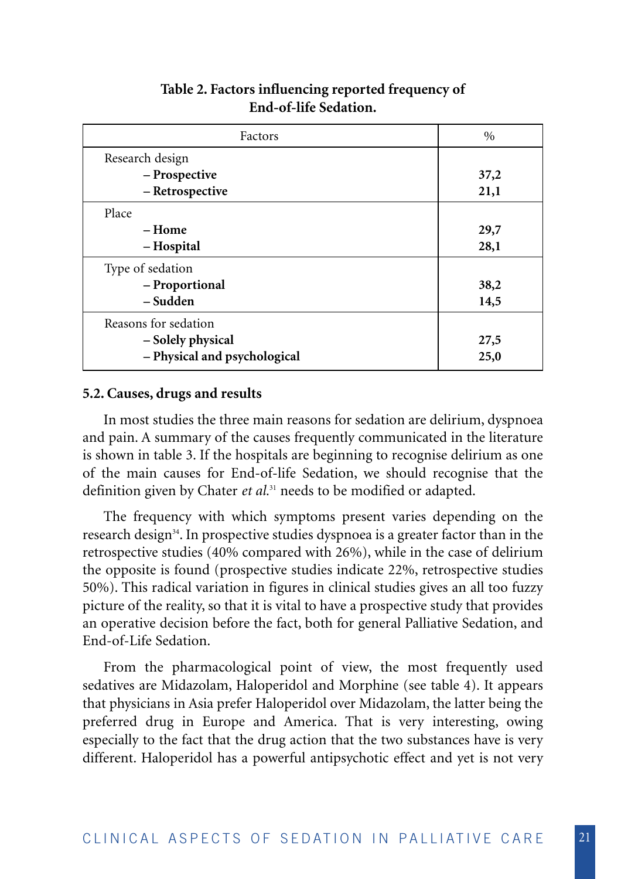**Table 2. Factors influencing reported frequency of End-of-life Sedation.**

| Factors | % |
|---|---|
| Research design | |
| – **Prospective** | **37,2** |
| – **Retrospective** | **21,1** |
| Place | |
| – **Home** | **29,7** |
| – **Hospital** | **28,1** |
| Type of sedation | |
| – **Proportional** | **38,2** |
| – **Sudden** | **14,5** |
| Reasons for sedation | |
| – **Solely physical** | **27,5** |
| – **Physical and psychological** | **25,0** |

### 5.2. Causes, drugs and results

In most studies the three main reasons for sedation are delirium, dyspnoea and pain. A summary of the causes frequently communicated in the literature is shown in table 3. If the hospitals are beginning to recognise delirium as one of the main causes for End-of-life Sedation, we should recognise that the definition given by Chater *et al.*[31] needs to be modified or adapted.

The frequency with which symptoms present varies depending on the research design[34]. In prospective studies dyspnoea is a greater factor than in the retrospective studies (40% compared with 26%), while in the case of delirium the opposite is found (prospective studies indicate 22%, retrospective studies 50%). This radical variation in figures in clinical studies gives an all too fuzzy picture of the reality, so that it is vital to have a prospective study that provides an operative decision before the fact, both for general Palliative Sedation, and End-of-Life Sedation.

From the pharmacological point of view, the most frequently used sedatives are Midazolam, Haloperidol and Morphine (see table 4). It appears that physicians in Asia prefer Haloperidol over Midazolam, the latter being the preferred drug in Europe and America. That is very interesting, owing especially to the fact that the drug action that the two substances have is very different. Haloperidol has a powerful antipsychotic effect and yet is not very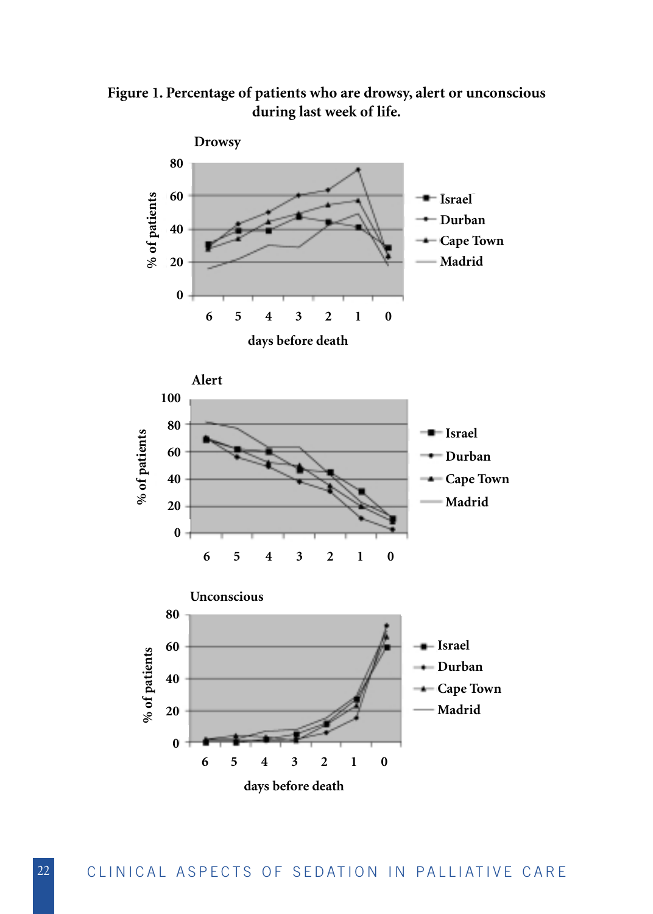**Figure 1. Percentage of patients who are drowsy, alert or unconscious during last week of life.**

Drowsy

Alert

Unconscious

Legend: Israel, Durban, Cape Town, Madrid

x-axis: days before death (6, 5, 4, 3, 2, 1, 0)

y-axis: % of patients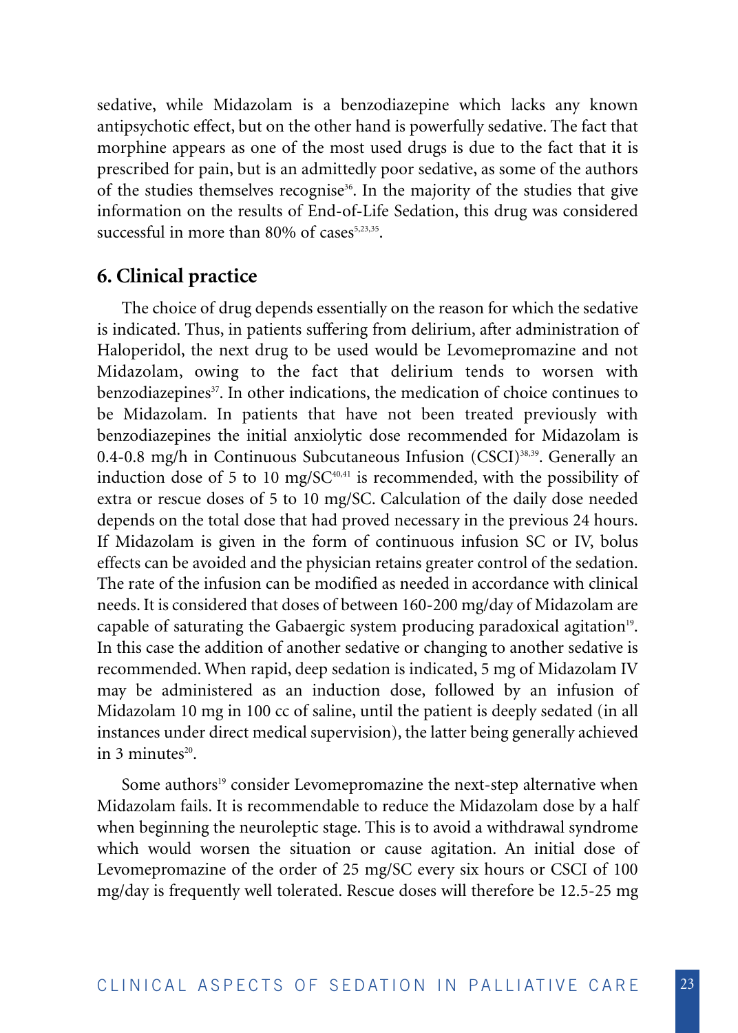sedative, while Midazolam is a benzodiazepine which lacks any known antipsychotic effect, but on the other hand is powerfully sedative. The fact that morphine appears as one of the most used drugs is due to the fact that it is prescribed for pain, but is an admittedly poor sedative, as some of the authors of the studies themselves recognise[36]. In the majority of the studies that give information on the results of End-of-Life Sedation, this drug was considered successful in more than 80% of cases[5,23,35].

## 6. Clinical practice

The choice of drug depends essentially on the reason for which the sedative is indicated. Thus, in patients suffering from delirium, after administration of Haloperidol, the next drug to be used would be Levomepromazine and not Midazolam, owing to the fact that delirium tends to worsen with benzodiazepines[37]. In other indications, the medication of choice continues to be Midazolam. In patients that have not been treated previously with benzodiazepines the initial anxiolytic dose recommended for Midazolam is 0.4-0.8 mg/h in Continuous Subcutaneous Infusion (CSCI)[38,39]. Generally an induction dose of 5 to 10 mg/SC[40,41] is recommended, with the possibility of extra or rescue doses of 5 to 10 mg/SC. Calculation of the daily dose needed depends on the total dose that had proved necessary in the previous 24 hours. If Midazolam is given in the form of continuous infusion SC or IV, bolus effects can be avoided and the physician retains greater control of the sedation. The rate of the infusion can be modified as needed in accordance with clinical needs. It is considered that doses of between 160-200 mg/day of Midazolam are capable of saturating the Gabaergic system producing paradoxical agitation[19]. In this case the addition of another sedative or changing to another sedative is recommended. When rapid, deep sedation is indicated, 5 mg of Midazolam IV may be administered as an induction dose, followed by an infusion of Midazolam 10 mg in 100 cc of saline, until the patient is deeply sedated (in all instances under direct medical supervision), the latter being generally achieved in 3 minutes[20].

Some authors[19] consider Levomepromazine the next-step alternative when Midazolam fails. It is recommendable to reduce the Midazolam dose by a half when beginning the neuroleptic stage. This is to avoid a withdrawal syndrome which would worsen the situation or cause agitation. An initial dose of Levomepromazine of the order of 25 mg/SC every six hours or CSCI of 100 mg/day is frequently well tolerated. Rescue doses will therefore be 12.5-25 mg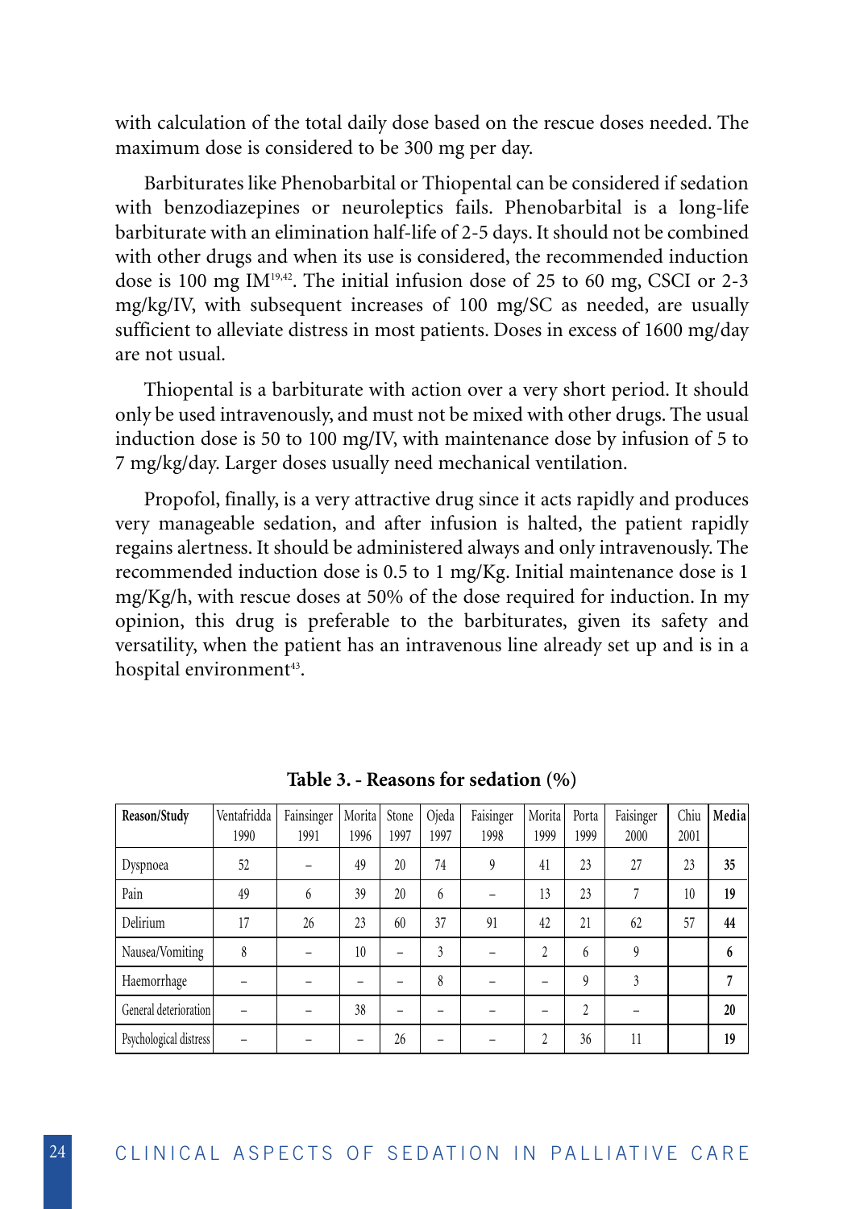with calculation of the total daily dose based on the rescue doses needed. The maximum dose is considered to be 300 mg per day.

Barbiturates like Phenobarbital or Thiopental can be considered if sedation with benzodiazepines or neuroleptics fails. Phenobarbital is a long-life barbiturate with an elimination half-life of 2-5 days. It should not be combined with other drugs and when its use is considered, the recommended induction dose is 100 mg IM[19,42]. The initial infusion dose of 25 to 60 mg, CSCI or 2-3 mg/kg/IV, with subsequent increases of 100 mg/SC as needed, are usually sufficient to alleviate distress in most patients. Doses in excess of 1600 mg/day are not usual.

Thiopental is a barbiturate with action over a very short period. It should only be used intravenously, and must not be mixed with other drugs. The usual induction dose is 50 to 100 mg/IV, with maintenance dose by infusion of 5 to 7 mg/kg/day. Larger doses usually need mechanical ventilation.

Propofol, finally, is a very attractive drug since it acts rapidly and produces very manageable sedation, and after infusion is halted, the patient rapidly regains alertness. It should be administered always and only intravenously. The recommended induction dose is 0.5 to 1 mg/Kg. Initial maintenance dose is 1 mg/Kg/h, with rescue doses at 50% of the dose required for induction. In my opinion, this drug is preferable to the barbiturates, given its safety and versatility, when the patient has an intravenous line already set up and is in a hospital environment[43].

**Table 3. - Reasons for sedation (%)**

| Reason/Study | Ventafridda 1990 | Fainsinger 1991 | Morita 1996 | Stone 1997 | Ojeda 1997 | Faisinger 1998 | Morita 1999 | Porta 1999 | Faisinger 2000 | Chiu 2001 | **Media** |
|---|---|---|---|---|---|---|---|---|---|---|---|
| Dyspnoea | 52 | – | 49 | 20 | 74 | 9 | 41 | 23 | 27 | 23 | **35** |
| Pain | 49 | 6 | 39 | 20 | 6 | – | 13 | 23 | 7 | 10 | **19** |
| Delirium | 17 | 26 | 23 | 60 | 37 | 91 | 42 | 21 | 62 | 57 | **44** |
| Nausea/Vomiting | 8 | – | 10 | – | 3 | – | 2 | 6 | 9 | | **6** |
| Haemorrhage | – | – | – | – | 8 | – | – | 9 | 3 | | **7** |
| General deterioration | – | – | 38 | – | – | – | – | 2 | – | | **20** |
| Psychological distress | – | – | – | 26 | – | – | 2 | 36 | 11 | | **19** |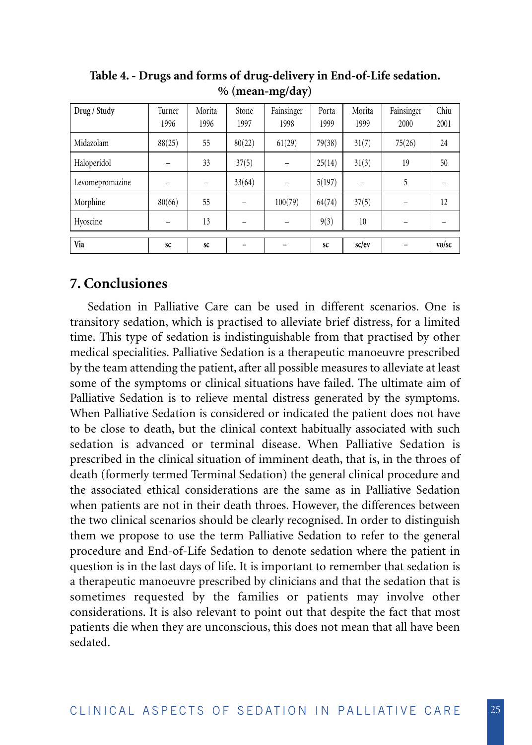**Table 4. - Drugs and forms of drug-delivery in End-of-Life sedation. % (mean-mg/day)**

| Drug / Study | Turner 1996 | Morita 1996 | Stone 1997 | Fainsinger 1998 | Porta 1999 | Morita 1999 | Fainsinger 2000 | Chiu 2001 |
|---|---|---|---|---|---|---|---|---|
| Midazolam | 88(25) | 55 | 80(22) | 61(29) | 79(38) | 31(7) | 75(26) | 24 |
| Haloperidol | – | 33 | 37(5) | – | 25(14) | 31(3) | 19 | 50 |
| Levomepromazine | – | – | 33(64) | – | 5(197) | – | 5 | – |
| Morphine | 80(66) | 55 | – | 100(79) | 64(74) | 37(5) | – | 12 |
| Hyoscine | – | 13 | – | – | 9(3) | 10 | – | – |
| **Via** | **sc** | **sc** | **–** | **–** | **sc** | **sc/ev** | **–** | **vo/sc** |

## 7. Conclusiones

Sedation in Palliative Care can be used in different scenarios. One is transitory sedation, which is practised to alleviate brief distress, for a limited time. This type of sedation is indistinguishable from that practised by other medical specialities. Palliative Sedation is a therapeutic manoeuvre prescribed by the team attending the patient, after all possible measures to alleviate at least some of the symptoms or clinical situations have failed. The ultimate aim of Palliative Sedation is to relieve mental distress generated by the symptoms. When Palliative Sedation is considered or indicated the patient does not have to be close to death, but the clinical context habitually associated with such sedation is advanced or terminal disease. When Palliative Sedation is prescribed in the clinical situation of imminent death, that is, in the throes of death (formerly termed Terminal Sedation) the general clinical procedure and the associated ethical considerations are the same as in Palliative Sedation when patients are not in their death throes. However, the differences between the two clinical scenarios should be clearly recognised. In order to distinguish them we propose to use the term Palliative Sedation to refer to the general procedure and End-of-Life Sedation to denote sedation where the patient in question is in the last days of life. It is important to remember that sedation is a therapeutic manoeuvre prescribed by clinicians and that the sedation that is sometimes requested by the families or patients may involve other considerations. It is also relevant to point out that despite the fact that most patients die when they are unconscious, this does not mean that all have been sedated.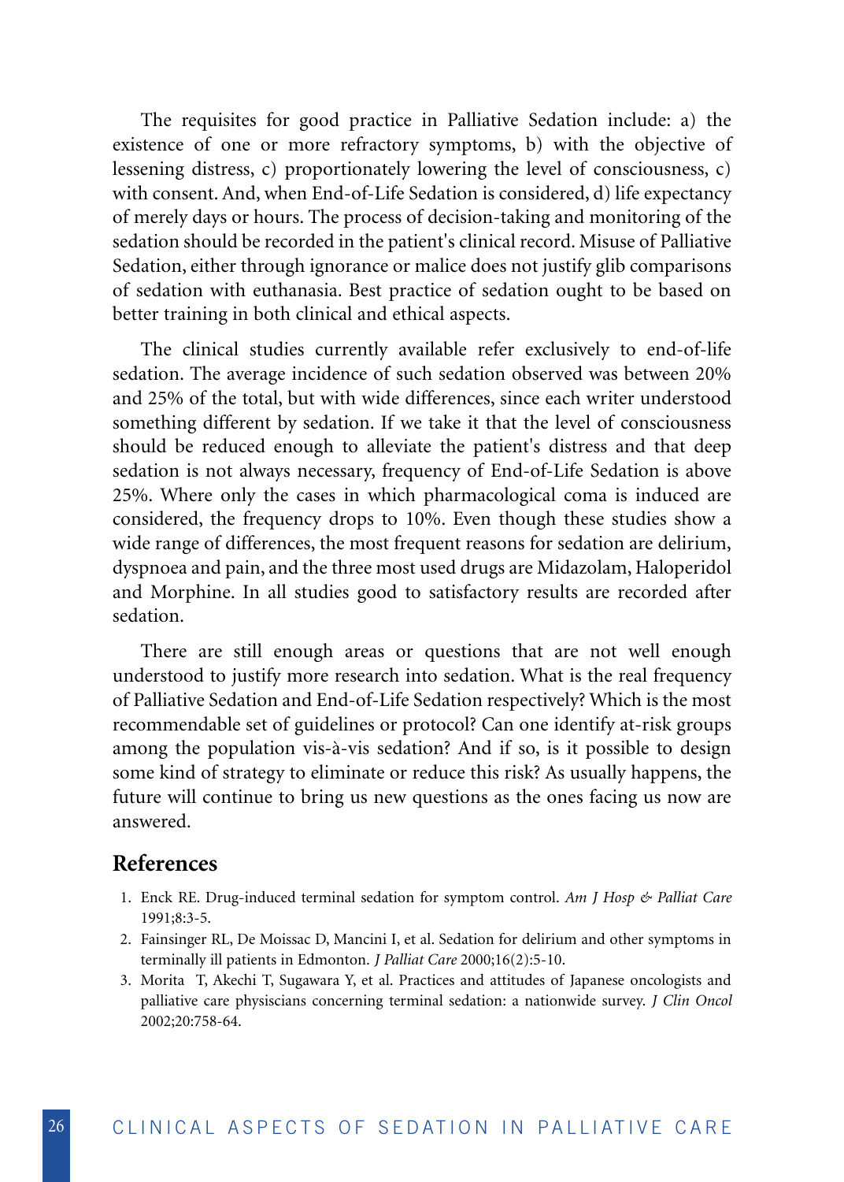The requisites for good practice in Palliative Sedation include: a) the existence of one or more refractory symptoms, b) with the objective of lessening distress, c) proportionately lowering the level of consciousness, c) with consent. And, when End-of-Life Sedation is considered, d) life expectancy of merely days or hours. The process of decision-taking and monitoring of the sedation should be recorded in the patient's clinical record. Misuse of Palliative Sedation, either through ignorance or malice does not justify glib comparisons of sedation with euthanasia. Best practice of sedation ought to be based on better training in both clinical and ethical aspects.

The clinical studies currently available refer exclusively to end-of-life sedation. The average incidence of such sedation observed was between 20% and 25% of the total, but with wide differences, since each writer understood something different by sedation. If we take it that the level of consciousness should be reduced enough to alleviate the patient's distress and that deep sedation is not always necessary, frequency of End-of-Life Sedation is above 25%. Where only the cases in which pharmacological coma is induced are considered, the frequency drops to 10%. Even though these studies show a wide range of differences, the most frequent reasons for sedation are delirium, dyspnoea and pain, and the three most used drugs are Midazolam, Haloperidol and Morphine. In all studies good to satisfactory results are recorded after sedation.

There are still enough areas or questions that are not well enough understood to justify more research into sedation. What is the real frequency of Palliative Sedation and End-of-Life Sedation respectively? Which is the most recommendable set of guidelines or protocol? Can one identify at-risk groups among the population vis-à-vis sedation? And if so, is it possible to design some kind of strategy to eliminate or reduce this risk? As usually happens, the future will continue to bring us new questions as the ones facing us now are answered.

## References

1. Enck RE. Drug-induced terminal sedation for symptom control. *Am J Hosp & Palliat Care* 1991;8:3-5.
2. Fainsinger RL, De Moissac D, Mancini I, et al. Sedation for delirium and other symptoms in terminally ill patients in Edmonton. *J Palliat Care* 2000;16(2):5-10.
3. Morita T, Akechi T, Sugawara Y, et al. Practices and attitudes of Japanese oncologists and palliative care physicians concerning terminal sedation: a nationwide survey. *J Clin Oncol* 2002;20:758-64.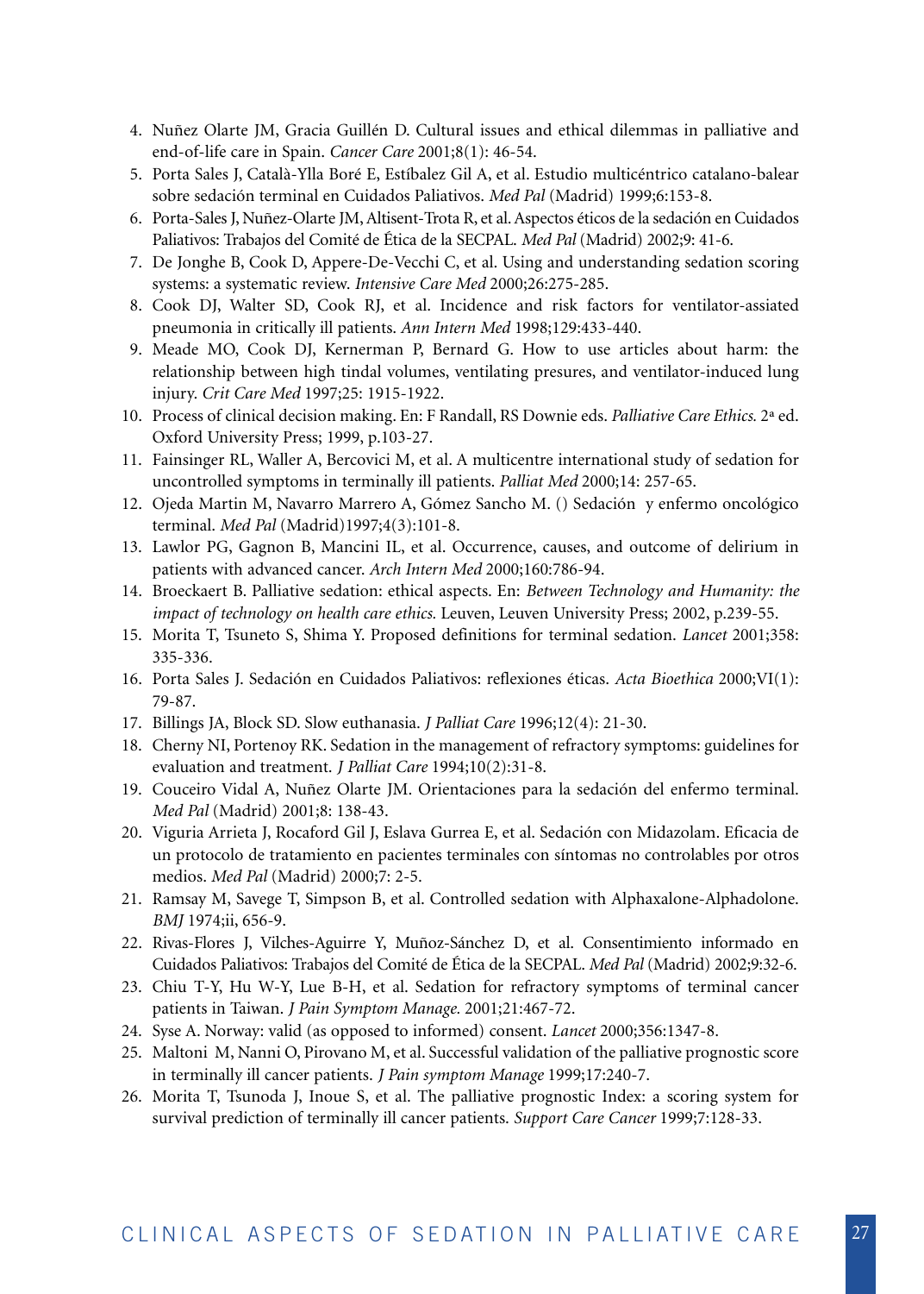4. Nuñez Olarte JM, Gracia Guillén D. Cultural issues and ethical dilemmas in palliative and end-of-life care in Spain. *Cancer Care* 2001;8(1): 46-54.
5. Porta Sales J, Català-Ylla Boré E, Estíbalez Gil A, et al. Estudio multicéntrico catalano-balear sobre sedación terminal en Cuidados Paliativos. *Med Pal* (Madrid) 1999;6:153-8.
6. Porta-Sales J, Nuñez-Olarte JM, Altisent-Trota R, et al. Aspectos éticos de la sedación en Cuidados Paliativos: Trabajos del Comité de Ética de la SECPAL. *Med Pal* (Madrid) 2002;9: 41-6.
7. De Jonghe B, Cook D, Appere-De-Vecchi C, et al. Using and understanding sedation scoring systems: a systematic review. *Intensive Care Med* 2000;26:275-285.
8. Cook DJ, Walter SD, Cook RJ, et al. Incidence and risk factors for ventilator-assiated pneumonia in critically ill patients. *Ann Intern Med* 1998;129:433-440.
9. Meade MO, Cook DJ, Kernerman P, Bernard G. How to use articles about harm: the relationship between high tindal volumes, ventilating presures, and ventilator-induced lung injury. *Crit Care Med* 1997;25: 1915-1922.
10. Process of clinical decision making. En: F Randall, RS Downie eds. *Palliative Care Ethics.* 2ª ed. Oxford University Press; 1999, p.103-27.
11. Fainsinger RL, Waller A, Bercovici M, et al. A multicentre international study of sedation for uncontrolled symptoms in terminally ill patients. *Palliat Med* 2000;14: 257-65.
12. Ojeda Martin M, Navarro Marrero A, Gómez Sancho M. () Sedación y enfermo oncológico terminal. *Med Pal* (Madrid)1997;4(3):101-8.
13. Lawlor PG, Gagnon B, Mancini IL, et al. Occurrence, causes, and outcome of delirium in patients with advanced cancer. *Arch Intern Med* 2000;160:786-94.
14. Broeckaert B. Palliative sedation: ethical aspects. En: *Between Technology and Humanity: the impact of technology on health care ethics.* Leuven, Leuven University Press; 2002, p.239-55.
15. Morita T, Tsuneto S, Shima Y. Proposed definitions for terminal sedation. *Lancet* 2001;358: 335-336.
16. Porta Sales J. Sedación en Cuidados Paliativos: reflexiones éticas. *Acta Bioethica* 2000;VI(1): 79-87.
17. Billings JA, Block SD. Slow euthanasia. *J Palliat Care* 1996;12(4): 21-30.
18. Cherny NI, Portenoy RK. Sedation in the management of refractory symptoms: guidelines for evaluation and treatment. *J Palliat Care* 1994;10(2):31-8.
19. Couceiro Vidal A, Nuñez Olarte JM. Orientaciones para la sedación del enfermo terminal. *Med Pal* (Madrid) 2001;8: 138-43.
20. Viguria Arrieta J, Rocaford Gil J, Eslava Gurrea E, et al. Sedación con Midazolam. Eficacia de un protocolo de tratamiento en pacientes terminales con síntomas no controlables por otros medios. *Med Pal* (Madrid) 2000;7: 2-5.
21. Ramsay M, Savege T, Simpson B, et al. Controlled sedation with Alphaxalone-Alphadolone. *BMJ* 1974;ii, 656-9.
22. Rivas-Flores J, Vilches-Aguirre Y, Muñoz-Sánchez D, et al. Consentimiento informado en Cuidados Paliativos: Trabajos del Comité de Ética de la SECPAL. *Med Pal* (Madrid) 2002;9:32-6.
23. Chiu T-Y, Hu W-Y, Lue B-H, et al. Sedation for refractory symptoms of terminal cancer patients in Taiwan. *J Pain Symptom Manage.* 2001;21:467-72.
24. Syse A. Norway: valid (as opposed to informed) consent. *Lancet* 2000;356:1347-8.
25. Maltoni M, Nanni O, Pirovano M, et al. Successful validation of the palliative prognostic score in terminally ill cancer patients. *J Pain symptom Manage* 1999;17:240-7.
26. Morita T, Tsunoda J, Inoue S, et al. The palliative prognostic Index: a scoring system for survival prediction of terminally ill cancer patients. *Support Care Cancer* 1999;7:128-33.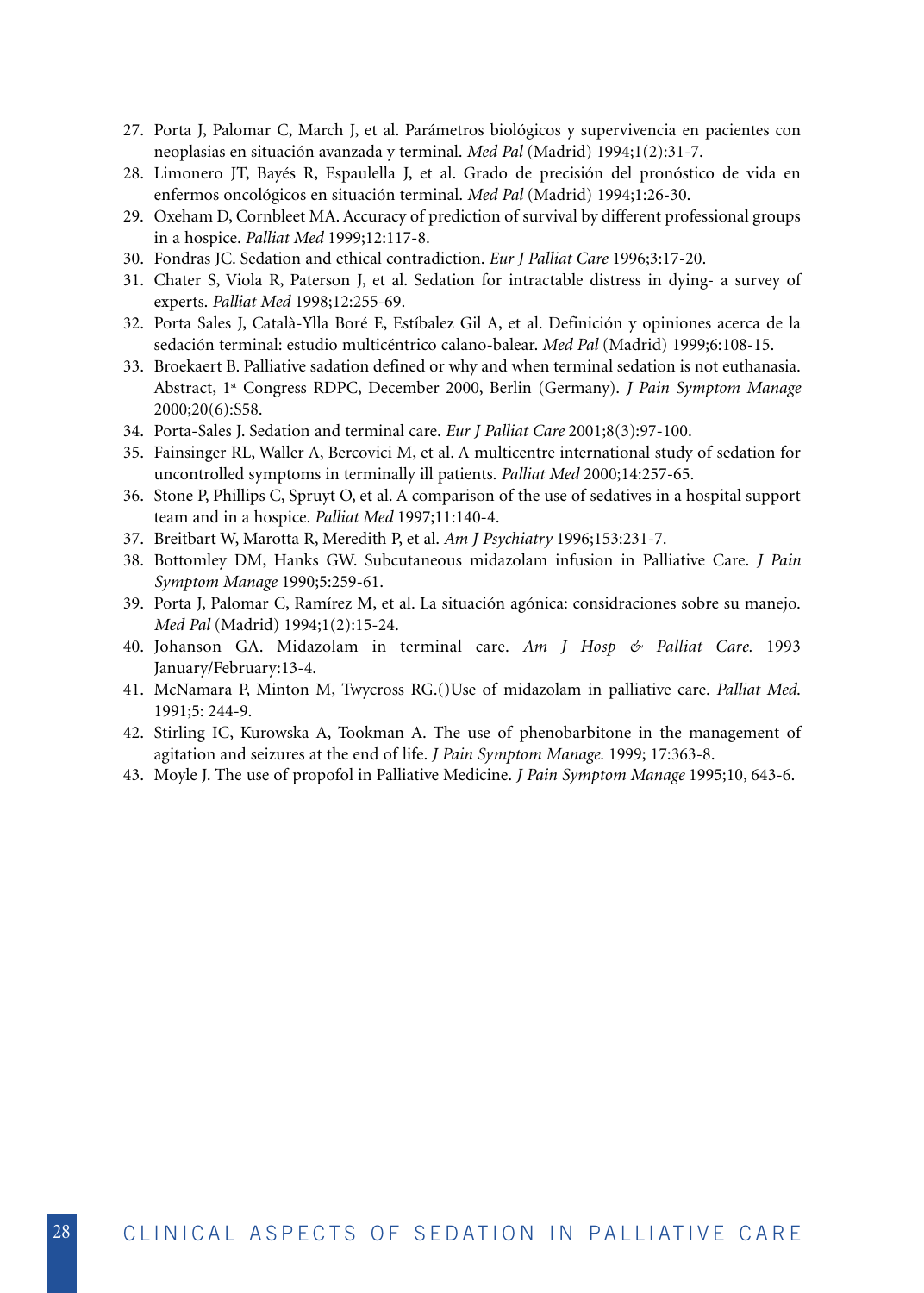27. Porta J, Palomar C, March J, et al. Parámetros biológicos y supervivencia en pacientes con neoplasias en situación avanzada y terminal. *Med Pal* (Madrid) 1994;1(2):31-7.
28. Limonero JT, Bayés R, Espaulella J, et al. Grado de precisión del pronóstico de vida en enfermos oncológicos en situación terminal. *Med Pal* (Madrid) 1994;1:26-30.
29. Oxeham D, Cornbleet MA. Accuracy of prediction of survival by different professional groups in a hospice. *Palliat Med* 1999;12:117-8.
30. Fondras JC. Sedation and ethical contradiction. *Eur J Palliat Care* 1996;3:17-20.
31. Chater S, Viola R, Paterson J, et al. Sedation for intractable distress in dying- a survey of experts. *Palliat Med* 1998;12:255-69.
32. Porta Sales J, Català-Ylla Boré E, Estíbalez Gil A, et al. Definición y opiniones acerca de la sedación terminal: estudio multicéntrico calano-balear. *Med Pal* (Madrid) 1999;6:108-15.
33. Broekaert B. Palliative sadation defined or why and when terminal sedation is not euthanasia. Abstract, 1st Congress RDPC, December 2000, Berlin (Germany). *J Pain Symptom Manage* 2000;20(6):S58.
34. Porta-Sales J. Sedation and terminal care. *Eur J Palliat Care* 2001;8(3):97-100.
35. Fainsinger RL, Waller A, Bercovici M, et al. A multicentre international study of sedation for uncontrolled symptoms in terminally ill patients. *Palliat Med* 2000;14:257-65.
36. Stone P, Phillips C, Spruyt O, et al. A comparison of the use of sedatives in a hospital support team and in a hospice. *Palliat Med* 1997;11:140-4.
37. Breitbart W, Marotta R, Meredith P, et al. *Am J Psychiatry* 1996;153:231-7.
38. Bottomley DM, Hanks GW. Subcutaneous midazolam infusion in Palliative Care. *J Pain Symptom Manage* 1990;5:259-61.
39. Porta J, Palomar C, Ramírez M, et al. La situación agónica: considraciones sobre su manejo. *Med Pal* (Madrid) 1994;1(2):15-24.
40. Johanson GA. Midazolam in terminal care. *Am J Hosp & Palliat Care.* 1993 January/February:13-4.
41. McNamara P, Minton M, Twycross RG.()Use of midazolam in palliative care. *Palliat Med.* 1991;5: 244-9.
42. Stirling IC, Kurowska A, Tookman A. The use of phenobarbitone in the management of agitation and seizures at the end of life. *J Pain Symptom Manage.* 1999; 17:363-8.
43. Moyle J. The use of propofol in Palliative Medicine. *J Pain Symptom Manage* 1995;10, 643-6.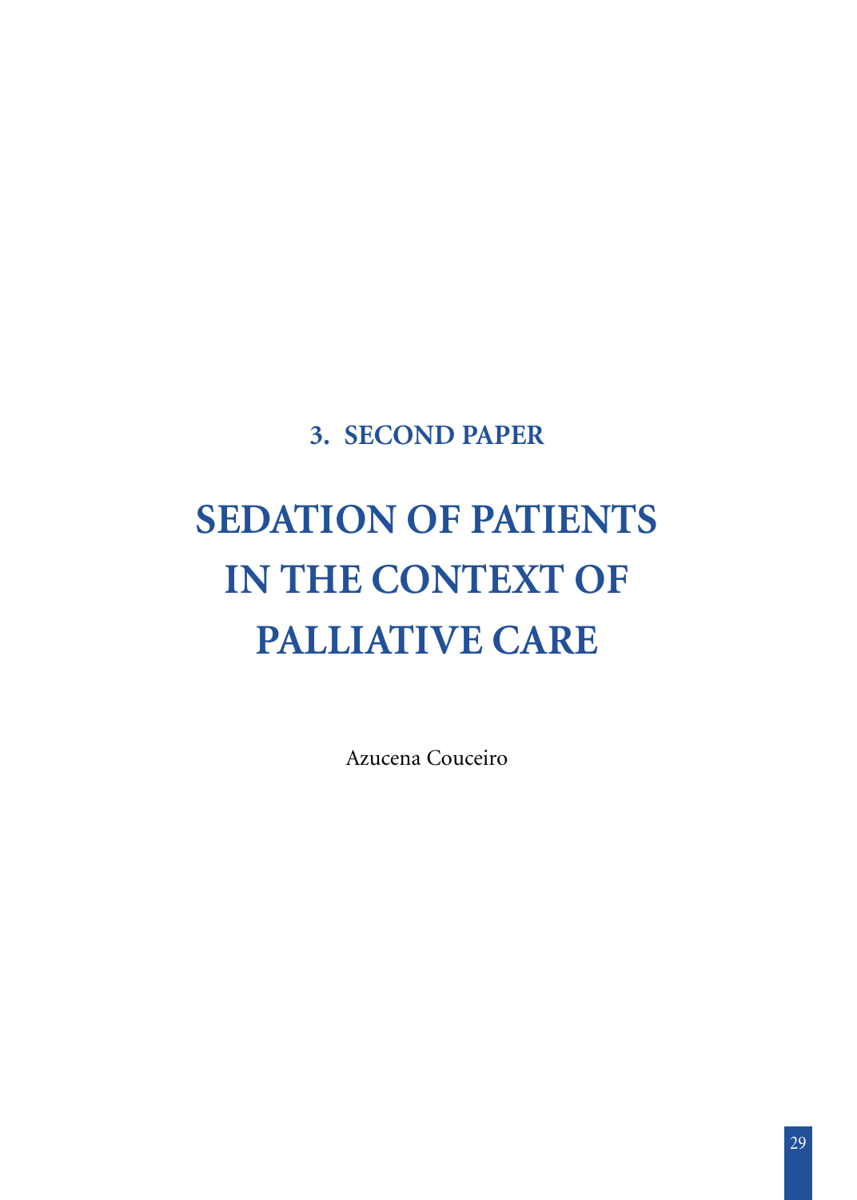## 3. SECOND PAPER

# SEDATION OF PATIENTS IN THE CONTEXT OF PALLIATIVE CARE

Azucena Couceiro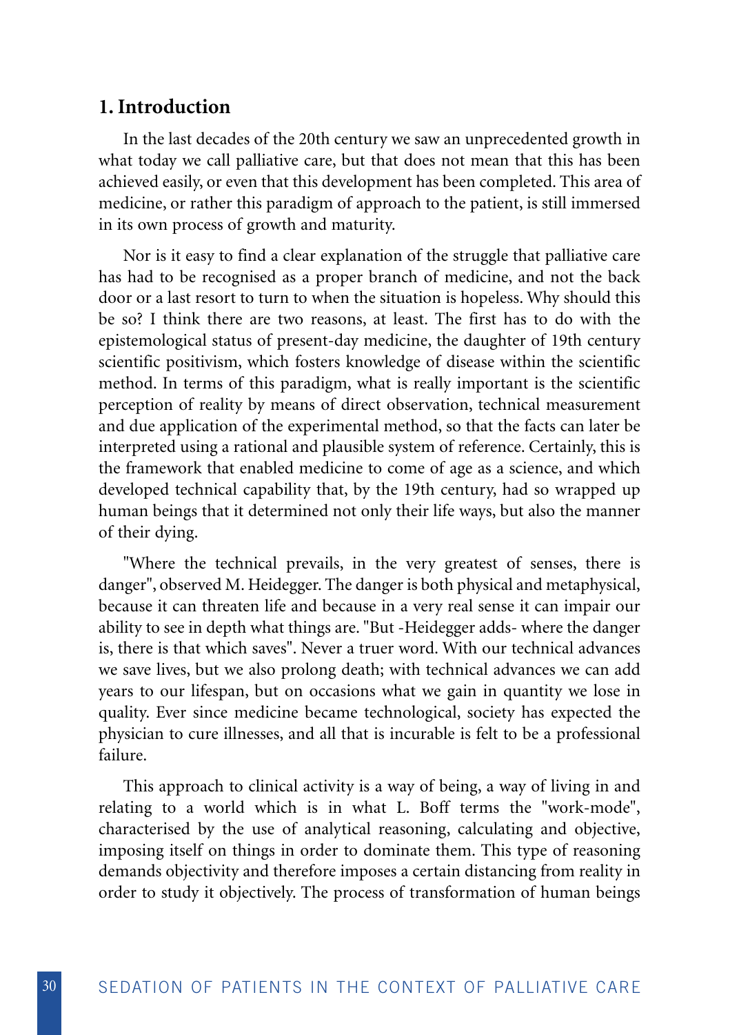## 1. Introduction

In the last decades of the 20th century we saw an unprecedented growth in what today we call palliative care, but that does not mean that this has been achieved easily, or even that this development has been completed. This area of medicine, or rather this paradigm of approach to the patient, is still immersed in its own process of growth and maturity.

Nor is it easy to find a clear explanation of the struggle that palliative care has had to be recognised as a proper branch of medicine, and not the back door or a last resort to turn to when the situation is hopeless. Why should this be so? I think there are two reasons, at least. The first has to do with the epistemological status of present-day medicine, the daughter of 19th century scientific positivism, which fosters knowledge of disease within the scientific method. In terms of this paradigm, what is really important is the scientific perception of reality by means of direct observation, technical measurement and due application of the experimental method, so that the facts can later be interpreted using a rational and plausible system of reference. Certainly, this is the framework that enabled medicine to come of age as a science, and which developed technical capability that, by the 19th century, had so wrapped up human beings that it determined not only their life ways, but also the manner of their dying.

"Where the technical prevails, in the very greatest of senses, there is danger", observed M. Heidegger. The danger is both physical and metaphysical, because it can threaten life and because in a very real sense it can impair our ability to see in depth what things are. "But -Heidegger adds- where the danger is, there is that which saves". Never a truer word. With our technical advances we save lives, but we also prolong death; with technical advances we can add years to our lifespan, but on occasions what we gain in quantity we lose in quality. Ever since medicine became technological, society has expected the physician to cure illnesses, and all that is incurable is felt to be a professional failure.

This approach to clinical activity is a way of being, a way of living in and relating to a world which is in what L. Boff terms the "work-mode", characterised by the use of analytical reasoning, calculating and objective, imposing itself on things in order to dominate them. This type of reasoning demands objectivity and therefore imposes a certain distancing from reality in order to study it objectively. The process of transformation of human beings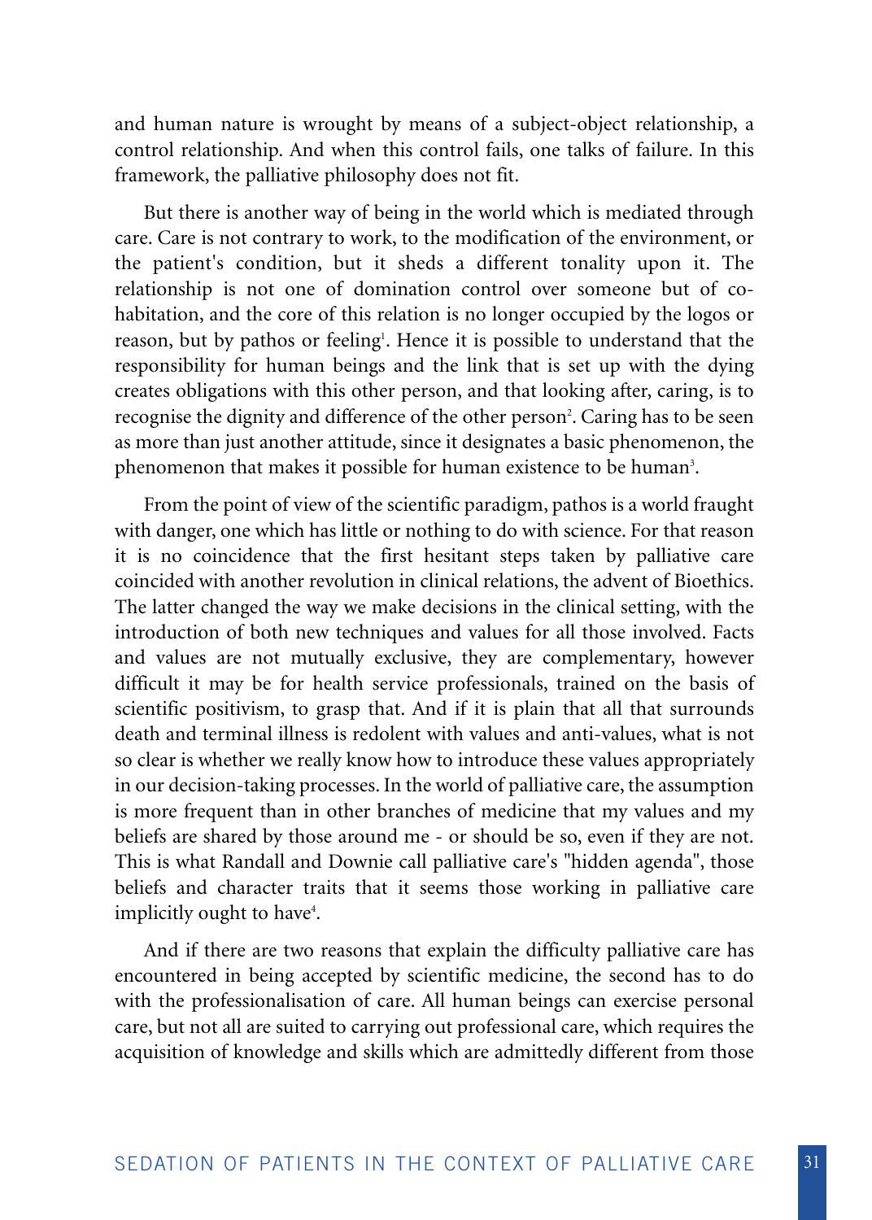and human nature is wrought by means of a subject-object relationship, a control relationship. And when this control fails, one talks of failure. In this framework, the palliative philosophy does not fit.

But there is another way of being in the world which is mediated through care. Care is not contrary to work, to the modification of the environment, or the patient's condition, but it sheds a different tonality upon it. The relationship is not one of domination control over someone but of co-habitation, and the core of this relation is no longer occupied by the logos or reason, but by pathos or feeling[1]. Hence it is possible to understand that the responsibility for human beings and the link that is set up with the dying creates obligations with this other person, and that looking after, caring, is to recognise the dignity and difference of the other person[2]. Caring has to be seen as more than just another attitude, since it designates a basic phenomenon, the phenomenon that makes it possible for human existence to be human[3].

From the point of view of the scientific paradigm, pathos is a world fraught with danger, one which has little or nothing to do with science. For that reason it is no coincidence that the first hesitant steps taken by palliative care coincided with another revolution in clinical relations, the advent of Bioethics. The latter changed the way we make decisions in the clinical setting, with the introduction of both new techniques and values for all those involved. Facts and values are not mutually exclusive, they are complementary, however difficult it may be for health service professionals, trained on the basis of scientific positivism, to grasp that. And if it is plain that all that surrounds death and terminal illness is redolent with values and anti-values, what is not so clear is whether we really know how to introduce these values appropriately in our decision-taking processes. In the world of palliative care, the assumption is more frequent than in other branches of medicine that my values and my beliefs are shared by those around me - or should be so, even if they are not. This is what Randall and Downie call palliative care's "hidden agenda", those beliefs and character traits that it seems those working in palliative care implicitly ought to have[4].

And if there are two reasons that explain the difficulty palliative care has encountered in being accepted by scientific medicine, the second has to do with the professionalisation of care. All human beings can exercise personal care, but not all are suited to carrying out professional care, which requires the acquisition of knowledge and skills which are admittedly different from those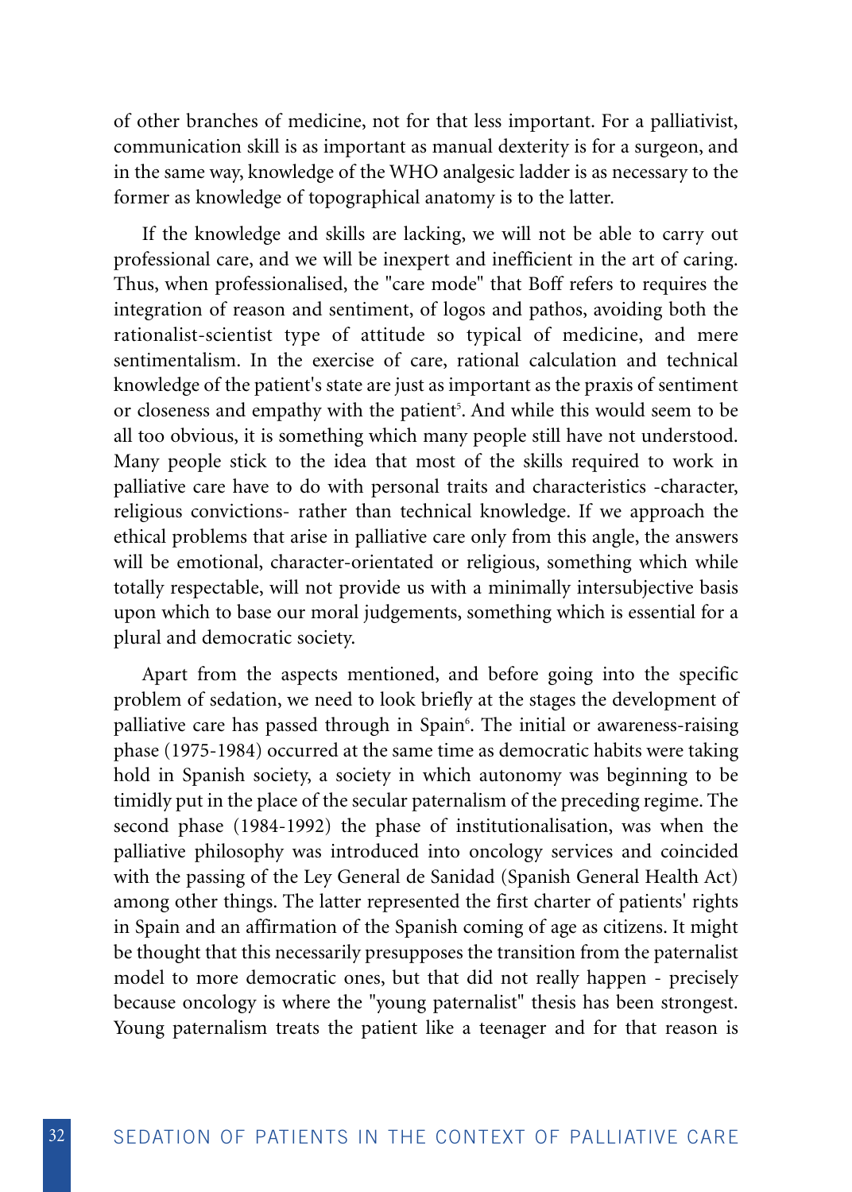of other branches of medicine, not for that less important. For a palliativist, communication skill is as important as manual dexterity is for a surgeon, and in the same way, knowledge of the WHO analgesic ladder is as necessary to the former as knowledge of topographical anatomy is to the latter.

If the knowledge and skills are lacking, we will not be able to carry out professional care, and we will be inexpert and inefficient in the art of caring. Thus, when professionalised, the "care mode" that Boff refers to requires the integration of reason and sentiment, of logos and pathos, avoiding both the rationalist-scientist type of attitude so typical of medicine, and mere sentimentalism. In the exercise of care, rational calculation and technical knowledge of the patient's state are just as important as the praxis of sentiment or closeness and empathy with the patient[5]. And while this would seem to be all too obvious, it is something which many people still have not understood. Many people stick to the idea that most of the skills required to work in palliative care have to do with personal traits and characteristics -character, religious convictions- rather than technical knowledge. If we approach the ethical problems that arise in palliative care only from this angle, the answers will be emotional, character-orientated or religious, something which while totally respectable, will not provide us with a minimally intersubjective basis upon which to base our moral judgements, something which is essential for a plural and democratic society.

Apart from the aspects mentioned, and before going into the specific problem of sedation, we need to look briefly at the stages the development of palliative care has passed through in Spain[6]. The initial or awareness-raising phase (1975-1984) occurred at the same time as democratic habits were taking hold in Spanish society, a society in which autonomy was beginning to be timidly put in the place of the secular paternalism of the preceding regime. The second phase (1984-1992) the phase of institutionalisation, was when the palliative philosophy was introduced into oncology services and coincided with the passing of the Ley General de Sanidad (Spanish General Health Act) among other things. The latter represented the first charter of patients' rights in Spain and an affirmation of the Spanish coming of age as citizens. It might be thought that this necessarily presupposes the transition from the paternalist model to more democratic ones, but that did not really happen - precisely because oncology is where the "young paternalist" thesis has been strongest. Young paternalism treats the patient like a teenager and for that reason is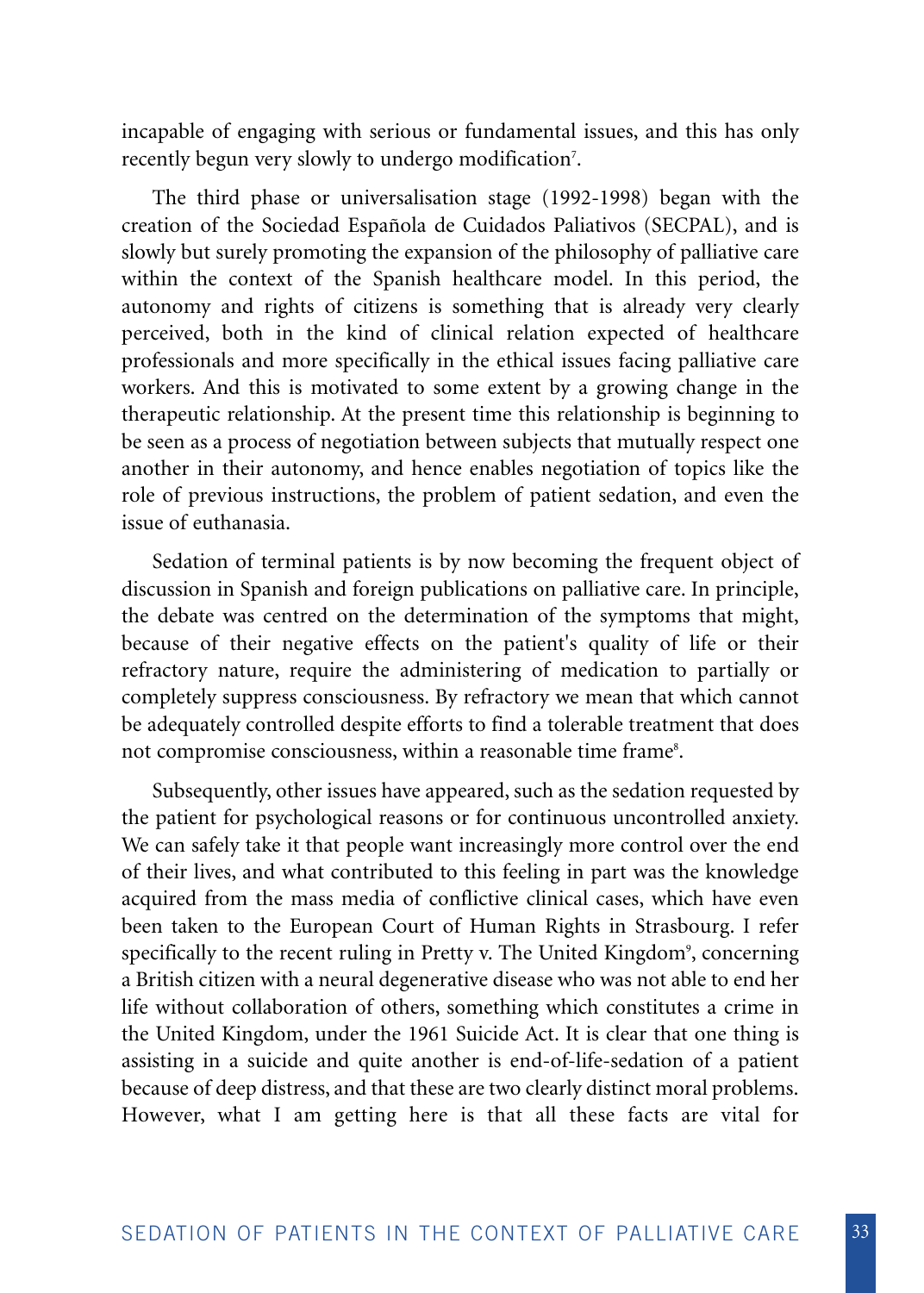incapable of engaging with serious or fundamental issues, and this has only recently begun very slowly to undergo modification[7].

The third phase or universalisation stage (1992-1998) began with the creation of the Sociedad Española de Cuidados Paliativos (SECPAL), and is slowly but surely promoting the expansion of the philosophy of palliative care within the context of the Spanish healthcare model. In this period, the autonomy and rights of citizens is something that is already very clearly perceived, both in the kind of clinical relation expected of healthcare professionals and more specifically in the ethical issues facing palliative care workers. And this is motivated to some extent by a growing change in the therapeutic relationship. At the present time this relationship is beginning to be seen as a process of negotiation between subjects that mutually respect one another in their autonomy, and hence enables negotiation of topics like the role of previous instructions, the problem of patient sedation, and even the issue of euthanasia.

Sedation of terminal patients is by now becoming the frequent object of discussion in Spanish and foreign publications on palliative care. In principle, the debate was centred on the determination of the symptoms that might, because of their negative effects on the patient's quality of life or their refractory nature, require the administering of medication to partially or completely suppress consciousness. By refractory we mean that which cannot be adequately controlled despite efforts to find a tolerable treatment that does not compromise consciousness, within a reasonable time frame[8].

Subsequently, other issues have appeared, such as the sedation requested by the patient for psychological reasons or for continuous uncontrolled anxiety. We can safely take it that people want increasingly more control over the end of their lives, and what contributed to this feeling in part was the knowledge acquired from the mass media of conflictive clinical cases, which have even been taken to the European Court of Human Rights in Strasbourg. I refer specifically to the recent ruling in Pretty v. The United Kingdom[9], concerning a British citizen with a neural degenerative disease who was not able to end her life without collaboration of others, something which constitutes a crime in the United Kingdom, under the 1961 Suicide Act. It is clear that one thing is assisting in a suicide and quite another is end-of-life-sedation of a patient because of deep distress, and that these are two clearly distinct moral problems. However, what I am getting here is that all these facts are vital for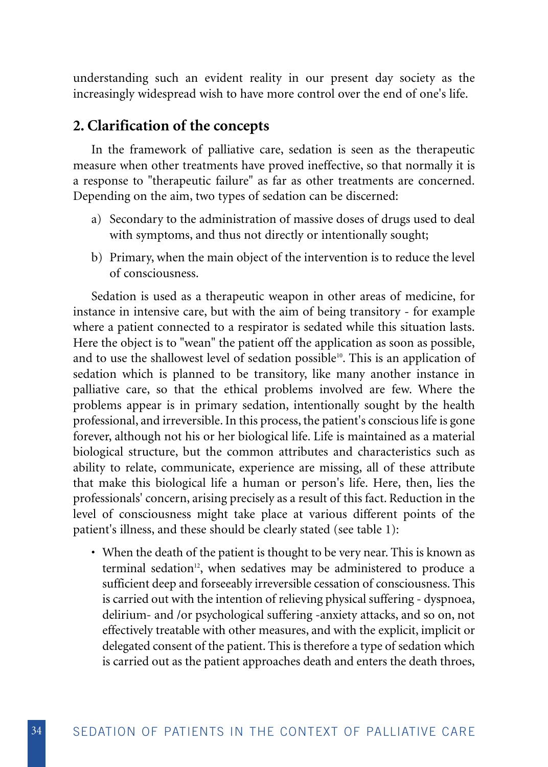understanding such an evident reality in our present day society as the increasingly widespread wish to have more control over the end of one's life.

## 2. Clarification of the concepts

In the framework of palliative care, sedation is seen as the therapeutic measure when other treatments have proved ineffective, so that normally it is a response to "therapeutic failure" as far as other treatments are concerned. Depending on the aim, two types of sedation can be discerned:

a) Secondary to the administration of massive doses of drugs used to deal with symptoms, and thus not directly or intentionally sought;

b) Primary, when the main object of the intervention is to reduce the level of consciousness.

Sedation is used as a therapeutic weapon in other areas of medicine, for instance in intensive care, but with the aim of being transitory - for example where a patient connected to a respirator is sedated while this situation lasts. Here the object is to "wean" the patient off the application as soon as possible, and to use the shallowest level of sedation possible[10]. This is an application of sedation which is planned to be transitory, like many another instance in palliative care, so that the ethical problems involved are few. Where the problems appear is in primary sedation, intentionally sought by the health professional, and irreversible. In this process, the patient's conscious life is gone forever, although not his or her biological life. Life is maintained as a material biological structure, but the common attributes and characteristics such as ability to relate, communicate, experience are missing, all of these attribute that make this biological life a human or person's life. Here, then, lies the professionals' concern, arising precisely as a result of this fact. Reduction in the level of consciousness might take place at various different points of the patient's illness, and these should be clearly stated (see table 1):

- When the death of the patient is thought to be very near. This is known as terminal sedation[12], when sedatives may be administered to produce a sufficient deep and forseeably irreversible cessation of consciousness. This is carried out with the intention of relieving physical suffering - dyspnoea, delirium- and /or psychological suffering -anxiety attacks, and so on, not effectively treatable with other measures, and with the explicit, implicit or delegated consent of the patient. This is therefore a type of sedation which is carried out as the patient approaches death and enters the death throes,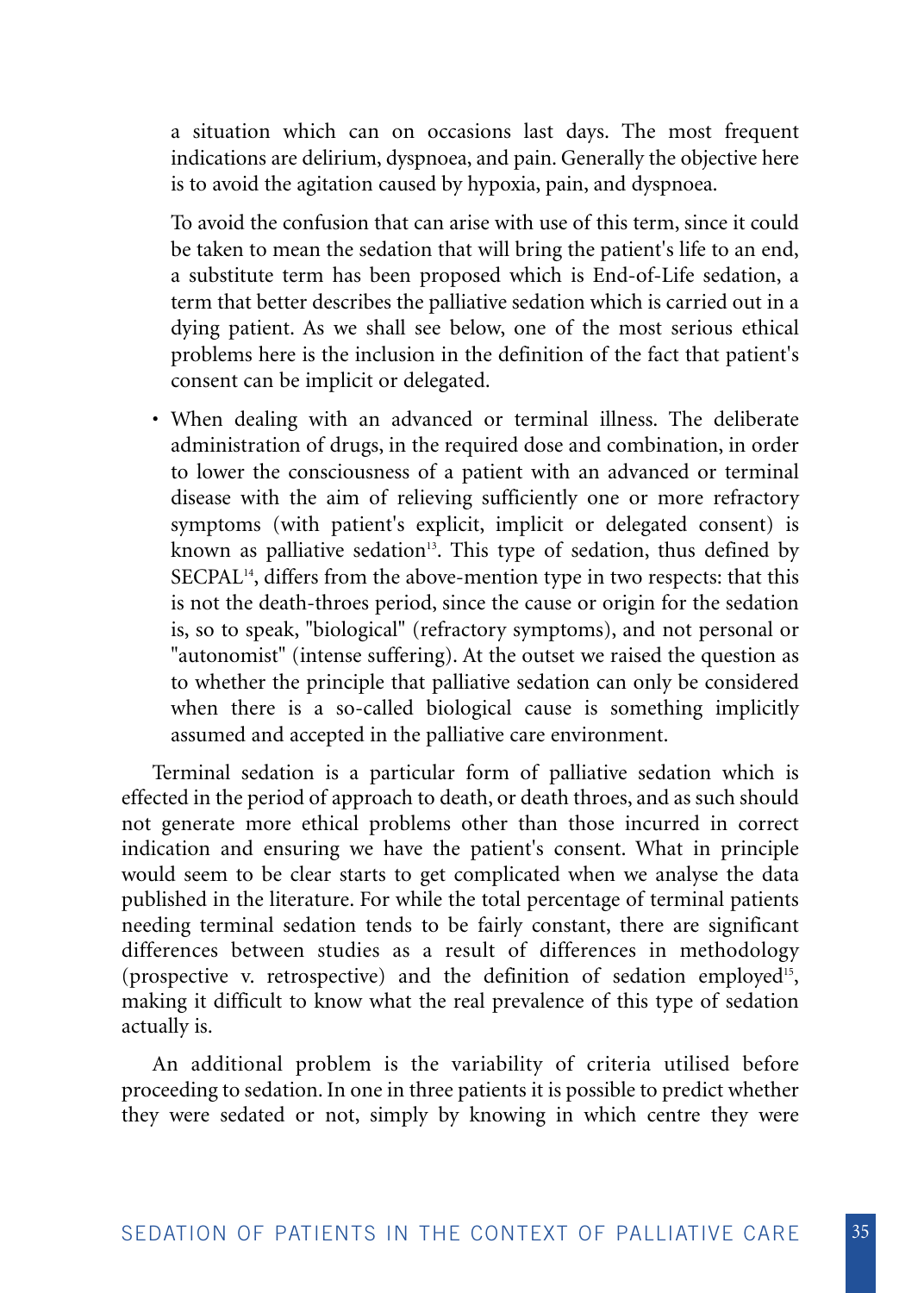a situation which can on occasions last days. The most frequent indications are delirium, dyspnoea, and pain. Generally the objective here is to avoid the agitation caused by hypoxia, pain, and dyspnoea.

To avoid the confusion that can arise with use of this term, since it could be taken to mean the sedation that will bring the patient's life to an end, a substitute term has been proposed which is End-of-Life sedation, a term that better describes the palliative sedation which is carried out in a dying patient. As we shall see below, one of the most serious ethical problems here is the inclusion in the definition of the fact that patient's consent can be implicit or delegated.

- When dealing with an advanced or terminal illness. The deliberate administration of drugs, in the required dose and combination, in order to lower the consciousness of a patient with an advanced or terminal disease with the aim of relieving sufficiently one or more refractory symptoms (with patient's explicit, implicit or delegated consent) is known as palliative sedation[13]. This type of sedation, thus defined by SECPAL[14], differs from the above-mention type in two respects: that this is not the death-throes period, since the cause or origin for the sedation is, so to speak, "biological" (refractory symptoms), and not personal or "autonomist" (intense suffering). At the outset we raised the question as to whether the principle that palliative sedation can only be considered when there is a so-called biological cause is something implicitly assumed and accepted in the palliative care environment.

Terminal sedation is a particular form of palliative sedation which is effected in the period of approach to death, or death throes, and as such should not generate more ethical problems other than those incurred in correct indication and ensuring we have the patient's consent. What in principle would seem to be clear starts to get complicated when we analyse the data published in the literature. For while the total percentage of terminal patients needing terminal sedation tends to be fairly constant, there are significant differences between studies as a result of differences in methodology (prospective v. retrospective) and the definition of sedation employed[15], making it difficult to know what the real prevalence of this type of sedation actually is.

An additional problem is the variability of criteria utilised before proceeding to sedation. In one in three patients it is possible to predict whether they were sedated or not, simply by knowing in which centre they were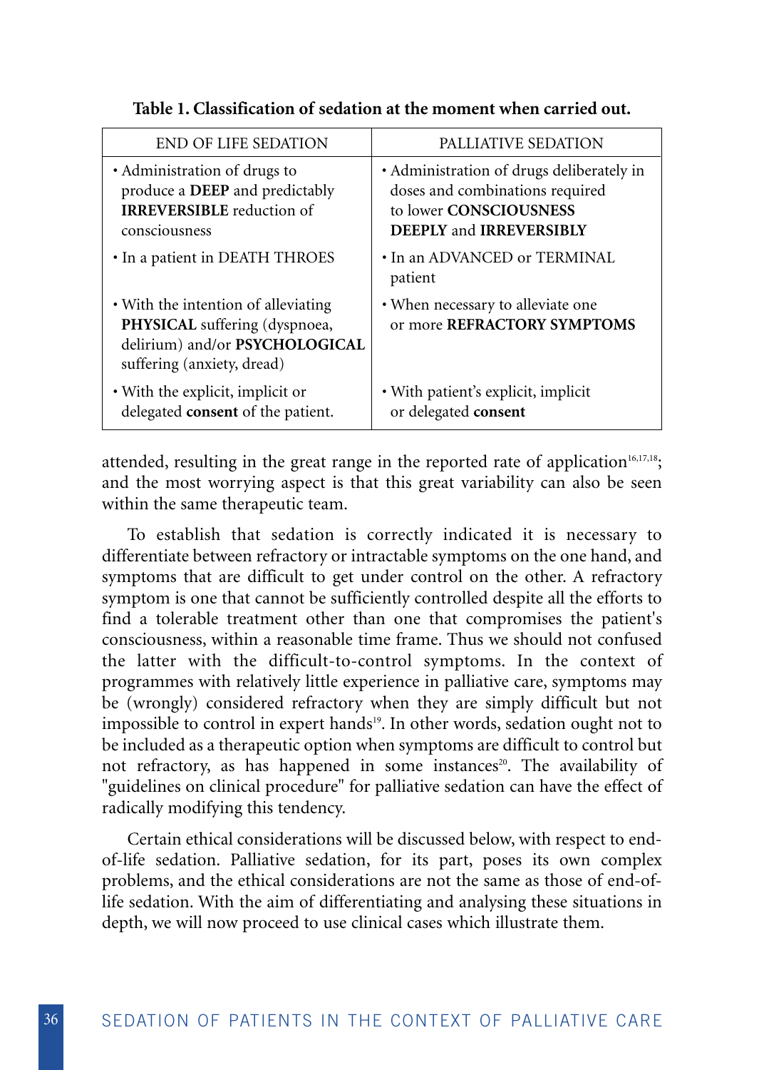**Table 1. Classification of sedation at the moment when carried out.**

| END OF LIFE SEDATION | PALLIATIVE SEDATION |
|---|---|
| • Administration of drugs to produce a **DEEP** and predictably **IRREVERSIBLE** reduction of consciousness | • Administration of drugs deliberately in doses and combinations required to lower **CONSCIOUSNESS DEEPLY** and **IRREVERSIBLY** |
| • In a patient in DEATH THROES | • In an ADVANCED or TERMINAL patient |
| • With the intention of alleviating **PHYSICAL** suffering (dyspnoea, delirium) and/or **PSYCHOLOGICAL** suffering (anxiety, dread) | • When necessary to alleviate one or more **REFRACTORY SYMPTOMS** |
| • With the explicit, implicit or delegated **consent** of the patient. | • With patient's explicit, implicit or delegated **consent** |

attended, resulting in the great range in the reported rate of application[16,17,18]; and the most worrying aspect is that this great variability can also be seen within the same therapeutic team.

To establish that sedation is correctly indicated it is necessary to differentiate between refractory or intractable symptoms on the one hand, and symptoms that are difficult to get under control on the other. A refractory symptom is one that cannot be sufficiently controlled despite all the efforts to find a tolerable treatment other than one that compromises the patient's consciousness, within a reasonable time frame. Thus we should not confused the latter with the difficult-to-control symptoms. In the context of programmes with relatively little experience in palliative care, symptoms may be (wrongly) considered refractory when they are simply difficult but not impossible to control in expert hands[19]. In other words, sedation ought not to be included as a therapeutic option when symptoms are difficult to control but not refractory, as has happened in some instances[20]. The availability of "guidelines on clinical procedure" for palliative sedation can have the effect of radically modifying this tendency.

Certain ethical considerations will be discussed below, with respect to end-of-life sedation. Palliative sedation, for its part, poses its own complex problems, and the ethical considerations are not the same as those of end-of-life sedation. With the aim of differentiating and analysing these situations in depth, we will now proceed to use clinical cases which illustrate them.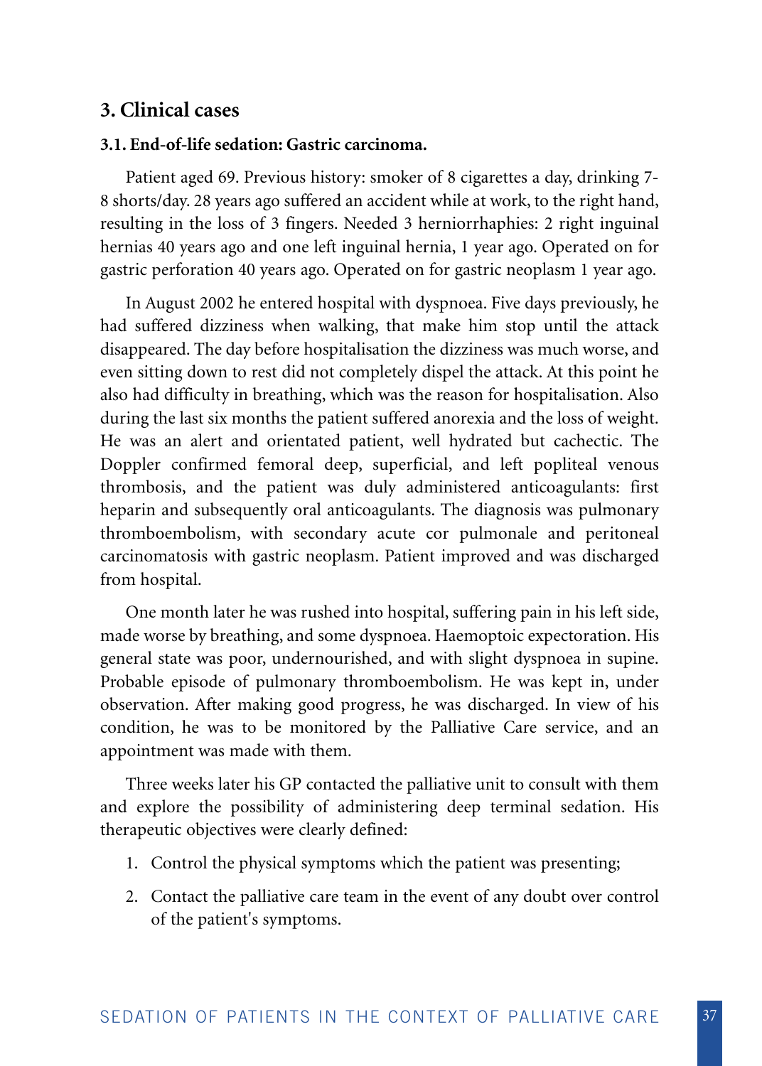## 3. Clinical cases

### 3.1. End-of-life sedation: Gastric carcinoma.

Patient aged 69. Previous history: smoker of 8 cigarettes a day, drinking 7-8 shorts/day. 28 years ago suffered an accident while at work, to the right hand, resulting in the loss of 3 fingers. Needed 3 herniorrhaphies: 2 right inguinal hernias 40 years ago and one left inguinal hernia, 1 year ago. Operated on for gastric perforation 40 years ago. Operated on for gastric neoplasm 1 year ago.

In August 2002 he entered hospital with dyspnoea. Five days previously, he had suffered dizziness when walking, that make him stop until the attack disappeared. The day before hospitalisation the dizziness was much worse, and even sitting down to rest did not completely dispel the attack. At this point he also had difficulty in breathing, which was the reason for hospitalisation. Also during the last six months the patient suffered anorexia and the loss of weight. He was an alert and orientated patient, well hydrated but cachectic. The Doppler confirmed femoral deep, superficial, and left popliteal venous thrombosis, and the patient was duly administered anticoagulants: first heparin and subsequently oral anticoagulants. The diagnosis was pulmonary thromboembolism, with secondary acute cor pulmonale and peritoneal carcinomatosis with gastric neoplasm. Patient improved and was discharged from hospital.

One month later he was rushed into hospital, suffering pain in his left side, made worse by breathing, and some dyspnoea. Haemoptoic expectoration. His general state was poor, undernourished, and with slight dyspnoea in supine. Probable episode of pulmonary thromboembolism. He was kept in, under observation. After making good progress, he was discharged. In view of his condition, he was to be monitored by the Palliative Care service, and an appointment was made with them.

Three weeks later his GP contacted the palliative unit to consult with them and explore the possibility of administering deep terminal sedation. His therapeutic objectives were clearly defined:

1. Control the physical symptoms which the patient was presenting;
2. Contact the palliative care team in the event of any doubt over control of the patient's symptoms.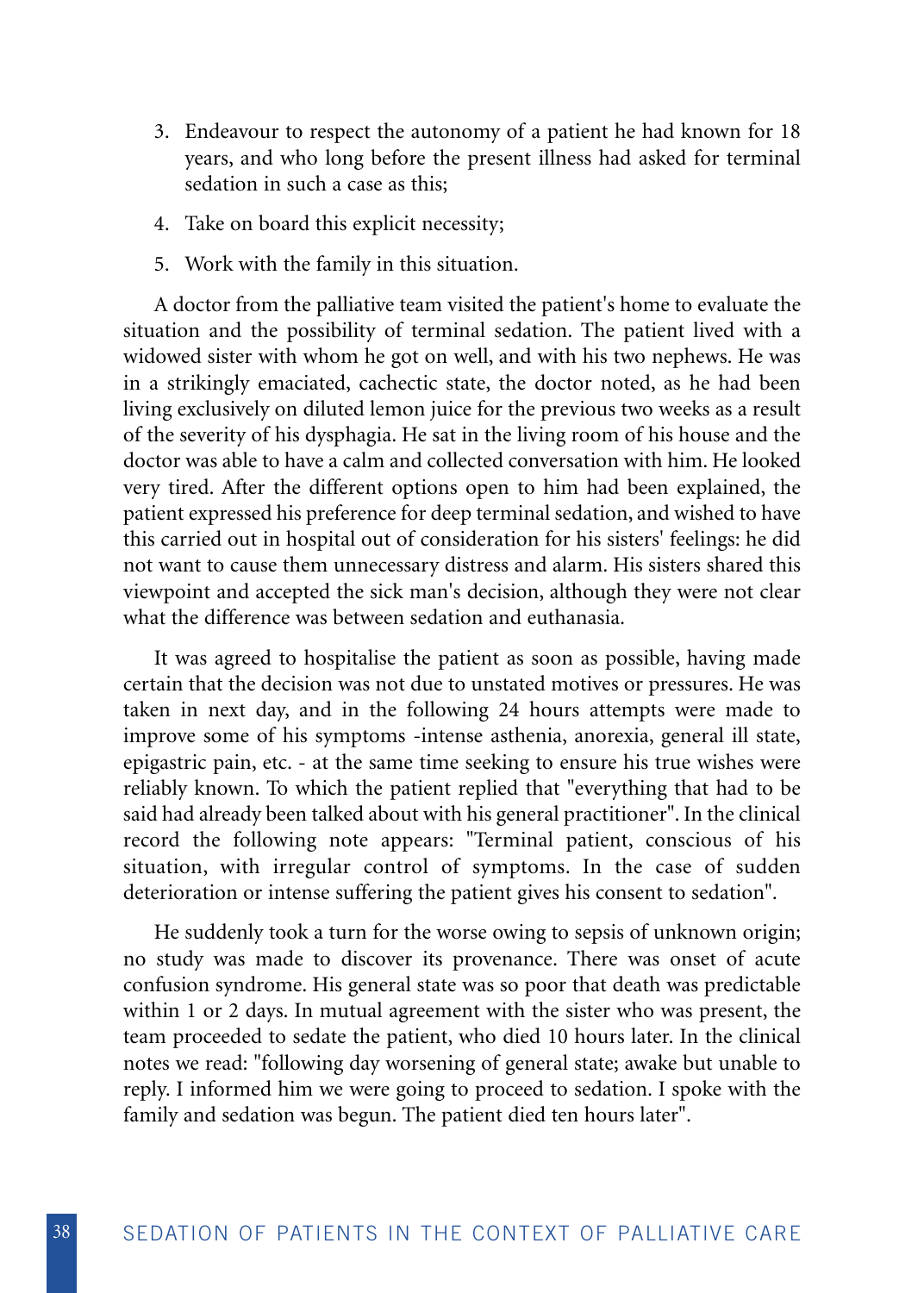3. Endeavour to respect the autonomy of a patient he had known for 18 years, and who long before the present illness had asked for terminal sedation in such a case as this;
4. Take on board this explicit necessity;
5. Work with the family in this situation.

A doctor from the palliative team visited the patient's home to evaluate the situation and the possibility of terminal sedation. The patient lived with a widowed sister with whom he got on well, and with his two nephews. He was in a strikingly emaciated, cachectic state, the doctor noted, as he had been living exclusively on diluted lemon juice for the previous two weeks as a result of the severity of his dysphagia. He sat in the living room of his house and the doctor was able to have a calm and collected conversation with him. He looked very tired. After the different options open to him had been explained, the patient expressed his preference for deep terminal sedation, and wished to have this carried out in hospital out of consideration for his sisters' feelings: he did not want to cause them unnecessary distress and alarm. His sisters shared this viewpoint and accepted the sick man's decision, although they were not clear what the difference was between sedation and euthanasia.

It was agreed to hospitalise the patient as soon as possible, having made certain that the decision was not due to unstated motives or pressures. He was taken in next day, and in the following 24 hours attempts were made to improve some of his symptoms -intense asthenia, anorexia, general ill state, epigastric pain, etc. - at the same time seeking to ensure his true wishes were reliably known. To which the patient replied that "everything that had to be said had already been talked about with his general practitioner". In the clinical record the following note appears: "Terminal patient, conscious of his situation, with irregular control of symptoms. In the case of sudden deterioration or intense suffering the patient gives his consent to sedation".

He suddenly took a turn for the worse owing to sepsis of unknown origin; no study was made to discover its provenance. There was onset of acute confusion syndrome. His general state was so poor that death was predictable within 1 or 2 days. In mutual agreement with the sister who was present, the team proceeded to sedate the patient, who died 10 hours later. In the clinical notes we read: "following day worsening of general state; awake but unable to reply. I informed him we were going to proceed to sedation. I spoke with the family and sedation was begun. The patient died ten hours later".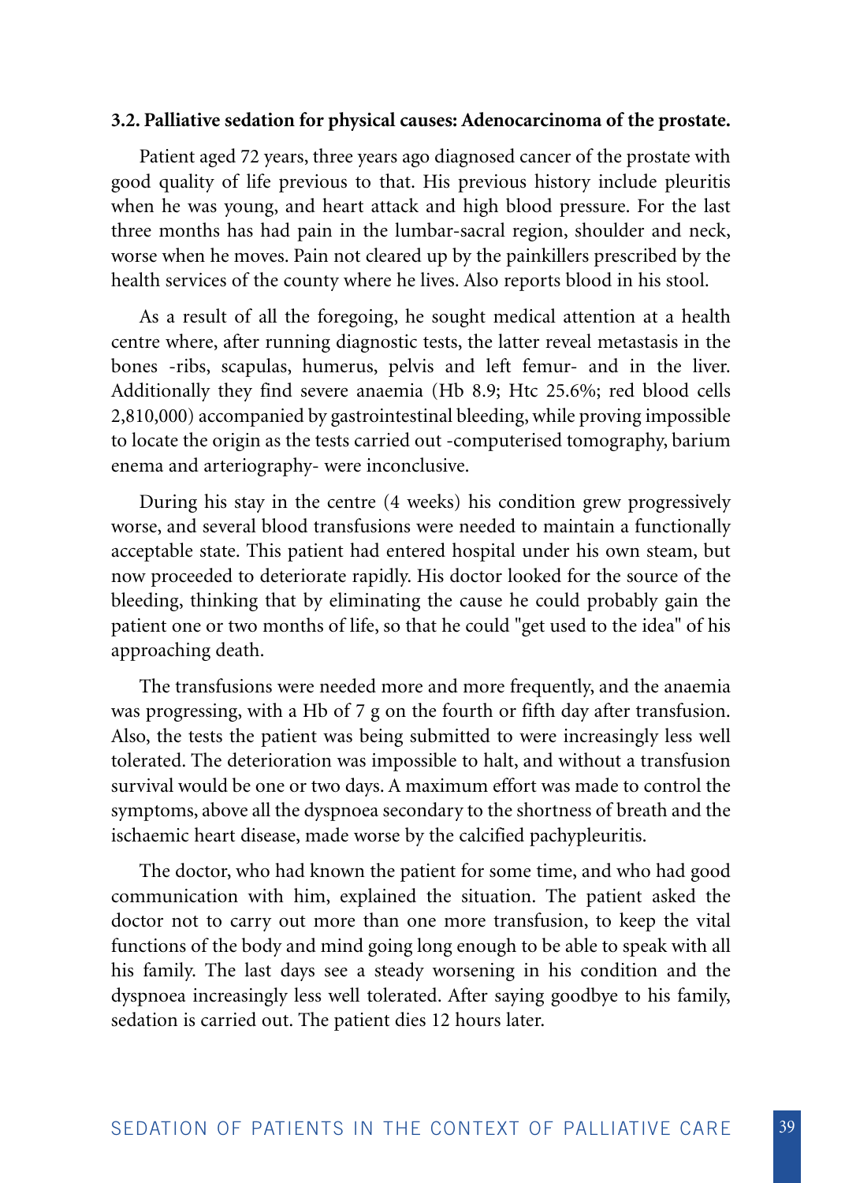### 3.2. Palliative sedation for physical causes: Adenocarcinoma of the prostate.

Patient aged 72 years, three years ago diagnosed cancer of the prostate with good quality of life previous to that. His previous history include pleuritis when he was young, and heart attack and high blood pressure. For the last three months has had pain in the lumbar-sacral region, shoulder and neck, worse when he moves. Pain not cleared up by the painkillers prescribed by the health services of the county where he lives. Also reports blood in his stool.

As a result of all the foregoing, he sought medical attention at a health centre where, after running diagnostic tests, the latter reveal metastasis in the bones -ribs, scapulas, humerus, pelvis and left femur- and in the liver. Additionally they find severe anaemia (Hb 8.9; Htc 25.6%; red blood cells 2,810,000) accompanied by gastrointestinal bleeding, while proving impossible to locate the origin as the tests carried out -computerised tomography, barium enema and arteriography- were inconclusive.

During his stay in the centre (4 weeks) his condition grew progressively worse, and several blood transfusions were needed to maintain a functionally acceptable state. This patient had entered hospital under his own steam, but now proceeded to deteriorate rapidly. His doctor looked for the source of the bleeding, thinking that by eliminating the cause he could probably gain the patient one or two months of life, so that he could "get used to the idea" of his approaching death.

The transfusions were needed more and more frequently, and the anaemia was progressing, with a Hb of 7 g on the fourth or fifth day after transfusion. Also, the tests the patient was being submitted to were increasingly less well tolerated. The deterioration was impossible to halt, and without a transfusion survival would be one or two days. A maximum effort was made to control the symptoms, above all the dyspnoea secondary to the shortness of breath and the ischaemic heart disease, made worse by the calcified pachypleuritis.

The doctor, who had known the patient for some time, and who had good communication with him, explained the situation. The patient asked the doctor not to carry out more than one more transfusion, to keep the vital functions of the body and mind going long enough to be able to speak with all his family. The last days see a steady worsening in his condition and the dyspnoea increasingly less well tolerated. After saying goodbye to his family, sedation is carried out. The patient dies 12 hours later.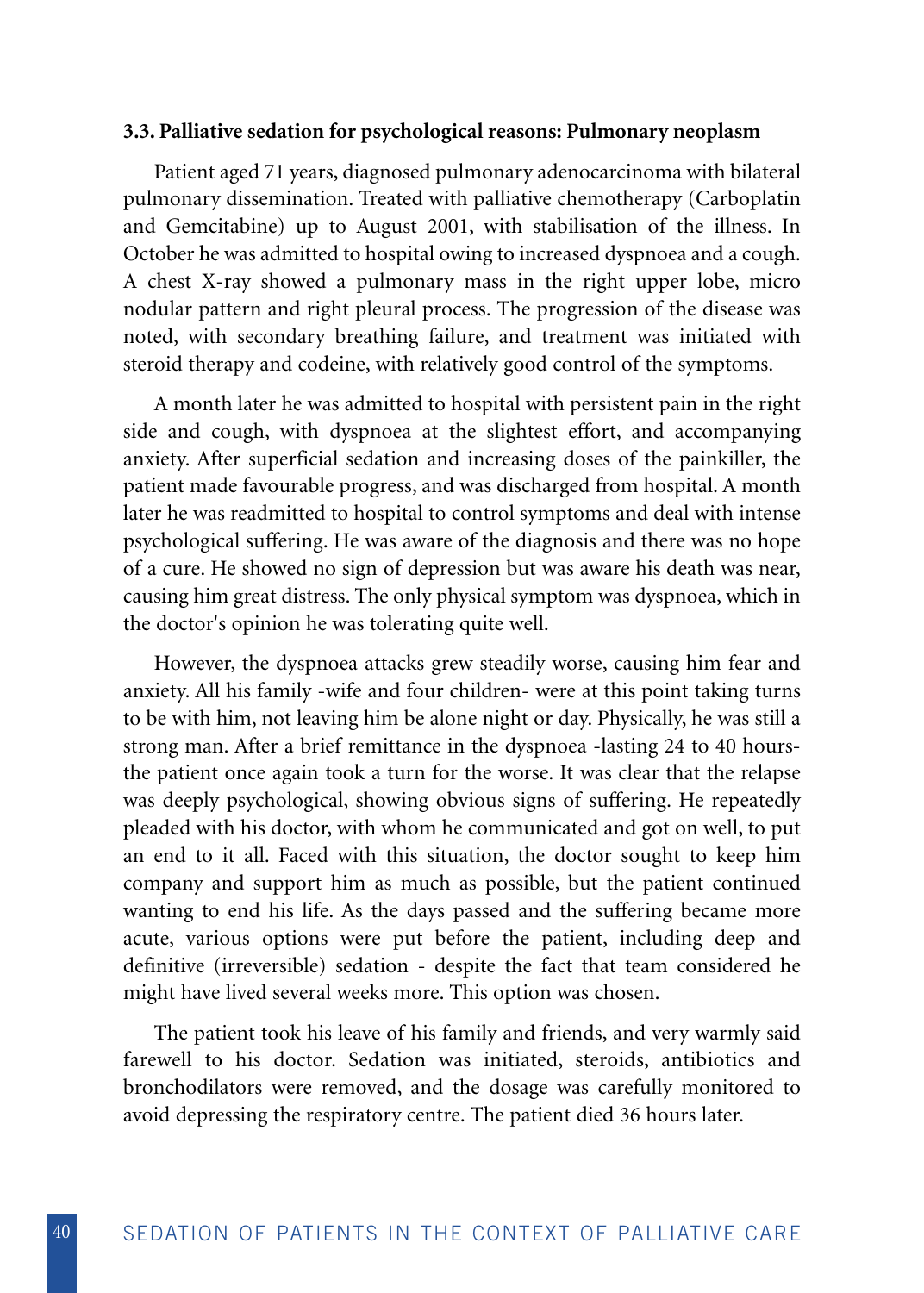### 3.3. Palliative sedation for psychological reasons: Pulmonary neoplasm

Patient aged 71 years, diagnosed pulmonary adenocarcinoma with bilateral pulmonary dissemination. Treated with palliative chemotherapy (Carboplatin and Gemcitabine) up to August 2001, with stabilisation of the illness. In October he was admitted to hospital owing to increased dyspnoea and a cough. A chest X-ray showed a pulmonary mass in the right upper lobe, micro nodular pattern and right pleural process. The progression of the disease was noted, with secondary breathing failure, and treatment was initiated with steroid therapy and codeine, with relatively good control of the symptoms.

A month later he was admitted to hospital with persistent pain in the right side and cough, with dyspnoea at the slightest effort, and accompanying anxiety. After superficial sedation and increasing doses of the painkiller, the patient made favourable progress, and was discharged from hospital. A month later he was readmitted to hospital to control symptoms and deal with intense psychological suffering. He was aware of the diagnosis and there was no hope of a cure. He showed no sign of depression but was aware his death was near, causing him great distress. The only physical symptom was dyspnoea, which in the doctor's opinion he was tolerating quite well.

However, the dyspnoea attacks grew steadily worse, causing him fear and anxiety. All his family -wife and four children- were at this point taking turns to be with him, not leaving him be alone night or day. Physically, he was still a strong man. After a brief remittance in the dyspnoea -lasting 24 to 40 hours- the patient once again took a turn for the worse. It was clear that the relapse was deeply psychological, showing obvious signs of suffering. He repeatedly pleaded with his doctor, with whom he communicated and got on well, to put an end to it all. Faced with this situation, the doctor sought to keep him company and support him as much as possible, but the patient continued wanting to end his life. As the days passed and the suffering became more acute, various options were put before the patient, including deep and definitive (irreversible) sedation - despite the fact that team considered he might have lived several weeks more. This option was chosen.

The patient took his leave of his family and friends, and very warmly said farewell to his doctor. Sedation was initiated, steroids, antibiotics and bronchodilators were removed, and the dosage was carefully monitored to avoid depressing the respiratory centre. The patient died 36 hours later.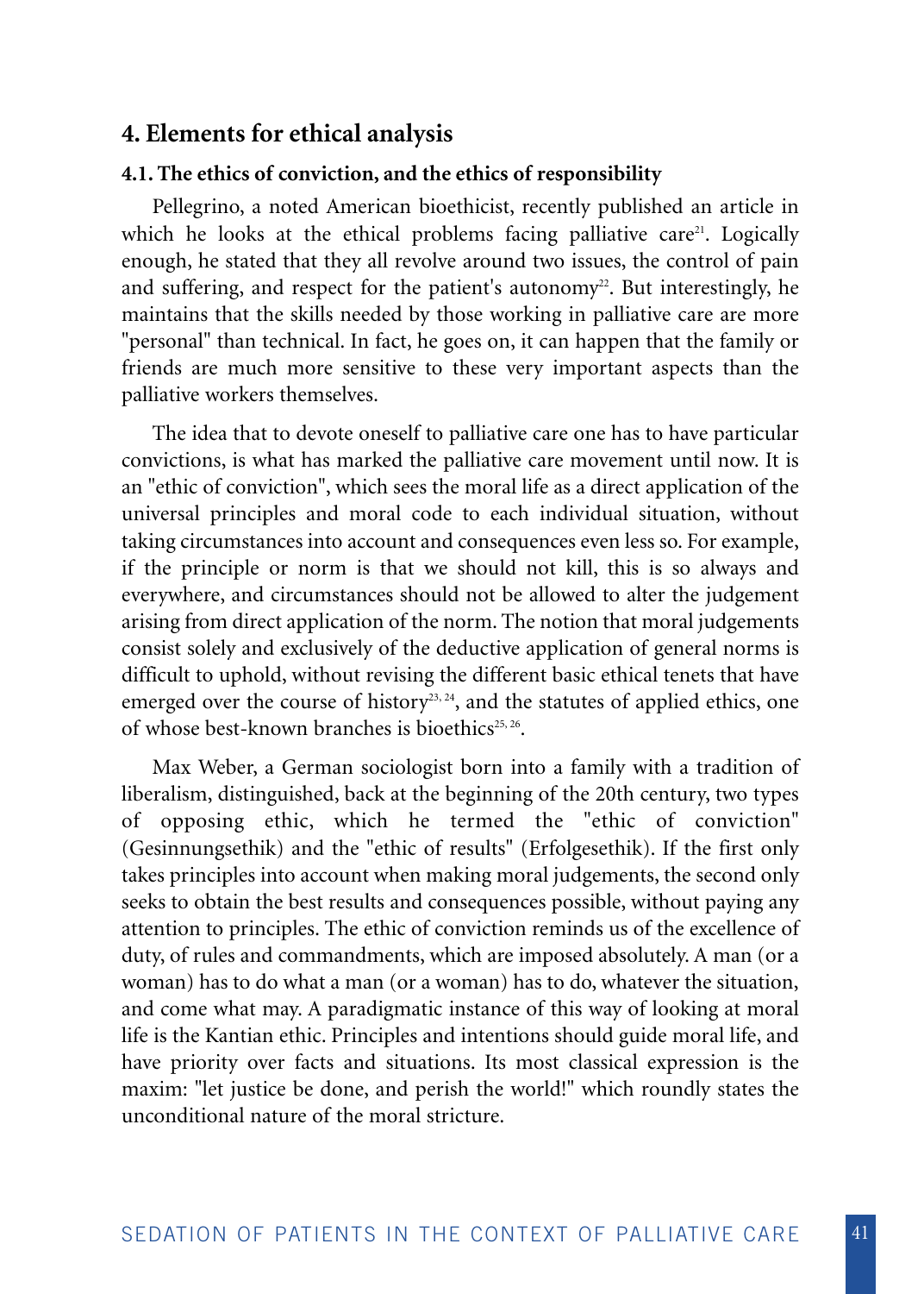## 4. Elements for ethical analysis

### 4.1. The ethics of conviction, and the ethics of responsibility

Pellegrino, a noted American bioethicist, recently published an article in which he looks at the ethical problems facing palliative care[21]. Logically enough, he stated that they all revolve around two issues, the control of pain and suffering, and respect for the patient's autonomy[22]. But interestingly, he maintains that the skills needed by those working in palliative care are more "personal" than technical. In fact, he goes on, it can happen that the family or friends are much more sensitive to these very important aspects than the palliative workers themselves.

The idea that to devote oneself to palliative care one has to have particular convictions, is what has marked the palliative care movement until now. It is an "ethic of conviction", which sees the moral life as a direct application of the universal principles and moral code to each individual situation, without taking circumstances into account and consequences even less so. For example, if the principle or norm is that we should not kill, this is so always and everywhere, and circumstances should not be allowed to alter the judgement arising from direct application of the norm. The notion that moral judgements consist solely and exclusively of the deductive application of general norms is difficult to uphold, without revising the different basic ethical tenets that have emerged over the course of history[23, 24], and the statutes of applied ethics, one of whose best-known branches is bioethics[25, 26].

Max Weber, a German sociologist born into a family with a tradition of liberalism, distinguished, back at the beginning of the 20th century, two types of opposing ethic, which he termed the "ethic of conviction" (Gesinnungsethik) and the "ethic of results" (Erfolgesethik). If the first only takes principles into account when making moral judgements, the second only seeks to obtain the best results and consequences possible, without paying any attention to principles. The ethic of conviction reminds us of the excellence of duty, of rules and commandments, which are imposed absolutely. A man (or a woman) has to do what a man (or a woman) has to do, whatever the situation, and come what may. A paradigmatic instance of this way of looking at moral life is the Kantian ethic. Principles and intentions should guide moral life, and have priority over facts and situations. Its most classical expression is the maxim: "let justice be done, and perish the world!" which roundly states the unconditional nature of the moral stricture.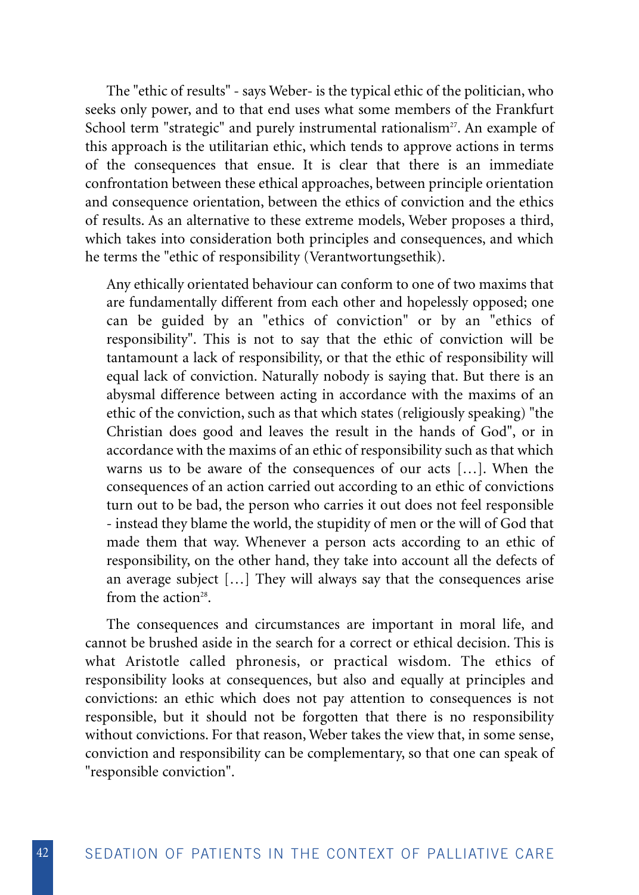The "ethic of results" - says Weber- is the typical ethic of the politician, who seeks only power, and to that end uses what some members of the Frankfurt School term "strategic" and purely instrumental rationalism[27]. An example of this approach is the utilitarian ethic, which tends to approve actions in terms of the consequences that ensue. It is clear that there is an immediate confrontation between these ethical approaches, between principle orientation and consequence orientation, between the ethics of conviction and the ethics of results. As an alternative to these extreme models, Weber proposes a third, which takes into consideration both principles and consequences, and which he terms the "ethic of responsibility (Verantwortungsethik).

> Any ethically orientated behaviour can conform to one of two maxims that are fundamentally different from each other and hopelessly opposed; one can be guided by an "ethics of conviction" or by an "ethics of responsibility". This is not to say that the ethic of conviction will be tantamount a lack of responsibility, or that the ethic of responsibility will equal lack of conviction. Naturally nobody is saying that. But there is an abysmal difference between acting in accordance with the maxims of an ethic of the conviction, such as that which states (religiously speaking) "the Christian does good and leaves the result in the hands of God", or in accordance with the maxims of an ethic of responsibility such as that which warns us to be aware of the consequences of our acts […]. When the consequences of an action carried out according to an ethic of convictions turn out to be bad, the person who carries it out does not feel responsible - instead they blame the world, the stupidity of men or the will of God that made them that way. Whenever a person acts according to an ethic of responsibility, on the other hand, they take into account all the defects of an average subject […] They will always say that the consequences arise from the action[28].

The consequences and circumstances are important in moral life, and cannot be brushed aside in the search for a correct or ethical decision. This is what Aristotle called phronesis, or practical wisdom. The ethics of responsibility looks at consequences, but also and equally at principles and convictions: an ethic which does not pay attention to consequences is not responsible, but it should not be forgotten that there is no responsibility without convictions. For that reason, Weber takes the view that, in some sense, conviction and responsibility can be complementary, so that one can speak of "responsible conviction".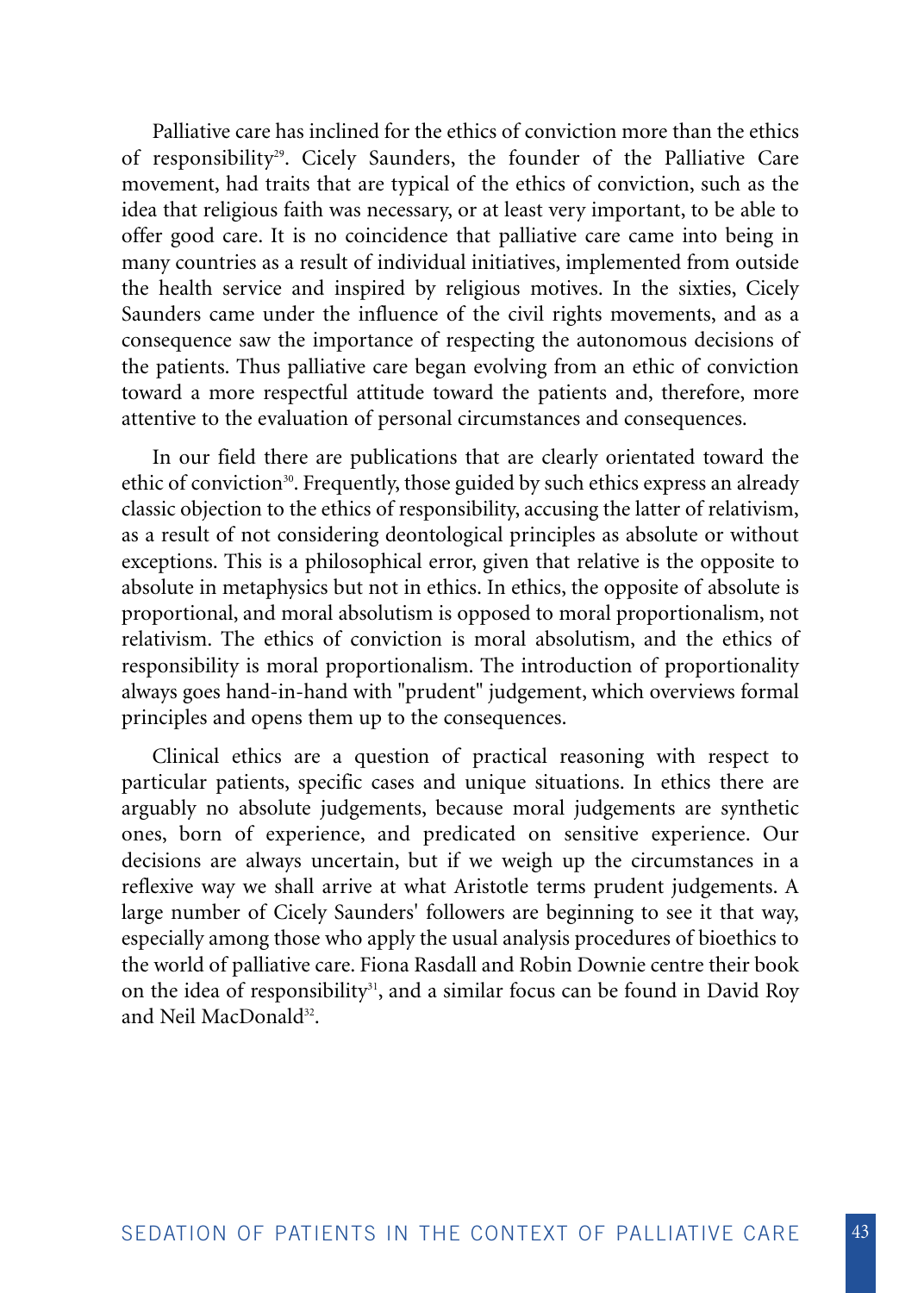Palliative care has inclined for the ethics of conviction more than the ethics of responsibility[29]. Cicely Saunders, the founder of the Palliative Care movement, had traits that are typical of the ethics of conviction, such as the idea that religious faith was necessary, or at least very important, to be able to offer good care. It is no coincidence that palliative care came into being in many countries as a result of individual initiatives, implemented from outside the health service and inspired by religious motives. In the sixties, Cicely Saunders came under the influence of the civil rights movements, and as a consequence saw the importance of respecting the autonomous decisions of the patients. Thus palliative care began evolving from an ethic of conviction toward a more respectful attitude toward the patients and, therefore, more attentive to the evaluation of personal circumstances and consequences.

In our field there are publications that are clearly orientated toward the ethic of conviction[30]. Frequently, those guided by such ethics express an already classic objection to the ethics of responsibility, accusing the latter of relativism, as a result of not considering deontological principles as absolute or without exceptions. This is a philosophical error, given that relative is the opposite to absolute in metaphysics but not in ethics. In ethics, the opposite of absolute is proportional, and moral absolutism is opposed to moral proportionalism, not relativism. The ethics of conviction is moral absolutism, and the ethics of responsibility is moral proportionalism. The introduction of proportionality always goes hand-in-hand with "prudent" judgement, which overviews formal principles and opens them up to the consequences.

Clinical ethics are a question of practical reasoning with respect to particular patients, specific cases and unique situations. In ethics there are arguably no absolute judgements, because moral judgements are synthetic ones, born of experience, and predicated on sensitive experience. Our decisions are always uncertain, but if we weigh up the circumstances in a reflexive way we shall arrive at what Aristotle terms prudent judgements. A large number of Cicely Saunders' followers are beginning to see it that way, especially among those who apply the usual analysis procedures of bioethics to the world of palliative care. Fiona Rasdall and Robin Downie centre their book on the idea of responsibility[31], and a similar focus can be found in David Roy and Neil MacDonald[32].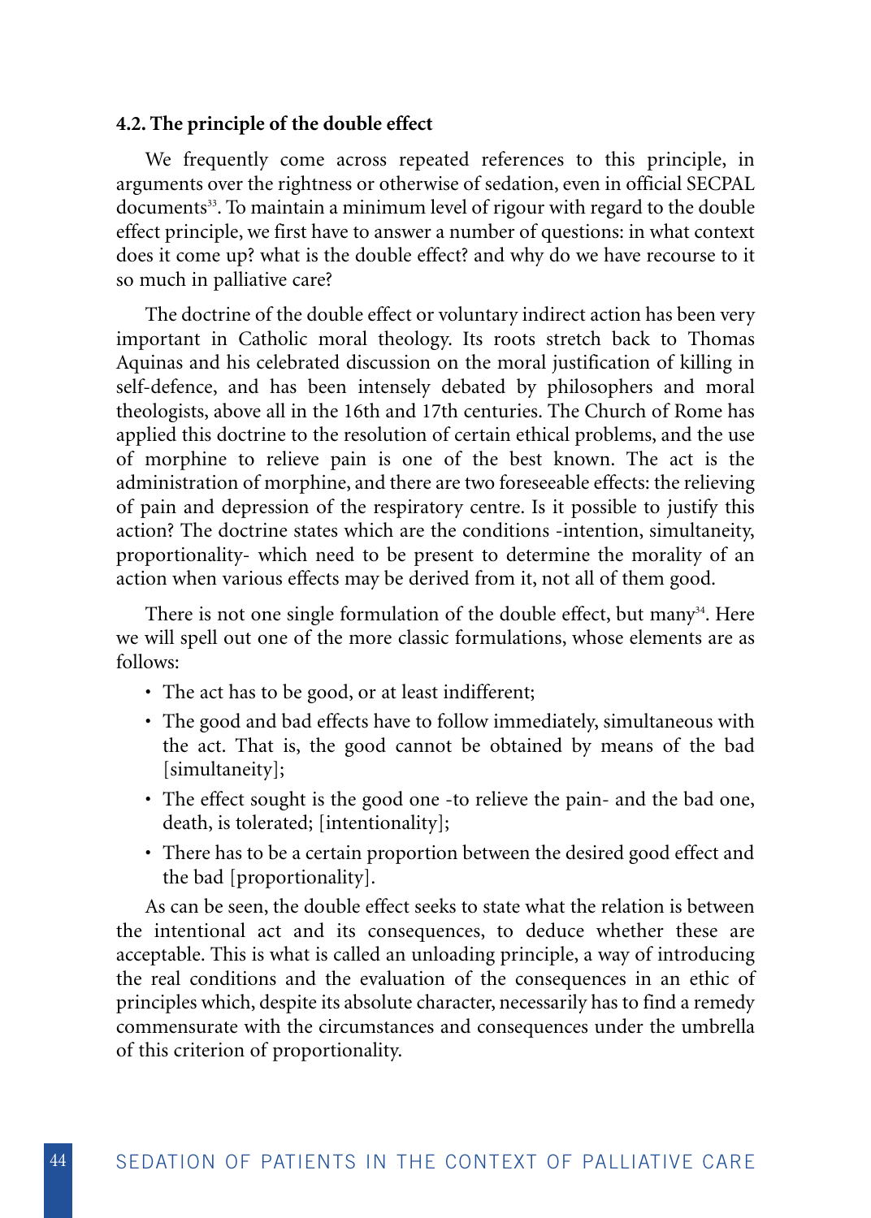**4.2. The principle of the double effect**

We frequently come across repeated references to this principle, in arguments over the rightness or otherwise of sedation, even in official SECPAL documents[33]. To maintain a minimum level of rigour with regard to the double effect principle, we first have to answer a number of questions: in what context does it come up? what is the double effect? and why do we have recourse to it so much in palliative care?

The doctrine of the double effect or voluntary indirect action has been very important in Catholic moral theology. Its roots stretch back to Thomas Aquinas and his celebrated discussion on the moral justification of killing in self-defence, and has been intensely debated by philosophers and moral theologists, above all in the 16th and 17th centuries. The Church of Rome has applied this doctrine to the resolution of certain ethical problems, and the use of morphine to relieve pain is one of the best known. The act is the administration of morphine, and there are two foreseeable effects: the relieving of pain and depression of the respiratory centre. Is it possible to justify this action? The doctrine states which are the conditions -intention, simultaneity, proportionality- which need to be present to determine the morality of an action when various effects may be derived from it, not all of them good.

There is not one single formulation of the double effect, but many[34]. Here we will spell out one of the more classic formulations, whose elements are as follows:

- The act has to be good, or at least indifferent;
- The good and bad effects have to follow immediately, simultaneous with the act. That is, the good cannot be obtained by means of the bad [simultaneity];
- The effect sought is the good one -to relieve the pain- and the bad one, death, is tolerated; [intentionality];
- There has to be a certain proportion between the desired good effect and the bad [proportionality].

As can be seen, the double effect seeks to state what the relation is between the intentional act and its consequences, to deduce whether these are acceptable. This is what is called an unloading principle, a way of introducing the real conditions and the evaluation of the consequences in an ethic of principles which, despite its absolute character, necessarily has to find a remedy commensurate with the circumstances and consequences under the umbrella of this criterion of proportionality.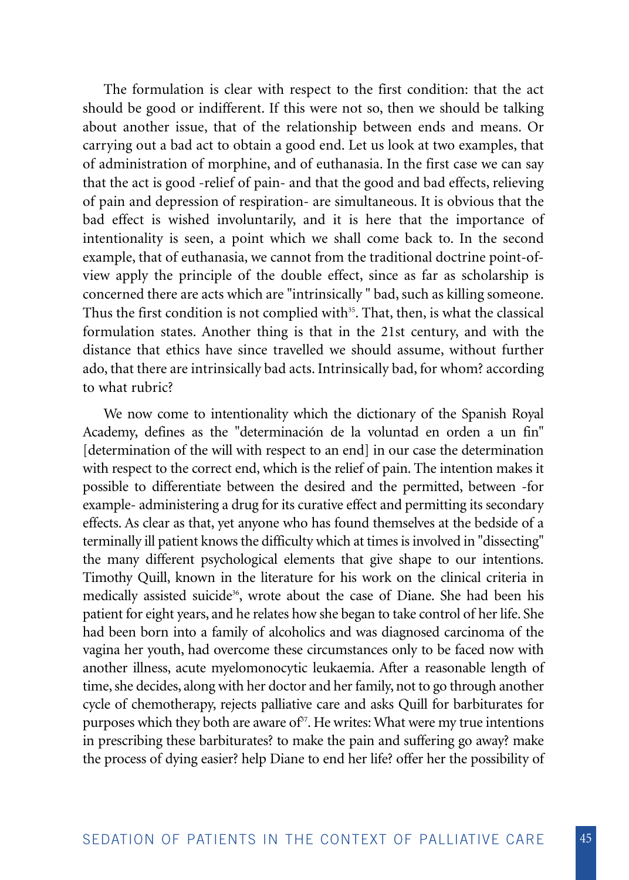The formulation is clear with respect to the first condition: that the act should be good or indifferent. If this were not so, then we should be talking about another issue, that of the relationship between ends and means. Or carrying out a bad act to obtain a good end. Let us look at two examples, that of administration of morphine, and of euthanasia. In the first case we can say that the act is good -relief of pain- and that the good and bad effects, relieving of pain and depression of respiration- are simultaneous. It is obvious that the bad effect is wished involuntarily, and it is here that the importance of intentionality is seen, a point which we shall come back to. In the second example, that of euthanasia, we cannot from the traditional doctrine point-of-view apply the principle of the double effect, since as far as scholarship is concerned there are acts which are "intrinsically " bad, such as killing someone. Thus the first condition is not complied with[35]. That, then, is what the classical formulation states. Another thing is that in the 21st century, and with the distance that ethics have since travelled we should assume, without further ado, that there are intrinsically bad acts. Intrinsically bad, for whom? according to what rubric?

We now come to intentionality which the dictionary of the Spanish Royal Academy, defines as the "determinación de la voluntad en orden a un fin" [determination of the will with respect to an end] in our case the determination with respect to the correct end, which is the relief of pain. The intention makes it possible to differentiate between the desired and the permitted, between -for example- administering a drug for its curative effect and permitting its secondary effects. As clear as that, yet anyone who has found themselves at the bedside of a terminally ill patient knows the difficulty which at times is involved in "dissecting" the many different psychological elements that give shape to our intentions. Timothy Quill, known in the literature for his work on the clinical criteria in medically assisted suicide[36], wrote about the case of Diane. She had been his patient for eight years, and he relates how she began to take control of her life. She had been born into a family of alcoholics and was diagnosed carcinoma of the vagina her youth, had overcome these circumstances only to be faced now with another illness, acute myelomonocytic leukaemia. After a reasonable length of time, she decides, along with her doctor and her family, not to go through another cycle of chemotherapy, rejects palliative care and asks Quill for barbiturates for purposes which they both are aware of[37]. He writes: What were my true intentions in prescribing these barbiturates? to make the pain and suffering go away? make the process of dying easier? help Diane to end her life? offer her the possibility of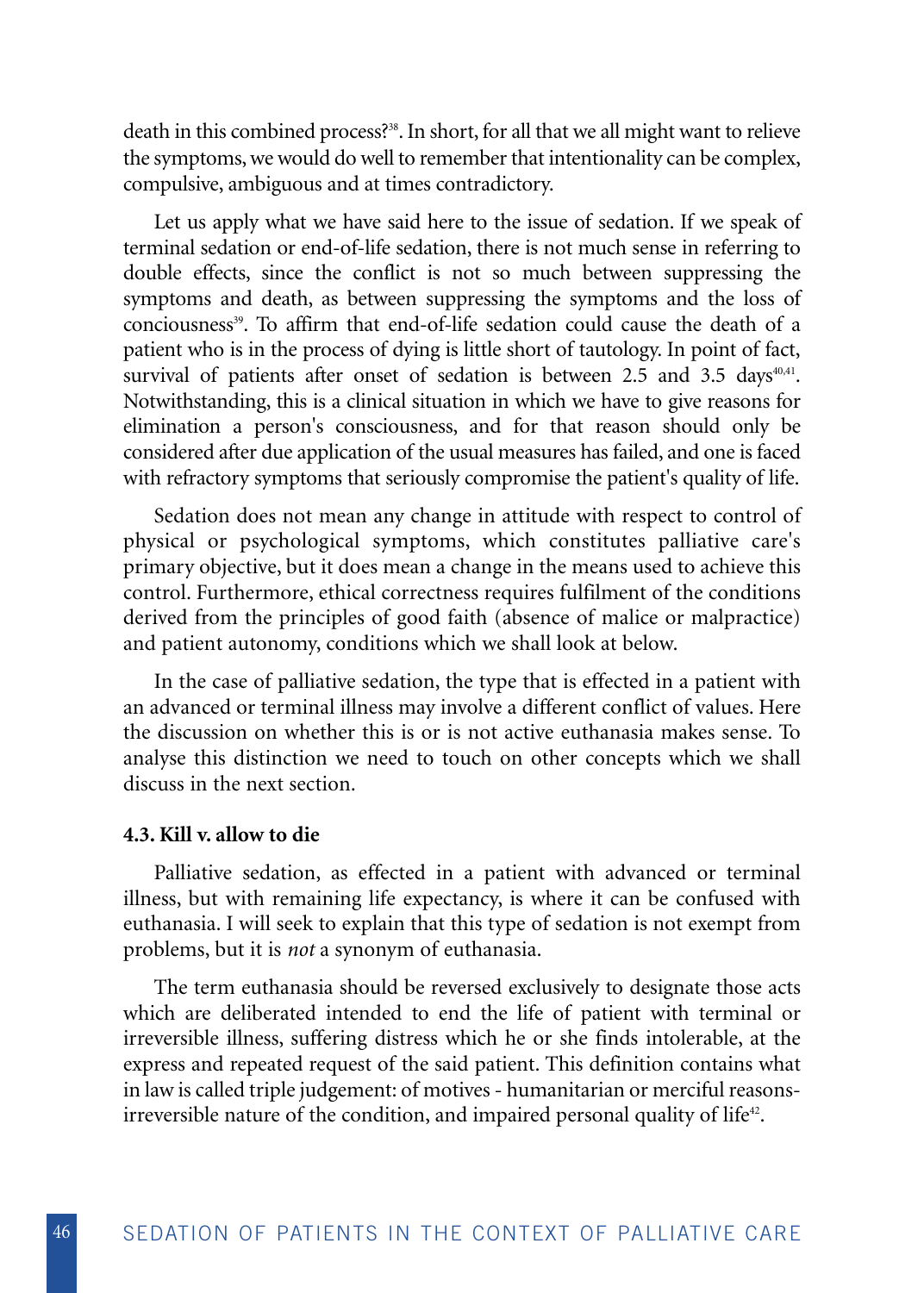death in this combined process?[38]. In short, for all that we all might want to relieve the symptoms, we would do well to remember that intentionality can be complex, compulsive, ambiguous and at times contradictory.

Let us apply what we have said here to the issue of sedation. If we speak of terminal sedation or end-of-life sedation, there is not much sense in referring to double effects, since the conflict is not so much between suppressing the symptoms and death, as between suppressing the symptoms and the loss of conciousness[39]. To affirm that end-of-life sedation could cause the death of a patient who is in the process of dying is little short of tautology. In point of fact, survival of patients after onset of sedation is between 2.5 and 3.5 days[40,41]. Notwithstanding, this is a clinical situation in which we have to give reasons for elimination a person's consciousness, and for that reason should only be considered after due application of the usual measures has failed, and one is faced with refractory symptoms that seriously compromise the patient's quality of life.

Sedation does not mean any change in attitude with respect to control of physical or psychological symptoms, which constitutes palliative care's primary objective, but it does mean a change in the means used to achieve this control. Furthermore, ethical correctness requires fulfilment of the conditions derived from the principles of good faith (absence of malice or malpractice) and patient autonomy, conditions which we shall look at below.

In the case of palliative sedation, the type that is effected in a patient with an advanced or terminal illness may involve a different conflict of values. Here the discussion on whether this is or is not active euthanasia makes sense. To analyse this distinction we need to touch on other concepts which we shall discuss in the next section.

### 4.3. Kill v. allow to die

Palliative sedation, as effected in a patient with advanced or terminal illness, but with remaining life expectancy, is where it can be confused with euthanasia. I will seek to explain that this type of sedation is not exempt from problems, but it is *not* a synonym of euthanasia.

The term euthanasia should be reversed exclusively to designate those acts which are deliberated intended to end the life of patient with terminal or irreversible illness, suffering distress which he or she finds intolerable, at the express and repeated request of the said patient. This definition contains what in law is called triple judgement: of motives - humanitarian or merciful reasons- irreversible nature of the condition, and impaired personal quality of life[42].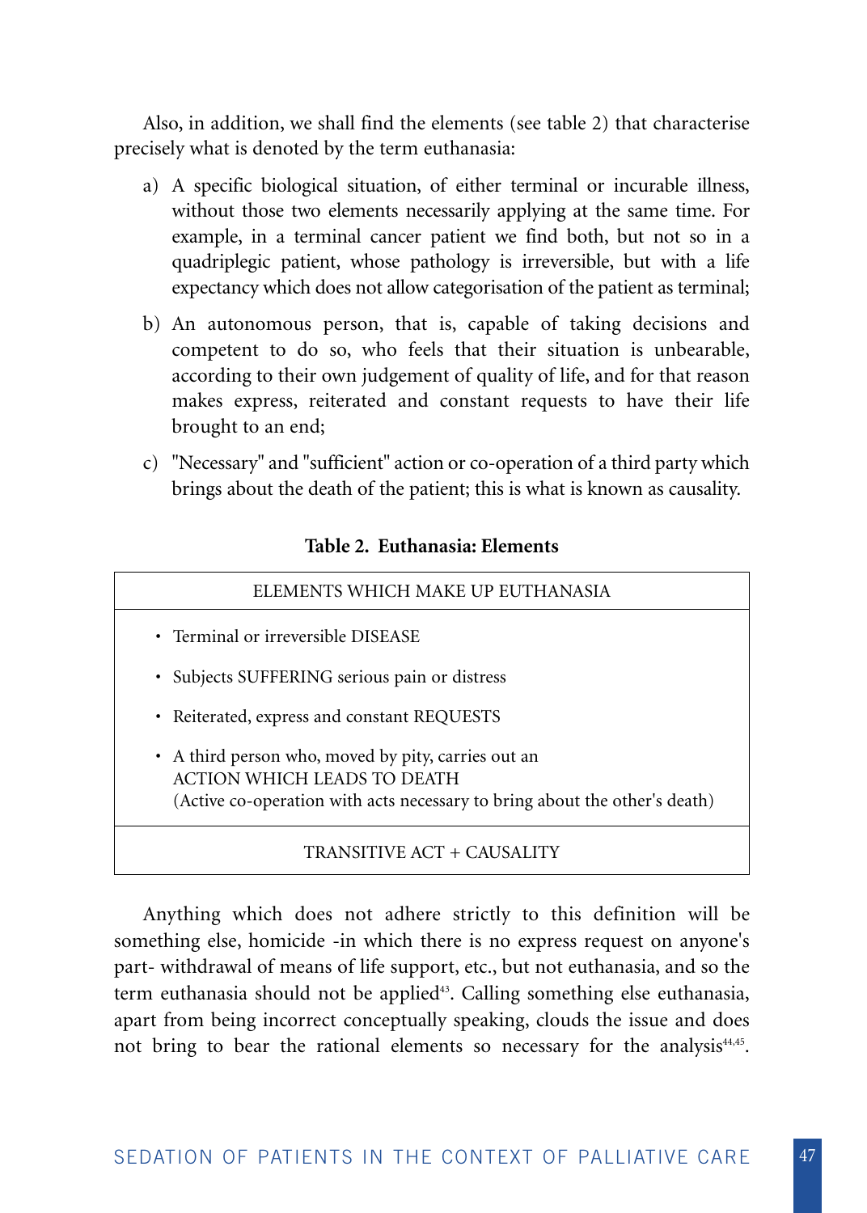Also, in addition, we shall find the elements (see table 2) that characterise precisely what is denoted by the term euthanasia:

a) A specific biological situation, of either terminal or incurable illness, without those two elements necessarily applying at the same time. For example, in a terminal cancer patient we find both, but not so in a quadriplegic patient, whose pathology is irreversible, but with a life expectancy which does not allow categorisation of the patient as terminal;

b) An autonomous person, that is, capable of taking decisions and competent to do so, who feels that their situation is unbearable, according to their own judgement of quality of life, and for that reason makes express, reiterated and constant requests to have their life brought to an end;

c) "Necessary" and "sufficient" action or co-operation of a third party which brings about the death of the patient; this is what is known as causality.

**Table 2. Euthanasia: Elements**

| ELEMENTS WHICH MAKE UP EUTHANASIA |
| --- |
| • Terminal or irreversible DISEASE<br>• Subjects SUFFERING serious pain or distress<br>• Reiterated, express and constant REQUESTS<br>• A third person who, moved by pity, carries out an ACTION WHICH LEADS TO DEATH (Active co-operation with acts necessary to bring about the other's death) |
| TRANSITIVE ACT + CAUSALITY |

Anything which does not adhere strictly to this definition will be something else, homicide -in which there is no express request on anyone's part- withdrawal of means of life support, etc., but not euthanasia, and so the term euthanasia should not be applied[43]. Calling something else euthanasia, apart from being incorrect conceptually speaking, clouds the issue and does not bring to bear the rational elements so necessary for the analysis[44,45].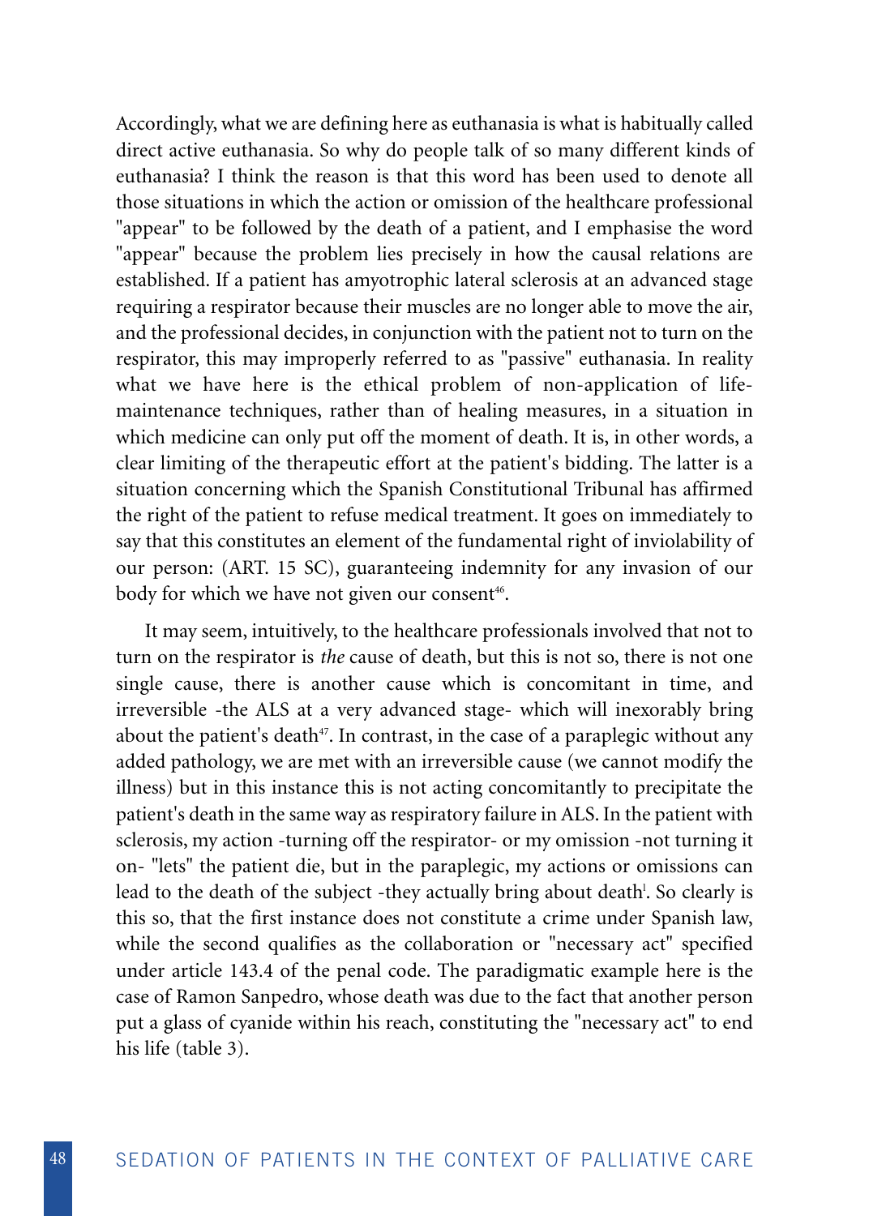Accordingly, what we are defining here as euthanasia is what is habitually called direct active euthanasia. So why do people talk of so many different kinds of euthanasia? I think the reason is that this word has been used to denote all those situations in which the action or omission of the healthcare professional "appear" to be followed by the death of a patient, and I emphasise the word "appear" because the problem lies precisely in how the causal relations are established. If a patient has amyotrophic lateral sclerosis at an advanced stage requiring a respirator because their muscles are no longer able to move the air, and the professional decides, in conjunction with the patient not to turn on the respirator, this may improperly referred to as "passive" euthanasia. In reality what we have here is the ethical problem of non-application of life-maintenance techniques, rather than of healing measures, in a situation in which medicine can only put off the moment of death. It is, in other words, a clear limiting of the therapeutic effort at the patient's bidding. The latter is a situation concerning which the Spanish Constitutional Tribunal has affirmed the right of the patient to refuse medical treatment. It goes on immediately to say that this constitutes an element of the fundamental right of inviolability of our person: (ART. 15 SC), guaranteeing indemnity for any invasion of our body for which we have not given our consent[46].

It may seem, intuitively, to the healthcare professionals involved that not to turn on the respirator is *the* cause of death, but this is not so, there is not one single cause, there is another cause which is concomitant in time, and irreversible -the ALS at a very advanced stage- which will inexorably bring about the patient's death[47]. In contrast, in the case of a paraplegic without any added pathology, we are met with an irreversible cause (we cannot modify the illness) but in this instance this is not acting concomitantly to precipitate the patient's death in the same way as respiratory failure in ALS. In the patient with sclerosis, my action -turning off the respirator- or my omission -not turning it on- "lets" the patient die, but in the paraplegic, my actions or omissions can lead to the death of the subject -they actually bring about death[l]. So clearly is this so, that the first instance does not constitute a crime under Spanish law, while the second qualifies as the collaboration or "necessary act" specified under article 143.4 of the penal code. The paradigmatic example here is the case of Ramon Sanpedro, whose death was due to the fact that another person put a glass of cyanide within his reach, constituting the "necessary act" to end his life (table 3).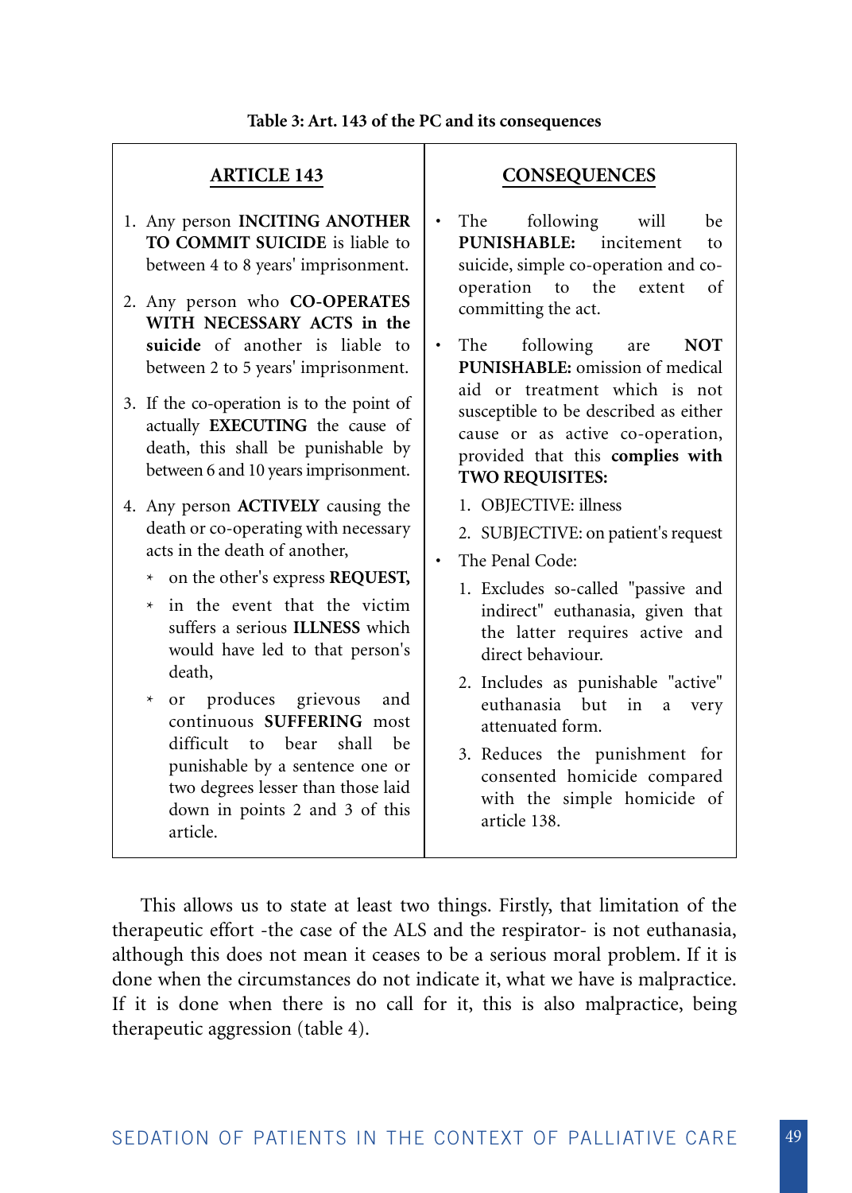**Table 3: Art. 143 of the PC and its consequences**

| ARTICLE 143 | CONSEQUENCES |
|---|---|
| 1. Any person **INCITING ANOTHER TO COMMIT SUICIDE** is liable to between 4 to 8 years' imprisonment.<br><br>2. Any person who **CO-OPERATES WITH NECESSARY ACTS in the suicide** of another is liable to between 2 to 5 years' imprisonment.<br><br>3. If the co-operation is to the point of actually **EXECUTING** the cause of death, this shall be punishable by between 6 and 10 years imprisonment.<br><br>4. Any person **ACTIVELY** causing the death or co-operating with necessary acts in the death of another,<br>* on the other's express **REQUEST,**<br>* in the event that the victim suffers a serious **ILLNESS** which would have led to that person's death,<br>* or produces grievous and continuous **SUFFERING** most difficult to bear shall be punishable by a sentence one or two degrees lesser than those laid down in points 2 and 3 of this article. | • The following will be **PUNISHABLE:** incitement to suicide, simple co-operation and co-operation to the extent of committing the act.<br><br>• The following are **NOT PUNISHABLE:** omission of medical aid or treatment which is not susceptible to be described as either cause or as active co-operation, provided that this **complies with TWO REQUISITES:**<br>1. OBJECTIVE: illness<br>2. SUBJECTIVE: on patient's request<br><br>• The Penal Code:<br>1. Excludes so-called "passive and indirect" euthanasia, given that the latter requires active and direct behaviour.<br>2. Includes as punishable "active" euthanasia but in a very attenuated form.<br>3. Reduces the punishment for consented homicide compared with the simple homicide of article 138. |

This allows us to state at least two things. Firstly, that limitation of the therapeutic effort -the case of the ALS and the respirator- is not euthanasia, although this does not mean it ceases to be a serious moral problem. If it is done when the circumstances do not indicate it, what we have is malpractice. If it is done when there is no call for it, this is also malpractice, being therapeutic aggression (table 4).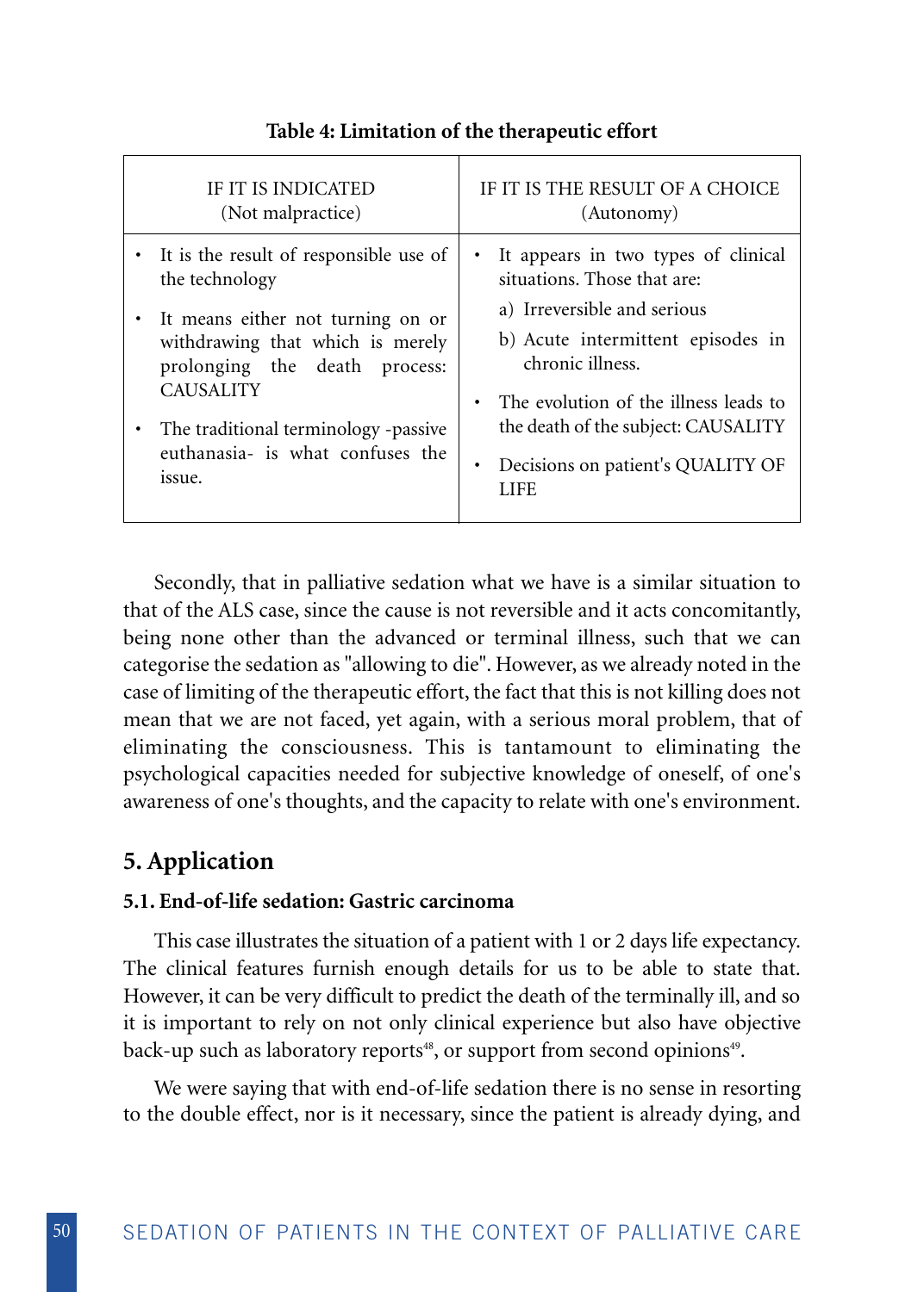**Table 4: Limitation of the therapeutic effort**

| IF IT IS INDICATED (Not malpractice) | IF IT IS THE RESULT OF A CHOICE (Autonomy) |
|---|---|
| • It is the result of responsible use of the technology<br>• It means either not turning on or withdrawing that which is merely prolonging the death process: CAUSALITY<br>• The traditional terminology -passive euthanasia- is what confuses the issue. | • It appears in two types of clinical situations. Those that are:<br>a) Irreversible and serious<br>b) Acute intermittent episodes in chronic illness.<br>• The evolution of the illness leads to the death of the subject: CAUSALITY<br>• Decisions on patient's QUALITY OF LIFE |

Secondly, that in palliative sedation what we have is a similar situation to that of the ALS case, since the cause is not reversible and it acts concomitantly, being none other than the advanced or terminal illness, such that we can categorise the sedation as "allowing to die". However, as we already noted in the case of limiting of the therapeutic effort, the fact that this is not killing does not mean that we are not faced, yet again, with a serious moral problem, that of eliminating the consciousness. This is tantamount to eliminating the psychological capacities needed for subjective knowledge of oneself, of one's awareness of one's thoughts, and the capacity to relate with one's environment.

## 5. Application

### 5.1. End-of-life sedation: Gastric carcinoma

This case illustrates the situation of a patient with 1 or 2 days life expectancy. The clinical features furnish enough details for us to be able to state that. However, it can be very difficult to predict the death of the terminally ill, and so it is important to rely on not only clinical experience but also have objective back-up such as laboratory reports[48], or support from second opinions[49].

We were saying that with end-of-life sedation there is no sense in resorting to the double effect, nor is it necessary, since the patient is already dying, and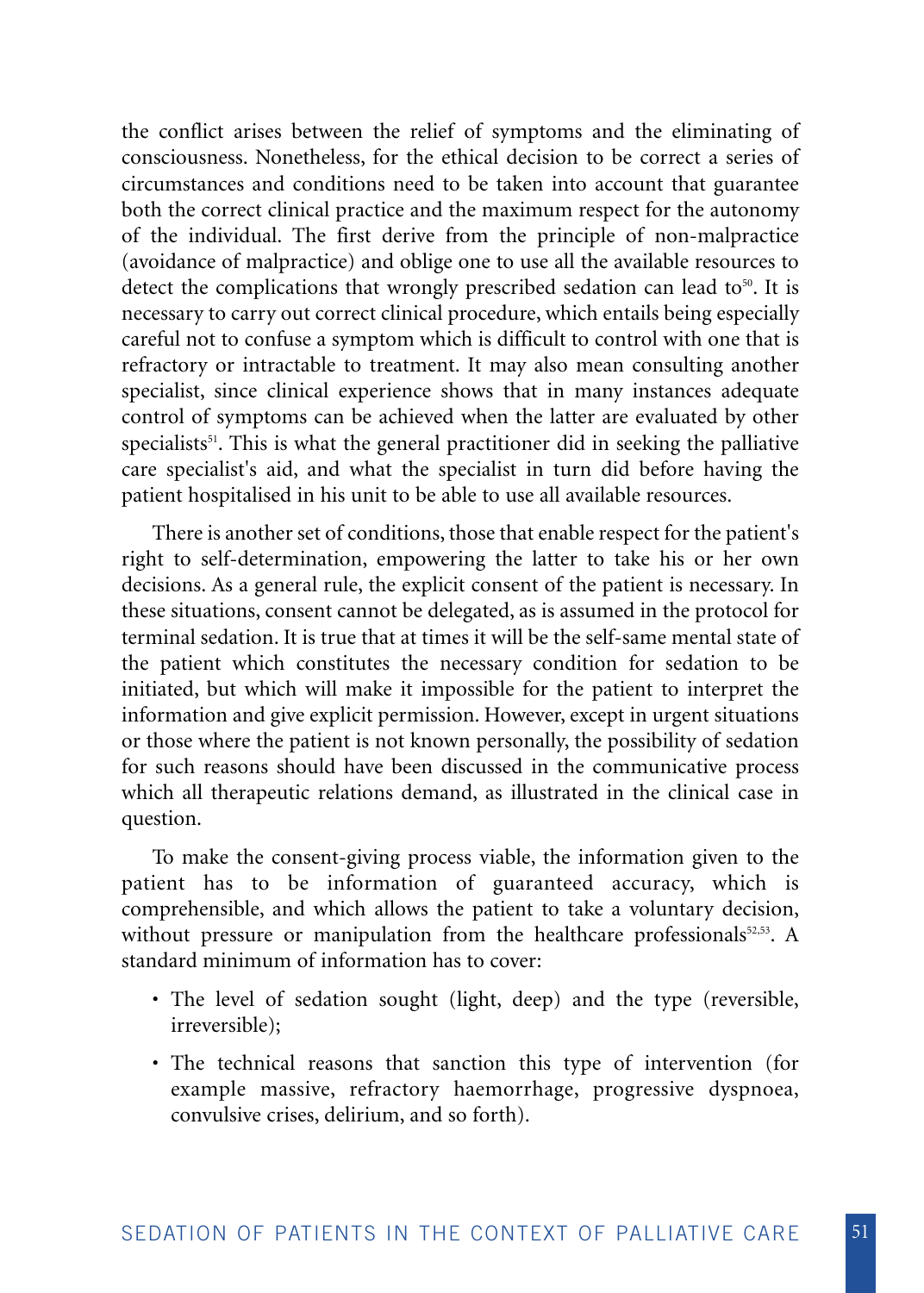the conflict arises between the relief of symptoms and the eliminating of consciousness. Nonetheless, for the ethical decision to be correct a series of circumstances and conditions need to be taken into account that guarantee both the correct clinical practice and the maximum respect for the autonomy of the individual. The first derive from the principle of non-malpractice (avoidance of malpractice) and oblige one to use all the available resources to detect the complications that wrongly prescribed sedation can lead to[50]. It is necessary to carry out correct clinical procedure, which entails being especially careful not to confuse a symptom which is difficult to control with one that is refractory or intractable to treatment. It may also mean consulting another specialist, since clinical experience shows that in many instances adequate control of symptoms can be achieved when the latter are evaluated by other specialists[51]. This is what the general practitioner did in seeking the palliative care specialist's aid, and what the specialist in turn did before having the patient hospitalised in his unit to be able to use all available resources.

There is another set of conditions, those that enable respect for the patient's right to self-determination, empowering the latter to take his or her own decisions. As a general rule, the explicit consent of the patient is necessary. In these situations, consent cannot be delegated, as is assumed in the protocol for terminal sedation. It is true that at times it will be the self-same mental state of the patient which constitutes the necessary condition for sedation to be initiated, but which will make it impossible for the patient to interpret the information and give explicit permission. However, except in urgent situations or those where the patient is not known personally, the possibility of sedation for such reasons should have been discussed in the communicative process which all therapeutic relations demand, as illustrated in the clinical case in question.

To make the consent-giving process viable, the information given to the patient has to be information of guaranteed accuracy, which is comprehensible, and which allows the patient to take a voluntary decision, without pressure or manipulation from the healthcare professionals[52,53]. A standard minimum of information has to cover:

- The level of sedation sought (light, deep) and the type (reversible, irreversible);
- The technical reasons that sanction this type of intervention (for example massive, refractory haemorrhage, progressive dyspnoea, convulsive crises, delirium, and so forth).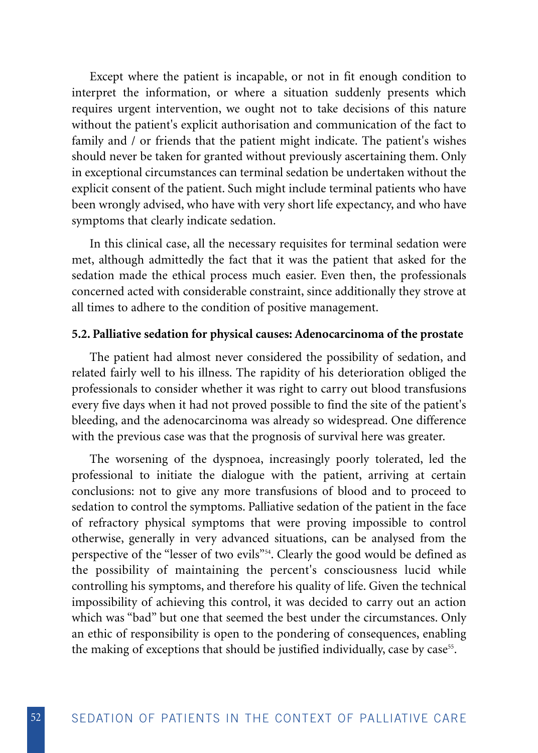Except where the patient is incapable, or not in fit enough condition to interpret the information, or where a situation suddenly presents which requires urgent intervention, we ought not to take decisions of this nature without the patient's explicit authorisation and communication of the fact to family and / or friends that the patient might indicate. The patient's wishes should never be taken for granted without previously ascertaining them. Only in exceptional circumstances can terminal sedation be undertaken without the explicit consent of the patient. Such might include terminal patients who have been wrongly advised, who have with very short life expectancy, and who have symptoms that clearly indicate sedation.

In this clinical case, all the necessary requisites for terminal sedation were met, although admittedly the fact that it was the patient that asked for the sedation made the ethical process much easier. Even then, the professionals concerned acted with considerable constraint, since additionally they strove at all times to adhere to the condition of positive management.

### 5.2. Palliative sedation for physical causes: Adenocarcinoma of the prostate

The patient had almost never considered the possibility of sedation, and related fairly well to his illness. The rapidity of his deterioration obliged the professionals to consider whether it was right to carry out blood transfusions every five days when it had not proved possible to find the site of the patient's bleeding, and the adenocarcinoma was already so widespread. One difference with the previous case was that the prognosis of survival here was greater.

The worsening of the dyspnoea, increasingly poorly tolerated, led the professional to initiate the dialogue with the patient, arriving at certain conclusions: not to give any more transfusions of blood and to proceed to sedation to control the symptoms. Palliative sedation of the patient in the face of refractory physical symptoms that were proving impossible to control otherwise, generally in very advanced situations, can be analysed from the perspective of the "lesser of two evils"[54]. Clearly the good would be defined as the possibility of maintaining the percent's consciousness lucid while controlling his symptoms, and therefore his quality of life. Given the technical impossibility of achieving this control, it was decided to carry out an action which was "bad" but one that seemed the best under the circumstances. Only an ethic of responsibility is open to the pondering of consequences, enabling the making of exceptions that should be justified individually, case by case[55].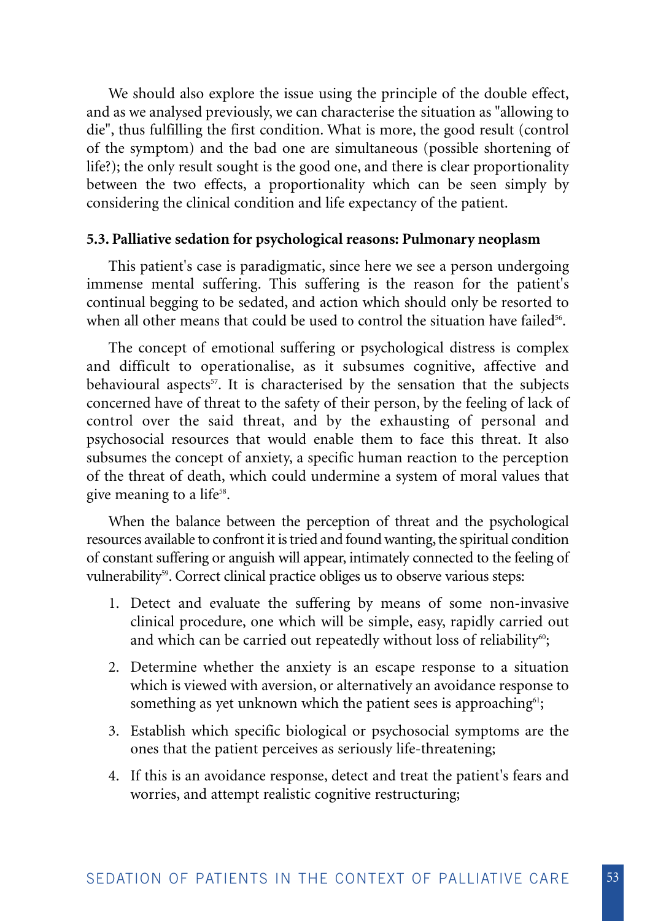We should also explore the issue using the principle of the double effect, and as we analysed previously, we can characterise the situation as "allowing to die", thus fulfilling the first condition. What is more, the good result (control of the symptom) and the bad one are simultaneous (possible shortening of life?); the only result sought is the good one, and there is clear proportionality between the two effects, a proportionality which can be seen simply by considering the clinical condition and life expectancy of the patient.

### 5.3. Palliative sedation for psychological reasons: Pulmonary neoplasm

This patient's case is paradigmatic, since here we see a person undergoing immense mental suffering. This suffering is the reason for the patient's continual begging to be sedated, and action which should only be resorted to when all other means that could be used to control the situation have failed[56].

The concept of emotional suffering or psychological distress is complex and difficult to operationalise, as it subsumes cognitive, affective and behavioural aspects[57]. It is characterised by the sensation that the subjects concerned have of threat to the safety of their person, by the feeling of lack of control over the said threat, and by the exhausting of personal and psychosocial resources that would enable them to face this threat. It also subsumes the concept of anxiety, a specific human reaction to the perception of the threat of death, which could undermine a system of moral values that give meaning to a life[58].

When the balance between the perception of threat and the psychological resources available to confront it is tried and found wanting, the spiritual condition of constant suffering or anguish will appear, intimately connected to the feeling of vulnerability[59]. Correct clinical practice obliges us to observe various steps:

1. Detect and evaluate the suffering by means of some non-invasive clinical procedure, one which will be simple, easy, rapidly carried out and which can be carried out repeatedly without loss of reliability[60];
2. Determine whether the anxiety is an escape response to a situation which is viewed with aversion, or alternatively an avoidance response to something as yet unknown which the patient sees is approaching[61];
3. Establish which specific biological or psychosocial symptoms are the ones that the patient perceives as seriously life-threatening;
4. If this is an avoidance response, detect and treat the patient's fears and worries, and attempt realistic cognitive restructuring;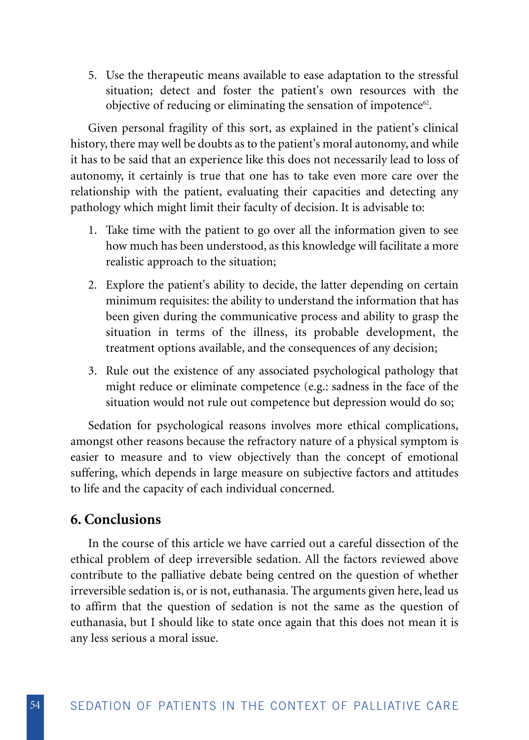5. Use the therapeutic means available to ease adaptation to the stressful situation; detect and foster the patient's own resources with the objective of reducing or eliminating the sensation of impotence[62].

Given personal fragility of this sort, as explained in the patient's clinical history, there may well be doubts as to the patient's moral autonomy, and while it has to be said that an experience like this does not necessarily lead to loss of autonomy, it certainly is true that one has to take even more care over the relationship with the patient, evaluating their capacities and detecting any pathology which might limit their faculty of decision. It is advisable to:

1. Take time with the patient to go over all the information given to see how much has been understood, as this knowledge will facilitate a more realistic approach to the situation;
2. Explore the patient's ability to decide, the latter depending on certain minimum requisites: the ability to understand the information that has been given during the communicative process and ability to grasp the situation in terms of the illness, its probable development, the treatment options available, and the consequences of any decision;
3. Rule out the existence of any associated psychological pathology that might reduce or eliminate competence (e.g.: sadness in the face of the situation would not rule out competence but depression would do so;

Sedation for psychological reasons involves more ethical complications, amongst other reasons because the refractory nature of a physical symptom is easier to measure and to view objectively than the concept of emotional suffering, which depends in large measure on subjective factors and attitudes to life and the capacity of each individual concerned.

## 6. Conclusions

In the course of this article we have carried out a careful dissection of the ethical problem of deep irreversible sedation. All the factors reviewed above contribute to the palliative debate being centred on the question of whether irreversible sedation is, or is not, euthanasia. The arguments given here, lead us to affirm that the question of sedation is not the same as the question of euthanasia, but I should like to state once again that this does not mean it is any less serious a moral issue.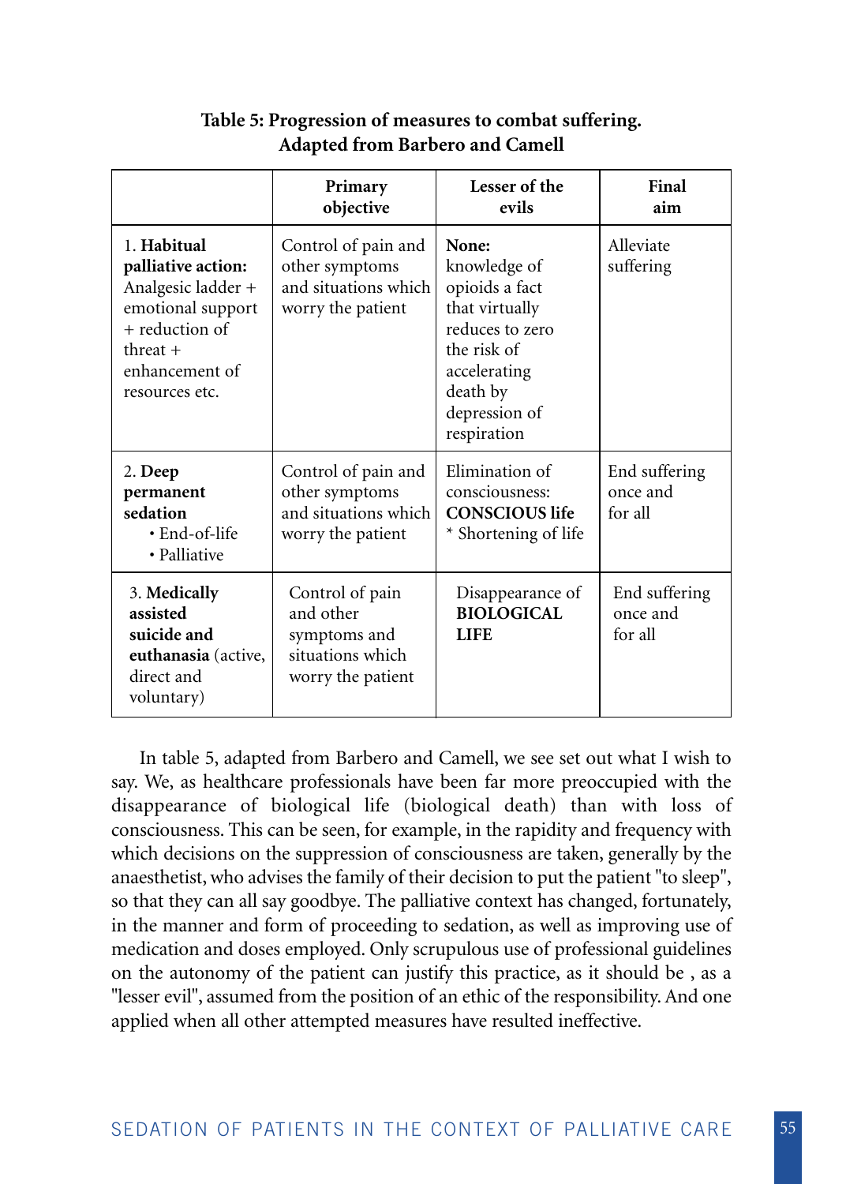**Table 5: Progression of measures to combat suffering. Adapted from Barbero and Camell**

| | Primary objective | Lesser of the evils | Final aim |
|---|---|---|---|
| 1. **Habitual palliative action:** Analgesic ladder + emotional support + reduction of threat + enhancement of resources etc. | Control of pain and other symptoms and situations which worry the patient | **None:** knowledge of opioids a fact that virtually reduces to zero the risk of accelerating death by depression of respiration | Alleviate suffering |
| 2. **Deep permanent sedation** • End-of-life • Palliative | Control of pain and other symptoms and situations which worry the patient | Elimination of consciousness: **CONSCIOUS life** * Shortening of life | End suffering once and for all |
| 3. **Medically assisted suicide and euthanasia** (active, direct and voluntary) | Control of pain and other symptoms and situations which worry the patient | Disappearance of **BIOLOGICAL LIFE** | End suffering once and for all |

In table 5, adapted from Barbero and Camell, we see set out what I wish to say. We, as healthcare professionals have been far more preoccupied with the disappearance of biological life (biological death) than with loss of consciousness. This can be seen, for example, in the rapidity and frequency with which decisions on the suppression of consciousness are taken, generally by the anaesthetist, who advises the family of their decision to put the patient "to sleep", so that they can all say goodbye. The palliative context has changed, fortunately, in the manner and form of proceeding to sedation, as well as improving use of medication and doses employed. Only scrupulous use of professional guidelines on the autonomy of the patient can justify this practice, as it should be , as a "lesser evil", assumed from the position of an ethic of the responsibility. And one applied when all other attempted measures have resulted ineffective.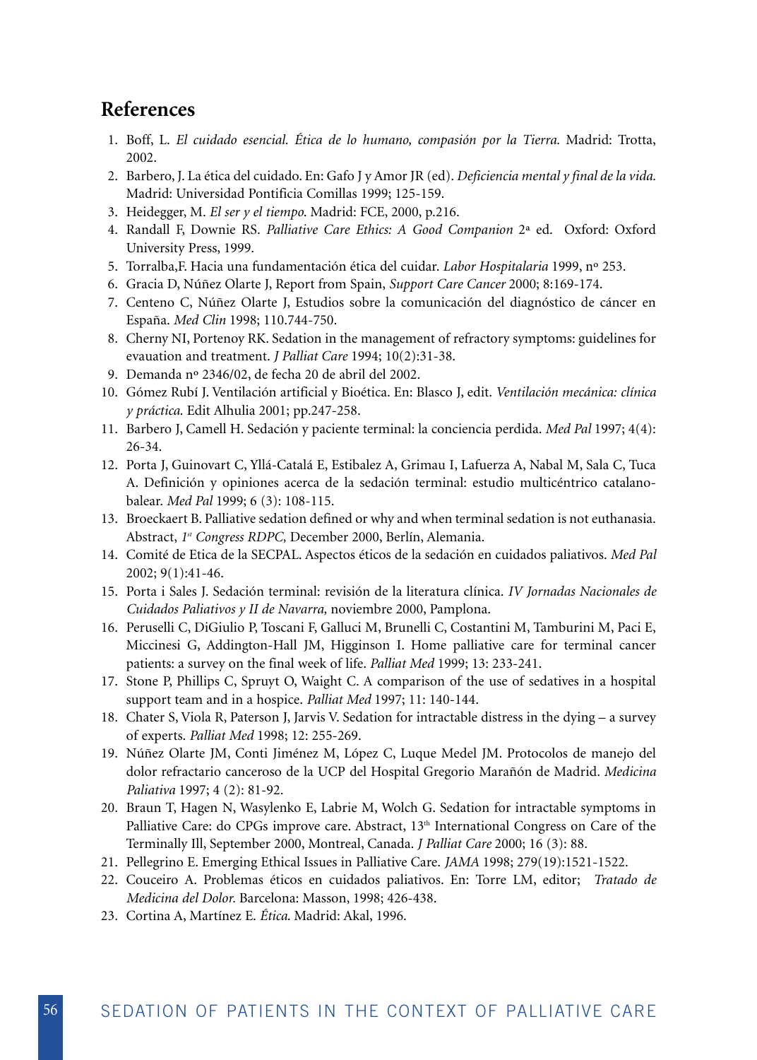## References

1. Boff, L. *El cuidado esencial. Ética de lo humano, compasión por la Tierra.* Madrid: Trotta, 2002.
2. Barbero, J. La ética del cuidado. En: Gafo J y Amor JR (ed). *Deficiencia mental y final de la vida.* Madrid: Universidad Pontificia Comillas 1999; 125-159.
3. Heidegger, M. *El ser y el tiempo.* Madrid: FCE, 2000, p.216.
4. Randall F, Downie RS. *Palliative Care Ethics: A Good Companion* 2ª ed. Oxford: Oxford University Press, 1999.
5. Torralba,F. Hacia una fundamentación ética del cuidar. *Labor Hospitalaria* 1999, nº 253.
6. Gracia D, Núñez Olarte J, Report from Spain, *Support Care Cancer* 2000; 8:169-174.
7. Centeno C, Núñez Olarte J, Estudios sobre la comunicación del diagnóstico de cáncer en España. *Med Clin* 1998; 110.744-750.
8. Cherny NI, Portenoy RK. Sedation in the management of refractory symptoms: guidelines for evauation and treatment. *J Palliat Care* 1994; 10(2):31-38.
9. Demanda nº 2346/02, de fecha 20 de abril del 2002.
10. Gómez Rubí J. Ventilación artificial y Bioética. En: Blasco J, edit. *Ventilación mecánica: clínica y práctica.* Edit Alhulia 2001; pp.247-258.
11. Barbero J, Camell H. Sedación y paciente terminal: la conciencia perdida. *Med Pal* 1997; 4(4): 26-34.
12. Porta J, Guinovart C, Yllá-Catalá E, Estibalez A, Grimau I, Lafuerza A, Nabal M, Sala C, Tuca A. Definición y opiniones acerca de la sedación terminal: estudio multicéntrico catalano-balear. *Med Pal* 1999; 6 (3): 108-115.
13. Broeckaert B. Palliative sedation defined or why and when terminal sedation is not euthanasia. Abstract, *1st Congress RDPC,* December 2000, Berlín, Alemania.
14. Comité de Etica de la SECPAL. Aspectos éticos de la sedación en cuidados paliativos. *Med Pal* 2002; 9(1):41-46.
15. Porta i Sales J. Sedación terminal: revisión de la literatura clínica. *IV Jornadas Nacionales de Cuidados Paliativos y II de Navarra,* noviembre 2000, Pamplona.
16. Peruselli C, DiGiulio P, Toscani F, Galluci M, Brunelli C, Costantini M, Tamburini M, Paci E, Miccinesi G, Addington-Hall JM, Higginson I. Home palliative care for terminal cancer patients: a survey on the final week of life. *Palliat Med* 1999; 13: 233-241.
17. Stone P, Phillips C, Spruyt O, Waight C. A comparison of the use of sedatives in a hospital support team and in a hospice. *Palliat Med* 1997; 11: 140-144.
18. Chater S, Viola R, Paterson J, Jarvis V. Sedation for intractable distress in the dying – a survey of experts. *Palliat Med* 1998; 12: 255-269.
19. Núñez Olarte JM, Conti Jiménez M, López C, Luque Medel JM. Protocolos de manejo del dolor refractario canceroso de la UCP del Hospital Gregorio Marañón de Madrid. *Medicina Paliativa* 1997; 4 (2): 81-92.
20. Braun T, Hagen N, Wasylenko E, Labrie M, Wolch G. Sedation for intractable symptoms in Palliative Care: do CPGs improve care. Abstract, 13th International Congress on Care of the Terminally Ill, September 2000, Montreal, Canada. *J Palliat Care* 2000; 16 (3): 88.
21. Pellegrino E. Emerging Ethical Issues in Palliative Care. *JAMA* 1998; 279(19):1521-1522.
22. Couceiro A. Problemas éticos en cuidados paliativos. En: Torre LM, editor; *Tratado de Medicina del Dolor.* Barcelona: Masson, 1998; 426-438.
23. Cortina A, Martínez E. *Ética.* Madrid: Akal, 1996.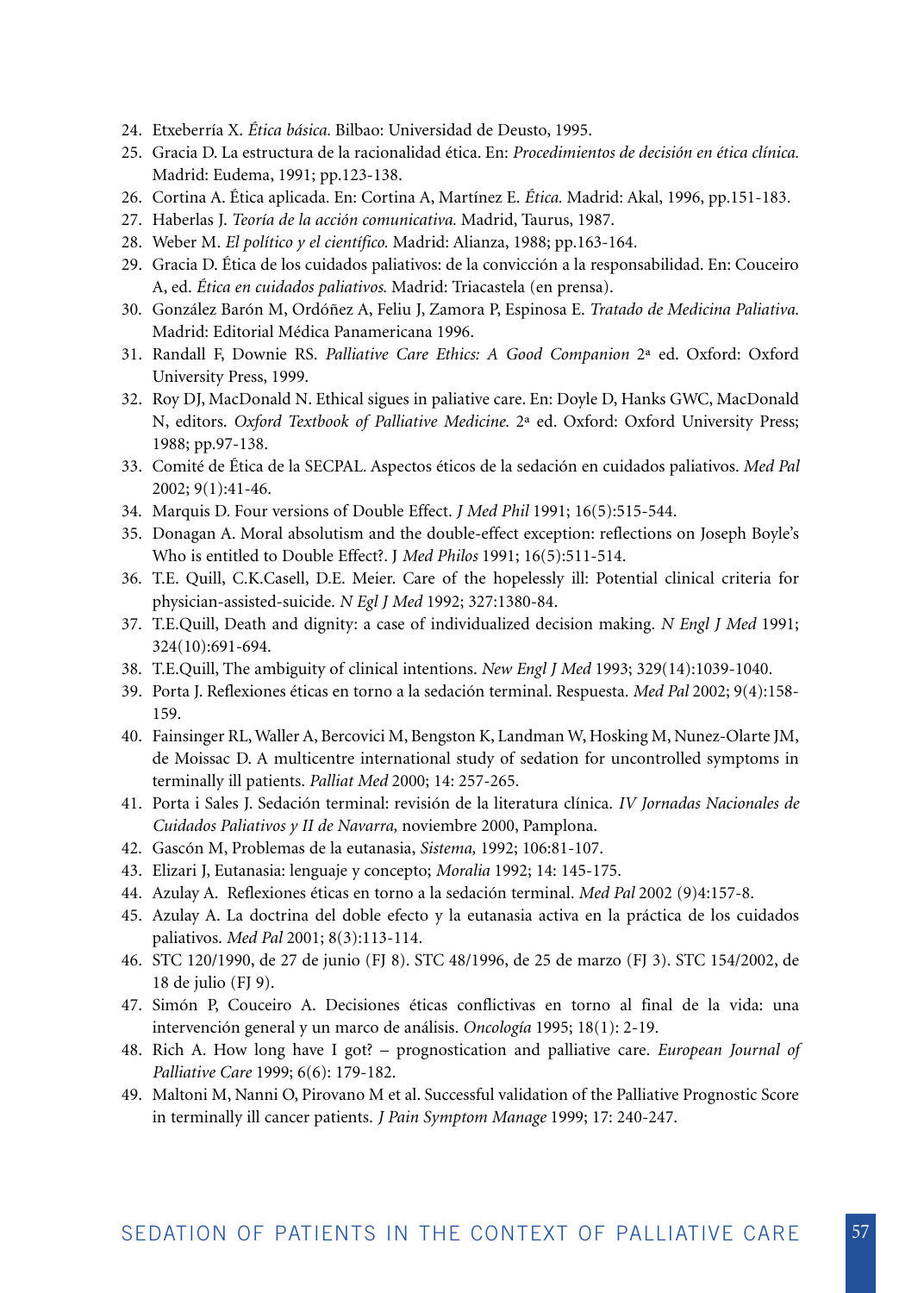24. Etxeberría X. *Ética básica.* Bilbao: Universidad de Deusto, 1995.
25. Gracia D. La estructura de la racionalidad ética. En: *Procedimientos de decisión en ética clínica.* Madrid: Eudema, 1991; pp.123-138.
26. Cortina A. Ética aplicada. En: Cortina A, Martínez E. *Ética.* Madrid: Akal, 1996, pp.151-183.
27. Haberlas J. *Teoría de la acción comunicativa.* Madrid, Taurus, 1987.
28. Weber M. *El político y el científico.* Madrid: Alianza, 1988; pp.163-164.
29. Gracia D. Ética de los cuidados paliativos: de la convicción a la responsabilidad. En: Couceiro A, ed. *Ética en cuidados paliativos.* Madrid: Triacastela (en prensa).
30. González Barón M, Ordóñez A, Feliu J, Zamora P, Espinosa E. *Tratado de Medicina Paliativa.* Madrid: Editorial Médica Panamericana 1996.
31. Randall F, Downie RS. *Palliative Care Ethics: A Good Companion* 2ª ed. Oxford: Oxford University Press, 1999.
32. Roy DJ, MacDonald N. Ethical sigues in paliative care. En: Doyle D, Hanks GWC, MacDonald N, editors. *Oxford Textbook of Palliative Medicine.* 2ª ed. Oxford: Oxford University Press; 1988; pp.97-138.
33. Comité de Ética de la SECPAL. Aspectos éticos de la sedación en cuidados paliativos. *Med Pal* 2002; 9(1):41-46.
34. Marquis D. Four versions of Double Effect. *J Med Phil* 1991; 16(5):515-544.
35. Donagan A. Moral absolutism and the double-effect exception: reflections on Joseph Boyle's Who is entitled to Double Effect?. J *Med Philos* 1991; 16(5):511-514.
36. T.E. Quill, C.K.Casell, D.E. Meier. Care of the hopelessly ill: Potential clinical criteria for physician-assisted-suicide. *N Egl J Med* 1992; 327:1380-84.
37. T.E.Quill, Death and dignity: a case of individualized decision making. *N Engl J Med* 1991; 324(10):691-694.
38. T.E.Quill, The ambiguity of clinical intentions. *New Engl J Med* 1993; 329(14):1039-1040.
39. Porta J. Reflexiones éticas en torno a la sedación terminal. Respuesta. *Med Pal* 2002; 9(4):158-159.
40. Fainsinger RL, Waller A, Bercovici M, Bengston K, Landman W, Hosking M, Nunez-Olarte JM, de Moissac D. A multicentre international study of sedation for uncontrolled symptoms in terminally ill patients. *Palliat Med* 2000; 14: 257-265.
41. Porta i Sales J. Sedación terminal: revisión de la literatura clínica. *IV Jornadas Nacionales de Cuidados Paliativos y II de Navarra,* noviembre 2000, Pamplona.
42. Gascón M, Problemas de la eutanasia, *Sistema,* 1992; 106:81-107.
43. Elizari J, Eutanasia: lenguaje y concepto; *Moralia* 1992; 14: 145-175.
44. Azulay A. Reflexiones éticas en torno a la sedación terminal. *Med Pal* 2002 (9)4:157-8.
45. Azulay A. La doctrina del doble efecto y la eutanasia activa en la práctica de los cuidados paliativos. *Med Pal* 2001; 8(3):113-114.
46. STC 120/1990, de 27 de junio (FJ 8). STC 48/1996, de 25 de marzo (FJ 3). STC 154/2002, de 18 de julio (FJ 9).
47. Simón P, Couceiro A. Decisiones éticas conflictivas en torno al final de la vida: una intervención general y un marco de análisis. *Oncología* 1995; 18(1): 2-19.
48. Rich A. How long have I got? – prognostication and palliative care. *European Journal of Palliative Care* 1999; 6(6): 179-182.
49. Maltoni M, Nanni O, Pirovano M et al. Successful validation of the Palliative Prognostic Score in terminally ill cancer patients. *J Pain Symptom Manage* 1999; 17: 240-247.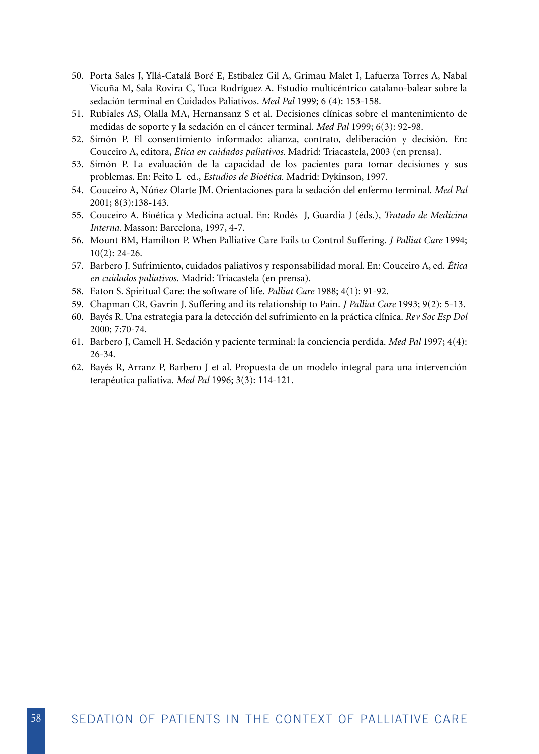50. Porta Sales J, Yllá-Catalá Boré E, Estíbalez Gil A, Grimau Malet I, Lafuerza Torres A, Nabal Vicuña M, Sala Rovira C, Tuca Rodríguez A. Estudio multicéntrico catalano-balear sobre la sedación terminal en Cuidados Paliativos. *Med Pal* 1999; 6 (4): 153-158.
51. Rubiales AS, Olalla MA, Hernansanz S et al. Decisiones clínicas sobre el mantenimiento de medidas de soporte y la sedación en el cáncer terminal. *Med Pal* 1999; 6(3): 92-98.
52. Simón P. El consentimiento informado: alianza, contrato, deliberación y decisión. En: Couceiro A, editora, *Ética en cuidados paliativos.* Madrid: Triacastela, 2003 (en prensa).
53. Simón P. La evaluación de la capacidad de los pacientes para tomar decisiones y sus problemas. En: Feito L ed., *Estudios de Bioética.* Madrid: Dykinson, 1997.
54. Couceiro A, Núñez Olarte JM. Orientaciones para la sedación del enfermo terminal. *Med Pal* 2001; 8(3):138-143.
55. Couceiro A. Bioética y Medicina actual. En: Rodés J, Guardia J (éds.), *Tratado de Medicina Interna.* Masson: Barcelona, 1997, 4-7.
56. Mount BM, Hamilton P. When Palliative Care Fails to Control Suffering. *J Palliat Care* 1994; 10(2): 24-26.
57. Barbero J. Sufrimiento, cuidados paliativos y responsabilidad moral. En: Couceiro A, ed. *Ética en cuidados paliativos.* Madrid: Triacastela (en prensa).
58. Eaton S. Spiritual Care: the software of life. *Palliat Care* 1988; 4(1): 91-92.
59. Chapman CR, Gavrin J. Suffering and its relationship to Pain. *J Palliat Care* 1993; 9(2): 5-13.
60. Bayés R. Una estrategia para la detección del sufrimiento en la práctica clínica. *Rev Soc Esp Dol* 2000; 7:70-74.
61. Barbero J, Camell H. Sedación y paciente terminal: la conciencia perdida. *Med Pal* 1997; 4(4): 26-34.
62. Bayés R, Arranz P, Barbero J et al. Propuesta de un modelo integral para una intervención terapéutica paliativa. *Med Pal* 1996; 3(3): 114-121.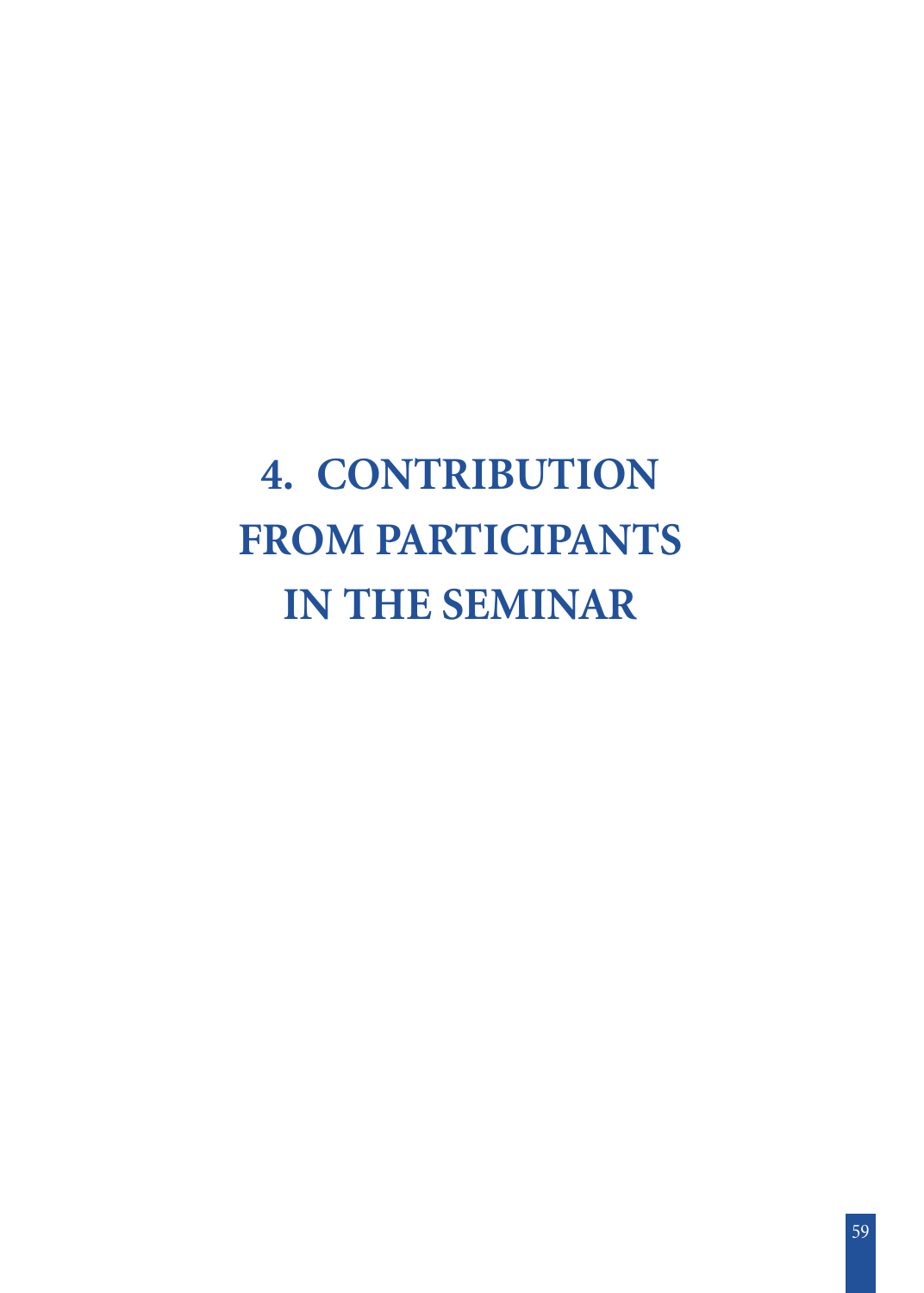# 4. CONTRIBUTION FROM PARTICIPANTS IN THE SEMINAR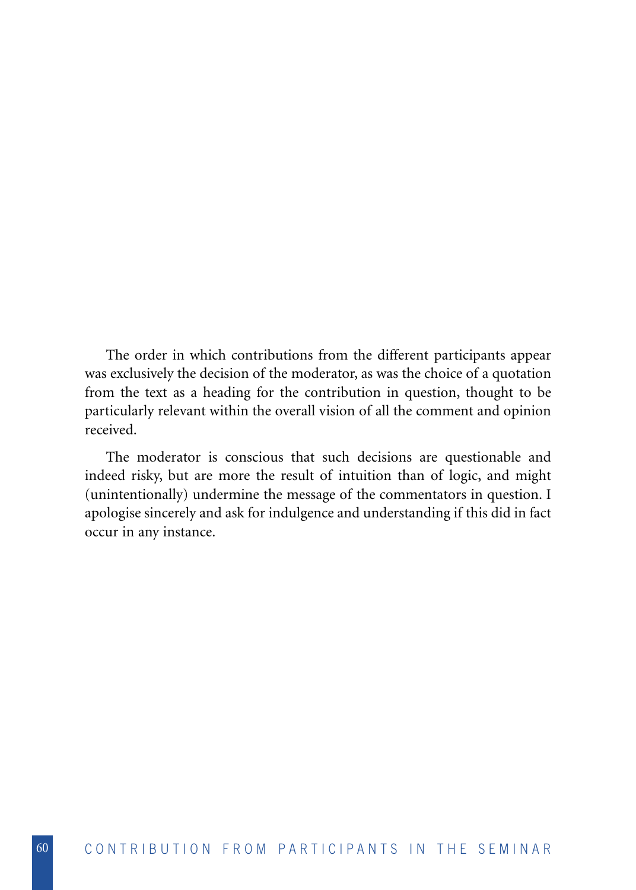The order in which contributions from the different participants appear was exclusively the decision of the moderator, as was the choice of a quotation from the text as a heading for the contribution in question, thought to be particularly relevant within the overall vision of all the comment and opinion received.

The moderator is conscious that such decisions are questionable and indeed risky, but are more the result of intuition than of logic, and might (unintentionally) undermine the message of the commentators in question. I apologise sincerely and ask for indulgence and understanding if this did in fact occur in any instance.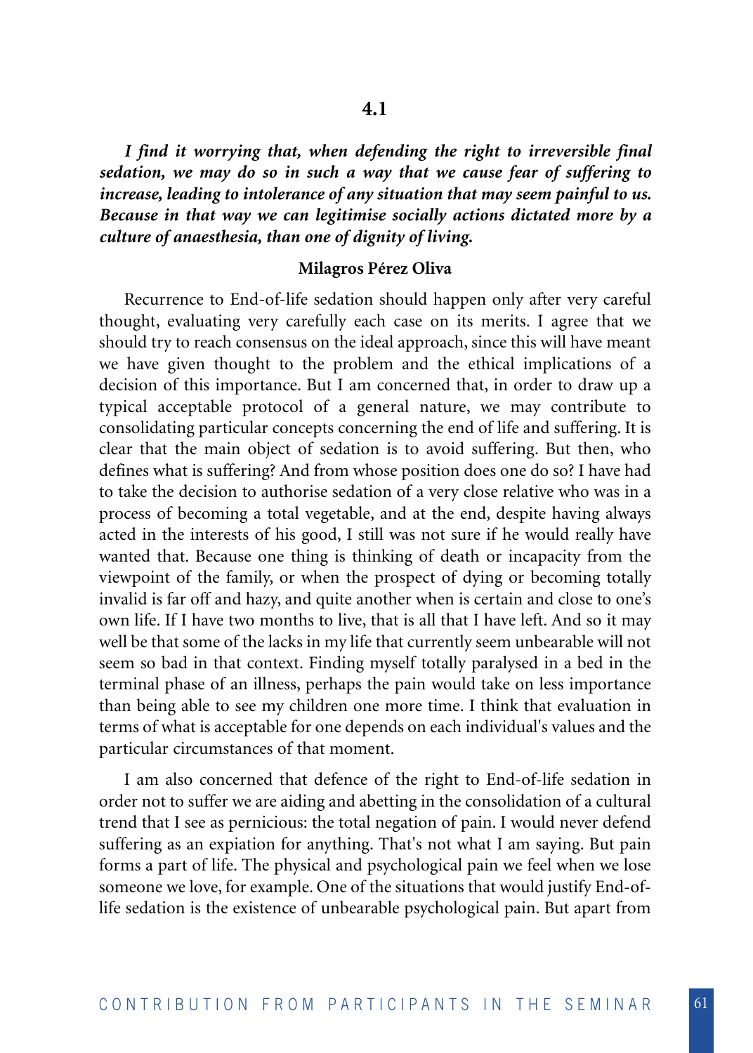## 4.1

***I find it worrying that, when defending the right to irreversible final sedation, we may do so in such a way that we cause fear of suffering to increase, leading to intolerance of any situation that may seem painful to us. Because in that way we can legitimise socially actions dictated more by a culture of anaesthesia, than one of dignity of living.***

**Milagros Pérez Oliva**

Recurrence to End-of-life sedation should happen only after very careful thought, evaluating very carefully each case on its merits. I agree that we should try to reach consensus on the ideal approach, since this will have meant we have given thought to the problem and the ethical implications of a decision of this importance. But I am concerned that, in order to draw up a typical acceptable protocol of a general nature, we may contribute to consolidating particular concepts concerning the end of life and suffering. It is clear that the main object of sedation is to avoid suffering. But then, who defines what is suffering? And from whose position does one do so? I have had to take the decision to authorise sedation of a very close relative who was in a process of becoming a total vegetable, and at the end, despite having always acted in the interests of his good, I still was not sure if he would really have wanted that. Because one thing is thinking of death or incapacity from the viewpoint of the family, or when the prospect of dying or becoming totally invalid is far off and hazy, and quite another when is certain and close to one's own life. If I have two months to live, that is all that I have left. And so it may well be that some of the lacks in my life that currently seem unbearable will not seem so bad in that context. Finding myself totally paralysed in a bed in the terminal phase of an illness, perhaps the pain would take on less importance than being able to see my children one more time. I think that evaluation in terms of what is acceptable for one depends on each individual's values and the particular circumstances of that moment.

I am also concerned that defence of the right to End-of-life sedation in order not to suffer we are aiding and abetting in the consolidation of a cultural trend that I see as pernicious: the total negation of pain. I would never defend suffering as an expiation for anything. That's not what I am saying. But pain forms a part of life. The physical and psychological pain we feel when we lose someone we love, for example. One of the situations that would justify End-of-life sedation is the existence of unbearable psychological pain. But apart from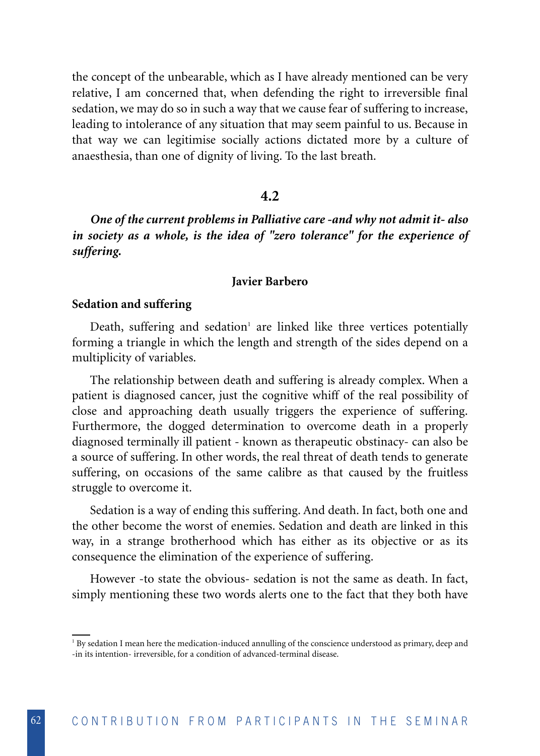the concept of the unbearable, which as I have already mentioned can be very relative, I am concerned that, when defending the right to irreversible final sedation, we may do so in such a way that we cause fear of suffering to increase, leading to intolerance of any situation that may seem painful to us. Because in that way we can legitimise socially actions dictated more by a culture of anaesthesia, than one of dignity of living. To the last breath.

## 4.2

***One of the current problems in Palliative care -and why not admit it- also in society as a whole, is the idea of "zero tolerance" for the experience of suffering.***

**Javier Barbero**

### Sedation and suffering

Death, suffering and sedation[1] are linked like three vertices potentially forming a triangle in which the length and strength of the sides depend on a multiplicity of variables.

The relationship between death and suffering is already complex. When a patient is diagnosed cancer, just the cognitive whiff of the real possibility of close and approaching death usually triggers the experience of suffering. Furthermore, the dogged determination to overcome death in a properly diagnosed terminally ill patient - known as therapeutic obstinacy- can also be a source of suffering. In other words, the real threat of death tends to generate suffering, on occasions of the same calibre as that caused by the fruitless struggle to overcome it.

Sedation is a way of ending this suffering. And death. In fact, both one and the other become the worst of enemies. Sedation and death are linked in this way, in a strange brotherhood which has either as its objective or as its consequence the elimination of the experience of suffering.

However -to state the obvious- sedation is not the same as death. In fact, simply mentioning these two words alerts one to the fact that they both have

---

[1] By sedation I mean here the medication-induced annulling of the conscience understood as primary, deep and -in its intention- irreversible, for a condition of advanced-terminal disease.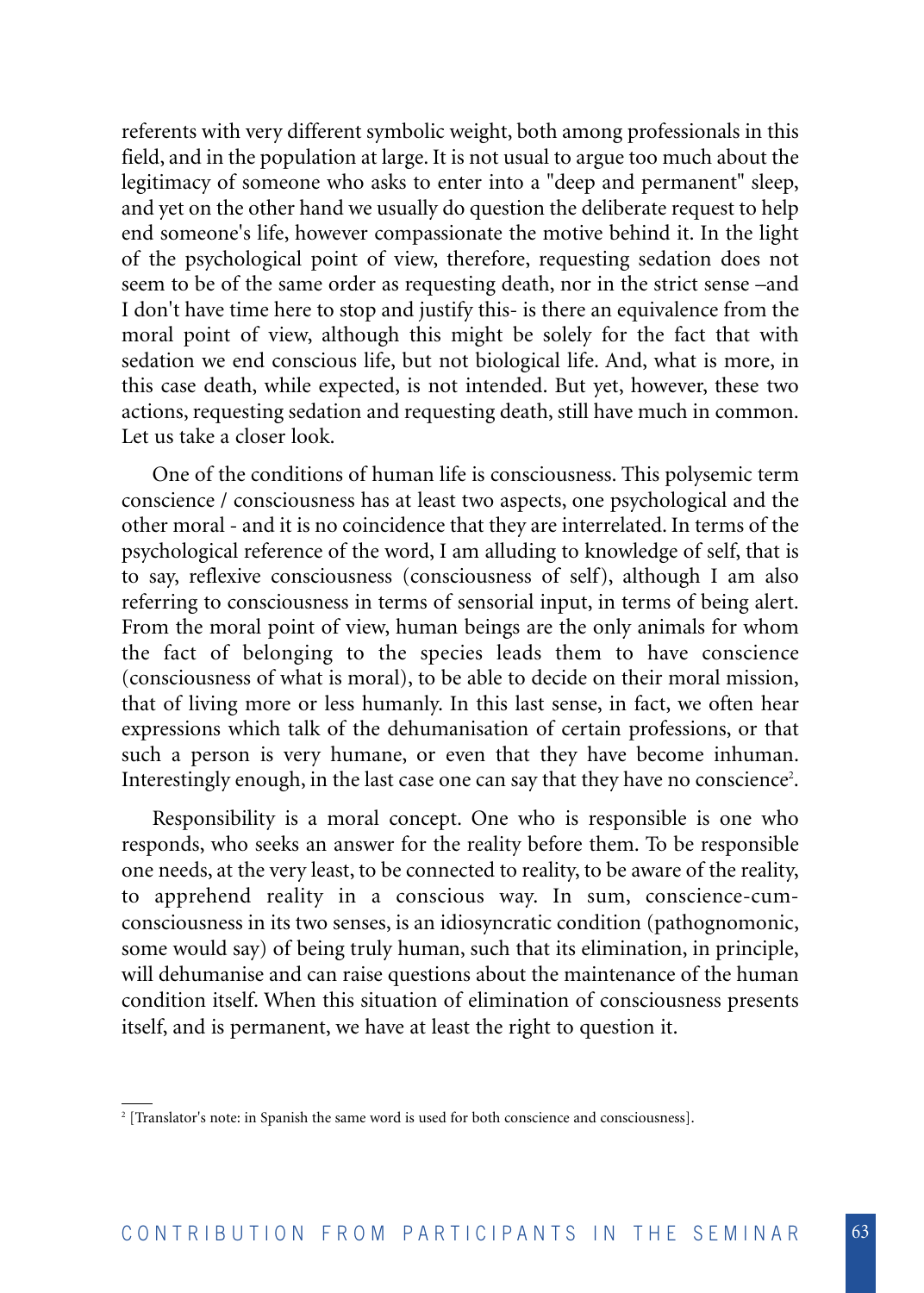referents with very different symbolic weight, both among professionals in this field, and in the population at large. It is not usual to argue too much about the legitimacy of someone who asks to enter into a "deep and permanent" sleep, and yet on the other hand we usually do question the deliberate request to help end someone's life, however compassionate the motive behind it. In the light of the psychological point of view, therefore, requesting sedation does not seem to be of the same order as requesting death, nor in the strict sense –and I don't have time here to stop and justify this- is there an equivalence from the moral point of view, although this might be solely for the fact that with sedation we end conscious life, but not biological life. And, what is more, in this case death, while expected, is not intended. But yet, however, these two actions, requesting sedation and requesting death, still have much in common. Let us take a closer look.

One of the conditions of human life is consciousness. This polysemic term conscience / consciousness has at least two aspects, one psychological and the other moral - and it is no coincidence that they are interrelated. In terms of the psychological reference of the word, I am alluding to knowledge of self, that is to say, reflexive consciousness (consciousness of self), although I am also referring to consciousness in terms of sensorial input, in terms of being alert. From the moral point of view, human beings are the only animals for whom the fact of belonging to the species leads them to have conscience (consciousness of what is moral), to be able to decide on their moral mission, that of living more or less humanly. In this last sense, in fact, we often hear expressions which talk of the dehumanisation of certain professions, or that such a person is very humane, or even that they have become inhuman. Interestingly enough, in the last case one can say that they have no conscience[2].

Responsibility is a moral concept. One who is responsible is one who responds, who seeks an answer for the reality before them. To be responsible one needs, at the very least, to be connected to reality, to be aware of the reality, to apprehend reality in a conscious way. In sum, conscience-cum-consciousness in its two senses, is an idiosyncratic condition (pathognomonic, some would say) of being truly human, such that its elimination, in principle, will dehumanise and can raise questions about the maintenance of the human condition itself. When this situation of elimination of consciousness presents itself, and is permanent, we have at least the right to question it.

---

[2] [Translator's note: in Spanish the same word is used for both conscience and consciousness].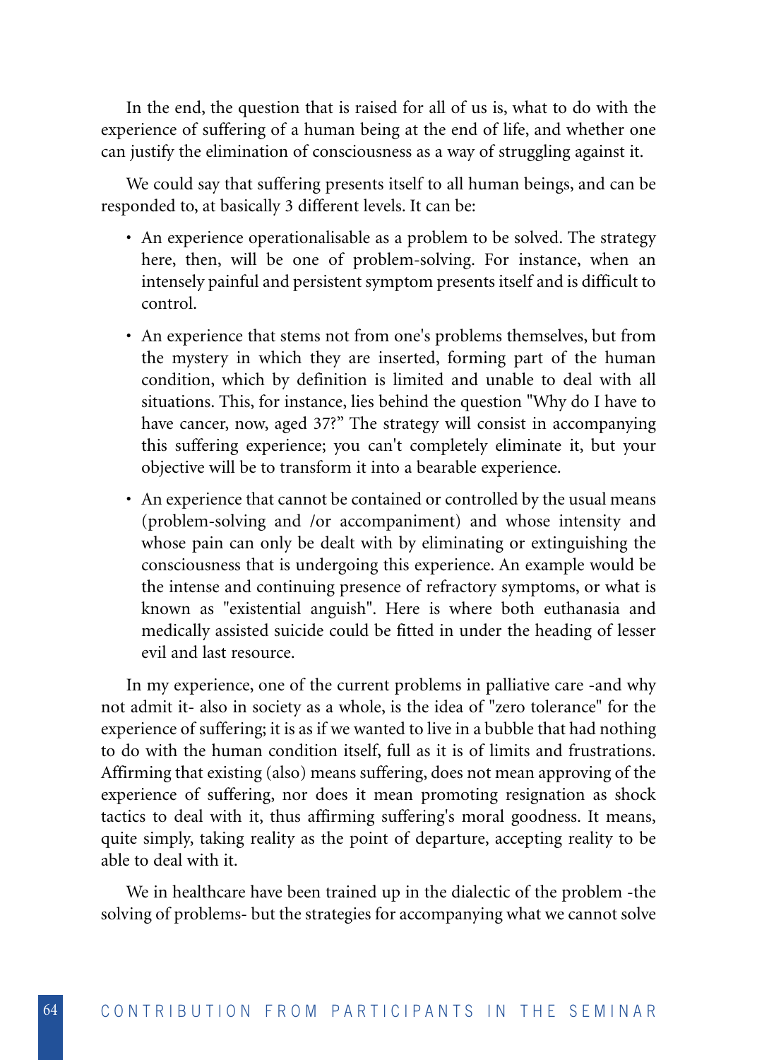In the end, the question that is raised for all of us is, what to do with the experience of suffering of a human being at the end of life, and whether one can justify the elimination of consciousness as a way of struggling against it.

We could say that suffering presents itself to all human beings, and can be responded to, at basically 3 different levels. It can be:

- An experience operationalisable as a problem to be solved. The strategy here, then, will be one of problem-solving. For instance, when an intensely painful and persistent symptom presents itself and is difficult to control.
- An experience that stems not from one's problems themselves, but from the mystery in which they are inserted, forming part of the human condition, which by definition is limited and unable to deal with all situations. This, for instance, lies behind the question "Why do I have to have cancer, now, aged 37?" The strategy will consist in accompanying this suffering experience; you can't completely eliminate it, but your objective will be to transform it into a bearable experience.
- An experience that cannot be contained or controlled by the usual means (problem-solving and /or accompaniment) and whose intensity and whose pain can only be dealt with by eliminating or extinguishing the consciousness that is undergoing this experience. An example would be the intense and continuing presence of refractory symptoms, or what is known as "existential anguish". Here is where both euthanasia and medically assisted suicide could be fitted in under the heading of lesser evil and last resource.

In my experience, one of the current problems in palliative care -and why not admit it- also in society as a whole, is the idea of "zero tolerance" for the experience of suffering; it is as if we wanted to live in a bubble that had nothing to do with the human condition itself, full as it is of limits and frustrations. Affirming that existing (also) means suffering, does not mean approving of the experience of suffering, nor does it mean promoting resignation as shock tactics to deal with it, thus affirming suffering's moral goodness. It means, quite simply, taking reality as the point of departure, accepting reality to be able to deal with it.

We in healthcare have been trained up in the dialectic of the problem -the solving of problems- but the strategies for accompanying what we cannot solve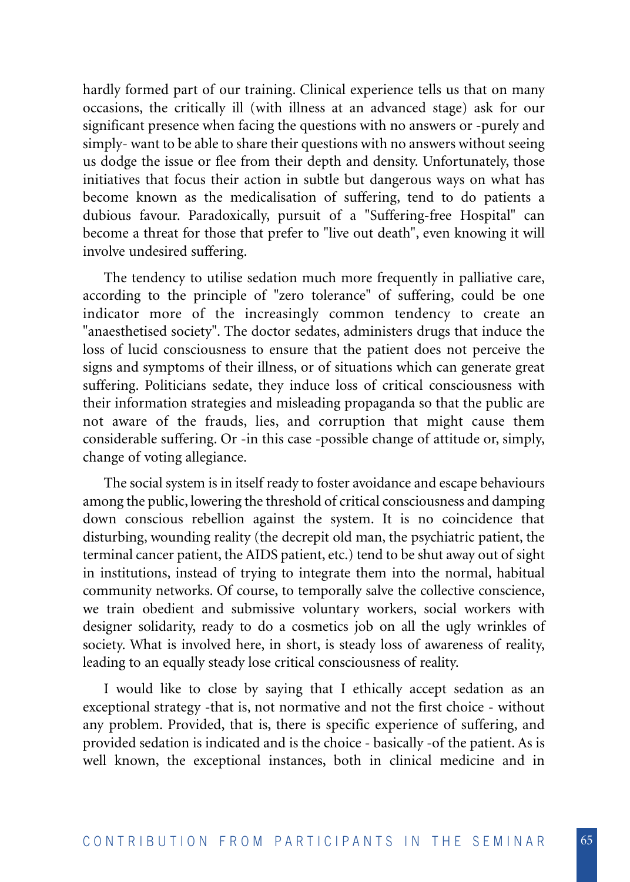hardly formed part of our training. Clinical experience tells us that on many occasions, the critically ill (with illness at an advanced stage) ask for our significant presence when facing the questions with no answers or -purely and simply- want to be able to share their questions with no answers without seeing us dodge the issue or flee from their depth and density. Unfortunately, those initiatives that focus their action in subtle but dangerous ways on what has become known as the medicalisation of suffering, tend to do patients a dubious favour. Paradoxically, pursuit of a "Suffering-free Hospital" can become a threat for those that prefer to "live out death", even knowing it will involve undesired suffering.

The tendency to utilise sedation much more frequently in palliative care, according to the principle of "zero tolerance" of suffering, could be one indicator more of the increasingly common tendency to create an "anaesthetised society". The doctor sedates, administers drugs that induce the loss of lucid consciousness to ensure that the patient does not perceive the signs and symptoms of their illness, or of situations which can generate great suffering. Politicians sedate, they induce loss of critical consciousness with their information strategies and misleading propaganda so that the public are not aware of the frauds, lies, and corruption that might cause them considerable suffering. Or -in this case -possible change of attitude or, simply, change of voting allegiance.

The social system is in itself ready to foster avoidance and escape behaviours among the public, lowering the threshold of critical consciousness and damping down conscious rebellion against the system. It is no coincidence that disturbing, wounding reality (the decrepit old man, the psychiatric patient, the terminal cancer patient, the AIDS patient, etc.) tend to be shut away out of sight in institutions, instead of trying to integrate them into the normal, habitual community networks. Of course, to temporally salve the collective conscience, we train obedient and submissive voluntary workers, social workers with designer solidarity, ready to do a cosmetics job on all the ugly wrinkles of society. What is involved here, in short, is steady loss of awareness of reality, leading to an equally steady lose critical consciousness of reality.

I would like to close by saying that I ethically accept sedation as an exceptional strategy -that is, not normative and not the first choice - without any problem. Provided, that is, there is specific experience of suffering, and provided sedation is indicated and is the choice - basically -of the patient. As is well known, the exceptional instances, both in clinical medicine and in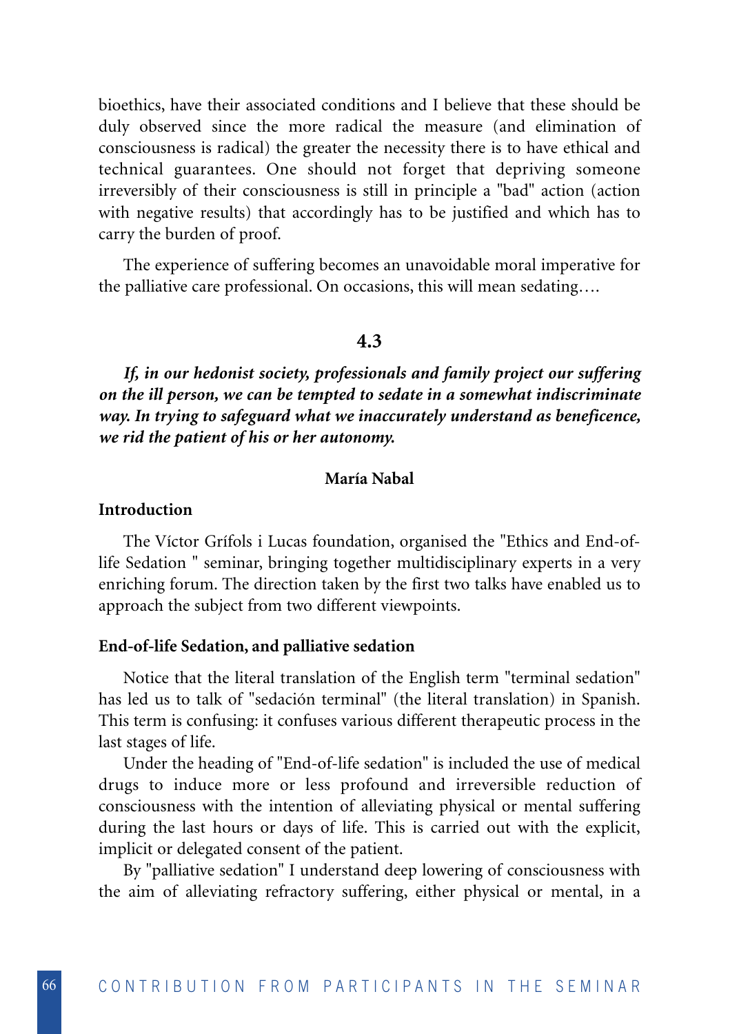bioethics, have their associated conditions and I believe that these should be duly observed since the more radical the measure (and elimination of consciousness is radical) the greater the necessity there is to have ethical and technical guarantees. One should not forget that depriving someone irreversibly of their consciousness is still in principle a "bad" action (action with negative results) that accordingly has to be justified and which has to carry the burden of proof.

The experience of suffering becomes an unavoidable moral imperative for the palliative care professional. On occasions, this will mean sedating….

## 4.3

***If, in our hedonist society, professionals and family project our suffering on the ill person, we can be tempted to sedate in a somewhat indiscriminate way. In trying to safeguard what we inaccurately understand as beneficence, we rid the patient of his or her autonomy.***

**María Nabal**

### Introduction

The Víctor Grífols i Lucas foundation, organised the "Ethics and End-of-life Sedation " seminar, bringing together multidisciplinary experts in a very enriching forum. The direction taken by the first two talks have enabled us to approach the subject from two different viewpoints.

### End-of-life Sedation, and palliative sedation

Notice that the literal translation of the English term "terminal sedation" has led us to talk of "sedación terminal" (the literal translation) in Spanish. This term is confusing: it confuses various different therapeutic process in the last stages of life.

Under the heading of "End-of-life sedation" is included the use of medical drugs to induce more or less profound and irreversible reduction of consciousness with the intention of alleviating physical or mental suffering during the last hours or days of life. This is carried out with the explicit, implicit or delegated consent of the patient.

By "palliative sedation" I understand deep lowering of consciousness with the aim of alleviating refractory suffering, either physical or mental, in a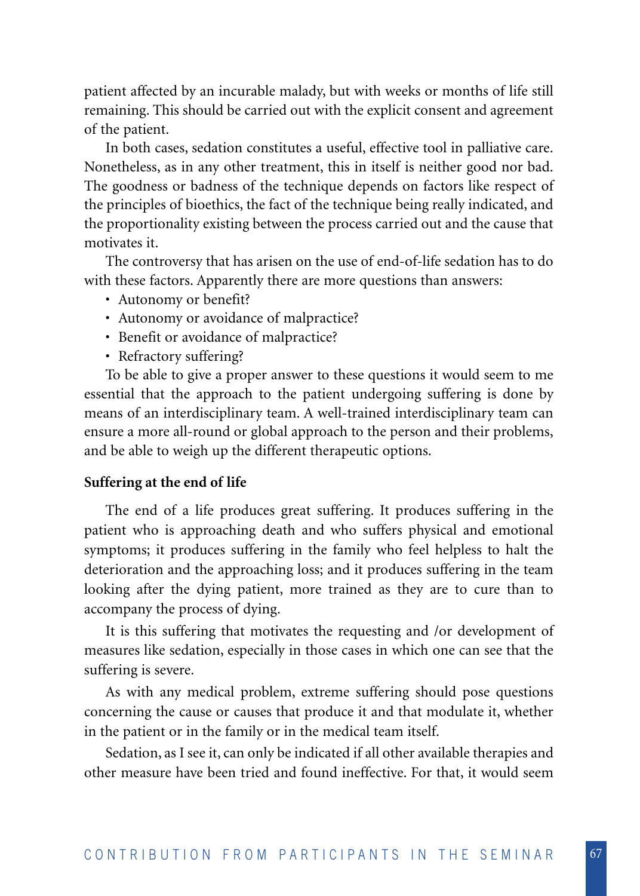patient affected by an incurable malady, but with weeks or months of life still remaining. This should be carried out with the explicit consent and agreement of the patient.

In both cases, sedation constitutes a useful, effective tool in palliative care. Nonetheless, as in any other treatment, this in itself is neither good nor bad. The goodness or badness of the technique depends on factors like respect of the principles of bioethics, the fact of the technique being really indicated, and the proportionality existing between the process carried out and the cause that motivates it.

The controversy that has arisen on the use of end-of-life sedation has to do with these factors. Apparently there are more questions than answers:

- Autonomy or benefit?
- Autonomy or avoidance of malpractice?
- Benefit or avoidance of malpractice?
- Refractory suffering?

To be able to give a proper answer to these questions it would seem to me essential that the approach to the patient undergoing suffering is done by means of an interdisciplinary team. A well-trained interdisciplinary team can ensure a more all-round or global approach to the person and their problems, and be able to weigh up the different therapeutic options.

**Suffering at the end of life**

The end of a life produces great suffering. It produces suffering in the patient who is approaching death and who suffers physical and emotional symptoms; it produces suffering in the family who feel helpless to halt the deterioration and the approaching loss; and it produces suffering in the team looking after the dying patient, more trained as they are to cure than to accompany the process of dying.

It is this suffering that motivates the requesting and /or development of measures like sedation, especially in those cases in which one can see that the suffering is severe.

As with any medical problem, extreme suffering should pose questions concerning the cause or causes that produce it and that modulate it, whether in the patient or in the family or in the medical team itself.

Sedation, as I see it, can only be indicated if all other available therapies and other measure have been tried and found ineffective. For that, it would seem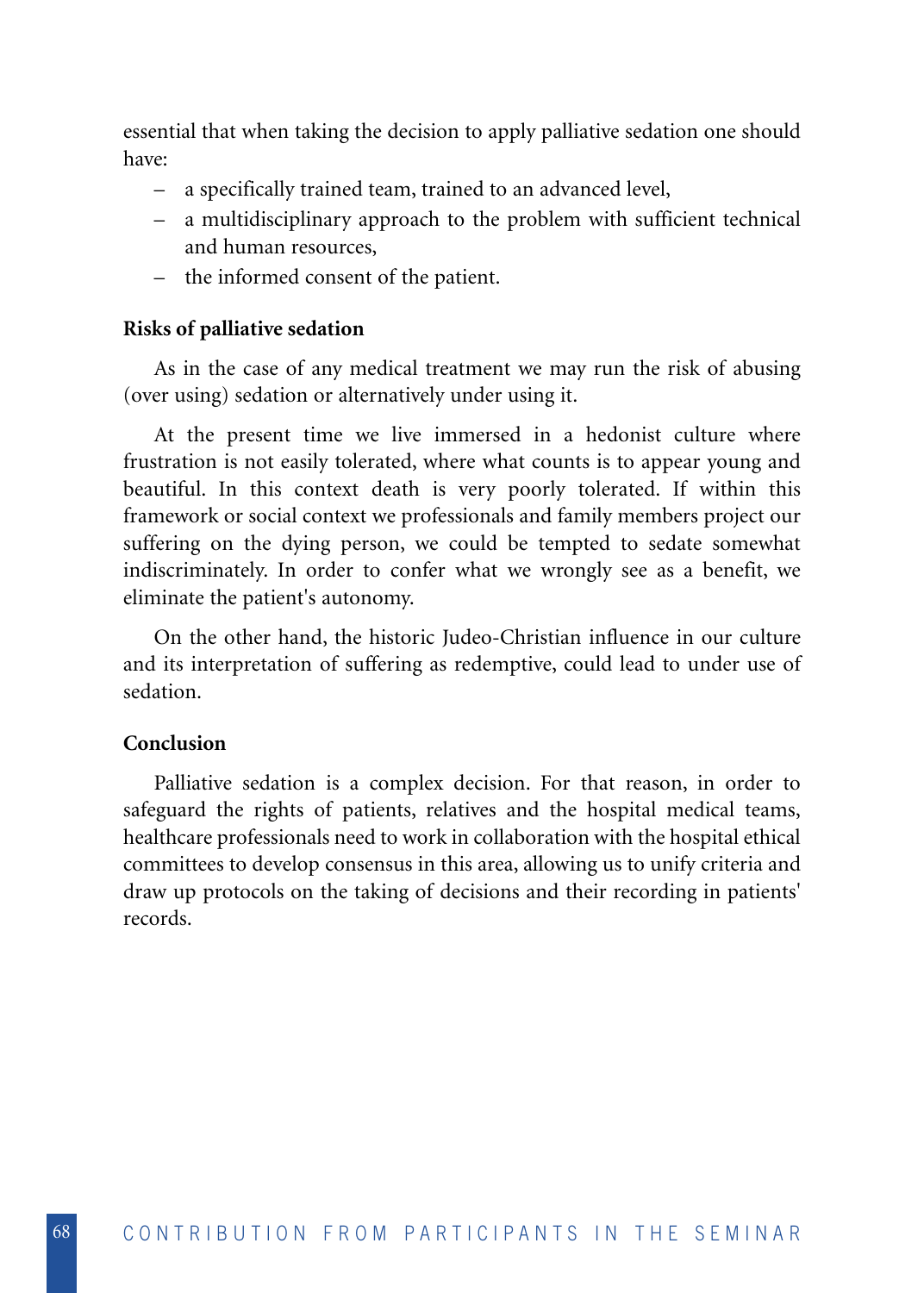essential that when taking the decision to apply palliative sedation one should have:

- a specifically trained team, trained to an advanced level,
- a multidisciplinary approach to the problem with sufficient technical and human resources,
- the informed consent of the patient.

**Risks of palliative sedation**

As in the case of any medical treatment we may run the risk of abusing (over using) sedation or alternatively under using it.

At the present time we live immersed in a hedonist culture where frustration is not easily tolerated, where what counts is to appear young and beautiful. In this context death is very poorly tolerated. If within this framework or social context we professionals and family members project our suffering on the dying person, we could be tempted to sedate somewhat indiscriminately. In order to confer what we wrongly see as a benefit, we eliminate the patient's autonomy.

On the other hand, the historic Judeo-Christian influence in our culture and its interpretation of suffering as redemptive, could lead to under use of sedation.

**Conclusion**

Palliative sedation is a complex decision. For that reason, in order to safeguard the rights of patients, relatives and the hospital medical teams, healthcare professionals need to work in collaboration with the hospital ethical committees to develop consensus in this area, allowing us to unify criteria and draw up protocols on the taking of decisions and their recording in patients' records.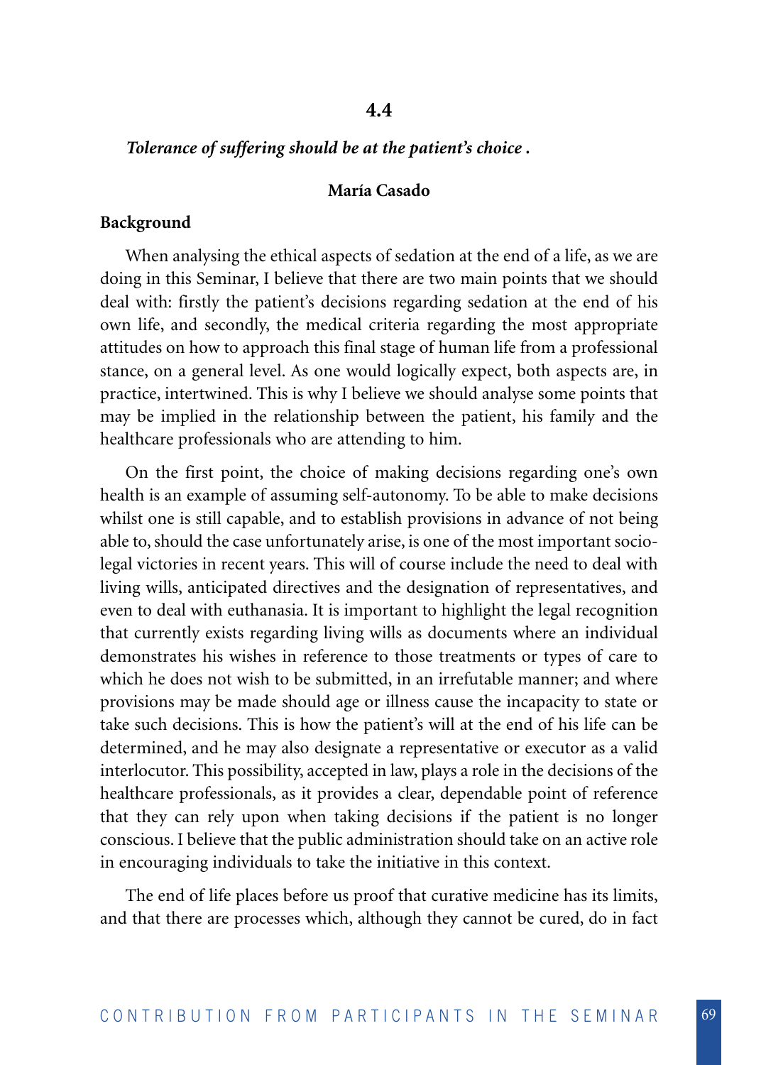## 4.4

### *Tolerance of suffering should be at the patient's choice .*

**María Casado**

**Background**

When analysing the ethical aspects of sedation at the end of a life, as we are doing in this Seminar, I believe that there are two main points that we should deal with: firstly the patient's decisions regarding sedation at the end of his own life, and secondly, the medical criteria regarding the most appropriate attitudes on how to approach this final stage of human life from a professional stance, on a general level. As one would logically expect, both aspects are, in practice, intertwined. This is why I believe we should analyse some points that may be implied in the relationship between the patient, his family and the healthcare professionals who are attending to him.

On the first point, the choice of making decisions regarding one's own health is an example of assuming self-autonomy. To be able to make decisions whilst one is still capable, and to establish provisions in advance of not being able to, should the case unfortunately arise, is one of the most important socio-legal victories in recent years. This will of course include the need to deal with living wills, anticipated directives and the designation of representatives, and even to deal with euthanasia. It is important to highlight the legal recognition that currently exists regarding living wills as documents where an individual demonstrates his wishes in reference to those treatments or types of care to which he does not wish to be submitted, in an irrefutable manner; and where provisions may be made should age or illness cause the incapacity to state or take such decisions. This is how the patient's will at the end of his life can be determined, and he may also designate a representative or executor as a valid interlocutor. This possibility, accepted in law, plays a role in the decisions of the healthcare professionals, as it provides a clear, dependable point of reference that they can rely upon when taking decisions if the patient is no longer conscious. I believe that the public administration should take on an active role in encouraging individuals to take the initiative in this context.

The end of life places before us proof that curative medicine has its limits, and that there are processes which, although they cannot be cured, do in fact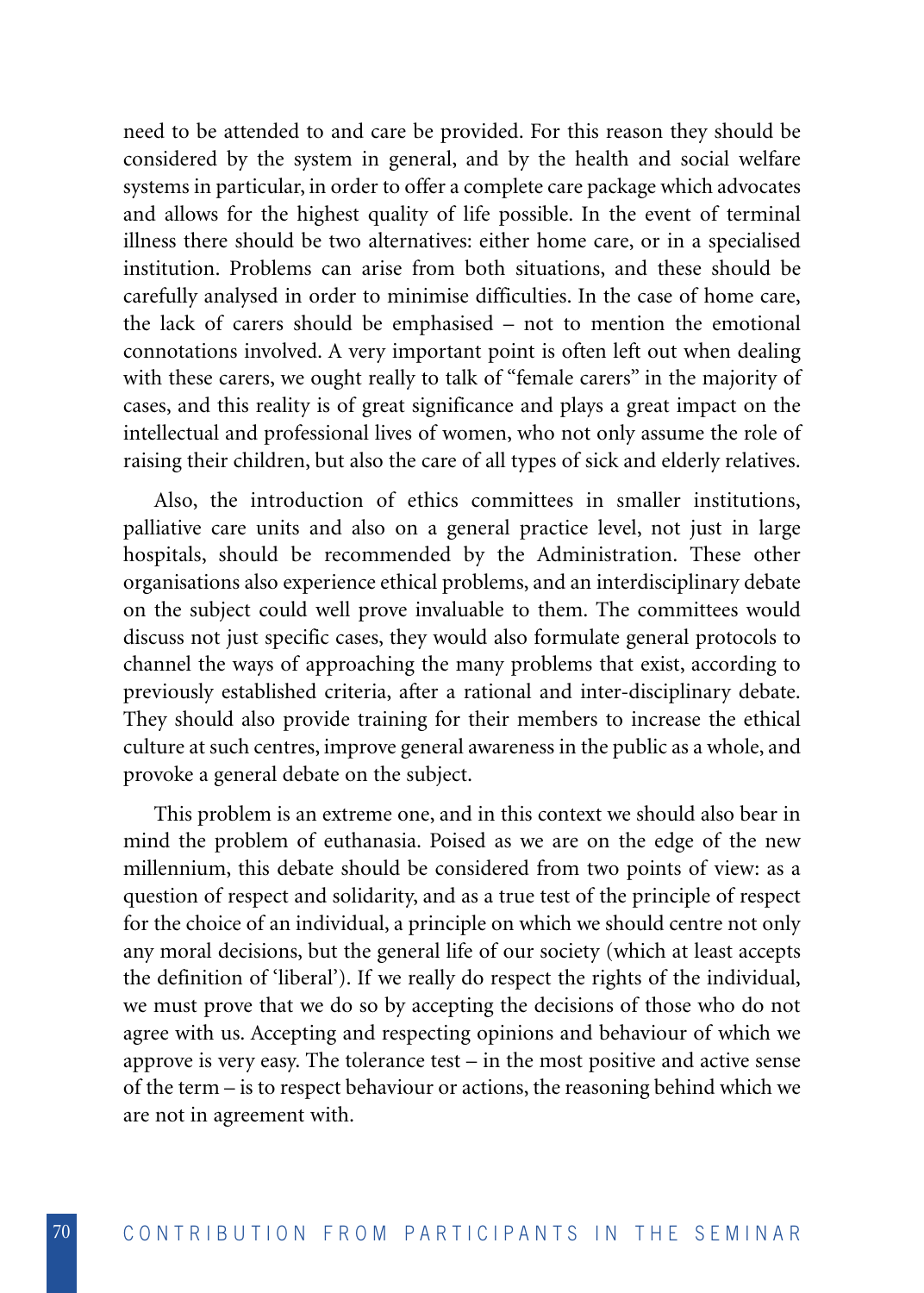need to be attended to and care be provided. For this reason they should be considered by the system in general, and by the health and social welfare systems in particular, in order to offer a complete care package which advocates and allows for the highest quality of life possible. In the event of terminal illness there should be two alternatives: either home care, or in a specialised institution. Problems can arise from both situations, and these should be carefully analysed in order to minimise difficulties. In the case of home care, the lack of carers should be emphasised – not to mention the emotional connotations involved. A very important point is often left out when dealing with these carers, we ought really to talk of "female carers" in the majority of cases, and this reality is of great significance and plays a great impact on the intellectual and professional lives of women, who not only assume the role of raising their children, but also the care of all types of sick and elderly relatives.

Also, the introduction of ethics committees in smaller institutions, palliative care units and also on a general practice level, not just in large hospitals, should be recommended by the Administration. These other organisations also experience ethical problems, and an interdisciplinary debate on the subject could well prove invaluable to them. The committees would discuss not just specific cases, they would also formulate general protocols to channel the ways of approaching the many problems that exist, according to previously established criteria, after a rational and inter-disciplinary debate. They should also provide training for their members to increase the ethical culture at such centres, improve general awareness in the public as a whole, and provoke a general debate on the subject.

This problem is an extreme one, and in this context we should also bear in mind the problem of euthanasia. Poised as we are on the edge of the new millennium, this debate should be considered from two points of view: as a question of respect and solidarity, and as a true test of the principle of respect for the choice of an individual, a principle on which we should centre not only any moral decisions, but the general life of our society (which at least accepts the definition of 'liberal'). If we really do respect the rights of the individual, we must prove that we do so by accepting the decisions of those who do not agree with us. Accepting and respecting opinions and behaviour of which we approve is very easy. The tolerance test – in the most positive and active sense of the term – is to respect behaviour or actions, the reasoning behind which we are not in agreement with.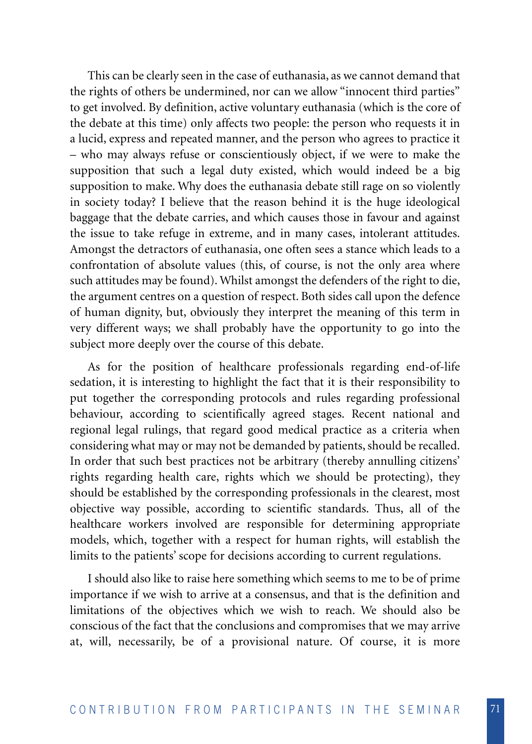This can be clearly seen in the case of euthanasia, as we cannot demand that the rights of others be undermined, nor can we allow "innocent third parties" to get involved. By definition, active voluntary euthanasia (which is the core of the debate at this time) only affects two people: the person who requests it in a lucid, express and repeated manner, and the person who agrees to practice it – who may always refuse or conscientiously object, if we were to make the supposition that such a legal duty existed, which would indeed be a big supposition to make. Why does the euthanasia debate still rage on so violently in society today? I believe that the reason behind it is the huge ideological baggage that the debate carries, and which causes those in favour and against the issue to take refuge in extreme, and in many cases, intolerant attitudes. Amongst the detractors of euthanasia, one often sees a stance which leads to a confrontation of absolute values (this, of course, is not the only area where such attitudes may be found). Whilst amongst the defenders of the right to die, the argument centres on a question of respect. Both sides call upon the defence of human dignity, but, obviously they interpret the meaning of this term in very different ways; we shall probably have the opportunity to go into the subject more deeply over the course of this debate.

As for the position of healthcare professionals regarding end-of-life sedation, it is interesting to highlight the fact that it is their responsibility to put together the corresponding protocols and rules regarding professional behaviour, according to scientifically agreed stages. Recent national and regional legal rulings, that regard good medical practice as a criteria when considering what may or may not be demanded by patients, should be recalled. In order that such best practices not be arbitrary (thereby annulling citizens' rights regarding health care, rights which we should be protecting), they should be established by the corresponding professionals in the clearest, most objective way possible, according to scientific standards. Thus, all of the healthcare workers involved are responsible for determining appropriate models, which, together with a respect for human rights, will establish the limits to the patients' scope for decisions according to current regulations.

I should also like to raise here something which seems to me to be of prime importance if we wish to arrive at a consensus, and that is the definition and limitations of the objectives which we wish to reach. We should also be conscious of the fact that the conclusions and compromises that we may arrive at, will, necessarily, be of a provisional nature. Of course, it is more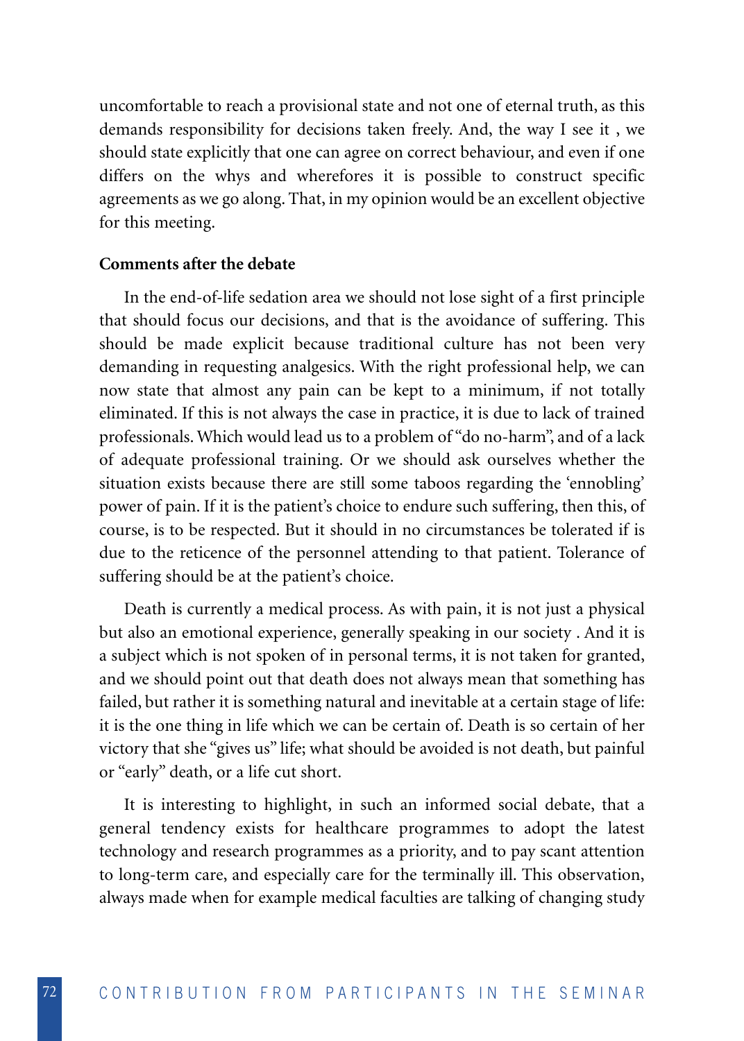uncomfortable to reach a provisional state and not one of eternal truth, as this demands responsibility for decisions taken freely. And, the way I see it , we should state explicitly that one can agree on correct behaviour, and even if one differs on the whys and wherefores it is possible to construct specific agreements as we go along. That, in my opinion would be an excellent objective for this meeting.

**Comments after the debate**

In the end-of-life sedation area we should not lose sight of a first principle that should focus our decisions, and that is the avoidance of suffering. This should be made explicit because traditional culture has not been very demanding in requesting analgesics. With the right professional help, we can now state that almost any pain can be kept to a minimum, if not totally eliminated. If this is not always the case in practice, it is due to lack of trained professionals. Which would lead us to a problem of "do no-harm", and of a lack of adequate professional training. Or we should ask ourselves whether the situation exists because there are still some taboos regarding the 'ennobling' power of pain. If it is the patient's choice to endure such suffering, then this, of course, is to be respected. But it should in no circumstances be tolerated if is due to the reticence of the personnel attending to that patient. Tolerance of suffering should be at the patient's choice.

Death is currently a medical process. As with pain, it is not just a physical but also an emotional experience, generally speaking in our society . And it is a subject which is not spoken of in personal terms, it is not taken for granted, and we should point out that death does not always mean that something has failed, but rather it is something natural and inevitable at a certain stage of life: it is the one thing in life which we can be certain of. Death is so certain of her victory that she "gives us" life; what should be avoided is not death, but painful or "early" death, or a life cut short.

It is interesting to highlight, in such an informed social debate, that a general tendency exists for healthcare programmes to adopt the latest technology and research programmes as a priority, and to pay scant attention to long-term care, and especially care for the terminally ill. This observation, always made when for example medical faculties are talking of changing study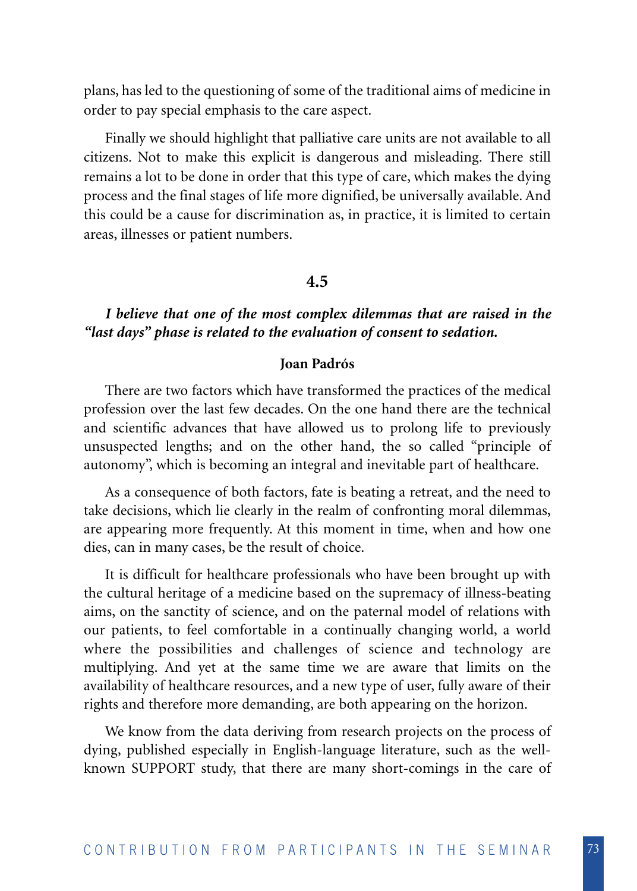plans, has led to the questioning of some of the traditional aims of medicine in order to pay special emphasis to the care aspect.

Finally we should highlight that palliative care units are not available to all citizens. Not to make this explicit is dangerous and misleading. There still remains a lot to be done in order that this type of care, which makes the dying process and the final stages of life more dignified, be universally available. And this could be a cause for discrimination as, in practice, it is limited to certain areas, illnesses or patient numbers.

## 4.5

***I believe that one of the most complex dilemmas that are raised in the "last days" phase is related to the evaluation of consent to sedation.***

**Joan Padrós**

There are two factors which have transformed the practices of the medical profession over the last few decades. On the one hand there are the technical and scientific advances that have allowed us to prolong life to previously unsuspected lengths; and on the other hand, the so called "principle of autonomy", which is becoming an integral and inevitable part of healthcare.

As a consequence of both factors, fate is beating a retreat, and the need to take decisions, which lie clearly in the realm of confronting moral dilemmas, are appearing more frequently. At this moment in time, when and how one dies, can in many cases, be the result of choice.

It is difficult for healthcare professionals who have been brought up with the cultural heritage of a medicine based on the supremacy of illness-beating aims, on the sanctity of science, and on the paternal model of relations with our patients, to feel comfortable in a continually changing world, a world where the possibilities and challenges of science and technology are multiplying. And yet at the same time we are aware that limits on the availability of healthcare resources, and a new type of user, fully aware of their rights and therefore more demanding, are both appearing on the horizon.

We know from the data deriving from research projects on the process of dying, published especially in English-language literature, such as the well-known SUPPORT study, that there are many short-comings in the care of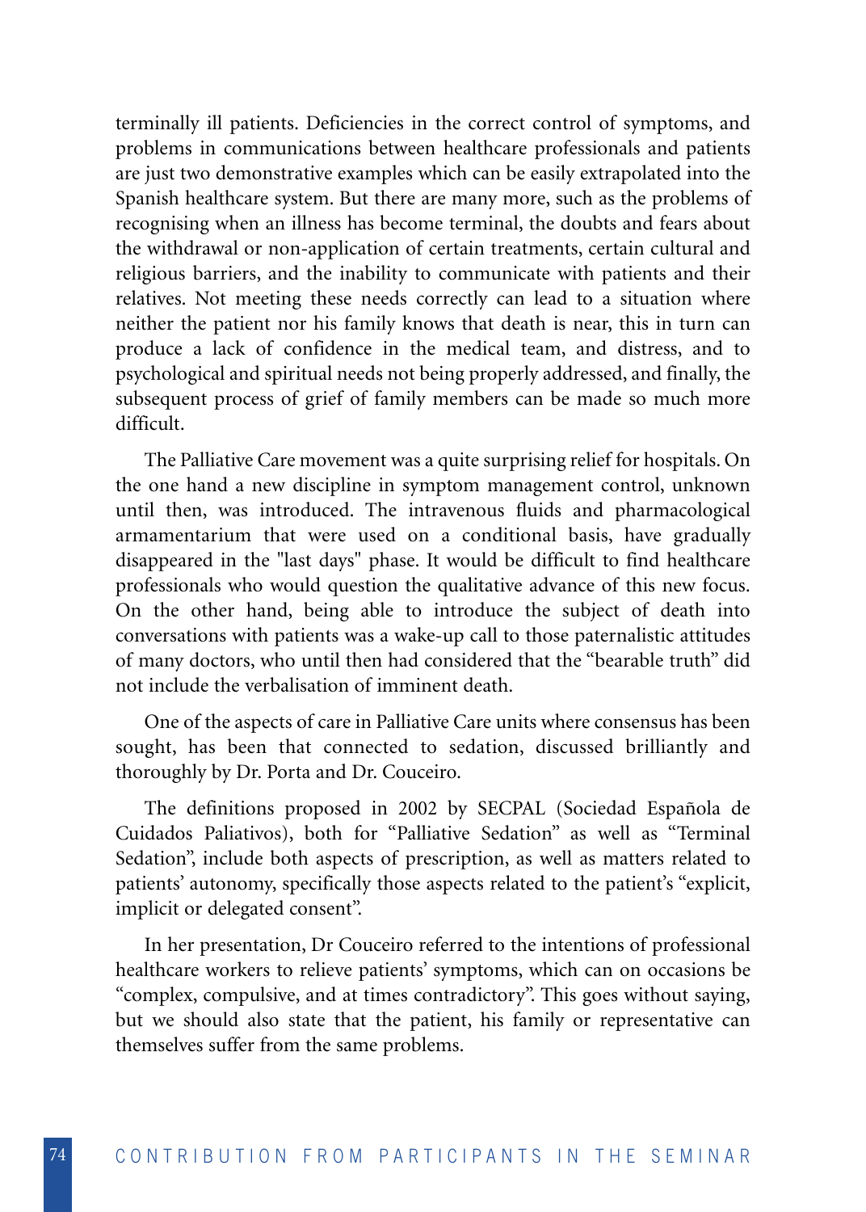terminally ill patients. Deficiencies in the correct control of symptoms, and problems in communications between healthcare professionals and patients are just two demonstrative examples which can be easily extrapolated into the Spanish healthcare system. But there are many more, such as the problems of recognising when an illness has become terminal, the doubts and fears about the withdrawal or non-application of certain treatments, certain cultural and religious barriers, and the inability to communicate with patients and their relatives. Not meeting these needs correctly can lead to a situation where neither the patient nor his family knows that death is near, this in turn can produce a lack of confidence in the medical team, and distress, and to psychological and spiritual needs not being properly addressed, and finally, the subsequent process of grief of family members can be made so much more difficult.

The Palliative Care movement was a quite surprising relief for hospitals. On the one hand a new discipline in symptom management control, unknown until then, was introduced. The intravenous fluids and pharmacological armamentarium that were used on a conditional basis, have gradually disappeared in the "last days" phase. It would be difficult to find healthcare professionals who would question the qualitative advance of this new focus. On the other hand, being able to introduce the subject of death into conversations with patients was a wake-up call to those paternalistic attitudes of many doctors, who until then had considered that the "bearable truth" did not include the verbalisation of imminent death.

One of the aspects of care in Palliative Care units where consensus has been sought, has been that connected to sedation, discussed brilliantly and thoroughly by Dr. Porta and Dr. Couceiro.

The definitions proposed in 2002 by SECPAL (Sociedad Española de Cuidados Paliativos), both for "Palliative Sedation" as well as "Terminal Sedation", include both aspects of prescription, as well as matters related to patients' autonomy, specifically those aspects related to the patient's "explicit, implicit or delegated consent".

In her presentation, Dr Couceiro referred to the intentions of professional healthcare workers to relieve patients' symptoms, which can on occasions be "complex, compulsive, and at times contradictory". This goes without saying, but we should also state that the patient, his family or representative can themselves suffer from the same problems.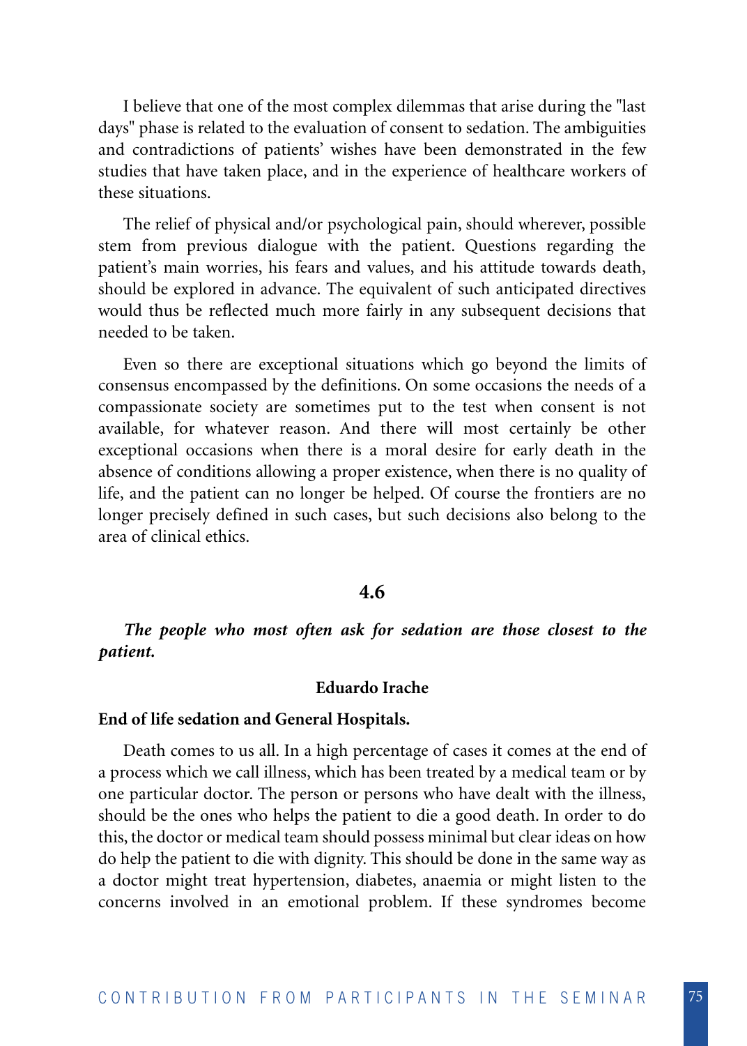I believe that one of the most complex dilemmas that arise during the "last days" phase is related to the evaluation of consent to sedation. The ambiguities and contradictions of patients' wishes have been demonstrated in the few studies that have taken place, and in the experience of healthcare workers of these situations.

The relief of physical and/or psychological pain, should wherever, possible stem from previous dialogue with the patient. Questions regarding the patient's main worries, his fears and values, and his attitude towards death, should be explored in advance. The equivalent of such anticipated directives would thus be reflected much more fairly in any subsequent decisions that needed to be taken.

Even so there are exceptional situations which go beyond the limits of consensus encompassed by the definitions. On some occasions the needs of a compassionate society are sometimes put to the test when consent is not available, for whatever reason. And there will most certainly be other exceptional occasions when there is a moral desire for early death in the absence of conditions allowing a proper existence, when there is no quality of life, and the patient can no longer be helped. Of course the frontiers are no longer precisely defined in such cases, but such decisions also belong to the area of clinical ethics.

## 4.6

***The people who most often ask for sedation are those closest to the patient.***

**Eduardo Irache**

**End of life sedation and General Hospitals.**

Death comes to us all. In a high percentage of cases it comes at the end of a process which we call illness, which has been treated by a medical team or by one particular doctor. The person or persons who have dealt with the illness, should be the ones who helps the patient to die a good death. In order to do this, the doctor or medical team should possess minimal but clear ideas on how do help the patient to die with dignity. This should be done in the same way as a doctor might treat hypertension, diabetes, anaemia or might listen to the concerns involved in an emotional problem. If these syndromes become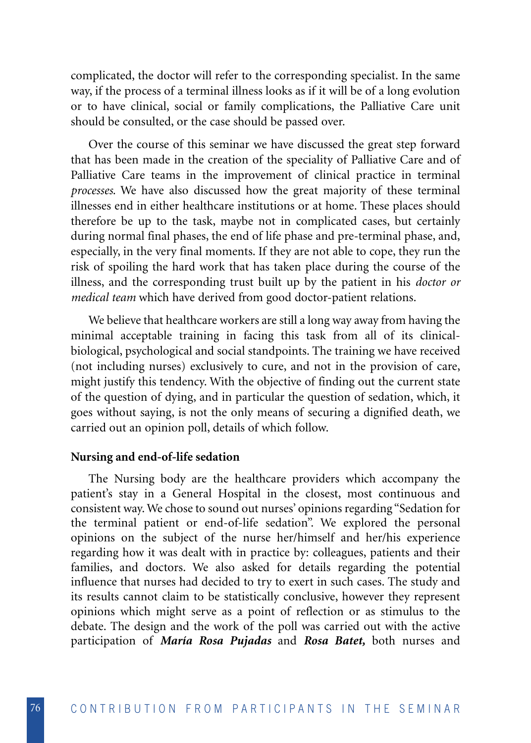complicated, the doctor will refer to the corresponding specialist. In the same way, if the process of a terminal illness looks as if it will be of a long evolution or to have clinical, social or family complications, the Palliative Care unit should be consulted, or the case should be passed over.

Over the course of this seminar we have discussed the great step forward that has been made in the creation of the speciality of Palliative Care and of Palliative Care teams in the improvement of clinical practice in terminal *processes.* We have also discussed how the great majority of these terminal illnesses end in either healthcare institutions or at home. These places should therefore be up to the task, maybe not in complicated cases, but certainly during normal final phases, the end of life phase and pre-terminal phase, and, especially, in the very final moments. If they are not able to cope, they run the risk of spoiling the hard work that has taken place during the course of the illness, and the corresponding trust built up by the patient in his *doctor or medical team* which have derived from good doctor-patient relations.

We believe that healthcare workers are still a long way away from having the minimal acceptable training in facing this task from all of its clinical-biological, psychological and social standpoints. The training we have received (not including nurses) exclusively to cure, and not in the provision of care, might justify this tendency. With the objective of finding out the current state of the question of dying, and in particular the question of sedation, which, it goes without saying, is not the only means of securing a dignified death, we carried out an opinion poll, details of which follow.

**Nursing and end-of-life sedation**

The Nursing body are the healthcare providers which accompany the patient's stay in a General Hospital in the closest, most continuous and consistent way. We chose to sound out nurses' opinions regarding "Sedation for the terminal patient or end-of-life sedation". We explored the personal opinions on the subject of the nurse her/himself and her/his experience regarding how it was dealt with in practice by: colleagues, patients and their families, and doctors. We also asked for details regarding the potential influence that nurses had decided to try to exert in such cases. The study and its results cannot claim to be statistically conclusive, however they represent opinions which might serve as a point of reflection or as stimulus to the debate. The design and the work of the poll was carried out with the active participation of ***María Rosa Pujadas*** and ***Rosa Batet,*** both nurses and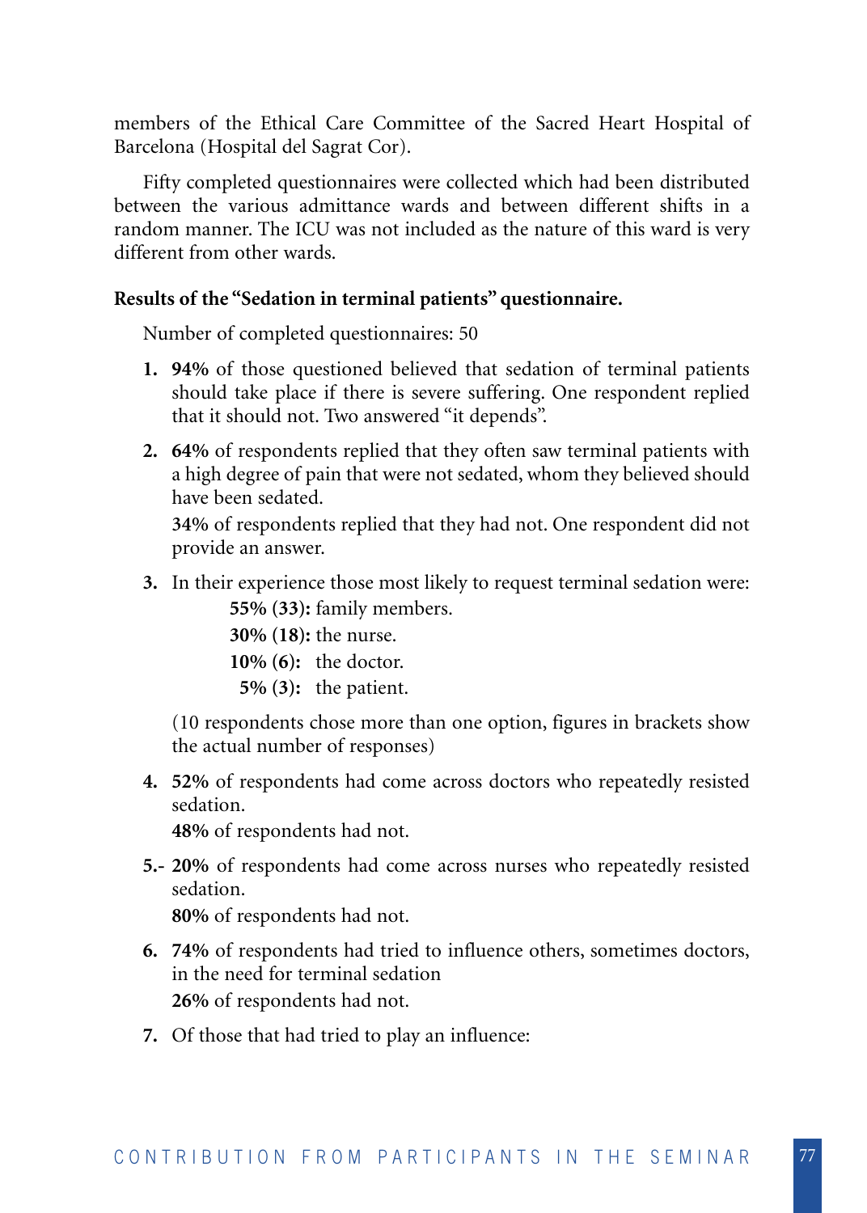members of the Ethical Care Committee of the Sacred Heart Hospital of Barcelona (Hospital del Sagrat Cor).

Fifty completed questionnaires were collected which had been distributed between the various admittance wards and between different shifts in a random manner. The ICU was not included as the nature of this ward is very different from other wards.

**Results of the "Sedation in terminal patients" questionnaire.**

Number of completed questionnaires: 50

1. **94%** of those questioned believed that sedation of terminal patients should take place if there is severe suffering. One respondent replied that it should not. Two answered "it depends".

2. **64%** of respondents replied that they often saw terminal patients with a high degree of pain that were not sedated, whom they believed should have been sedated.

   **34%** of respondents replied that they had not. One respondent did not provide an answer.

3. In their experience those most likely to request terminal sedation were:

   **55% (33):** family members.
   **30% (18):** the nurse.
   **10% (6):** the doctor.
   **5% (3):** the patient.

   (10 respondents chose more than one option, figures in brackets show the actual number of responses)

4. **52%** of respondents had come across doctors who repeatedly resisted sedation.

   **48%** of respondents had not.

5.- **20%** of respondents had come across nurses who repeatedly resisted sedation.

   **80%** of respondents had not.

6. **74%** of respondents had tried to influence others, sometimes doctors, in the need for terminal sedation

   **26%** of respondents had not.

7. Of those that had tried to play an influence: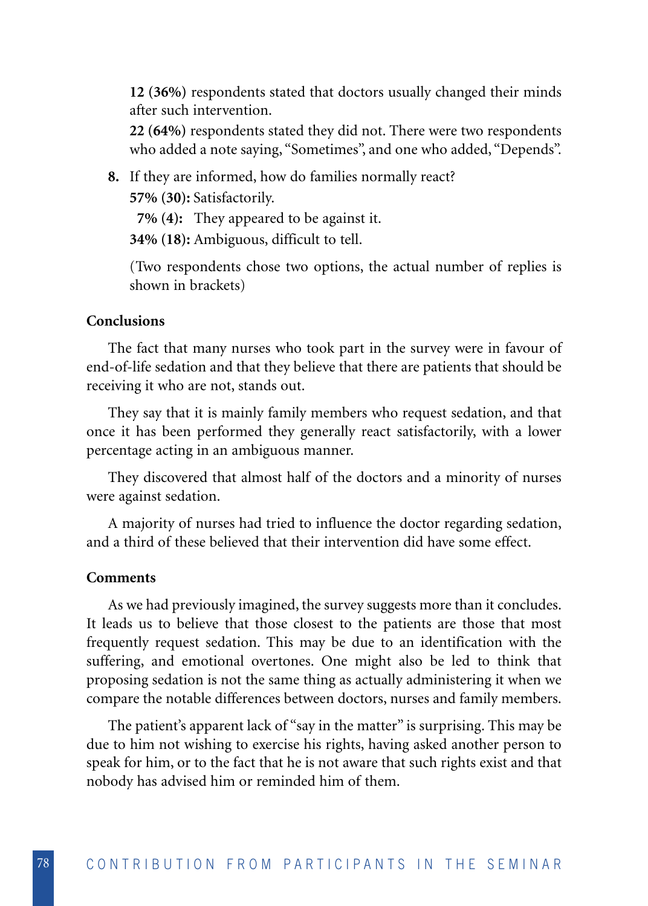**12 (36%)** respondents stated that doctors usually changed their minds after such intervention.

**22 (64%)** respondents stated they did not. There were two respondents who added a note saying, "Sometimes", and one who added, "Depends".

8. If they are informed, how do families normally react?

   **57% (30):** Satisfactorily.

   **7% (4):** They appeared to be against it.

   **34% (18):** Ambiguous, difficult to tell.

   (Two respondents chose two options, the actual number of replies is shown in brackets)

### Conclusions

The fact that many nurses who took part in the survey were in favour of end-of-life sedation and that they believe that there are patients that should be receiving it who are not, stands out.

They say that it is mainly family members who request sedation, and that once it has been performed they generally react satisfactorily, with a lower percentage acting in an ambiguous manner.

They discovered that almost half of the doctors and a minority of nurses were against sedation.

A majority of nurses had tried to influence the doctor regarding sedation, and a third of these believed that their intervention did have some effect.

### Comments

As we had previously imagined, the survey suggests more than it concludes. It leads us to believe that those closest to the patients are those that most frequently request sedation. This may be due to an identification with the suffering, and emotional overtones. One might also be led to think that proposing sedation is not the same thing as actually administering it when we compare the notable differences between doctors, nurses and family members.

The patient's apparent lack of "say in the matter" is surprising. This may be due to him not wishing to exercise his rights, having asked another person to speak for him, or to the fact that he is not aware that such rights exist and that nobody has advised him or reminded him of them.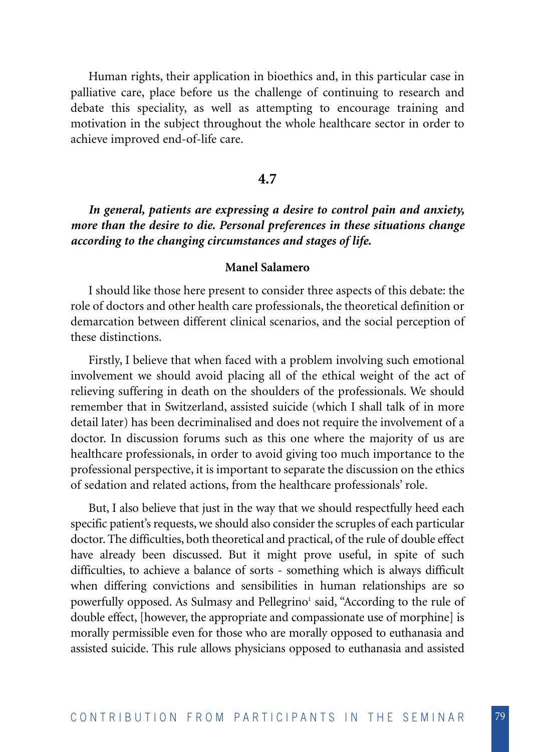Human rights, their application in bioethics and, in this particular case in palliative care, place before us the challenge of continuing to research and debate this speciality, as well as attempting to encourage training and motivation in the subject throughout the whole healthcare sector in order to achieve improved end-of-life care.

## 4.7

***In general, patients are expressing a desire to control pain and anxiety, more than the desire to die. Personal preferences in these situations change according to the changing circumstances and stages of life.***

**Manel Salamero**

I should like those here present to consider three aspects of this debate: the role of doctors and other health care professionals, the theoretical definition or demarcation between different clinical scenarios, and the social perception of these distinctions.

Firstly, I believe that when faced with a problem involving such emotional involvement we should avoid placing all of the ethical weight of the act of relieving suffering in death on the shoulders of the professionals. We should remember that in Switzerland, assisted suicide (which I shall talk of in more detail later) has been decriminalised and does not require the involvement of a doctor. In discussion forums such as this one where the majority of us are healthcare professionals, in order to avoid giving too much importance to the professional perspective, it is important to separate the discussion on the ethics of sedation and related actions, from the healthcare professionals' role.

But, I also believe that just in the way that we should respectfully heed each specific patient's requests, we should also consider the scruples of each particular doctor. The difficulties, both theoretical and practical, of the rule of double effect have already been discussed. But it might prove useful, in spite of such difficulties, to achieve a balance of sorts - something which is always difficult when differing convictions and sensibilities in human relationships are so powerfully opposed. As Sulmasy and Pellegrino[1] said, "According to the rule of double effect, [however, the appropriate and compassionate use of morphine] is morally permissible even for those who are morally opposed to euthanasia and assisted suicide. This rule allows physicians opposed to euthanasia and assisted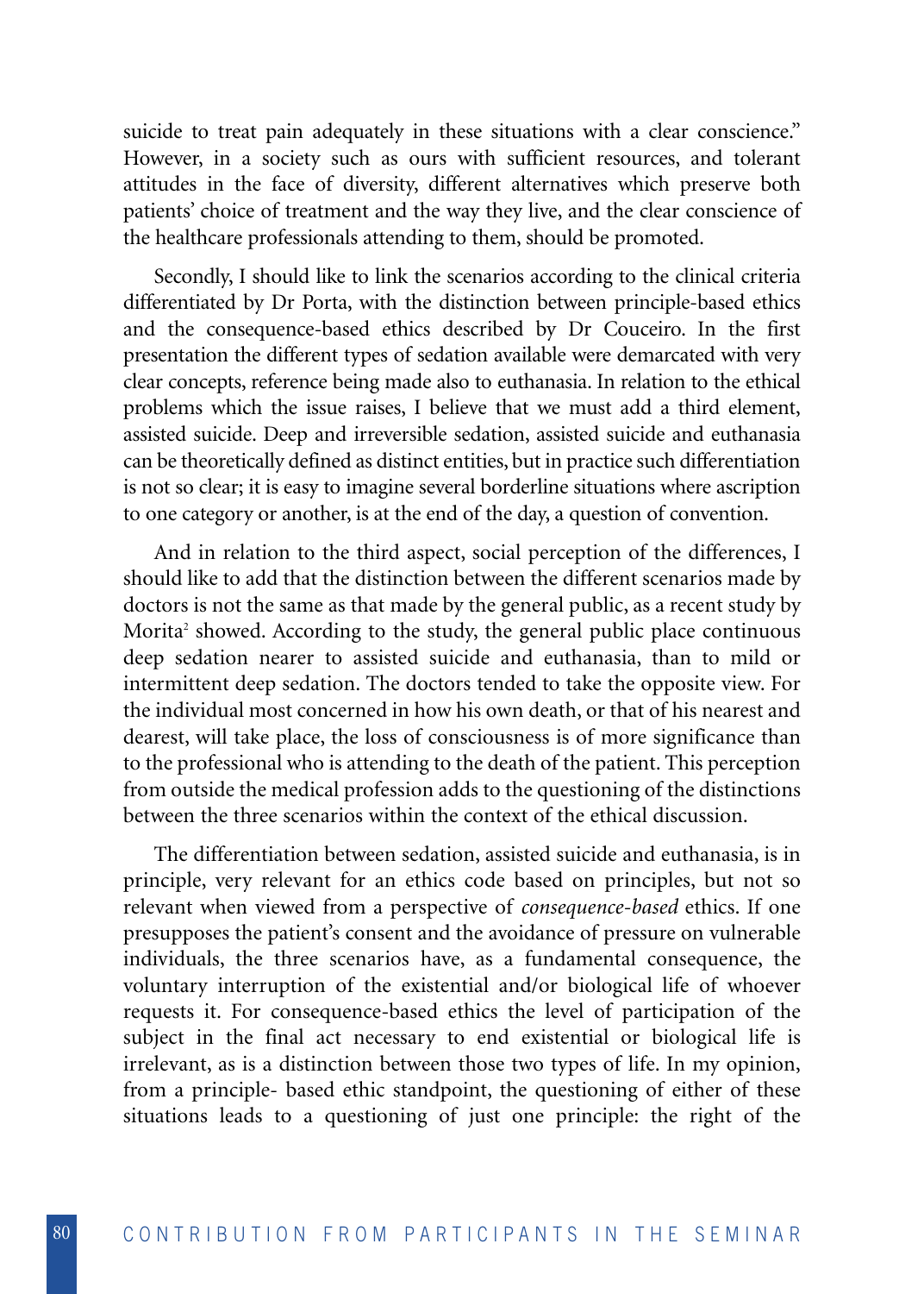suicide to treat pain adequately in these situations with a clear conscience." However, in a society such as ours with sufficient resources, and tolerant attitudes in the face of diversity, different alternatives which preserve both patients' choice of treatment and the way they live, and the clear conscience of the healthcare professionals attending to them, should be promoted.

Secondly, I should like to link the scenarios according to the clinical criteria differentiated by Dr Porta, with the distinction between principle-based ethics and the consequence-based ethics described by Dr Couceiro. In the first presentation the different types of sedation available were demarcated with very clear concepts, reference being made also to euthanasia. In relation to the ethical problems which the issue raises, I believe that we must add a third element, assisted suicide. Deep and irreversible sedation, assisted suicide and euthanasia can be theoretically defined as distinct entities, but in practice such differentiation is not so clear; it is easy to imagine several borderline situations where ascription to one category or another, is at the end of the day, a question of convention.

And in relation to the third aspect, social perception of the differences, I should like to add that the distinction between the different scenarios made by doctors is not the same as that made by the general public, as a recent study by Morita[2] showed. According to the study, the general public place continuous deep sedation nearer to assisted suicide and euthanasia, than to mild or intermittent deep sedation. The doctors tended to take the opposite view. For the individual most concerned in how his own death, or that of his nearest and dearest, will take place, the loss of consciousness is of more significance than to the professional who is attending to the death of the patient. This perception from outside the medical profession adds to the questioning of the distinctions between the three scenarios within the context of the ethical discussion.

The differentiation between sedation, assisted suicide and euthanasia, is in principle, very relevant for an ethics code based on principles, but not so relevant when viewed from a perspective of *consequence-based* ethics. If one presupposes the patient's consent and the avoidance of pressure on vulnerable individuals, the three scenarios have, as a fundamental consequence, the voluntary interruption of the existential and/or biological life of whoever requests it. For consequence-based ethics the level of participation of the subject in the final act necessary to end existential or biological life is irrelevant, as is a distinction between those two types of life. In my opinion, from a principle- based ethic standpoint, the questioning of either of these situations leads to a questioning of just one principle: the right of the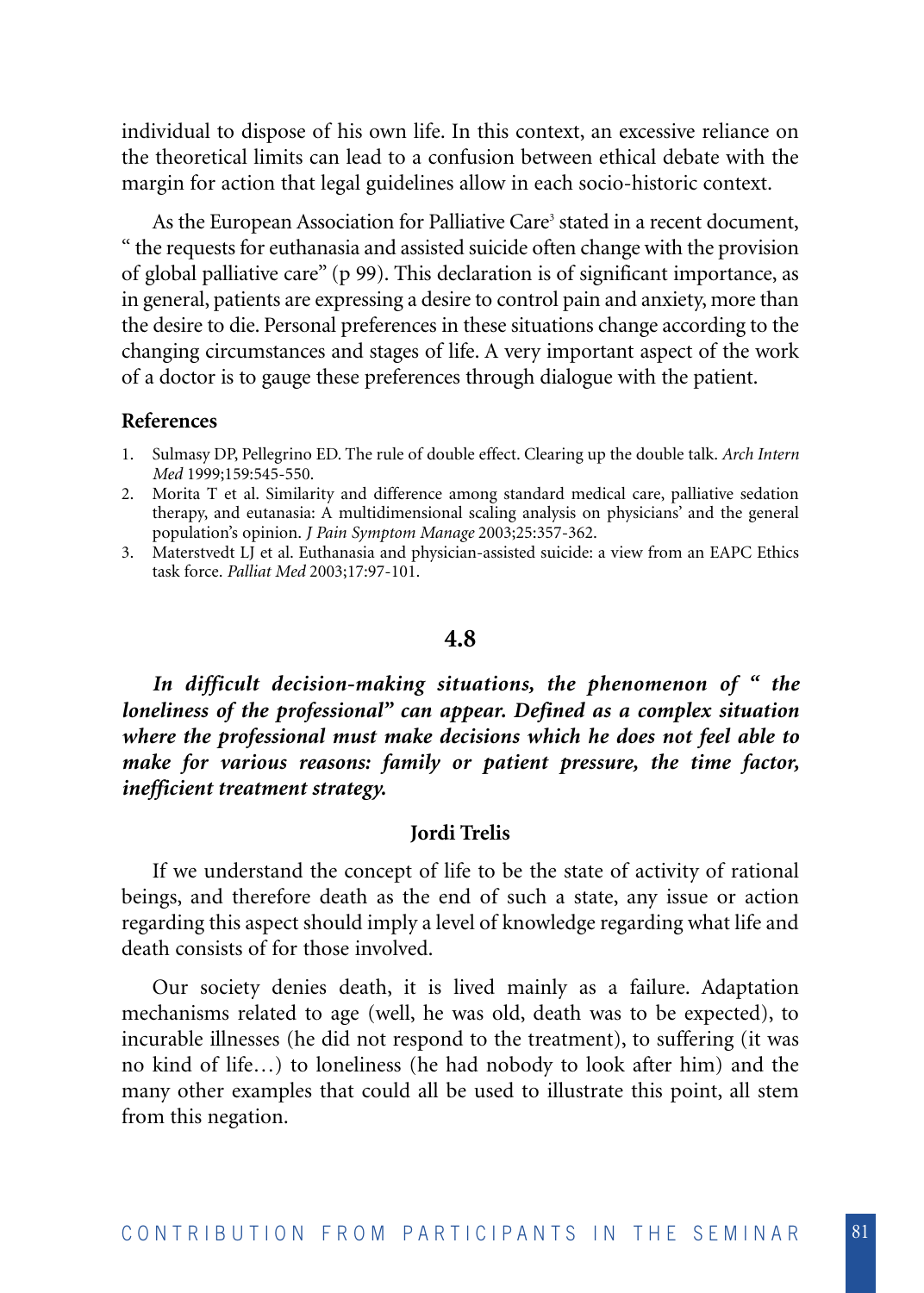individual to dispose of his own life. In this context, an excessive reliance on the theoretical limits can lead to a confusion between ethical debate with the margin for action that legal guidelines allow in each socio-historic context.

As the European Association for Palliative Care[3] stated in a recent document, " the requests for euthanasia and assisted suicide often change with the provision of global palliative care" (p 99). This declaration is of significant importance, as in general, patients are expressing a desire to control pain and anxiety, more than the desire to die. Personal preferences in these situations change according to the changing circumstances and stages of life. A very important aspect of the work of a doctor is to gauge these preferences through dialogue with the patient.

**References**

1. Sulmasy DP, Pellegrino ED. The rule of double effect. Clearing up the double talk. *Arch Intern Med* 1999;159:545-550.
2. Morita T et al. Similarity and difference among standard medical care, palliative sedation therapy, and eutanasia: A multidimensional scaling analysis on physicians' and the general population's opinion. *J Pain Symptom Manage* 2003;25:357-362.
3. Materstvedt LJ et al. Euthanasia and physician-assisted suicide: a view from an EAPC Ethics task force. *Palliat Med* 2003;17:97-101.

## 4.8

***In difficult decision-making situations, the phenomenon of " the loneliness of the professional" can appear. Defined as a complex situation where the professional must make decisions which he does not feel able to make for various reasons: family or patient pressure, the time factor, inefficient treatment strategy.***

**Jordi Trelis**

If we understand the concept of life to be the state of activity of rational beings, and therefore death as the end of such a state, any issue or action regarding this aspect should imply a level of knowledge regarding what life and death consists of for those involved.

Our society denies death, it is lived mainly as a failure. Adaptation mechanisms related to age (well, he was old, death was to be expected), to incurable illnesses (he did not respond to the treatment), to suffering (it was no kind of life…) to loneliness (he had nobody to look after him) and the many other examples that could all be used to illustrate this point, all stem from this negation.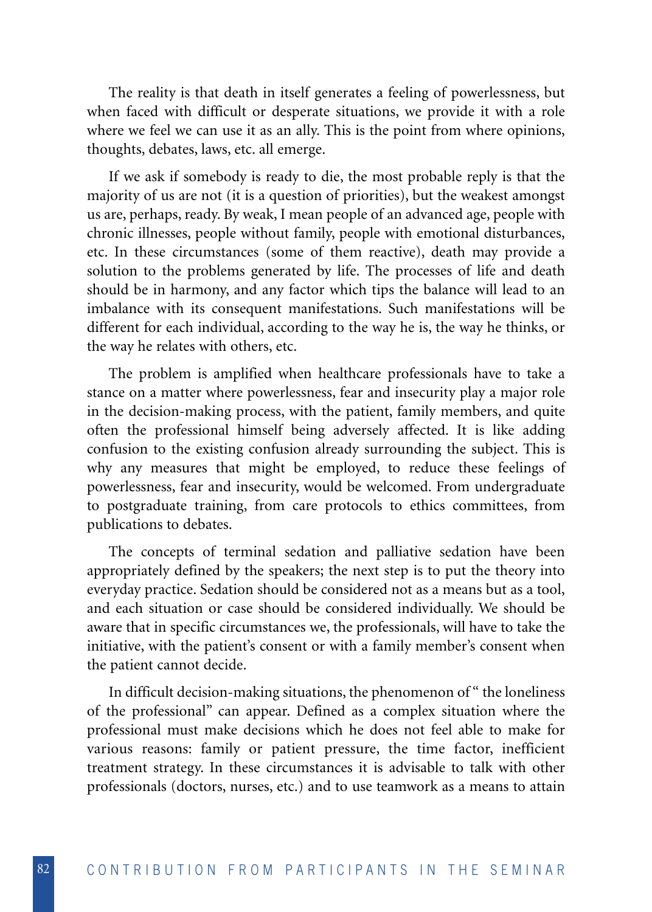The reality is that death in itself generates a feeling of powerlessness, but when faced with difficult or desperate situations, we provide it with a role where we feel we can use it as an ally. This is the point from where opinions, thoughts, debates, laws, etc. all emerge.

If we ask if somebody is ready to die, the most probable reply is that the majority of us are not (it is a question of priorities), but the weakest amongst us are, perhaps, ready. By weak, I mean people of an advanced age, people with chronic illnesses, people without family, people with emotional disturbances, etc. In these circumstances (some of them reactive), death may provide a solution to the problems generated by life. The processes of life and death should be in harmony, and any factor which tips the balance will lead to an imbalance with its consequent manifestations. Such manifestations will be different for each individual, according to the way he is, the way he thinks, or the way he relates with others, etc.

The problem is amplified when healthcare professionals have to take a stance on a matter where powerlessness, fear and insecurity play a major role in the decision-making process, with the patient, family members, and quite often the professional himself being adversely affected. It is like adding confusion to the existing confusion already surrounding the subject. This is why any measures that might be employed, to reduce these feelings of powerlessness, fear and insecurity, would be welcomed. From undergraduate to postgraduate training, from care protocols to ethics committees, from publications to debates.

The concepts of terminal sedation and palliative sedation have been appropriately defined by the speakers; the next step is to put the theory into everyday practice. Sedation should be considered not as a means but as a tool, and each situation or case should be considered individually. We should be aware that in specific circumstances we, the professionals, will have to take the initiative, with the patient's consent or with a family member's consent when the patient cannot decide.

In difficult decision-making situations, the phenomenon of " the loneliness of the professional" can appear. Defined as a complex situation where the professional must make decisions which he does not feel able to make for various reasons: family or patient pressure, the time factor, inefficient treatment strategy. In these circumstances it is advisable to talk with other professionals (doctors, nurses, etc.) and to use teamwork as a means to attain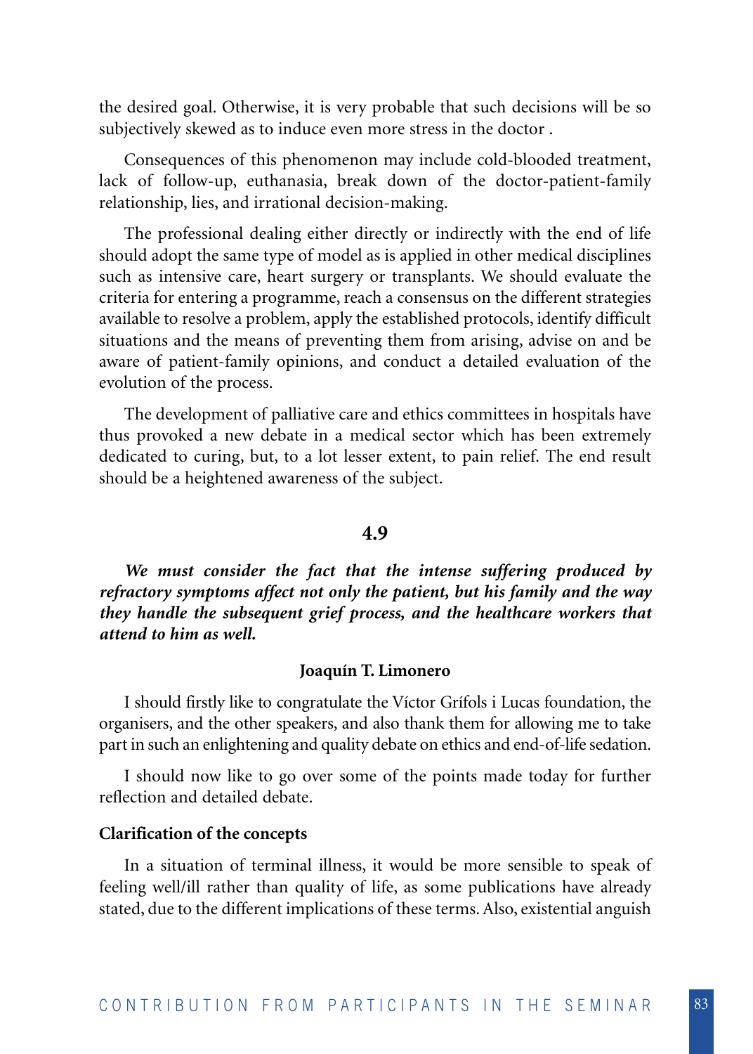the desired goal. Otherwise, it is very probable that such decisions will be so subjectively skewed as to induce even more stress in the doctor .

Consequences of this phenomenon may include cold-blooded treatment, lack of follow-up, euthanasia, break down of the doctor-patient-family relationship, lies, and irrational decision-making.

The professional dealing either directly or indirectly with the end of life should adopt the same type of model as is applied in other medical disciplines such as intensive care, heart surgery or transplants. We should evaluate the criteria for entering a programme, reach a consensus on the different strategies available to resolve a problem, apply the established protocols, identify difficult situations and the means of preventing them from arising, advise on and be aware of patient-family opinions, and conduct a detailed evaluation of the evolution of the process.

The development of palliative care and ethics committees in hospitals have thus provoked a new debate in a medical sector which has been extremely dedicated to curing, but, to a lot lesser extent, to pain relief. The end result should be a heightened awareness of the subject.

## 4.9

***We must consider the fact that the intense suffering produced by refractory symptoms affect not only the patient, but his family and the way they handle the subsequent grief process, and the healthcare workers that attend to him as well.***

**Joaquín T. Limonero**

I should firstly like to congratulate the Víctor Grífols i Lucas foundation, the organisers, and the other speakers, and also thank them for allowing me to take part in such an enlightening and quality debate on ethics and end-of-life sedation.

I should now like to go over some of the points made today for further reflection and detailed debate.

### Clarification of the concepts

In a situation of terminal illness, it would be more sensible to speak of feeling well/ill rather than quality of life, as some publications have already stated, due to the different implications of these terms. Also, existential anguish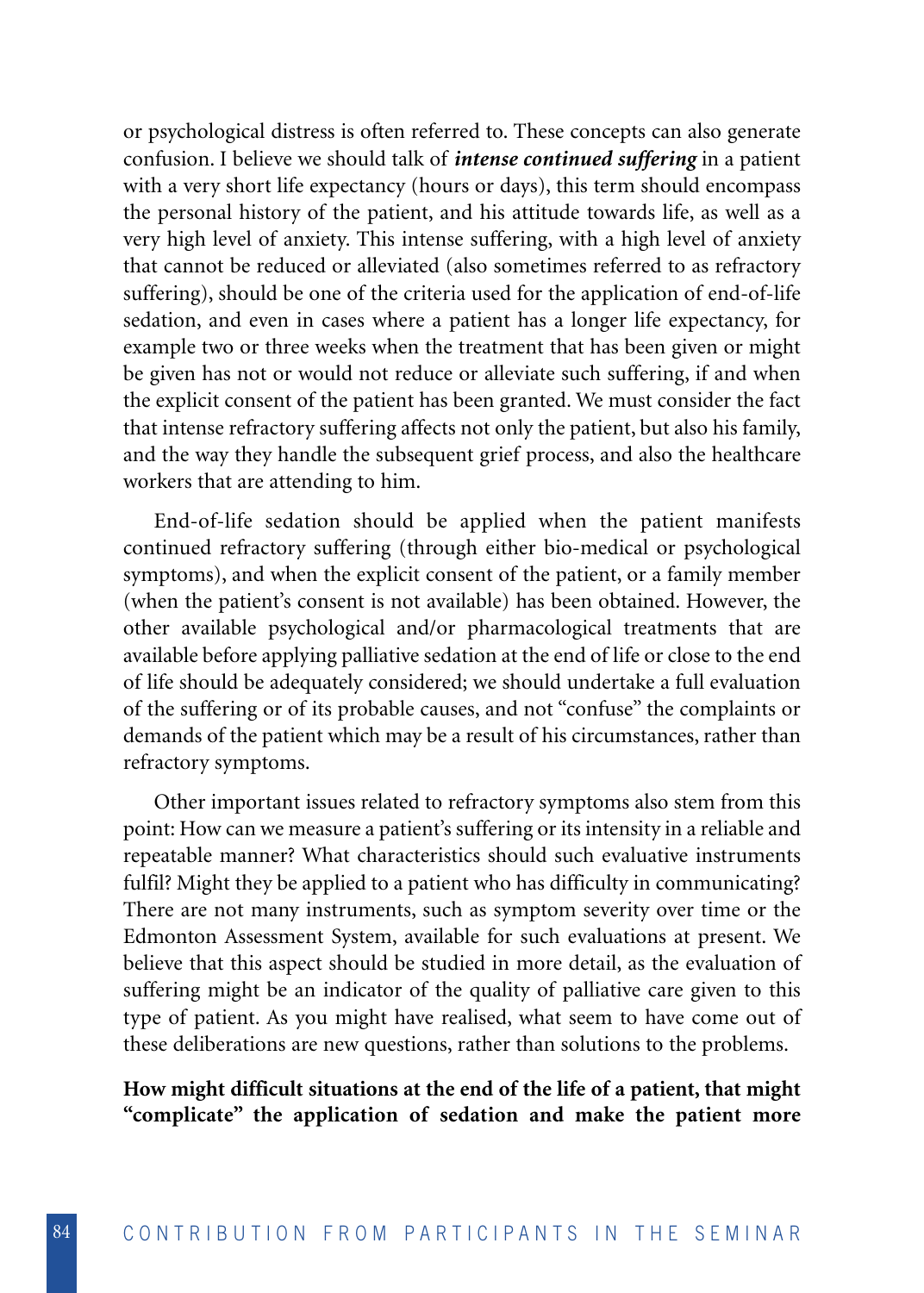or psychological distress is often referred to. These concepts can also generate confusion. I believe we should talk of ***intense continued suffering*** in a patient with a very short life expectancy (hours or days), this term should encompass the personal history of the patient, and his attitude towards life, as well as a very high level of anxiety. This intense suffering, with a high level of anxiety that cannot be reduced or alleviated (also sometimes referred to as refractory suffering), should be one of the criteria used for the application of end-of-life sedation, and even in cases where a patient has a longer life expectancy, for example two or three weeks when the treatment that has been given or might be given has not or would not reduce or alleviate such suffering, if and when the explicit consent of the patient has been granted. We must consider the fact that intense refractory suffering affects not only the patient, but also his family, and the way they handle the subsequent grief process, and also the healthcare workers that are attending to him.

End-of-life sedation should be applied when the patient manifests continued refractory suffering (through either bio-medical or psychological symptoms), and when the explicit consent of the patient, or a family member (when the patient's consent is not available) has been obtained. However, the other available psychological and/or pharmacological treatments that are available before applying palliative sedation at the end of life or close to the end of life should be adequately considered; we should undertake a full evaluation of the suffering or of its probable causes, and not "confuse" the complaints or demands of the patient which may be a result of his circumstances, rather than refractory symptoms.

Other important issues related to refractory symptoms also stem from this point: How can we measure a patient's suffering or its intensity in a reliable and repeatable manner? What characteristics should such evaluative instruments fulfil? Might they be applied to a patient who has difficulty in communicating? There are not many instruments, such as symptom severity over time or the Edmonton Assessment System, available for such evaluations at present. We believe that this aspect should be studied in more detail, as the evaluation of suffering might be an indicator of the quality of palliative care given to this type of patient. As you might have realised, what seem to have come out of these deliberations are new questions, rather than solutions to the problems.

**How might difficult situations at the end of the life of a patient, that might "complicate" the application of sedation and make the patient more**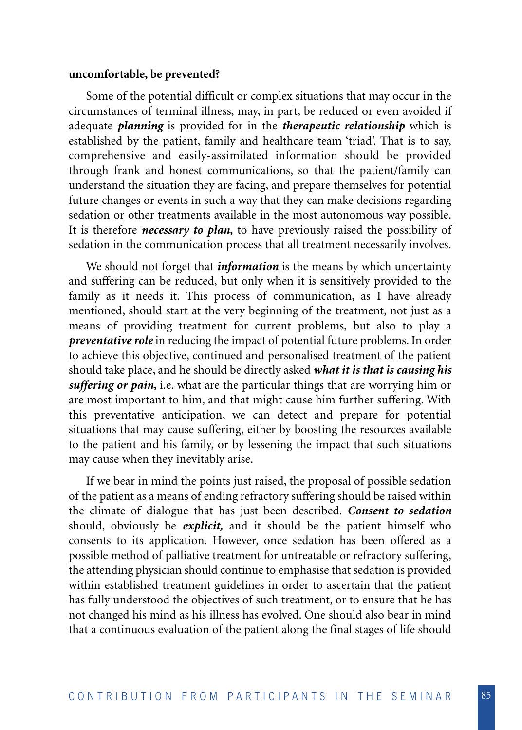**uncomfortable, be prevented?**

Some of the potential difficult or complex situations that may occur in the circumstances of terminal illness, may, in part, be reduced or even avoided if adequate ***planning*** is provided for in the ***therapeutic relationship*** which is established by the patient, family and healthcare team 'triad'. That is to say, comprehensive and easily-assimilated information should be provided through frank and honest communications, so that the patient/family can understand the situation they are facing, and prepare themselves for potential future changes or events in such a way that they can make decisions regarding sedation or other treatments available in the most autonomous way possible. It is therefore ***necessary to plan,*** to have previously raised the possibility of sedation in the communication process that all treatment necessarily involves.

We should not forget that ***information*** is the means by which uncertainty and suffering can be reduced, but only when it is sensitively provided to the family as it needs it. This process of communication, as I have already mentioned, should start at the very beginning of the treatment, not just as a means of providing treatment for current problems, but also to play a ***preventative role*** in reducing the impact of potential future problems. In order to achieve this objective, continued and personalised treatment of the patient should take place, and he should be directly asked ***what it is that is causing his suffering or pain,*** i.e. what are the particular things that are worrying him or are most important to him, and that might cause him further suffering. With this preventative anticipation, we can detect and prepare for potential situations that may cause suffering, either by boosting the resources available to the patient and his family, or by lessening the impact that such situations may cause when they inevitably arise.

If we bear in mind the points just raised, the proposal of possible sedation of the patient as a means of ending refractory suffering should be raised within the climate of dialogue that has just been described. ***Consent to sedation*** should, obviously be ***explicit,*** and it should be the patient himself who consents to its application. However, once sedation has been offered as a possible method of palliative treatment for untreatable or refractory suffering, the attending physician should continue to emphasise that sedation is provided within established treatment guidelines in order to ascertain that the patient has fully understood the objectives of such treatment, or to ensure that he has not changed his mind as his illness has evolved. One should also bear in mind that a continuous evaluation of the patient along the final stages of life should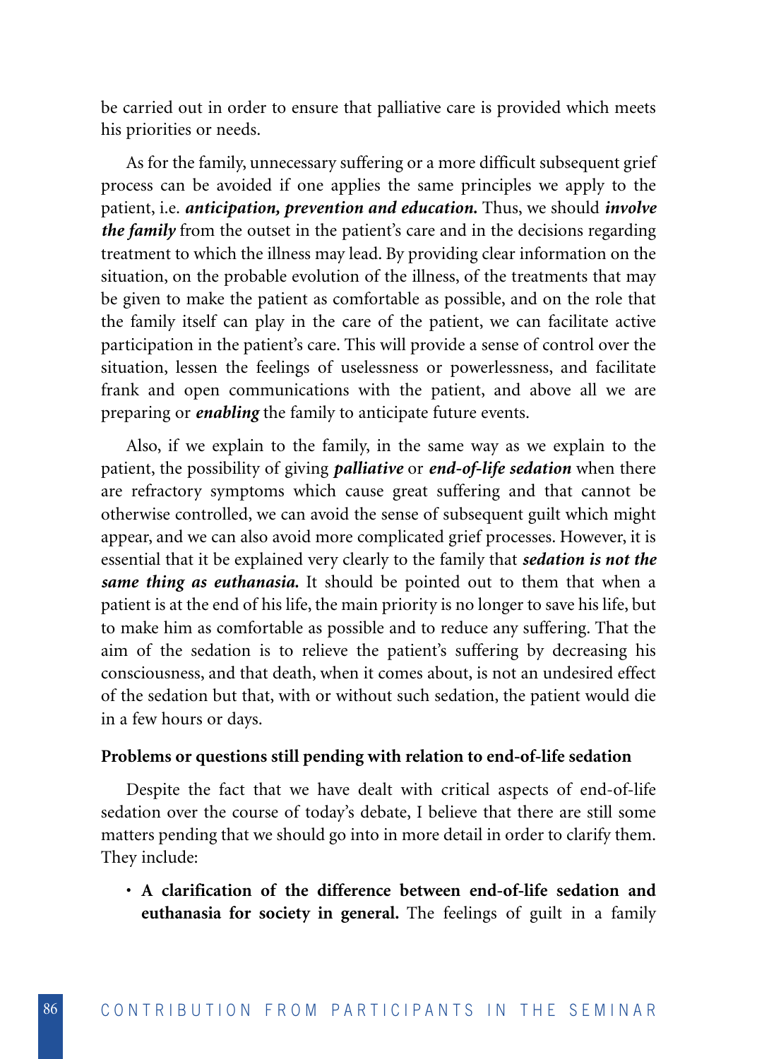be carried out in order to ensure that palliative care is provided which meets his priorities or needs.

As for the family, unnecessary suffering or a more difficult subsequent grief process can be avoided if one applies the same principles we apply to the patient, i.e. ***anticipation, prevention and education.*** Thus, we should ***involve the family*** from the outset in the patient's care and in the decisions regarding treatment to which the illness may lead. By providing clear information on the situation, on the probable evolution of the illness, of the treatments that may be given to make the patient as comfortable as possible, and on the role that the family itself can play in the care of the patient, we can facilitate active participation in the patient's care. This will provide a sense of control over the situation, lessen the feelings of uselessness or powerlessness, and facilitate frank and open communications with the patient, and above all we are preparing or ***enabling*** the family to anticipate future events.

Also, if we explain to the family, in the same way as we explain to the patient, the possibility of giving ***palliative*** or ***end-of-life sedation*** when there are refractory symptoms which cause great suffering and that cannot be otherwise controlled, we can avoid the sense of subsequent guilt which might appear, and we can also avoid more complicated grief processes. However, it is essential that it be explained very clearly to the family that ***sedation is not the same thing as euthanasia.*** It should be pointed out to them that when a patient is at the end of his life, the main priority is no longer to save his life, but to make him as comfortable as possible and to reduce any suffering. That the aim of the sedation is to relieve the patient's suffering by decreasing his consciousness, and that death, when it comes about, is not an undesired effect of the sedation but that, with or without such sedation, the patient would die in a few hours or days.

**Problems or questions still pending with relation to end-of-life sedation**

Despite the fact that we have dealt with critical aspects of end-of-life sedation over the course of today's debate, I believe that there are still some matters pending that we should go into in more detail in order to clarify them. They include:

- **A clarification of the difference between end-of-life sedation and euthanasia for society in general.** The feelings of guilt in a family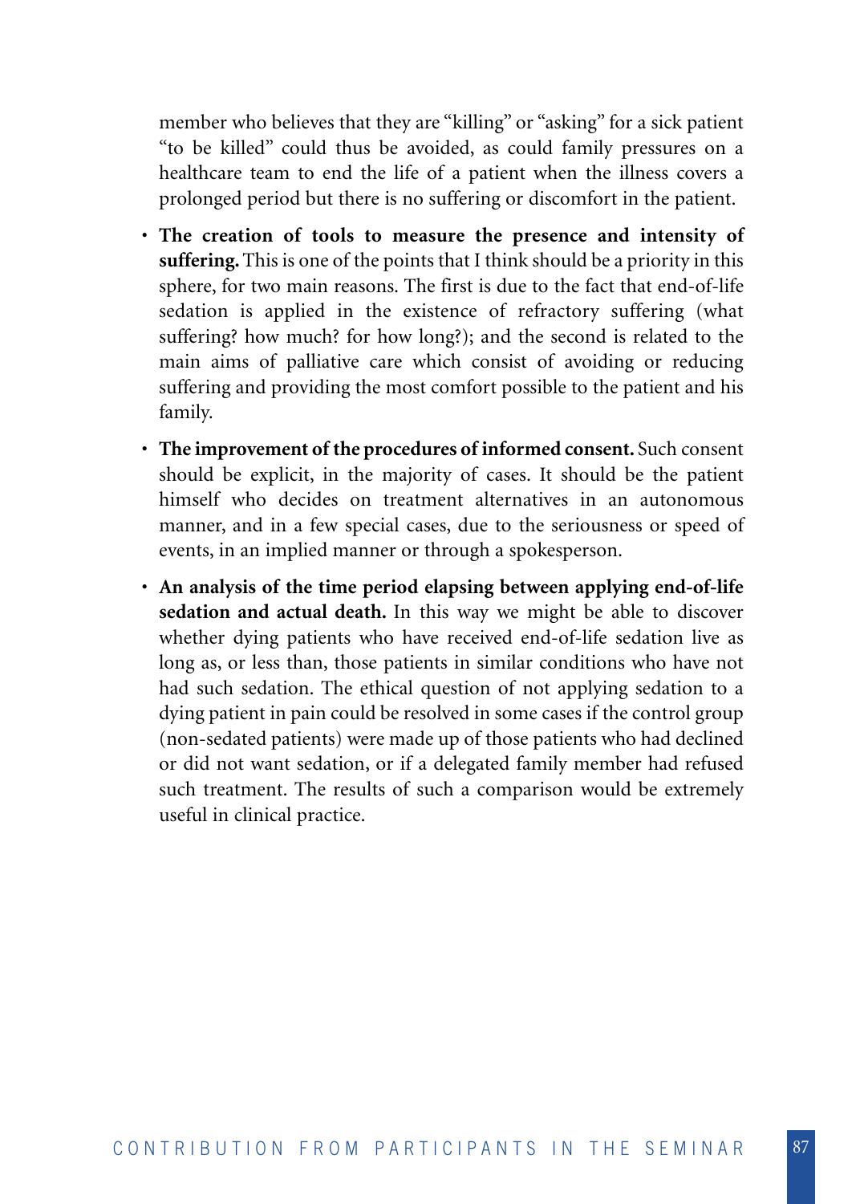member who believes that they are "killing" or "asking" for a sick patient "to be killed" could thus be avoided, as could family pressures on a healthcare team to end the life of a patient when the illness covers a prolonged period but there is no suffering or discomfort in the patient.

- **The creation of tools to measure the presence and intensity of suffering.** This is one of the points that I think should be a priority in this sphere, for two main reasons. The first is due to the fact that end-of-life sedation is applied in the existence of refractory suffering (what suffering? how much? for how long?); and the second is related to the main aims of palliative care which consist of avoiding or reducing suffering and providing the most comfort possible to the patient and his family.
- **The improvement of the procedures of informed consent.** Such consent should be explicit, in the majority of cases. It should be the patient himself who decides on treatment alternatives in an autonomous manner, and in a few special cases, due to the seriousness or speed of events, in an implied manner or through a spokesperson.
- **An analysis of the time period elapsing between applying end-of-life sedation and actual death.** In this way we might be able to discover whether dying patients who have received end-of-life sedation live as long as, or less than, those patients in similar conditions who have not had such sedation. The ethical question of not applying sedation to a dying patient in pain could be resolved in some cases if the control group (non-sedated patients) were made up of those patients who had declined or did not want sedation, or if a delegated family member had refused such treatment. The results of such a comparison would be extremely useful in clinical practice.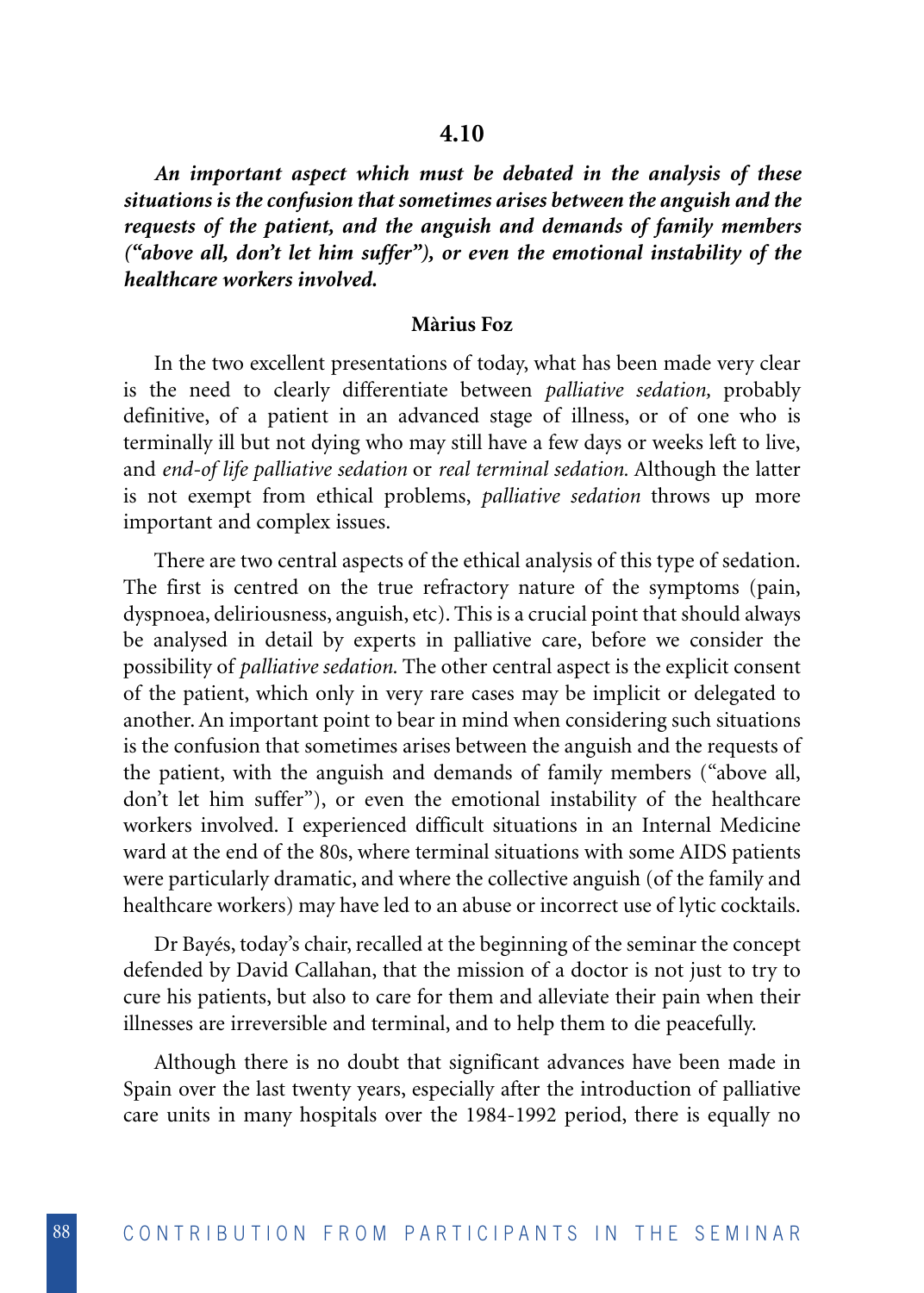## 4.10

***An important aspect which must be debated in the analysis of these situations is the confusion that sometimes arises between the anguish and the requests of the patient, and the anguish and demands of family members ("above all, don't let him suffer"), or even the emotional instability of the healthcare workers involved.***

**Màrius Foz**

In the two excellent presentations of today, what has been made very clear is the need to clearly differentiate between *palliative sedation,* probably definitive, of a patient in an advanced stage of illness, or of one who is terminally ill but not dying who may still have a few days or weeks left to live, and *end-of life palliative sedation* or *real terminal sedation.* Although the latter is not exempt from ethical problems, *palliative sedation* throws up more important and complex issues.

There are two central aspects of the ethical analysis of this type of sedation. The first is centred on the true refractory nature of the symptoms (pain, dyspnoea, deliriousness, anguish, etc). This is a crucial point that should always be analysed in detail by experts in palliative care, before we consider the possibility of *palliative sedation.* The other central aspect is the explicit consent of the patient, which only in very rare cases may be implicit or delegated to another. An important point to bear in mind when considering such situations is the confusion that sometimes arises between the anguish and the requests of the patient, with the anguish and demands of family members ("above all, don't let him suffer"), or even the emotional instability of the healthcare workers involved. I experienced difficult situations in an Internal Medicine ward at the end of the 80s, where terminal situations with some AIDS patients were particularly dramatic, and where the collective anguish (of the family and healthcare workers) may have led to an abuse or incorrect use of lytic cocktails.

Dr Bayés, today's chair, recalled at the beginning of the seminar the concept defended by David Callahan, that the mission of a doctor is not just to try to cure his patients, but also to care for them and alleviate their pain when their illnesses are irreversible and terminal, and to help them to die peacefully.

Although there is no doubt that significant advances have been made in Spain over the last twenty years, especially after the introduction of palliative care units in many hospitals over the 1984-1992 period, there is equally no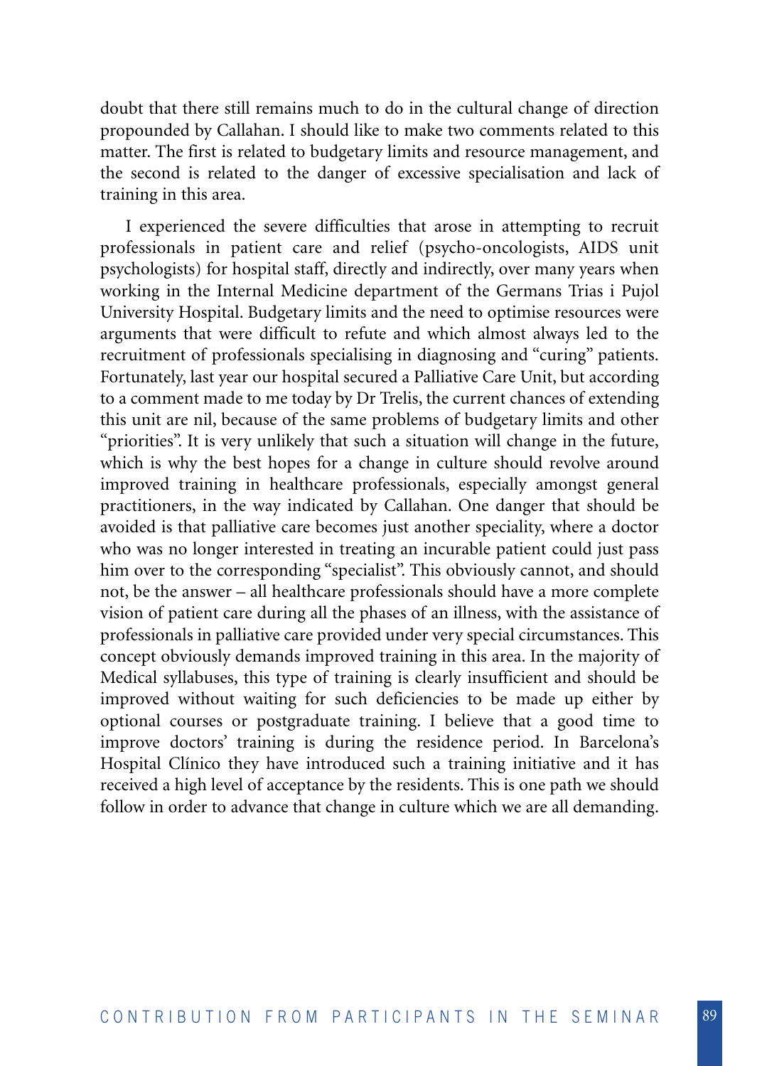doubt that there still remains much to do in the cultural change of direction propounded by Callahan. I should like to make two comments related to this matter. The first is related to budgetary limits and resource management, and the second is related to the danger of excessive specialisation and lack of training in this area.

I experienced the severe difficulties that arose in attempting to recruit professionals in patient care and relief (psycho-oncologists, AIDS unit psychologists) for hospital staff, directly and indirectly, over many years when working in the Internal Medicine department of the Germans Trias i Pujol University Hospital. Budgetary limits and the need to optimise resources were arguments that were difficult to refute and which almost always led to the recruitment of professionals specialising in diagnosing and "curing" patients. Fortunately, last year our hospital secured a Palliative Care Unit, but according to a comment made to me today by Dr Trelis, the current chances of extending this unit are nil, because of the same problems of budgetary limits and other "priorities". It is very unlikely that such a situation will change in the future, which is why the best hopes for a change in culture should revolve around improved training in healthcare professionals, especially amongst general practitioners, in the way indicated by Callahan. One danger that should be avoided is that palliative care becomes just another speciality, where a doctor who was no longer interested in treating an incurable patient could just pass him over to the corresponding "specialist". This obviously cannot, and should not, be the answer – all healthcare professionals should have a more complete vision of patient care during all the phases of an illness, with the assistance of professionals in palliative care provided under very special circumstances. This concept obviously demands improved training in this area. In the majority of Medical syllabuses, this type of training is clearly insufficient and should be improved without waiting for such deficiencies to be made up either by optional courses or postgraduate training. I believe that a good time to improve doctors' training is during the residence period. In Barcelona's Hospital Clínico they have introduced such a training initiative and it has received a high level of acceptance by the residents. This is one path we should follow in order to advance that change in culture which we are all demanding.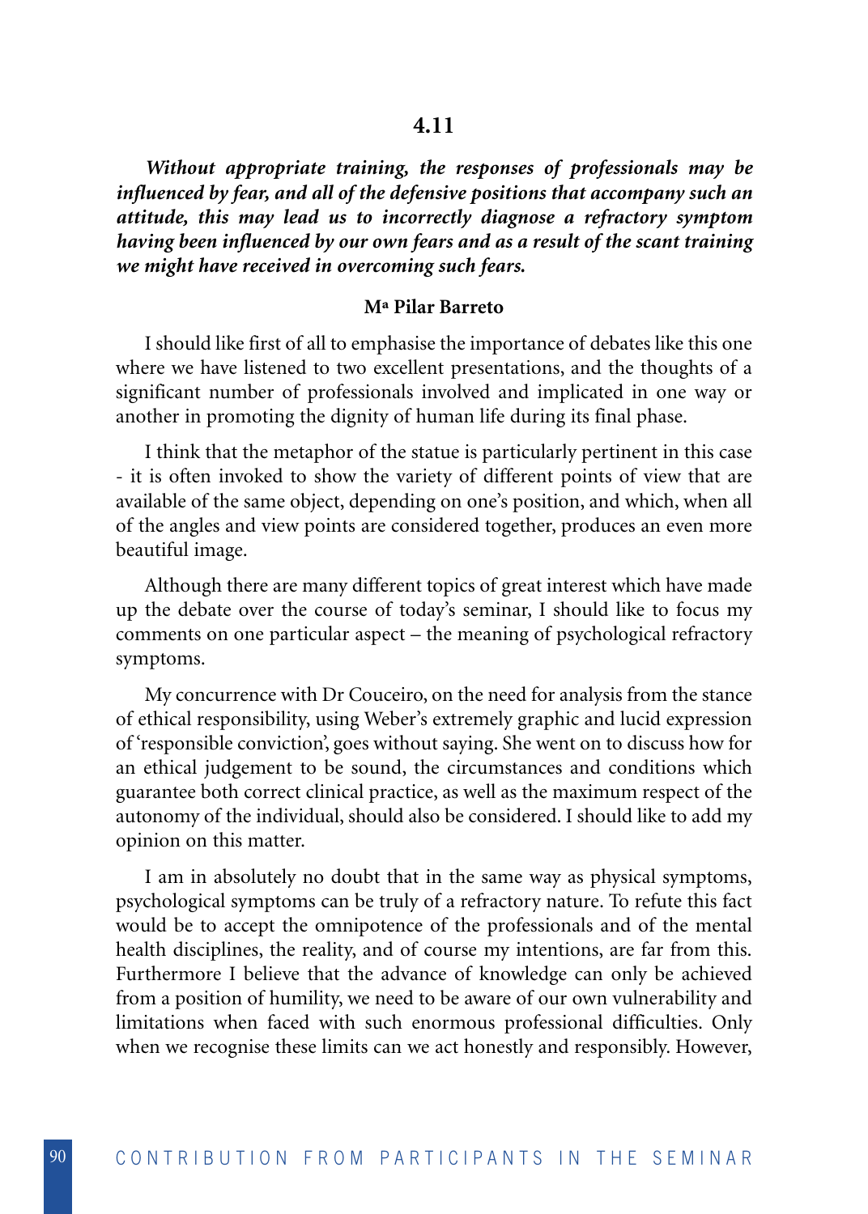## 4.11

***Without appropriate training, the responses of professionals may be influenced by fear, and all of the defensive positions that accompany such an attitude, this may lead us to incorrectly diagnose a refractory symptom having been influenced by our own fears and as a result of the scant training we might have received in overcoming such fears.***

**Mª Pilar Barreto**

I should like first of all to emphasise the importance of debates like this one where we have listened to two excellent presentations, and the thoughts of a significant number of professionals involved and implicated in one way or another in promoting the dignity of human life during its final phase.

I think that the metaphor of the statue is particularly pertinent in this case - it is often invoked to show the variety of different points of view that are available of the same object, depending on one's position, and which, when all of the angles and view points are considered together, produces an even more beautiful image.

Although there are many different topics of great interest which have made up the debate over the course of today's seminar, I should like to focus my comments on one particular aspect – the meaning of psychological refractory symptoms.

My concurrence with Dr Couceiro, on the need for analysis from the stance of ethical responsibility, using Weber's extremely graphic and lucid expression of 'responsible conviction', goes without saying. She went on to discuss how for an ethical judgement to be sound, the circumstances and conditions which guarantee both correct clinical practice, as well as the maximum respect of the autonomy of the individual, should also be considered. I should like to add my opinion on this matter.

I am in absolutely no doubt that in the same way as physical symptoms, psychological symptoms can be truly of a refractory nature. To refute this fact would be to accept the omnipotence of the professionals and of the mental health disciplines, the reality, and of course my intentions, are far from this. Furthermore I believe that the advance of knowledge can only be achieved from a position of humility, we need to be aware of our own vulnerability and limitations when faced with such enormous professional difficulties. Only when we recognise these limits can we act honestly and responsibly. However,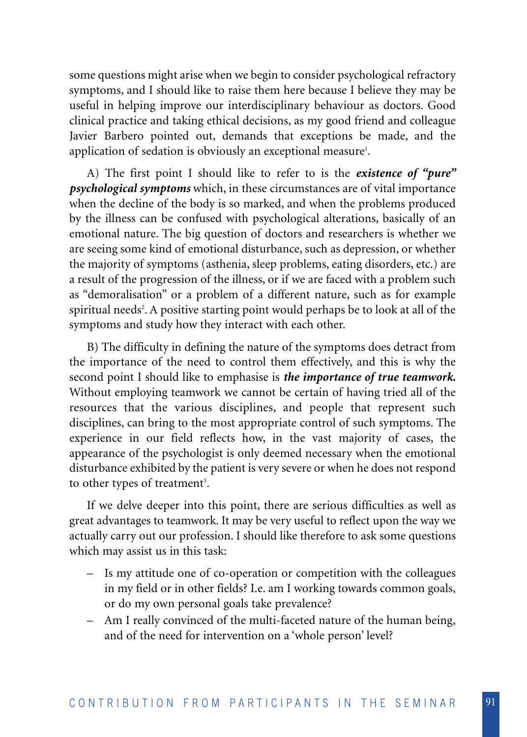some questions might arise when we begin to consider psychological refractory symptoms, and I should like to raise them here because I believe they may be useful in helping improve our interdisciplinary behaviour as doctors. Good clinical practice and taking ethical decisions, as my good friend and colleague Javier Barbero pointed out, demands that exceptions be made, and the application of sedation is obviously an exceptional measure[1].

A) The first point I should like to refer to is the ***existence of "pure" psychological symptoms*** which, in these circumstances are of vital importance when the decline of the body is so marked, and when the problems produced by the illness can be confused with psychological alterations, basically of an emotional nature. The big question of doctors and researchers is whether we are seeing some kind of emotional disturbance, such as depression, or whether the majority of symptoms (asthenia, sleep problems, eating disorders, etc.) are a result of the progression of the illness, or if we are faced with a problem such as "demoralisation" or a problem of a different nature, such as for example spiritual needs[2]. A positive starting point would perhaps be to look at all of the symptoms and study how they interact with each other.

B) The difficulty in defining the nature of the symptoms does detract from the importance of the need to control them effectively, and this is why the second point I should like to emphasise is ***the importance of true teamwork.*** Without employing teamwork we cannot be certain of having tried all of the resources that the various disciplines, and people that represent such disciplines, can bring to the most appropriate control of such symptoms. The experience in our field reflects how, in the vast majority of cases, the appearance of the psychologist is only deemed necessary when the emotional disturbance exhibited by the patient is very severe or when he does not respond to other types of treatment[3].

If we delve deeper into this point, there are serious difficulties as well as great advantages to teamwork. It may be very useful to reflect upon the way we actually carry out our profession. I should like therefore to ask some questions which may assist us in this task:

- Is my attitude one of co-operation or competition with the colleagues in my field or in other fields? I.e. am I working towards common goals, or do my own personal goals take prevalence?
- Am I really convinced of the multi-faceted nature of the human being, and of the need for intervention on a 'whole person' level?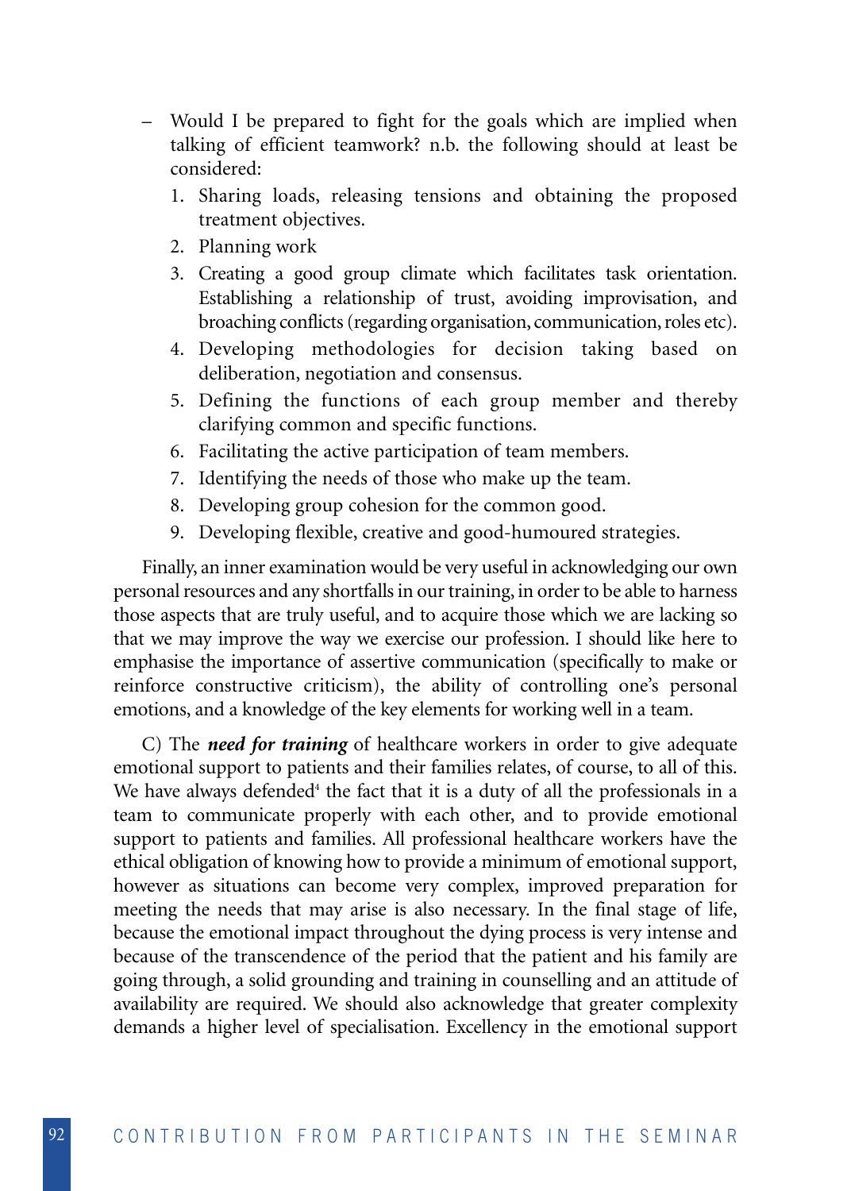- Would I be prepared to fight for the goals which are implied when talking of efficient teamwork? n.b. the following should at least be considered:
    1. Sharing loads, releasing tensions and obtaining the proposed treatment objectives.
    2. Planning work
    3. Creating a good group climate which facilitates task orientation. Establishing a relationship of trust, avoiding improvisation, and broaching conflicts (regarding organisation, communication, roles etc).
    4. Developing methodologies for decision taking based on deliberation, negotiation and consensus.
    5. Defining the functions of each group member and thereby clarifying common and specific functions.
    6. Facilitating the active participation of team members.
    7. Identifying the needs of those who make up the team.
    8. Developing group cohesion for the common good.
    9. Developing flexible, creative and good-humoured strategies.

Finally, an inner examination would be very useful in acknowledging our own personal resources and any shortfalls in our training, in order to be able to harness those aspects that are truly useful, and to acquire those which we are lacking so that we may improve the way we exercise our profession. I should like here to emphasise the importance of assertive communication (specifically to make or reinforce constructive criticism), the ability of controlling one's personal emotions, and a knowledge of the key elements for working well in a team.

C) The ***need for training*** of healthcare workers in order to give adequate emotional support to patients and their families relates, of course, to all of this. We have always defended[4] the fact that it is a duty of all the professionals in a team to communicate properly with each other, and to provide emotional support to patients and families. All professional healthcare workers have the ethical obligation of knowing how to provide a minimum of emotional support, however as situations can become very complex, improved preparation for meeting the needs that may arise is also necessary. In the final stage of life, because the emotional impact throughout the dying process is very intense and because of the transcendence of the period that the patient and his family are going through, a solid grounding and training in counselling and an attitude of availability are required. We should also acknowledge that greater complexity demands a higher level of specialisation. Excellency in the emotional support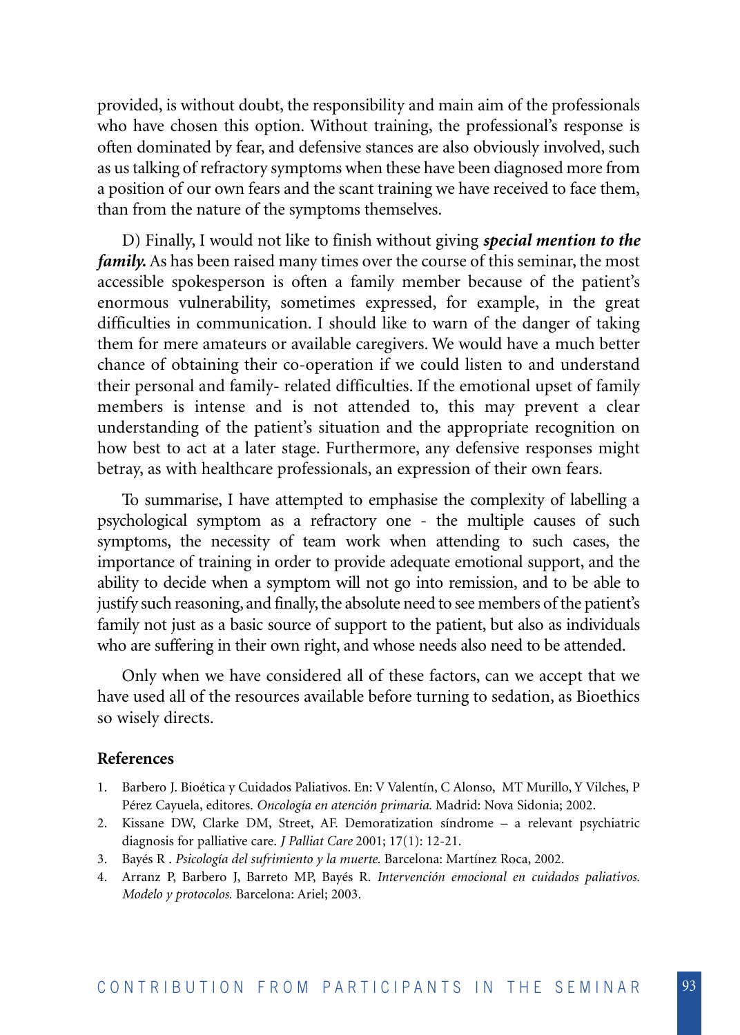provided, is without doubt, the responsibility and main aim of the professionals who have chosen this option. Without training, the professional's response is often dominated by fear, and defensive stances are also obviously involved, such as us talking of refractory symptoms when these have been diagnosed more from a position of our own fears and the scant training we have received to face them, than from the nature of the symptoms themselves.

D) Finally, I would not like to finish without giving ***special mention to the family.*** As has been raised many times over the course of this seminar, the most accessible spokesperson is often a family member because of the patient's enormous vulnerability, sometimes expressed, for example, in the great difficulties in communication. I should like to warn of the danger of taking them for mere amateurs or available caregivers. We would have a much better chance of obtaining their co-operation if we could listen to and understand their personal and family- related difficulties. If the emotional upset of family members is intense and is not attended to, this may prevent a clear understanding of the patient's situation and the appropriate recognition on how best to act at a later stage. Furthermore, any defensive responses might betray, as with healthcare professionals, an expression of their own fears.

To summarise, I have attempted to emphasise the complexity of labelling a psychological symptom as a refractory one - the multiple causes of such symptoms, the necessity of team work when attending to such cases, the importance of training in order to provide adequate emotional support, and the ability to decide when a symptom will not go into remission, and to be able to justify such reasoning, and finally, the absolute need to see members of the patient's family not just as a basic source of support to the patient, but also as individuals who are suffering in their own right, and whose needs also need to be attended.

Only when we have considered all of these factors, can we accept that we have used all of the resources available before turning to sedation, as Bioethics so wisely directs.

**References**

1. Barbero J. Bioética y Cuidados Paliativos. En: V Valentín, C Alonso, MT Murillo, Y Vilches, P Pérez Cayuela, editores. *Oncología en atención primaria.* Madrid: Nova Sidonia; 2002.
2. Kissane DW, Clarke DM, Street, AF. Demoratization síndrome – a relevant psychiatric diagnosis for palliative care. *J Palliat Care* 2001; 17(1): 12-21.
3. Bayés R . *Psicología del sufrimiento y la muerte.* Barcelona: Martínez Roca, 2002.
4. Arranz P, Barbero J, Barreto MP, Bayés R. *Intervención emocional en cuidados paliativos. Modelo y protocolos.* Barcelona: Ariel; 2003.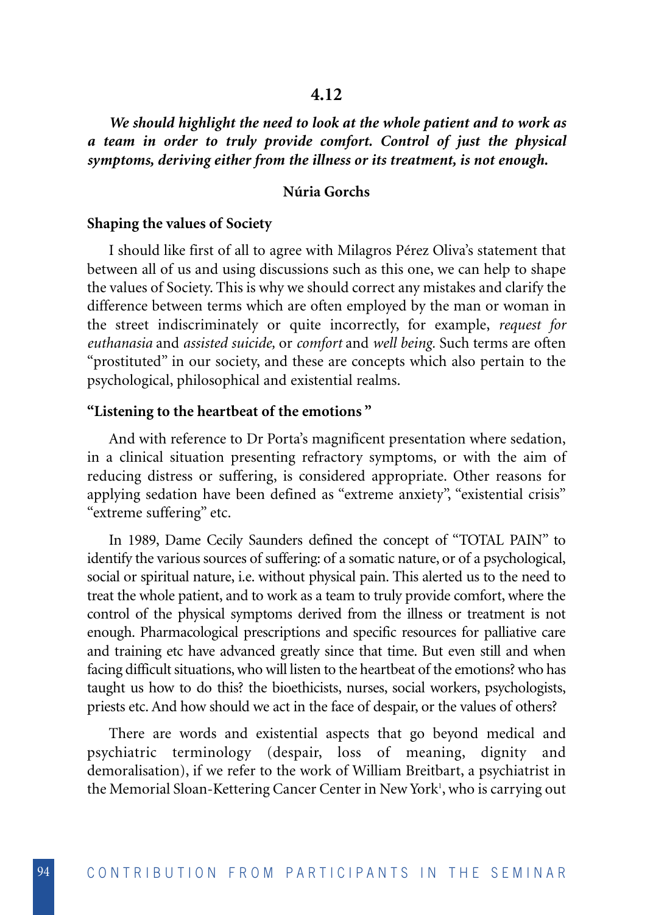## 4.12

***We should highlight the need to look at the whole patient and to work as a team in order to truly provide comfort. Control of just the physical symptoms, deriving either from the illness or its treatment, is not enough.***

**Núria Gorchs**

### Shaping the values of Society

I should like first of all to agree with Milagros Pérez Oliva's statement that between all of us and using discussions such as this one, we can help to shape the values of Society. This is why we should correct any mistakes and clarify the difference between terms which are often employed by the man or woman in the street indiscriminately or quite incorrectly, for example, *request for euthanasia* and *assisted suicide,* or *comfort* and *well being.* Such terms are often "prostituted" in our society, and these are concepts which also pertain to the psychological, philosophical and existential realms.

### "Listening to the heartbeat of the emotions "

And with reference to Dr Porta's magnificent presentation where sedation, in a clinical situation presenting refractory symptoms, or with the aim of reducing distress or suffering, is considered appropriate. Other reasons for applying sedation have been defined as "extreme anxiety", "existential crisis" "extreme suffering" etc.

In 1989, Dame Cecily Saunders defined the concept of "TOTAL PAIN" to identify the various sources of suffering: of a somatic nature, or of a psychological, social or spiritual nature, i.e. without physical pain. This alerted us to the need to treat the whole patient, and to work as a team to truly provide comfort, where the control of the physical symptoms derived from the illness or treatment is not enough. Pharmacological prescriptions and specific resources for palliative care and training etc have advanced greatly since that time. But even still and when facing difficult situations, who will listen to the heartbeat of the emotions? who has taught us how to do this? the bioethicists, nurses, social workers, psychologists, priests etc. And how should we act in the face of despair, or the values of others?

There are words and existential aspects that go beyond medical and psychiatric terminology (despair, loss of meaning, dignity and demoralisation), if we refer to the work of William Breitbart, a psychiatrist in the Memorial Sloan-Kettering Cancer Center in New York[1], who is carrying out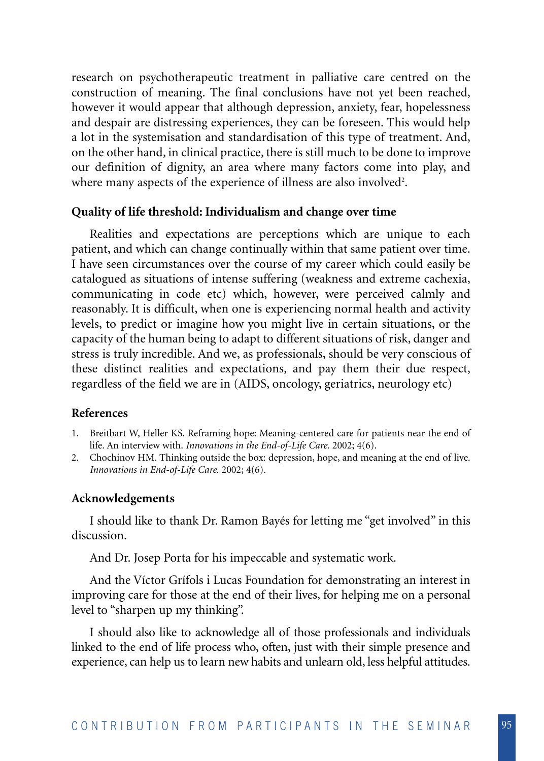research on psychotherapeutic treatment in palliative care centred on the construction of meaning. The final conclusions have not yet been reached, however it would appear that although depression, anxiety, fear, hopelessness and despair are distressing experiences, they can be foreseen. This would help a lot in the systemisation and standardisation of this type of treatment. And, on the other hand, in clinical practice, there is still much to be done to improve our definition of dignity, an area where many factors come into play, and where many aspects of the experience of illness are also involved[2].

### Quality of life threshold: Individualism and change over time

Realities and expectations are perceptions which are unique to each patient, and which can change continually within that same patient over time. I have seen circumstances over the course of my career which could easily be catalogued as situations of intense suffering (weakness and extreme cachexia, communicating in code etc) which, however, were perceived calmly and reasonably. It is difficult, when one is experiencing normal health and activity levels, to predict or imagine how you might live in certain situations, or the capacity of the human being to adapt to different situations of risk, danger and stress is truly incredible. And we, as professionals, should be very conscious of these distinct realities and expectations, and pay them their due respect, regardless of the field we are in (AIDS, oncology, geriatrics, neurology etc)

### References

1. Breitbart W, Heller KS. Reframing hope: Meaning-centered care for patients near the end of life. An interview with. *Innovations in the End-of-Life Care.* 2002; 4(6).
2. Chochinov HM. Thinking outside the box: depression, hope, and meaning at the end of live. *Innovations in End-of-Life Care.* 2002; 4(6).

### Acknowledgements

I should like to thank Dr. Ramon Bayés for letting me "get involved" in this discussion.

And Dr. Josep Porta for his impeccable and systematic work.

And the Víctor Grífols i Lucas Foundation for demonstrating an interest in improving care for those at the end of their lives, for helping me on a personal level to "sharpen up my thinking".

I should also like to acknowledge all of those professionals and individuals linked to the end of life process who, often, just with their simple presence and experience, can help us to learn new habits and unlearn old, less helpful attitudes.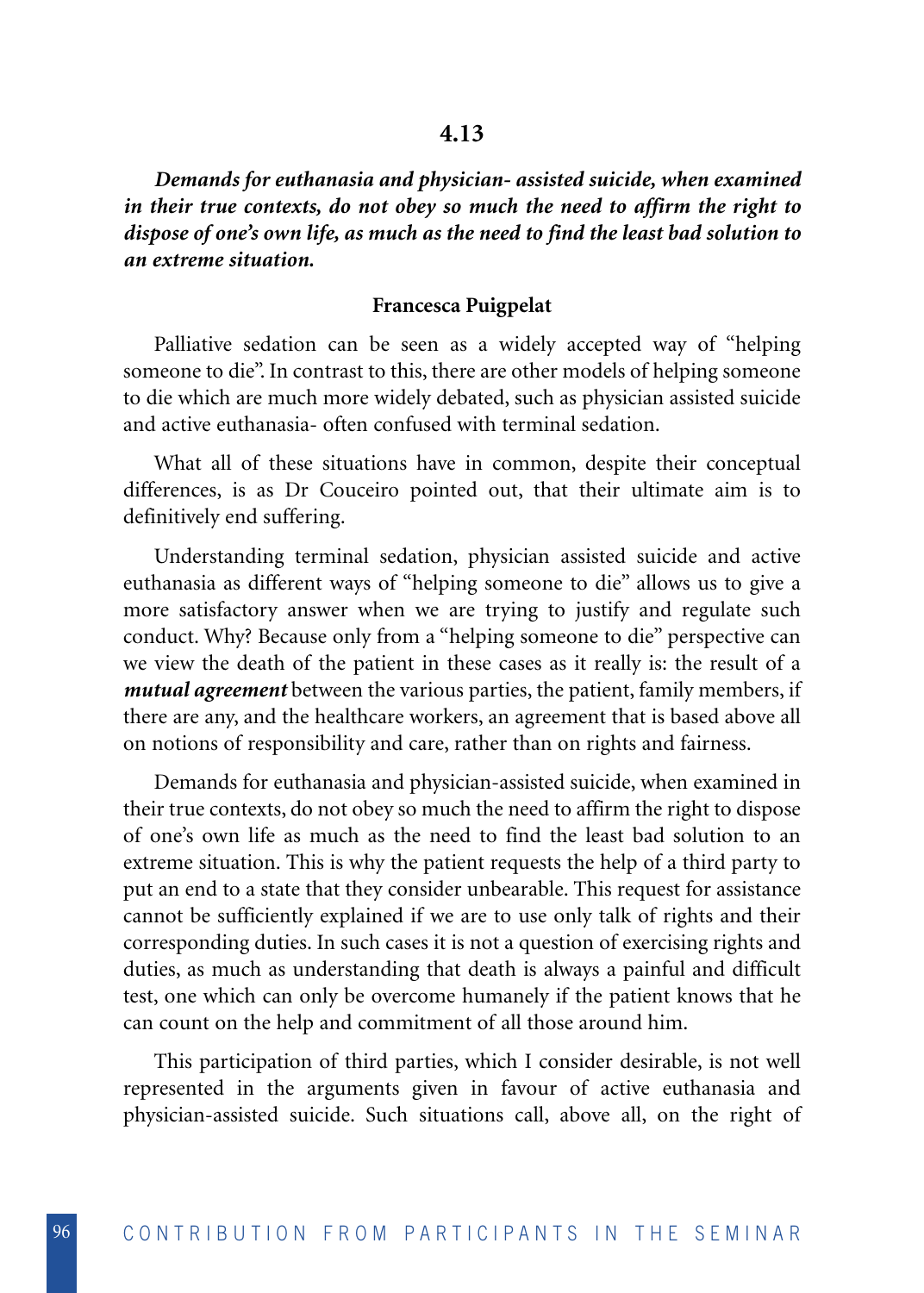## 4.13

***Demands for euthanasia and physician- assisted suicide, when examined in their true contexts, do not obey so much the need to affirm the right to dispose of one's own life, as much as the need to find the least bad solution to an extreme situation.***

**Francesca Puigpelat**

Palliative sedation can be seen as a widely accepted way of "helping someone to die". In contrast to this, there are other models of helping someone to die which are much more widely debated, such as physician assisted suicide and active euthanasia- often confused with terminal sedation.

What all of these situations have in common, despite their conceptual differences, is as Dr Couceiro pointed out, that their ultimate aim is to definitively end suffering.

Understanding terminal sedation, physician assisted suicide and active euthanasia as different ways of "helping someone to die" allows us to give a more satisfactory answer when we are trying to justify and regulate such conduct. Why? Because only from a "helping someone to die" perspective can we view the death of the patient in these cases as it really is: the result of a ***mutual agreement*** between the various parties, the patient, family members, if there are any, and the healthcare workers, an agreement that is based above all on notions of responsibility and care, rather than on rights and fairness.

Demands for euthanasia and physician-assisted suicide, when examined in their true contexts, do not obey so much the need to affirm the right to dispose of one's own life as much as the need to find the least bad solution to an extreme situation. This is why the patient requests the help of a third party to put an end to a state that they consider unbearable. This request for assistance cannot be sufficiently explained if we are to use only talk of rights and their corresponding duties. In such cases it is not a question of exercising rights and duties, as much as understanding that death is always a painful and difficult test, one which can only be overcome humanely if the patient knows that he can count on the help and commitment of all those around him.

This participation of third parties, which I consider desirable, is not well represented in the arguments given in favour of active euthanasia and physician-assisted suicide. Such situations call, above all, on the right of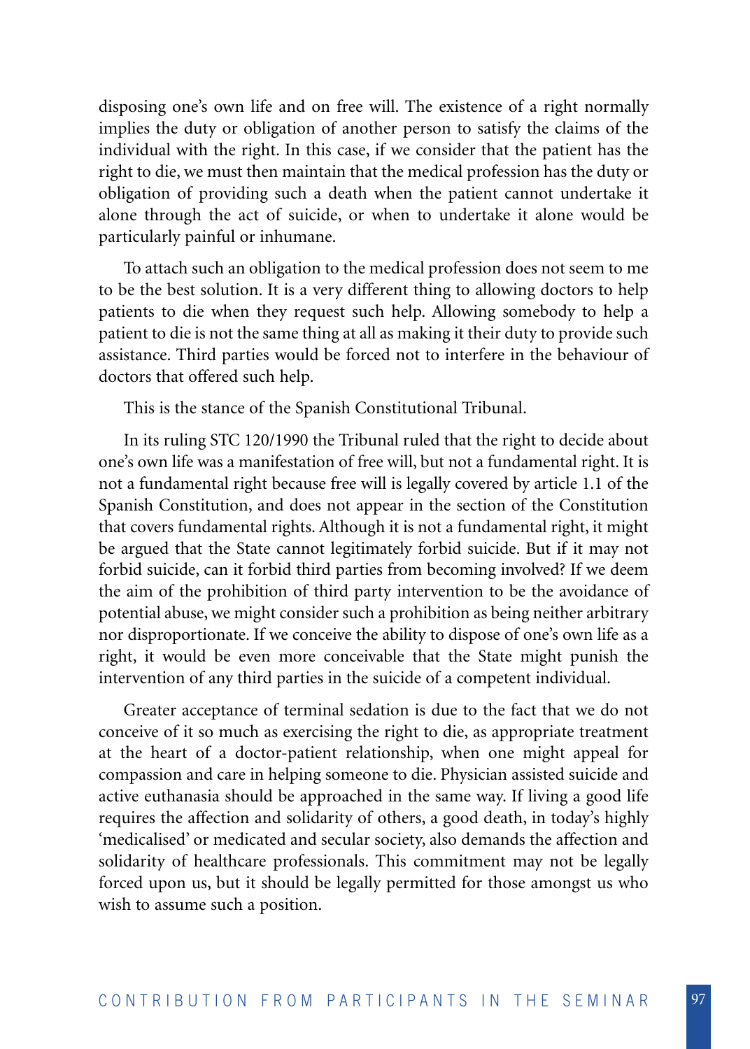disposing one's own life and on free will. The existence of a right normally implies the duty or obligation of another person to satisfy the claims of the individual with the right. In this case, if we consider that the patient has the right to die, we must then maintain that the medical profession has the duty or obligation of providing such a death when the patient cannot undertake it alone through the act of suicide, or when to undertake it alone would be particularly painful or inhumane.

To attach such an obligation to the medical profession does not seem to me to be the best solution. It is a very different thing to allowing doctors to help patients to die when they request such help. Allowing somebody to help a patient to die is not the same thing at all as making it their duty to provide such assistance. Third parties would be forced not to interfere in the behaviour of doctors that offered such help.

This is the stance of the Spanish Constitutional Tribunal.

In its ruling STC 120/1990 the Tribunal ruled that the right to decide about one's own life was a manifestation of free will, but not a fundamental right. It is not a fundamental right because free will is legally covered by article 1.1 of the Spanish Constitution, and does not appear in the section of the Constitution that covers fundamental rights. Although it is not a fundamental right, it might be argued that the State cannot legitimately forbid suicide. But if it may not forbid suicide, can it forbid third parties from becoming involved? If we deem the aim of the prohibition of third party intervention to be the avoidance of potential abuse, we might consider such a prohibition as being neither arbitrary nor disproportionate. If we conceive the ability to dispose of one's own life as a right, it would be even more conceivable that the State might punish the intervention of any third parties in the suicide of a competent individual.

Greater acceptance of terminal sedation is due to the fact that we do not conceive of it so much as exercising the right to die, as appropriate treatment at the heart of a doctor-patient relationship, when one might appeal for compassion and care in helping someone to die. Physician assisted suicide and active euthanasia should be approached in the same way. If living a good life requires the affection and solidarity of others, a good death, in today's highly 'medicalised' or medicated and secular society, also demands the affection and solidarity of healthcare professionals. This commitment may not be legally forced upon us, but it should be legally permitted for those amongst us who wish to assume such a position.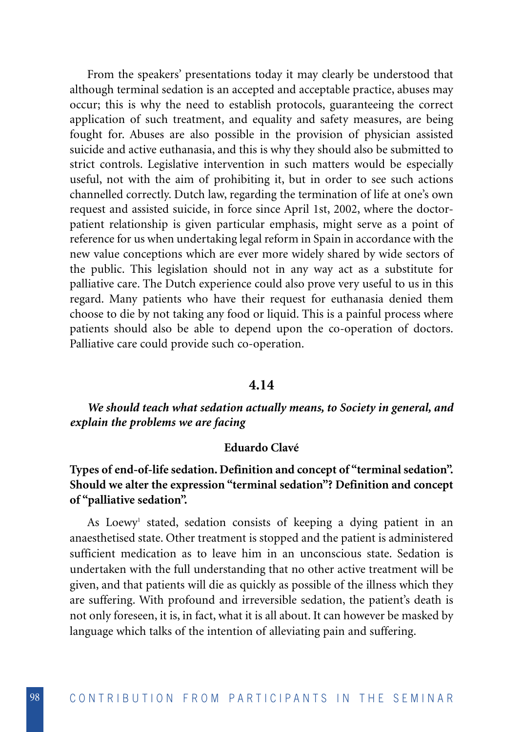From the speakers' presentations today it may clearly be understood that although terminal sedation is an accepted and acceptable practice, abuses may occur; this is why the need to establish protocols, guaranteeing the correct application of such treatment, and equality and safety measures, are being fought for. Abuses are also possible in the provision of physician assisted suicide and active euthanasia, and this is why they should also be submitted to strict controls. Legislative intervention in such matters would be especially useful, not with the aim of prohibiting it, but in order to see such actions channelled correctly. Dutch law, regarding the termination of life at one's own request and assisted suicide, in force since April 1st, 2002, where the doctor-patient relationship is given particular emphasis, might serve as a point of reference for us when undertaking legal reform in Spain in accordance with the new value conceptions which are ever more widely shared by wide sectors of the public. This legislation should not in any way act as a substitute for palliative care. The Dutch experience could also prove very useful to us in this regard. Many patients who have their request for euthanasia denied them choose to die by not taking any food or liquid. This is a painful process where patients should also be able to depend upon the co-operation of doctors. Palliative care could provide such co-operation.

## 4.14

***We should teach what sedation actually means, to Society in general, and explain the problems we are facing***

**Eduardo Clavé**

### Types of end-of-life sedation. Definition and concept of "terminal sedation". Should we alter the expression "terminal sedation"? Definition and concept of "palliative sedation".

As Loewy[1] stated, sedation consists of keeping a dying patient in an anaesthetised state. Other treatment is stopped and the patient is administered sufficient medication as to leave him in an unconscious state. Sedation is undertaken with the full understanding that no other active treatment will be given, and that patients will die as quickly as possible of the illness which they are suffering. With profound and irreversible sedation, the patient's death is not only foreseen, it is, in fact, what it is all about. It can however be masked by language which talks of the intention of alleviating pain and suffering.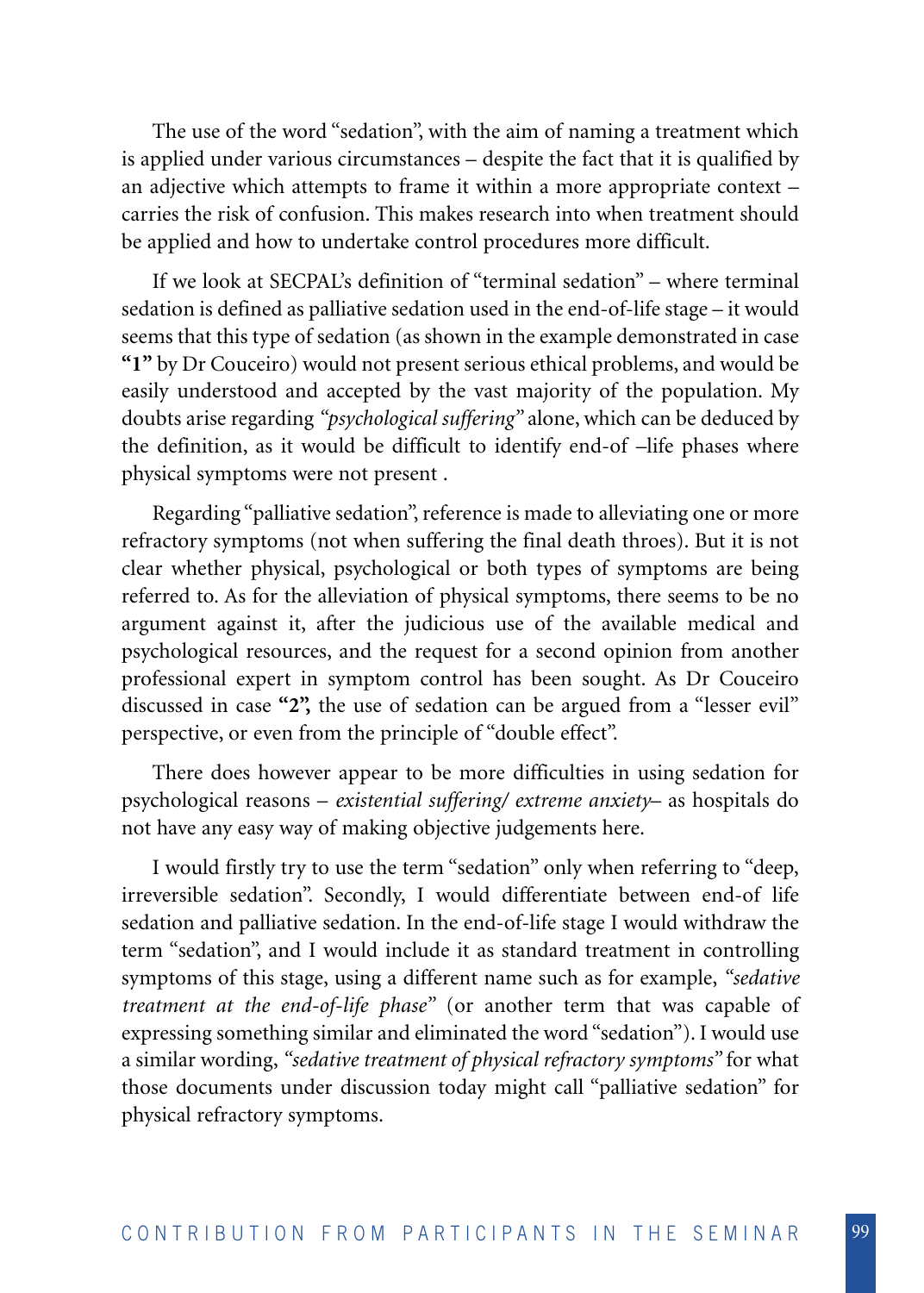The use of the word "sedation", with the aim of naming a treatment which is applied under various circumstances – despite the fact that it is qualified by an adjective which attempts to frame it within a more appropriate context – carries the risk of confusion. This makes research into when treatment should be applied and how to undertake control procedures more difficult.

If we look at SECPAL's definition of "terminal sedation" – where terminal sedation is defined as palliative sedation used in the end-of-life stage – it would seems that this type of sedation (as shown in the example demonstrated in case **"1"** by Dr Couceiro) would not present serious ethical problems, and would be easily understood and accepted by the vast majority of the population. My doubts arise regarding *"psychological suffering"* alone, which can be deduced by the definition, as it would be difficult to identify end-of –life phases where physical symptoms were not present .

Regarding "palliative sedation", reference is made to alleviating one or more refractory symptoms (not when suffering the final death throes). But it is not clear whether physical, psychological or both types of symptoms are being referred to. As for the alleviation of physical symptoms, there seems to be no argument against it, after the judicious use of the available medical and psychological resources, and the request for a second opinion from another professional expert in symptom control has been sought. As Dr Couceiro discussed in case **"2",** the use of sedation can be argued from a "lesser evil" perspective, or even from the principle of "double effect".

There does however appear to be more difficulties in using sedation for psychological reasons – *existential suffering/ extreme anxiety*– as hospitals do not have any easy way of making objective judgements here.

I would firstly try to use the term "sedation" only when referring to "deep, irreversible sedation". Secondly, I would differentiate between end-of life sedation and palliative sedation. In the end-of-life stage I would withdraw the term "sedation", and I would include it as standard treatment in controlling symptoms of this stage, using a different name such as for example, *"sedative treatment at the end-of-life phase"* (or another term that was capable of expressing something similar and eliminated the word "sedation"). I would use a similar wording, *"sedative treatment of physical refractory symptoms"* for what those documents under discussion today might call "palliative sedation" for physical refractory symptoms.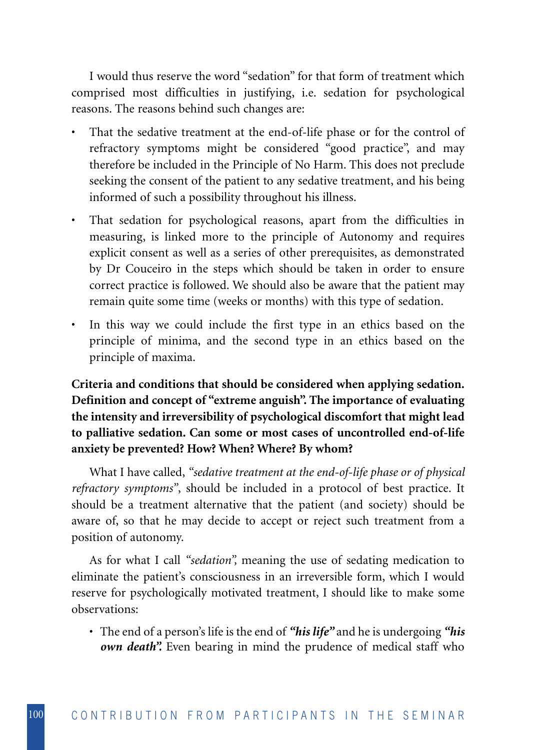I would thus reserve the word "sedation" for that form of treatment which comprised most difficulties in justifying, i.e. sedation for psychological reasons. The reasons behind such changes are:

- That the sedative treatment at the end-of-life phase or for the control of refractory symptoms might be considered "good practice", and may therefore be included in the Principle of No Harm. This does not preclude seeking the consent of the patient to any sedative treatment, and his being informed of such a possibility throughout his illness.
- That sedation for psychological reasons, apart from the difficulties in measuring, is linked more to the principle of Autonomy and requires explicit consent as well as a series of other prerequisites, as demonstrated by Dr Couceiro in the steps which should be taken in order to ensure correct practice is followed. We should also be aware that the patient may remain quite some time (weeks or months) with this type of sedation.
- In this way we could include the first type in an ethics based on the principle of minima, and the second type in an ethics based on the principle of maxima.

**Criteria and conditions that should be considered when applying sedation. Definition and concept of "extreme anguish". The importance of evaluating the intensity and irreversibility of psychological discomfort that might lead to palliative sedation. Can some or most cases of uncontrolled end-of-life anxiety be prevented? How? When? Where? By whom?**

What I have called, *"sedative treatment at the end-of-life phase or of physical refractory symptoms"*, should be included in a protocol of best practice. It should be a treatment alternative that the patient (and society) should be aware of, so that he may decide to accept or reject such treatment from a position of autonomy.

As for what I call *"sedation",* meaning the use of sedating medication to eliminate the patient's consciousness in an irreversible form, which I would reserve for psychologically motivated treatment, I should like to make some observations:

- The end of a person's life is the end of ***"his life"*** and he is undergoing ***"his own death".*** Even bearing in mind the prudence of medical staff who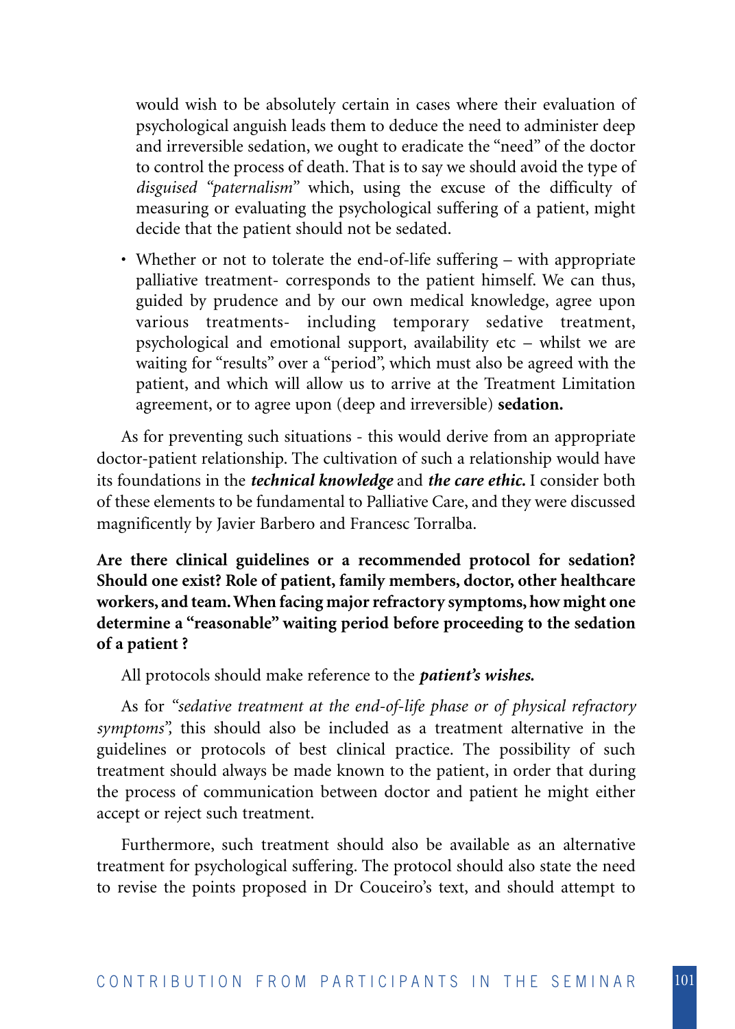would wish to be absolutely certain in cases where their evaluation of psychological anguish leads them to deduce the need to administer deep and irreversible sedation, we ought to eradicate the "need" of the doctor to control the process of death. That is to say we should avoid the type of *disguised "paternalism"* which, using the excuse of the difficulty of measuring or evaluating the psychological suffering of a patient, might decide that the patient should not be sedated.

- Whether or not to tolerate the end-of-life suffering – with appropriate palliative treatment- corresponds to the patient himself. We can thus, guided by prudence and by our own medical knowledge, agree upon various treatments- including temporary sedative treatment, psychological and emotional support, availability etc – whilst we are waiting for "results" over a "period", which must also be agreed with the patient, and which will allow us to arrive at the Treatment Limitation agreement, or to agree upon (deep and irreversible) **sedation.**

As for preventing such situations - this would derive from an appropriate doctor-patient relationship. The cultivation of such a relationship would have its foundations in the ***technical knowledge*** and ***the care ethic.*** I consider both of these elements to be fundamental to Palliative Care, and they were discussed magnificently by Javier Barbero and Francesc Torralba.

**Are there clinical guidelines or a recommended protocol for sedation? Should one exist? Role of patient, family members, doctor, other healthcare workers, and team. When facing major refractory symptoms, how might one determine a "reasonable" waiting period before proceeding to the sedation of a patient ?**

All protocols should make reference to the ***patient's wishes.***

As for *"sedative treatment at the end-of-life phase or of physical refractory symptoms",* this should also be included as a treatment alternative in the guidelines or protocols of best clinical practice. The possibility of such treatment should always be made known to the patient, in order that during the process of communication between doctor and patient he might either accept or reject such treatment.

Furthermore, such treatment should also be available as an alternative treatment for psychological suffering. The protocol should also state the need to revise the points proposed in Dr Couceiro's text, and should attempt to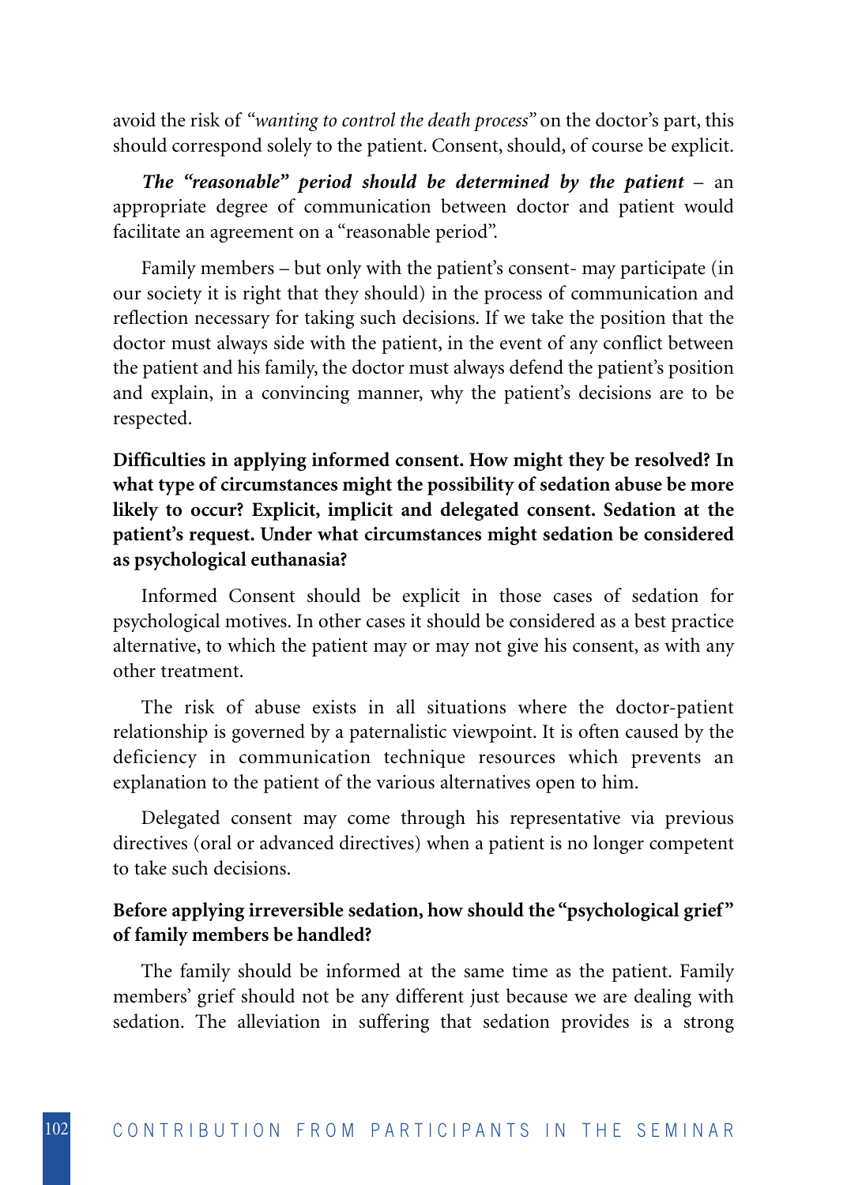avoid the risk of *"wanting to control the death process"* on the doctor's part, this should correspond solely to the patient. Consent, should, of course be explicit.

***The "reasonable" period should be determined by the patient*** – an appropriate degree of communication between doctor and patient would facilitate an agreement on a "reasonable period".

Family members – but only with the patient's consent- may participate (in our society it is right that they should) in the process of communication and reflection necessary for taking such decisions. If we take the position that the doctor must always side with the patient, in the event of any conflict between the patient and his family, the doctor must always defend the patient's position and explain, in a convincing manner, why the patient's decisions are to be respected.

**Difficulties in applying informed consent. How might they be resolved? In what type of circumstances might the possibility of sedation abuse be more likely to occur? Explicit, implicit and delegated consent. Sedation at the patient's request. Under what circumstances might sedation be considered as psychological euthanasia?**

Informed Consent should be explicit in those cases of sedation for psychological motives. In other cases it should be considered as a best practice alternative, to which the patient may or may not give his consent, as with any other treatment.

The risk of abuse exists in all situations where the doctor-patient relationship is governed by a paternalistic viewpoint. It is often caused by the deficiency in communication technique resources which prevents an explanation to the patient of the various alternatives open to him.

Delegated consent may come through his representative via previous directives (oral or advanced directives) when a patient is no longer competent to take such decisions.

**Before applying irreversible sedation, how should the "psychological grief" of family members be handled?**

The family should be informed at the same time as the patient. Family members' grief should not be any different just because we are dealing with sedation. The alleviation in suffering that sedation provides is a strong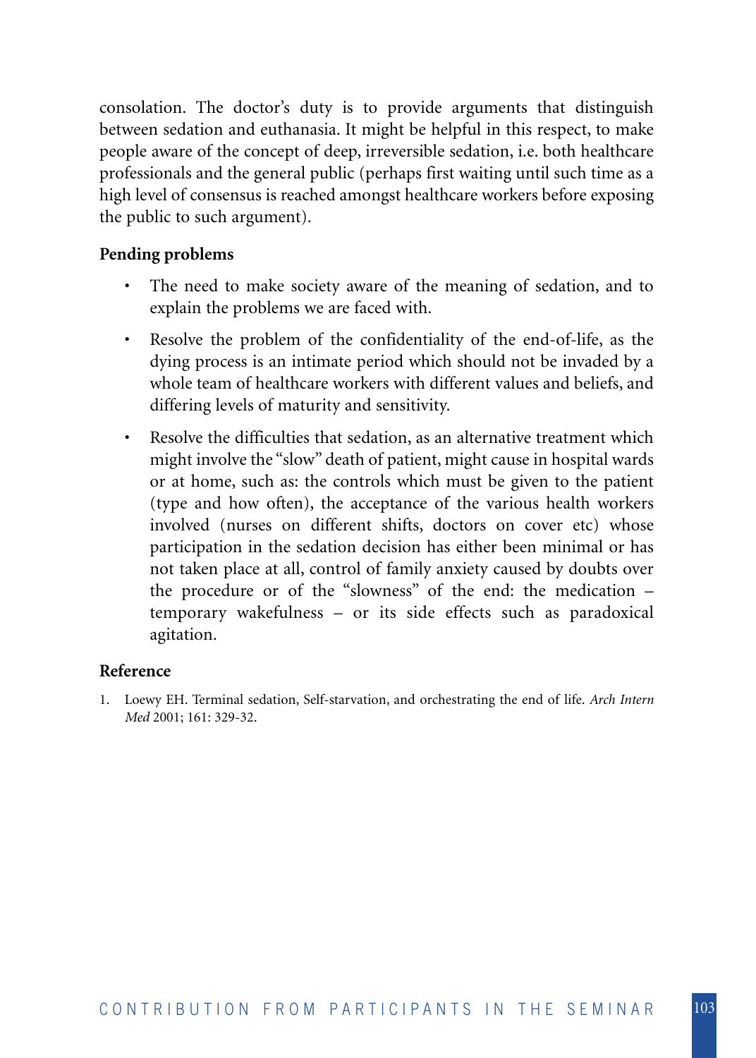consolation. The doctor's duty is to provide arguments that distinguish between sedation and euthanasia. It might be helpful in this respect, to make people aware of the concept of deep, irreversible sedation, i.e. both healthcare professionals and the general public (perhaps first waiting until such time as a high level of consensus is reached amongst healthcare workers before exposing the public to such argument).

**Pending problems**

- The need to make society aware of the meaning of sedation, and to explain the problems we are faced with.
- Resolve the problem of the confidentiality of the end-of-life, as the dying process is an intimate period which should not be invaded by a whole team of healthcare workers with different values and beliefs, and differing levels of maturity and sensitivity.
- Resolve the difficulties that sedation, as an alternative treatment which might involve the "slow" death of patient, might cause in hospital wards or at home, such as: the controls which must be given to the patient (type and how often), the acceptance of the various health workers involved (nurses on different shifts, doctors on cover etc) whose participation in the sedation decision has either been minimal or has not taken place at all, control of family anxiety caused by doubts over the procedure or of the "slowness" of the end: the medication – temporary wakefulness – or its side effects such as paradoxical agitation.

**Reference**

1. Loewy EH. Terminal sedation, Self-starvation, and orchestrating the end of life. *Arch Intern Med* 2001; 161: 329-32.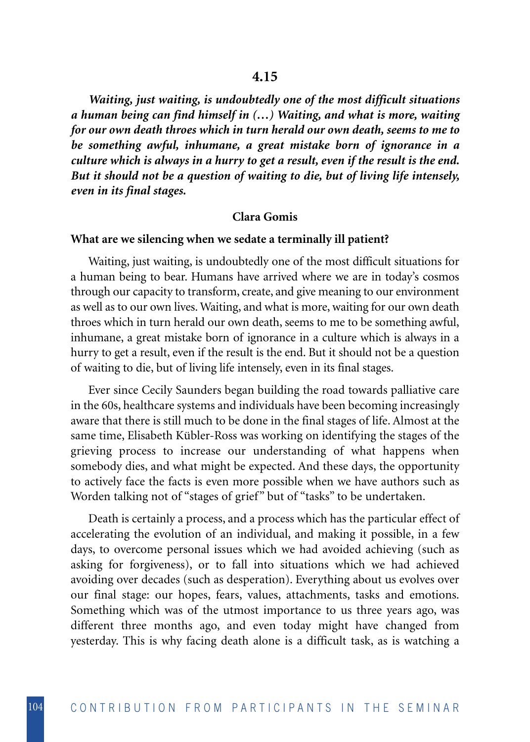## 4.15

***Waiting, just waiting, is undoubtedly one of the most difficult situations a human being can find himself in (…) Waiting, and what is more, waiting for our own death throes which in turn herald our own death, seems to me to be something awful, inhumane, a great mistake born of ignorance in a culture which is always in a hurry to get a result, even if the result is the end. But it should not be a question of waiting to die, but of living life intensely, even in its final stages.***

**Clara Gomis**

**What are we silencing when we sedate a terminally ill patient?**

Waiting, just waiting, is undoubtedly one of the most difficult situations for a human being to bear. Humans have arrived where we are in today's cosmos through our capacity to transform, create, and give meaning to our environment as well as to our own lives. Waiting, and what is more, waiting for our own death throes which in turn herald our own death, seems to me to be something awful, inhumane, a great mistake born of ignorance in a culture which is always in a hurry to get a result, even if the result is the end. But it should not be a question of waiting to die, but of living life intensely, even in its final stages.

Ever since Cecily Saunders began building the road towards palliative care in the 60s, healthcare systems and individuals have been becoming increasingly aware that there is still much to be done in the final stages of life. Almost at the same time, Elisabeth Kübler-Ross was working on identifying the stages of the grieving process to increase our understanding of what happens when somebody dies, and what might be expected. And these days, the opportunity to actively face the facts is even more possible when we have authors such as Worden talking not of "stages of grief" but of "tasks" to be undertaken.

Death is certainly a process, and a process which has the particular effect of accelerating the evolution of an individual, and making it possible, in a few days, to overcome personal issues which we had avoided achieving (such as asking for forgiveness), or to fall into situations which we had achieved avoiding over decades (such as desperation). Everything about us evolves over our final stage: our hopes, fears, values, attachments, tasks and emotions. Something which was of the utmost importance to us three years ago, was different three months ago, and even today might have changed from yesterday. This is why facing death alone is a difficult task, as is watching a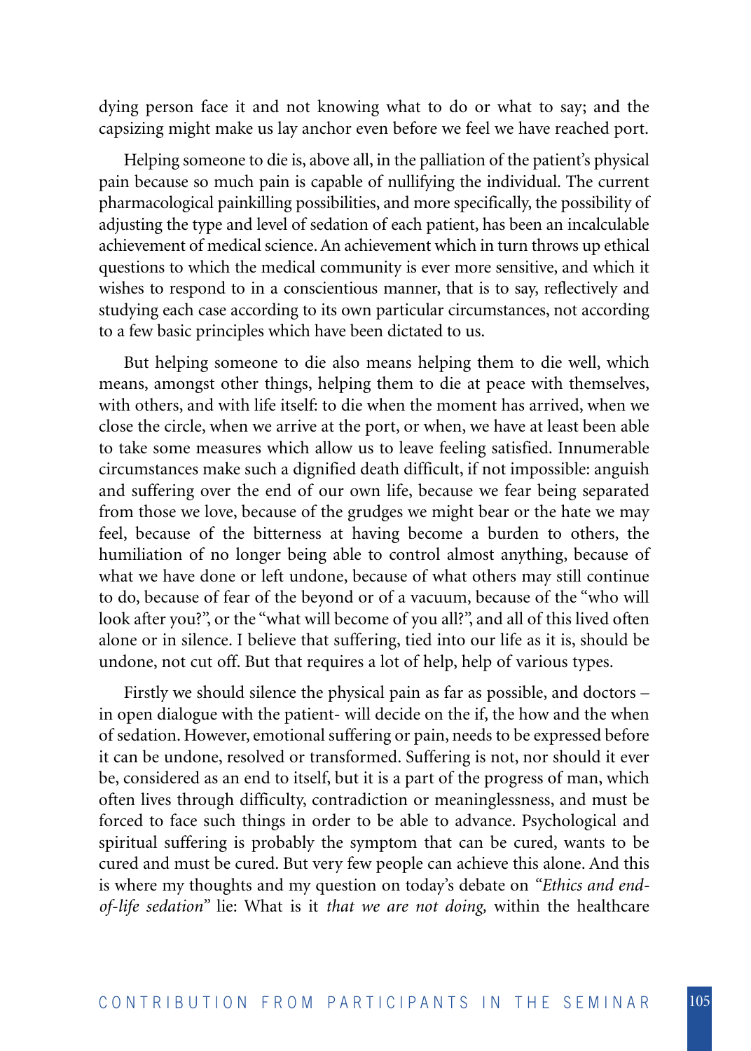dying person face it and not knowing what to do or what to say; and the capsizing might make us lay anchor even before we feel we have reached port.

Helping someone to die is, above all, in the palliation of the patient's physical pain because so much pain is capable of nullifying the individual. The current pharmacological painkilling possibilities, and more specifically, the possibility of adjusting the type and level of sedation of each patient, has been an incalculable achievement of medical science. An achievement which in turn throws up ethical questions to which the medical community is ever more sensitive, and which it wishes to respond to in a conscientious manner, that is to say, reflectively and studying each case according to its own particular circumstances, not according to a few basic principles which have been dictated to us.

But helping someone to die also means helping them to die well, which means, amongst other things, helping them to die at peace with themselves, with others, and with life itself: to die when the moment has arrived, when we close the circle, when we arrive at the port, or when, we have at least been able to take some measures which allow us to leave feeling satisfied. Innumerable circumstances make such a dignified death difficult, if not impossible: anguish and suffering over the end of our own life, because we fear being separated from those we love, because of the grudges we might bear or the hate we may feel, because of the bitterness at having become a burden to others, the humiliation of no longer being able to control almost anything, because of what we have done or left undone, because of what others may still continue to do, because of fear of the beyond or of a vacuum, because of the "who will look after you?", or the "what will become of you all?", and all of this lived often alone or in silence. I believe that suffering, tied into our life as it is, should be undone, not cut off. But that requires a lot of help, help of various types.

Firstly we should silence the physical pain as far as possible, and doctors – in open dialogue with the patient- will decide on the if, the how and the when of sedation. However, emotional suffering or pain, needs to be expressed before it can be undone, resolved or transformed. Suffering is not, nor should it ever be, considered as an end to itself, but it is a part of the progress of man, which often lives through difficulty, contradiction or meaninglessness, and must be forced to face such things in order to be able to advance. Psychological and spiritual suffering is probably the symptom that can be cured, wants to be cured and must be cured. But very few people can achieve this alone. And this is where my thoughts and my question on today's debate on *"Ethics and end-of-life sedation"* lie: What is it *that we are not doing,* within the healthcare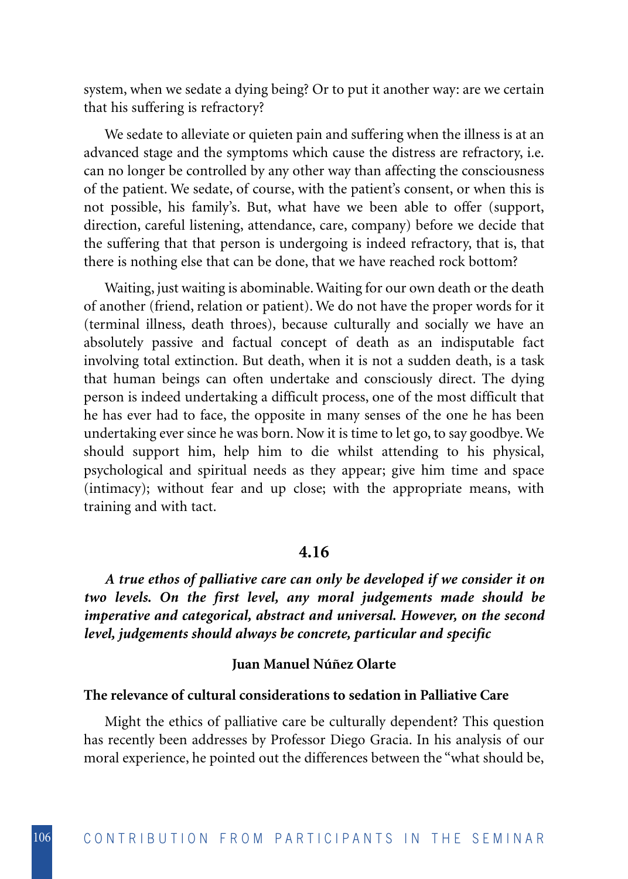system, when we sedate a dying being? Or to put it another way: are we certain that his suffering is refractory?

We sedate to alleviate or quieten pain and suffering when the illness is at an advanced stage and the symptoms which cause the distress are refractory, i.e. can no longer be controlled by any other way than affecting the consciousness of the patient. We sedate, of course, with the patient's consent, or when this is not possible, his family's. But, what have we been able to offer (support, direction, careful listening, attendance, care, company) before we decide that the suffering that that person is undergoing is indeed refractory, that is, that there is nothing else that can be done, that we have reached rock bottom?

Waiting, just waiting is abominable. Waiting for our own death or the death of another (friend, relation or patient). We do not have the proper words for it (terminal illness, death throes), because culturally and socially we have an absolutely passive and factual concept of death as an indisputable fact involving total extinction. But death, when it is not a sudden death, is a task that human beings can often undertake and consciously direct. The dying person is indeed undertaking a difficult process, one of the most difficult that he has ever had to face, the opposite in many senses of the one he has been undertaking ever since he was born. Now it is time to let go, to say goodbye. We should support him, help him to die whilst attending to his physical, psychological and spiritual needs as they appear; give him time and space (intimacy); without fear and up close; with the appropriate means, with training and with tact.

## 4.16

***A true ethos of palliative care can only be developed if we consider it on two levels. On the first level, any moral judgements made should be imperative and categorical, abstract and universal. However, on the second level, judgements should always be concrete, particular and specific***

**Juan Manuel Núñez Olarte**

### The relevance of cultural considerations to sedation in Palliative Care

Might the ethics of palliative care be culturally dependent? This question has recently been addresses by Professor Diego Gracia. In his analysis of our moral experience, he pointed out the differences between the "what should be,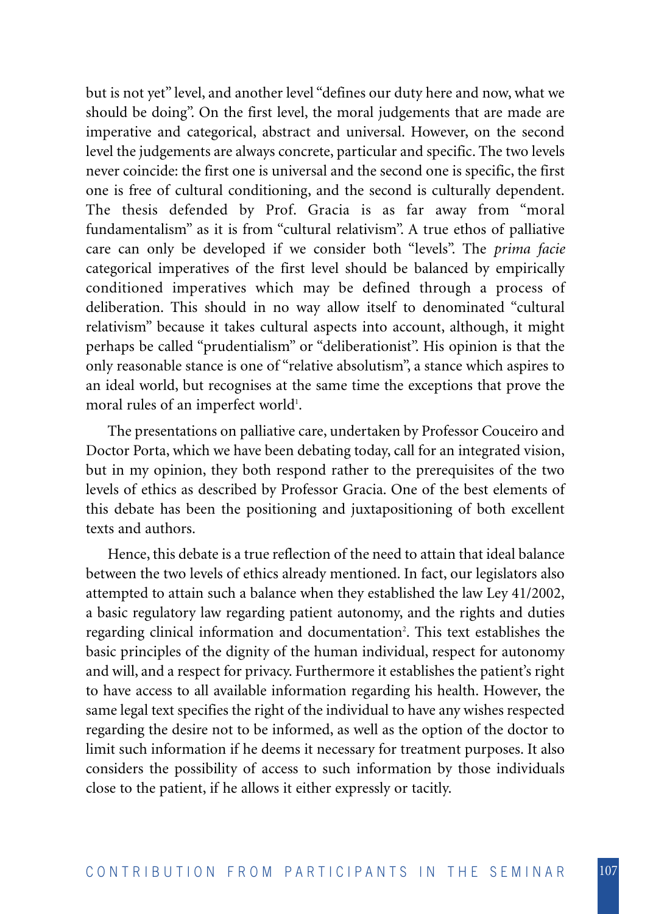but is not yet" level, and another level "defines our duty here and now, what we should be doing". On the first level, the moral judgements that are made are imperative and categorical, abstract and universal. However, on the second level the judgements are always concrete, particular and specific. The two levels never coincide: the first one is universal and the second one is specific, the first one is free of cultural conditioning, and the second is culturally dependent. The thesis defended by Prof. Gracia is as far away from "moral fundamentalism" as it is from "cultural relativism". A true ethos of palliative care can only be developed if we consider both "levels". The *prima facie* categorical imperatives of the first level should be balanced by empirically conditioned imperatives which may be defined through a process of deliberation. This should in no way allow itself to denominated "cultural relativism" because it takes cultural aspects into account, although, it might perhaps be called "prudentialism" or "deliberationist". His opinion is that the only reasonable stance is one of "relative absolutism", a stance which aspires to an ideal world, but recognises at the same time the exceptions that prove the moral rules of an imperfect world[1].

The presentations on palliative care, undertaken by Professor Couceiro and Doctor Porta, which we have been debating today, call for an integrated vision, but in my opinion, they both respond rather to the prerequisites of the two levels of ethics as described by Professor Gracia. One of the best elements of this debate has been the positioning and juxtapositioning of both excellent texts and authors.

Hence, this debate is a true reflection of the need to attain that ideal balance between the two levels of ethics already mentioned. In fact, our legislators also attempted to attain such a balance when they established the law Ley 41/2002, a basic regulatory law regarding patient autonomy, and the rights and duties regarding clinical information and documentation[2]. This text establishes the basic principles of the dignity of the human individual, respect for autonomy and will, and a respect for privacy. Furthermore it establishes the patient's right to have access to all available information regarding his health. However, the same legal text specifies the right of the individual to have any wishes respected regarding the desire not to be informed, as well as the option of the doctor to limit such information if he deems it necessary for treatment purposes. It also considers the possibility of access to such information by those individuals close to the patient, if he allows it either expressly or tacitly.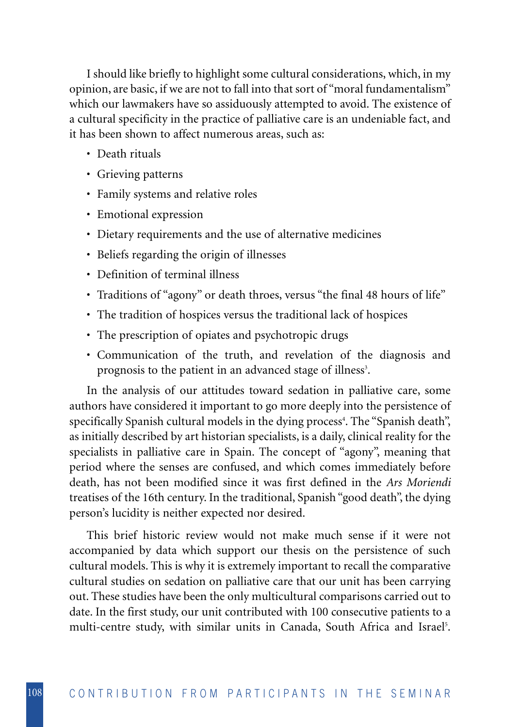I should like briefly to highlight some cultural considerations, which, in my opinion, are basic, if we are not to fall into that sort of "moral fundamentalism" which our lawmakers have so assiduously attempted to avoid. The existence of a cultural specificity in the practice of palliative care is an undeniable fact, and it has been shown to affect numerous areas, such as:

- Death rituals
- Grieving patterns
- Family systems and relative roles
- Emotional expression
- Dietary requirements and the use of alternative medicines
- Beliefs regarding the origin of illnesses
- Definition of terminal illness
- Traditions of "agony" or death throes, versus "the final 48 hours of life"
- The tradition of hospices versus the traditional lack of hospices
- The prescription of opiates and psychotropic drugs
- Communication of the truth, and revelation of the diagnosis and prognosis to the patient in an advanced stage of illness[3].

In the analysis of our attitudes toward sedation in palliative care, some authors have considered it important to go more deeply into the persistence of specifically Spanish cultural models in the dying process[4]. The "Spanish death", as initially described by art historian specialists, is a daily, clinical reality for the specialists in palliative care in Spain. The concept of "agony", meaning that period where the senses are confused, and which comes immediately before death, has not been modified since it was first defined in the *Ars Moriendi* treatises of the 16th century. In the traditional, Spanish "good death", the dying person's lucidity is neither expected nor desired.

This brief historic review would not make much sense if it were not accompanied by data which support our thesis on the persistence of such cultural models. This is why it is extremely important to recall the comparative cultural studies on sedation on palliative care that our unit has been carrying out. These studies have been the only multicultural comparisons carried out to date. In the first study, our unit contributed with 100 consecutive patients to a multi-centre study, with similar units in Canada, South Africa and Israel[5].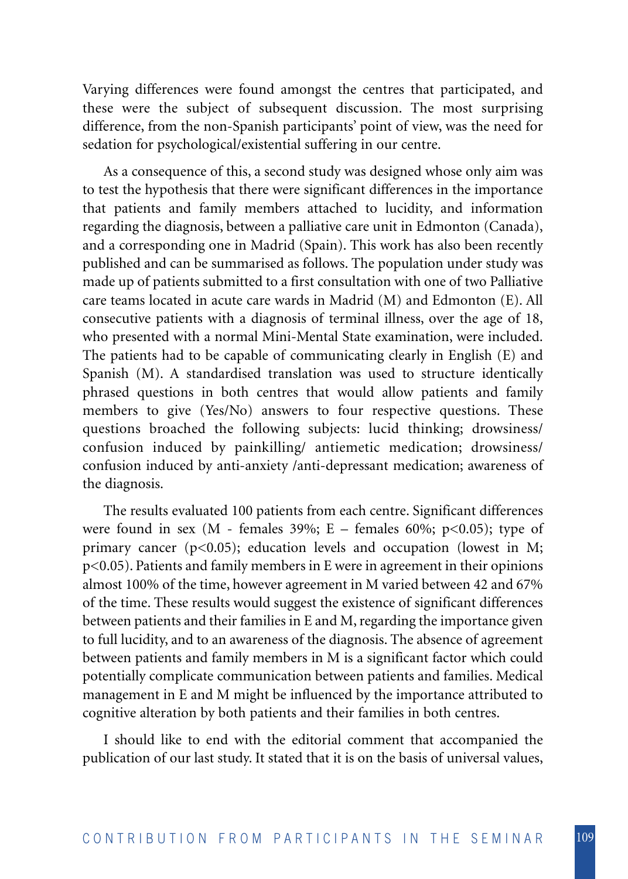Varying differences were found amongst the centres that participated, and these were the subject of subsequent discussion. The most surprising difference, from the non-Spanish participants' point of view, was the need for sedation for psychological/existential suffering in our centre.

As a consequence of this, a second study was designed whose only aim was to test the hypothesis that there were significant differences in the importance that patients and family members attached to lucidity, and information regarding the diagnosis, between a palliative care unit in Edmonton (Canada), and a corresponding one in Madrid (Spain). This work has also been recently published and can be summarised as follows. The population under study was made up of patients submitted to a first consultation with one of two Palliative care teams located in acute care wards in Madrid (M) and Edmonton (E). All consecutive patients with a diagnosis of terminal illness, over the age of 18, who presented with a normal Mini-Mental State examination, were included. The patients had to be capable of communicating clearly in English (E) and Spanish (M). A standardised translation was used to structure identically phrased questions in both centres that would allow patients and family members to give (Yes/No) answers to four respective questions. These questions broached the following subjects: lucid thinking; drowsiness/ confusion induced by painkilling/ antiemetic medication; drowsiness/ confusion induced by anti-anxiety /anti-depressant medication; awareness of the diagnosis.

The results evaluated 100 patients from each centre. Significant differences were found in sex (M - females 39%; E – females 60%; $p<0.05$); type of primary cancer ($p<0.05$); education levels and occupation (lowest in M; $p<0.05$). Patients and family members in E were in agreement in their opinions almost 100% of the time, however agreement in M varied between 42 and 67% of the time. These results would suggest the existence of significant differences between patients and their families in E and M, regarding the importance given to full lucidity, and to an awareness of the diagnosis. The absence of agreement between patients and family members in M is a significant factor which could potentially complicate communication between patients and families. Medical management in E and M might be influenced by the importance attributed to cognitive alteration by both patients and their families in both centres.

I should like to end with the editorial comment that accompanied the publication of our last study. It stated that it is on the basis of universal values,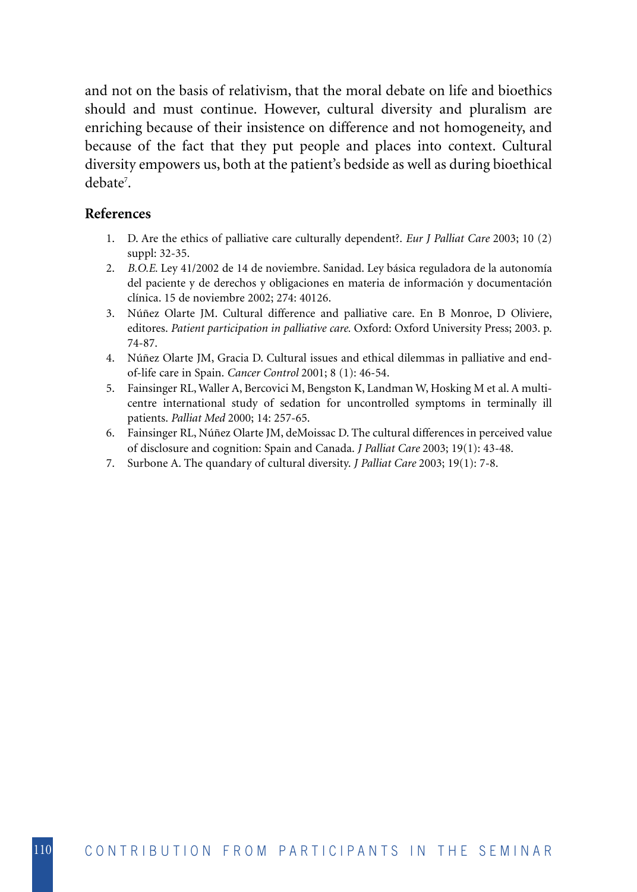and not on the basis of relativism, that the moral debate on life and bioethics should and must continue. However, cultural diversity and pluralism are enriching because of their insistence on difference and not homogeneity, and because of the fact that they put people and places into context. Cultural diversity empowers us, both at the patient's bedside as well as during bioethical debate[7].

## References

1. D. Are the ethics of palliative care culturally dependent?. *Eur J Palliat Care* 2003; 10 (2) suppl: 32-35.
2. *B.O.E.* Ley 41/2002 de 14 de noviembre. Sanidad. Ley básica reguladora de la autonomía del paciente y de derechos y obligaciones en materia de información y documentación clínica. 15 de noviembre 2002; 274: 40126.
3. Núñez Olarte JM. Cultural difference and palliative care. En B Monroe, D Oliviere, editores. *Patient participation in palliative care.* Oxford: Oxford University Press; 2003. p. 74-87.
4. Núñez Olarte JM, Gracia D. Cultural issues and ethical dilemmas in palliative and end-of-life care in Spain. *Cancer Control* 2001; 8 (1): 46-54.
5. Fainsinger RL, Waller A, Bercovici M, Bengston K, Landman W, Hosking M et al. A multi-centre international study of sedation for uncontrolled symptoms in terminally ill patients. *Palliat Med* 2000; 14: 257-65.
6. Fainsinger RL, Núñez Olarte JM, deMoissac D. The cultural differences in perceived value of disclosure and cognition: Spain and Canada. *J Palliat Care* 2003; 19(1): 43-48.
7. Surbone A. The quandary of cultural diversity. *J Palliat Care* 2003; 19(1): 7-8.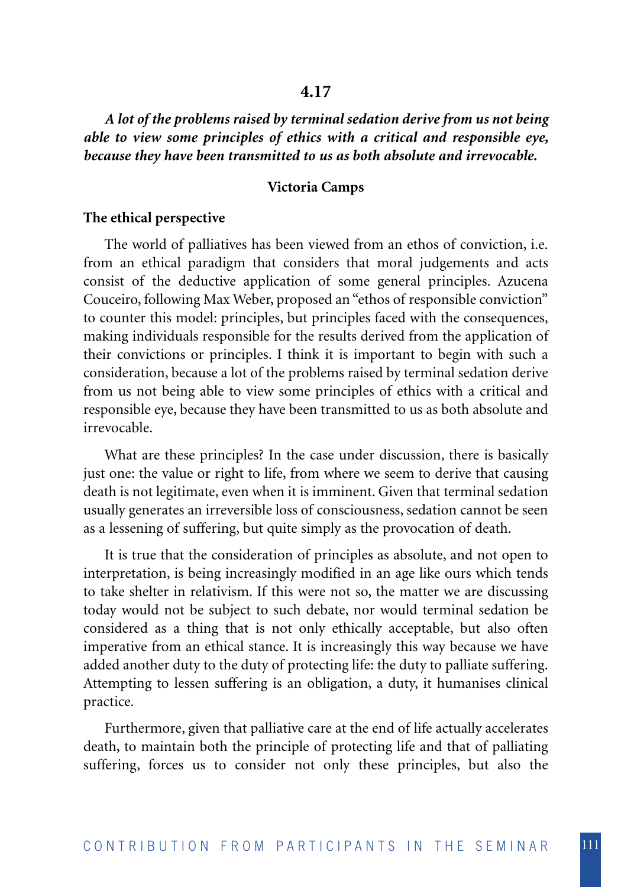## 4.17

***A lot of the problems raised by terminal sedation derive from us not being able to view some principles of ethics with a critical and responsible eye, because they have been transmitted to us as both absolute and irrevocable.***

**Victoria Camps**

### The ethical perspective

The world of palliatives has been viewed from an ethos of conviction, i.e. from an ethical paradigm that considers that moral judgements and acts consist of the deductive application of some general principles. Azucena Couceiro, following Max Weber, proposed an "ethos of responsible conviction" to counter this model: principles, but principles faced with the consequences, making individuals responsible for the results derived from the application of their convictions or principles. I think it is important to begin with such a consideration, because a lot of the problems raised by terminal sedation derive from us not being able to view some principles of ethics with a critical and responsible eye, because they have been transmitted to us as both absolute and irrevocable.

What are these principles? In the case under discussion, there is basically just one: the value or right to life, from where we seem to derive that causing death is not legitimate, even when it is imminent. Given that terminal sedation usually generates an irreversible loss of consciousness, sedation cannot be seen as a lessening of suffering, but quite simply as the provocation of death.

It is true that the consideration of principles as absolute, and not open to interpretation, is being increasingly modified in an age like ours which tends to take shelter in relativism. If this were not so, the matter we are discussing today would not be subject to such debate, nor would terminal sedation be considered as a thing that is not only ethically acceptable, but also often imperative from an ethical stance. It is increasingly this way because we have added another duty to the duty of protecting life: the duty to palliate suffering. Attempting to lessen suffering is an obligation, a duty, it humanises clinical practice.

Furthermore, given that palliative care at the end of life actually accelerates death, to maintain both the principle of protecting life and that of palliating suffering, forces us to consider not only these principles, but also the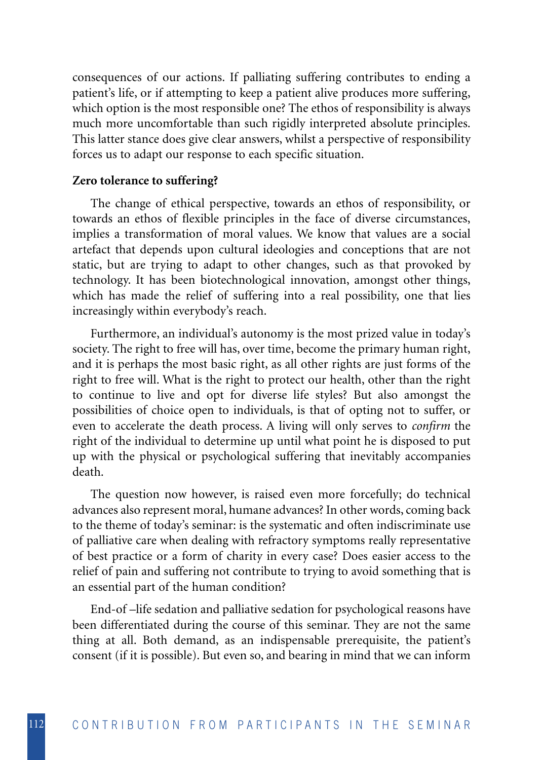consequences of our actions. If palliating suffering contributes to ending a patient's life, or if attempting to keep a patient alive produces more suffering, which option is the most responsible one? The ethos of responsibility is always much more uncomfortable than such rigidly interpreted absolute principles. This latter stance does give clear answers, whilst a perspective of responsibility forces us to adapt our response to each specific situation.

**Zero tolerance to suffering?**

The change of ethical perspective, towards an ethos of responsibility, or towards an ethos of flexible principles in the face of diverse circumstances, implies a transformation of moral values. We know that values are a social artefact that depends upon cultural ideologies and conceptions that are not static, but are trying to adapt to other changes, such as that provoked by technology. It has been biotechnological innovation, amongst other things, which has made the relief of suffering into a real possibility, one that lies increasingly within everybody's reach.

Furthermore, an individual's autonomy is the most prized value in today's society. The right to free will has, over time, become the primary human right, and it is perhaps the most basic right, as all other rights are just forms of the right to free will. What is the right to protect our health, other than the right to continue to live and opt for diverse life styles? But also amongst the possibilities of choice open to individuals, is that of opting not to suffer, or even to accelerate the death process. A living will only serves to *confirm* the right of the individual to determine up until what point he is disposed to put up with the physical or psychological suffering that inevitably accompanies death.

The question now however, is raised even more forcefully; do technical advances also represent moral, humane advances? In other words, coming back to the theme of today's seminar: is the systematic and often indiscriminate use of palliative care when dealing with refractory symptoms really representative of best practice or a form of charity in every case? Does easier access to the relief of pain and suffering not contribute to trying to avoid something that is an essential part of the human condition?

End-of –life sedation and palliative sedation for psychological reasons have been differentiated during the course of this seminar. They are not the same thing at all. Both demand, as an indispensable prerequisite, the patient's consent (if it is possible). But even so, and bearing in mind that we can inform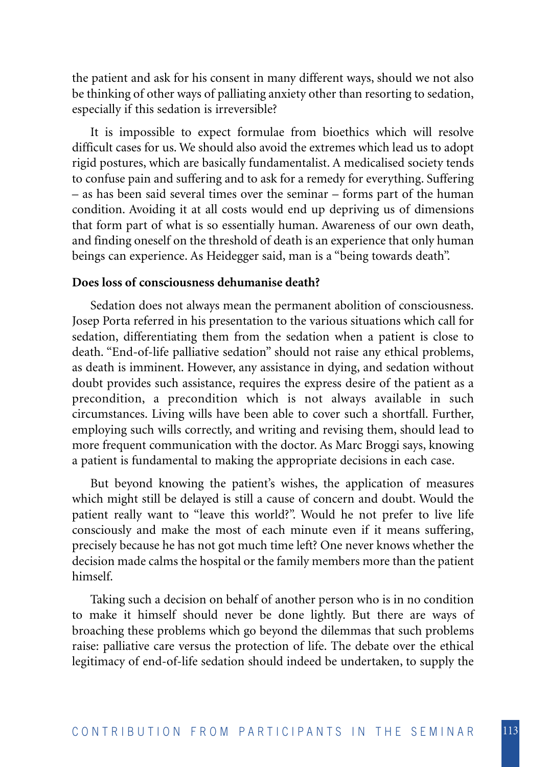the patient and ask for his consent in many different ways, should we not also be thinking of other ways of palliating anxiety other than resorting to sedation, especially if this sedation is irreversible?

It is impossible to expect formulae from bioethics which will resolve difficult cases for us. We should also avoid the extremes which lead us to adopt rigid postures, which are basically fundamentalist. A medicalised society tends to confuse pain and suffering and to ask for a remedy for everything. Suffering – as has been said several times over the seminar – forms part of the human condition. Avoiding it at all costs would end up depriving us of dimensions that form part of what is so essentially human. Awareness of our own death, and finding oneself on the threshold of death is an experience that only human beings can experience. As Heidegger said, man is a "being towards death".

**Does loss of consciousness dehumanise death?**

Sedation does not always mean the permanent abolition of consciousness. Josep Porta referred in his presentation to the various situations which call for sedation, differentiating them from the sedation when a patient is close to death. "End-of-life palliative sedation" should not raise any ethical problems, as death is imminent. However, any assistance in dying, and sedation without doubt provides such assistance, requires the express desire of the patient as a precondition, a precondition which is not always available in such circumstances. Living wills have been able to cover such a shortfall. Further, employing such wills correctly, and writing and revising them, should lead to more frequent communication with the doctor. As Marc Broggi says, knowing a patient is fundamental to making the appropriate decisions in each case.

But beyond knowing the patient's wishes, the application of measures which might still be delayed is still a cause of concern and doubt. Would the patient really want to "leave this world?". Would he not prefer to live life consciously and make the most of each minute even if it means suffering, precisely because he has not got much time left? One never knows whether the decision made calms the hospital or the family members more than the patient himself.

Taking such a decision on behalf of another person who is in no condition to make it himself should never be done lightly. But there are ways of broaching these problems which go beyond the dilemmas that such problems raise: palliative care versus the protection of life. The debate over the ethical legitimacy of end-of-life sedation should indeed be undertaken, to supply the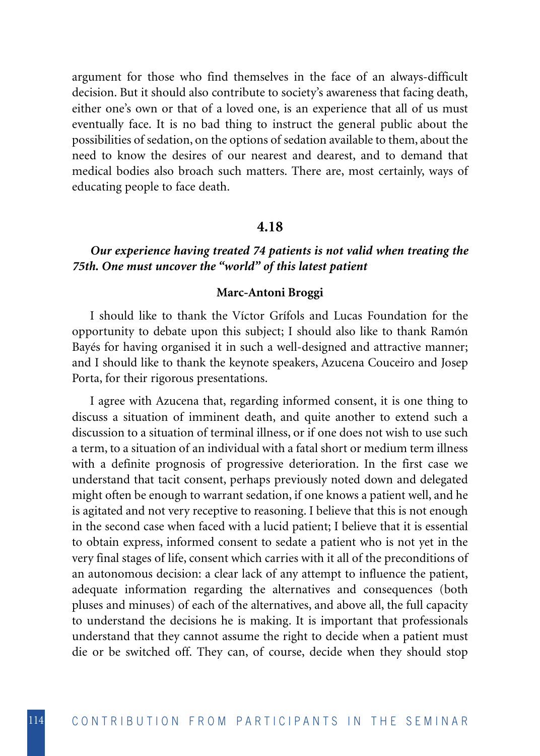argument for those who find themselves in the face of an always-difficult decision. But it should also contribute to society's awareness that facing death, either one's own or that of a loved one, is an experience that all of us must eventually face. It is no bad thing to instruct the general public about the possibilities of sedation, on the options of sedation available to them, about the need to know the desires of our nearest and dearest, and to demand that medical bodies also broach such matters. There are, most certainly, ways of educating people to face death.

## 4.18

### *Our experience having treated 74 patients is not valid when treating the 75th. One must uncover the "world" of this latest patient*

**Marc-Antoni Broggi**

I should like to thank the Víctor Grífols and Lucas Foundation for the opportunity to debate upon this subject; I should also like to thank Ramón Bayés for having organised it in such a well-designed and attractive manner; and I should like to thank the keynote speakers, Azucena Couceiro and Josep Porta, for their rigorous presentations.

I agree with Azucena that, regarding informed consent, it is one thing to discuss a situation of imminent death, and quite another to extend such a discussion to a situation of terminal illness, or if one does not wish to use such a term, to a situation of an individual with a fatal short or medium term illness with a definite prognosis of progressive deterioration. In the first case we understand that tacit consent, perhaps previously noted down and delegated might often be enough to warrant sedation, if one knows a patient well, and he is agitated and not very receptive to reasoning. I believe that this is not enough in the second case when faced with a lucid patient; I believe that it is essential to obtain express, informed consent to sedate a patient who is not yet in the very final stages of life, consent which carries with it all of the preconditions of an autonomous decision: a clear lack of any attempt to influence the patient, adequate information regarding the alternatives and consequences (both pluses and minuses) of each of the alternatives, and above all, the full capacity to understand the decisions he is making. It is important that professionals understand that they cannot assume the right to decide when a patient must die or be switched off. They can, of course, decide when they should stop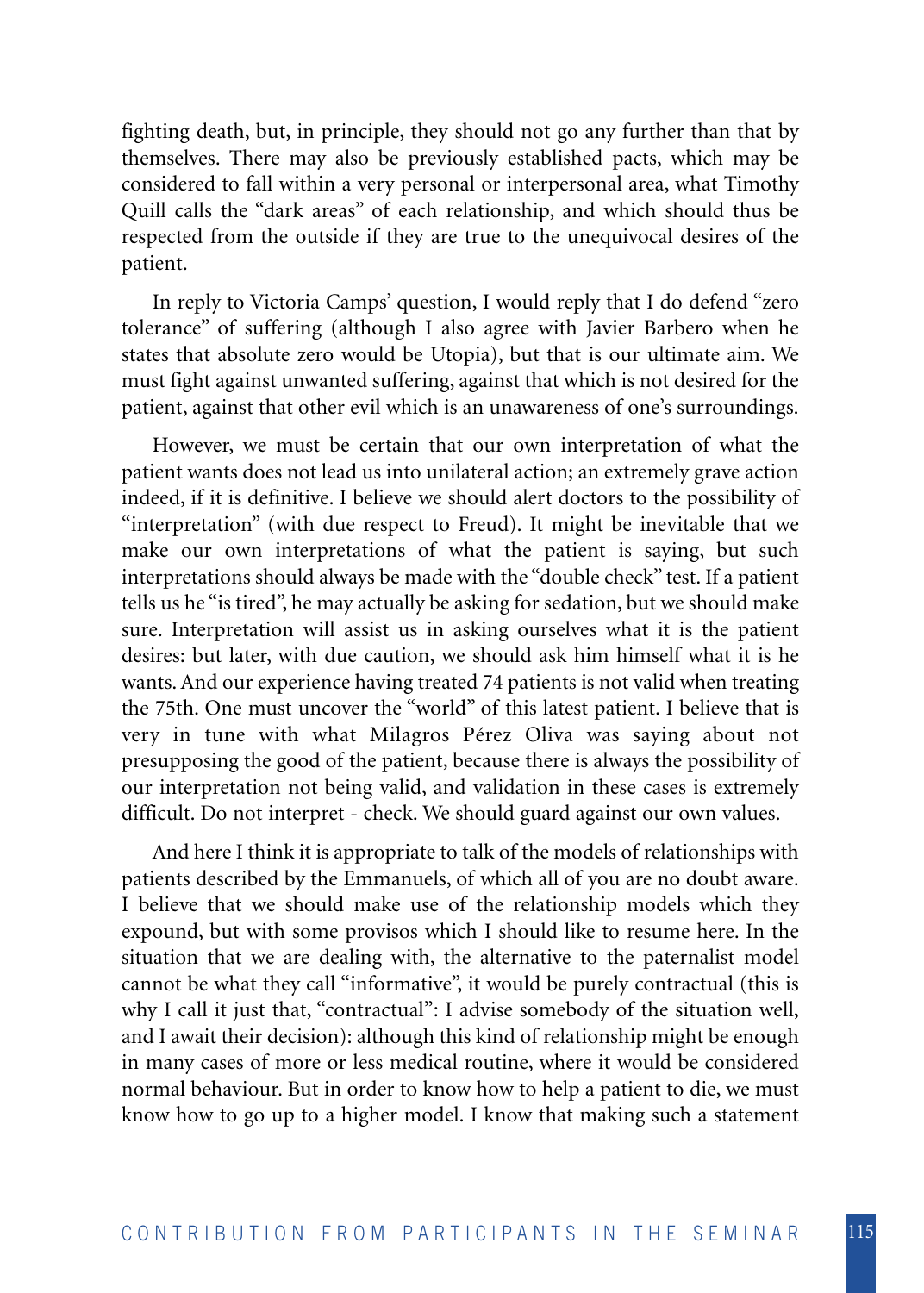fighting death, but, in principle, they should not go any further than that by themselves. There may also be previously established pacts, which may be considered to fall within a very personal or interpersonal area, what Timothy Quill calls the "dark areas" of each relationship, and which should thus be respected from the outside if they are true to the unequivocal desires of the patient.

In reply to Victoria Camps' question, I would reply that I do defend "zero tolerance" of suffering (although I also agree with Javier Barbero when he states that absolute zero would be Utopia), but that is our ultimate aim. We must fight against unwanted suffering, against that which is not desired for the patient, against that other evil which is an unawareness of one's surroundings.

However, we must be certain that our own interpretation of what the patient wants does not lead us into unilateral action; an extremely grave action indeed, if it is definitive. I believe we should alert doctors to the possibility of "interpretation" (with due respect to Freud). It might be inevitable that we make our own interpretations of what the patient is saying, but such interpretations should always be made with the "double check" test. If a patient tells us he "is tired", he may actually be asking for sedation, but we should make sure. Interpretation will assist us in asking ourselves what it is the patient desires: but later, with due caution, we should ask him himself what it is he wants. And our experience having treated 74 patients is not valid when treating the 75th. One must uncover the "world" of this latest patient. I believe that is very in tune with what Milagros Pérez Oliva was saying about not presupposing the good of the patient, because there is always the possibility of our interpretation not being valid, and validation in these cases is extremely difficult. Do not interpret - check. We should guard against our own values.

And here I think it is appropriate to talk of the models of relationships with patients described by the Emmanuels, of which all of you are no doubt aware. I believe that we should make use of the relationship models which they expound, but with some provisos which I should like to resume here. In the situation that we are dealing with, the alternative to the paternalist model cannot be what they call "informative", it would be purely contractual (this is why I call it just that, "contractual": I advise somebody of the situation well, and I await their decision): although this kind of relationship might be enough in many cases of more or less medical routine, where it would be considered normal behaviour. But in order to know how to help a patient to die, we must know how to go up to a higher model. I know that making such a statement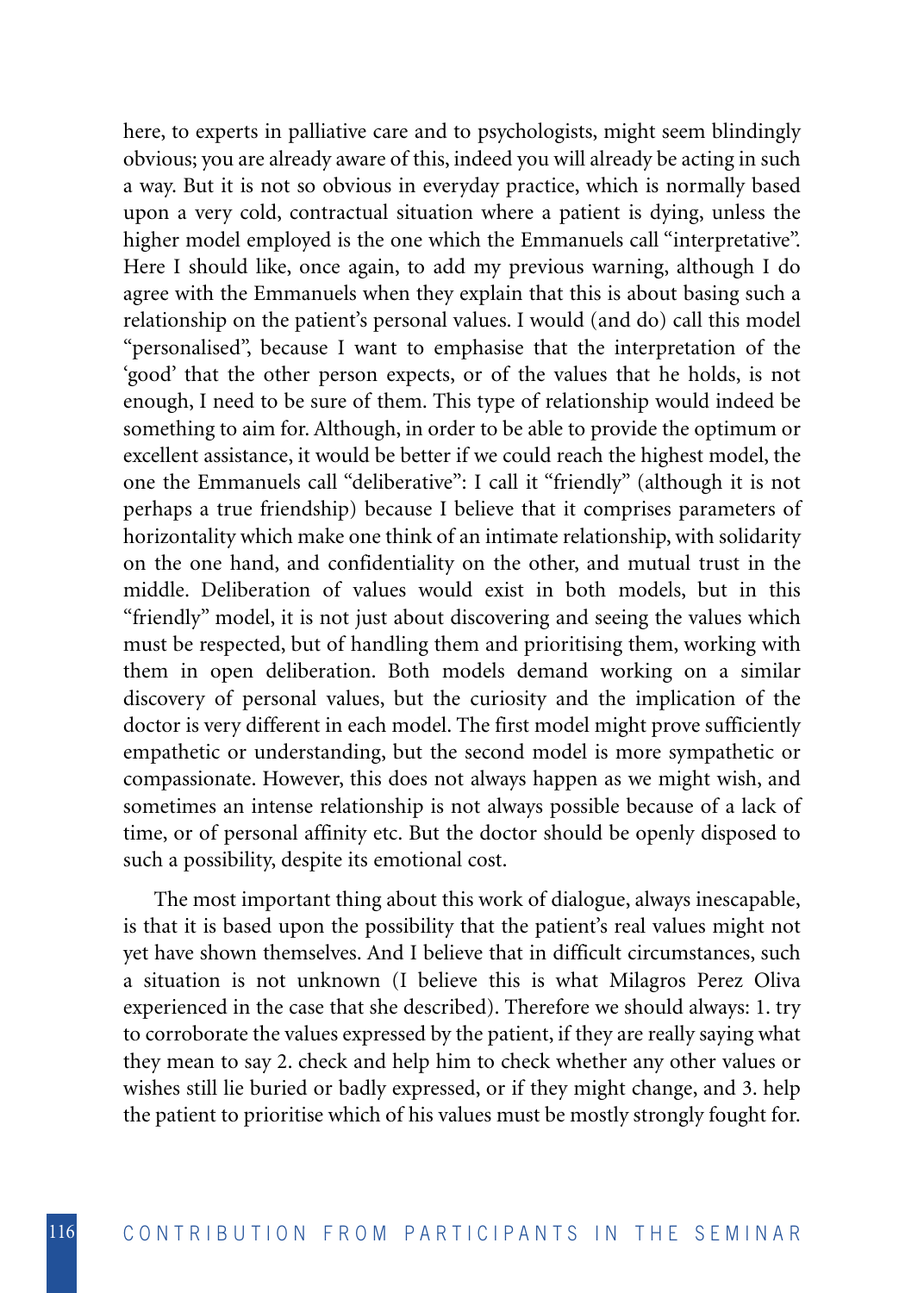here, to experts in palliative care and to psychologists, might seem blindingly obvious; you are already aware of this, indeed you will already be acting in such a way. But it is not so obvious in everyday practice, which is normally based upon a very cold, contractual situation where a patient is dying, unless the higher model employed is the one which the Emmanuels call "interpretative". Here I should like, once again, to add my previous warning, although I do agree with the Emmanuels when they explain that this is about basing such a relationship on the patient's personal values. I would (and do) call this model "personalised", because I want to emphasise that the interpretation of the 'good' that the other person expects, or of the values that he holds, is not enough, I need to be sure of them. This type of relationship would indeed be something to aim for. Although, in order to be able to provide the optimum or excellent assistance, it would be better if we could reach the highest model, the one the Emmanuels call "deliberative": I call it "friendly" (although it is not perhaps a true friendship) because I believe that it comprises parameters of horizontality which make one think of an intimate relationship, with solidarity on the one hand, and confidentiality on the other, and mutual trust in the middle. Deliberation of values would exist in both models, but in this "friendly" model, it is not just about discovering and seeing the values which must be respected, but of handling them and prioritising them, working with them in open deliberation. Both models demand working on a similar discovery of personal values, but the curiosity and the implication of the doctor is very different in each model. The first model might prove sufficiently empathetic or understanding, but the second model is more sympathetic or compassionate. However, this does not always happen as we might wish, and sometimes an intense relationship is not always possible because of a lack of time, or of personal affinity etc. But the doctor should be openly disposed to such a possibility, despite its emotional cost.

The most important thing about this work of dialogue, always inescapable, is that it is based upon the possibility that the patient's real values might not yet have shown themselves. And I believe that in difficult circumstances, such a situation is not unknown (I believe this is what Milagros Perez Oliva experienced in the case that she described). Therefore we should always: 1. try to corroborate the values expressed by the patient, if they are really saying what they mean to say 2. check and help him to check whether any other values or wishes still lie buried or badly expressed, or if they might change, and 3. help the patient to prioritise which of his values must be mostly strongly fought for.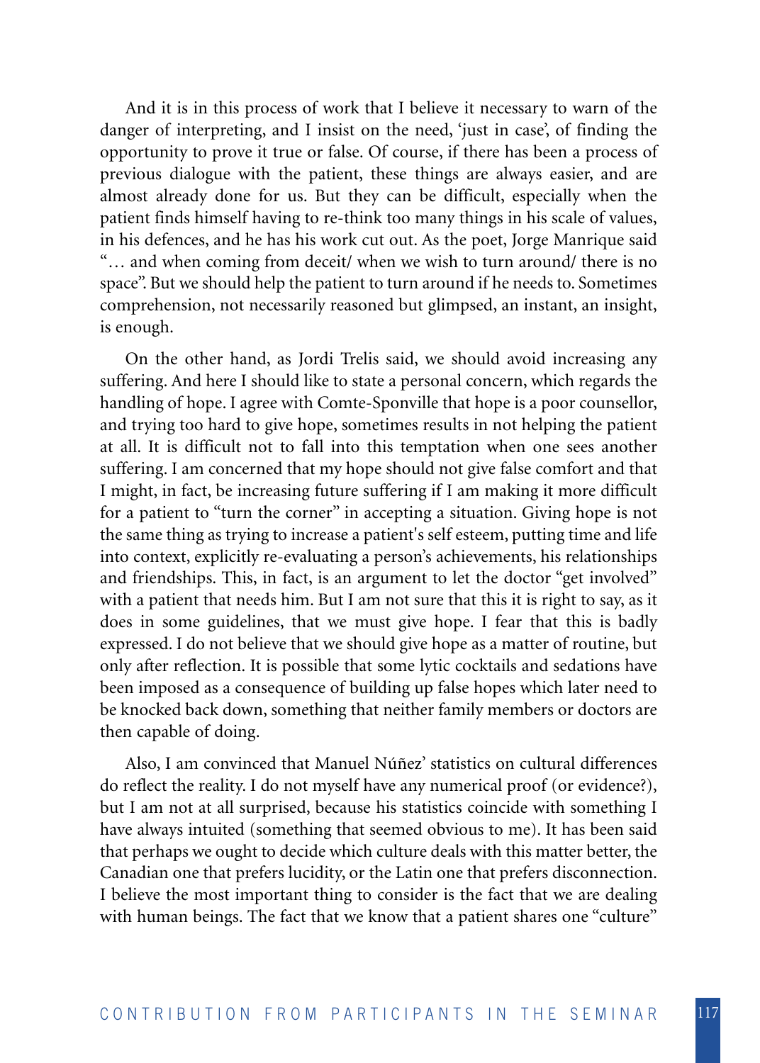And it is in this process of work that I believe it necessary to warn of the danger of interpreting, and I insist on the need, 'just in case', of finding the opportunity to prove it true or false. Of course, if there has been a process of previous dialogue with the patient, these things are always easier, and are almost already done for us. But they can be difficult, especially when the patient finds himself having to re-think too many things in his scale of values, in his defences, and he has his work cut out. As the poet, Jorge Manrique said "… and when coming from deceit/ when we wish to turn around/ there is no space". But we should help the patient to turn around if he needs to. Sometimes comprehension, not necessarily reasoned but glimpsed, an instant, an insight, is enough.

On the other hand, as Jordi Trelis said, we should avoid increasing any suffering. And here I should like to state a personal concern, which regards the handling of hope. I agree with Comte-Sponville that hope is a poor counsellor, and trying too hard to give hope, sometimes results in not helping the patient at all. It is difficult not to fall into this temptation when one sees another suffering. I am concerned that my hope should not give false comfort and that I might, in fact, be increasing future suffering if I am making it more difficult for a patient to "turn the corner" in accepting a situation. Giving hope is not the same thing as trying to increase a patient's self esteem, putting time and life into context, explicitly re-evaluating a person's achievements, his relationships and friendships. This, in fact, is an argument to let the doctor "get involved" with a patient that needs him. But I am not sure that this it is right to say, as it does in some guidelines, that we must give hope. I fear that this is badly expressed. I do not believe that we should give hope as a matter of routine, but only after reflection. It is possible that some lytic cocktails and sedations have been imposed as a consequence of building up false hopes which later need to be knocked back down, something that neither family members or doctors are then capable of doing.

Also, I am convinced that Manuel Núñez' statistics on cultural differences do reflect the reality. I do not myself have any numerical proof (or evidence?), but I am not at all surprised, because his statistics coincide with something I have always intuited (something that seemed obvious to me). It has been said that perhaps we ought to decide which culture deals with this matter better, the Canadian one that prefers lucidity, or the Latin one that prefers disconnection. I believe the most important thing to consider is the fact that we are dealing with human beings. The fact that we know that a patient shares one "culture"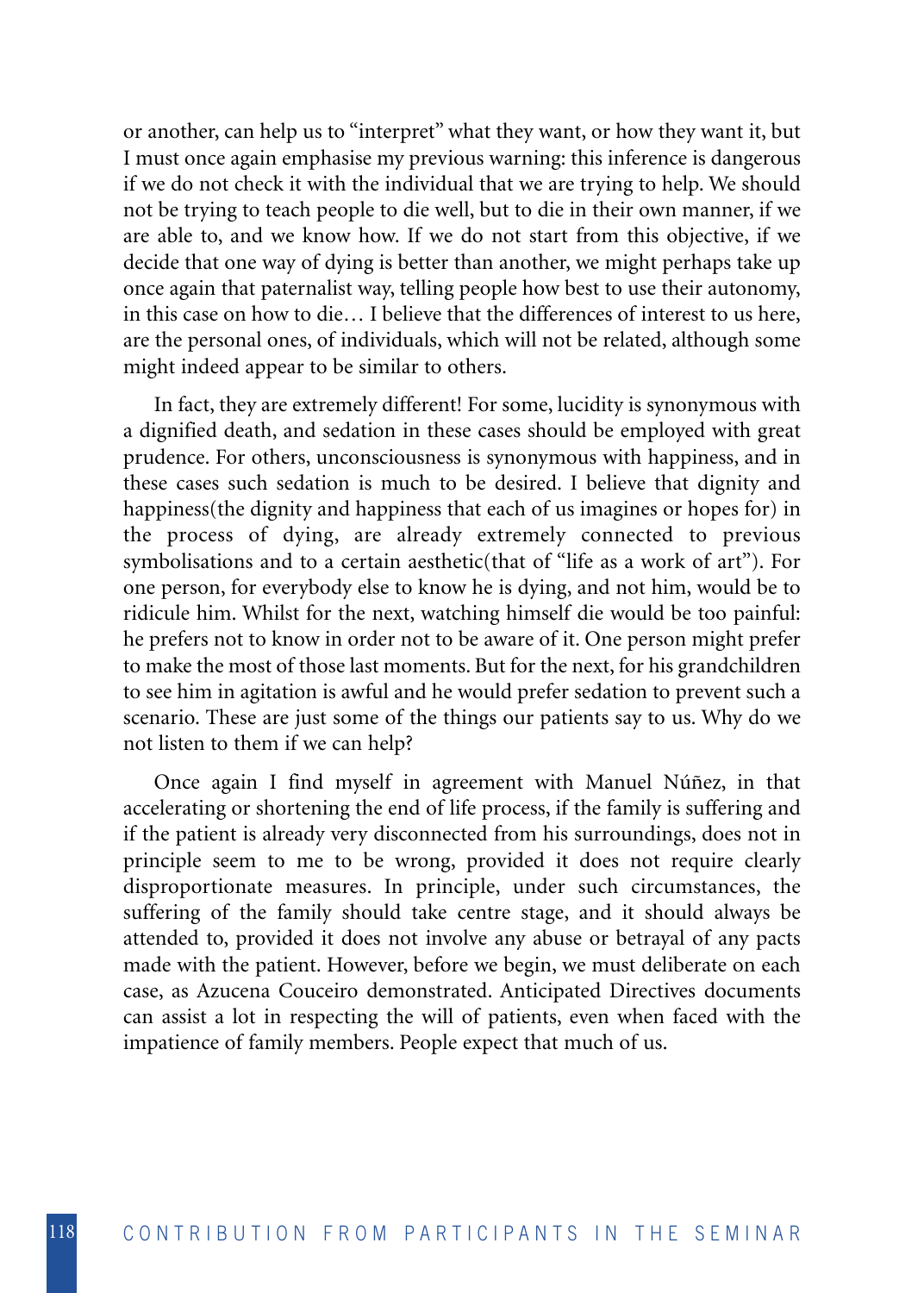or another, can help us to "interpret" what they want, or how they want it, but I must once again emphasise my previous warning: this inference is dangerous if we do not check it with the individual that we are trying to help. We should not be trying to teach people to die well, but to die in their own manner, if we are able to, and we know how. If we do not start from this objective, if we decide that one way of dying is better than another, we might perhaps take up once again that paternalist way, telling people how best to use their autonomy, in this case on how to die… I believe that the differences of interest to us here, are the personal ones, of individuals, which will not be related, although some might indeed appear to be similar to others.

In fact, they are extremely different! For some, lucidity is synonymous with a dignified death, and sedation in these cases should be employed with great prudence. For others, unconsciousness is synonymous with happiness, and in these cases such sedation is much to be desired. I believe that dignity and happiness(the dignity and happiness that each of us imagines or hopes for) in the process of dying, are already extremely connected to previous symbolisations and to a certain aesthetic(that of "life as a work of art"). For one person, for everybody else to know he is dying, and not him, would be to ridicule him. Whilst for the next, watching himself die would be too painful: he prefers not to know in order not to be aware of it. One person might prefer to make the most of those last moments. But for the next, for his grandchildren to see him in agitation is awful and he would prefer sedation to prevent such a scenario. These are just some of the things our patients say to us. Why do we not listen to them if we can help?

Once again I find myself in agreement with Manuel Núñez, in that accelerating or shortening the end of life process, if the family is suffering and if the patient is already very disconnected from his surroundings, does not in principle seem to me to be wrong, provided it does not require clearly disproportionate measures. In principle, under such circumstances, the suffering of the family should take centre stage, and it should always be attended to, provided it does not involve any abuse or betrayal of any pacts made with the patient. However, before we begin, we must deliberate on each case, as Azucena Couceiro demonstrated. Anticipated Directives documents can assist a lot in respecting the will of patients, even when faced with the impatience of family members. People expect that much of us.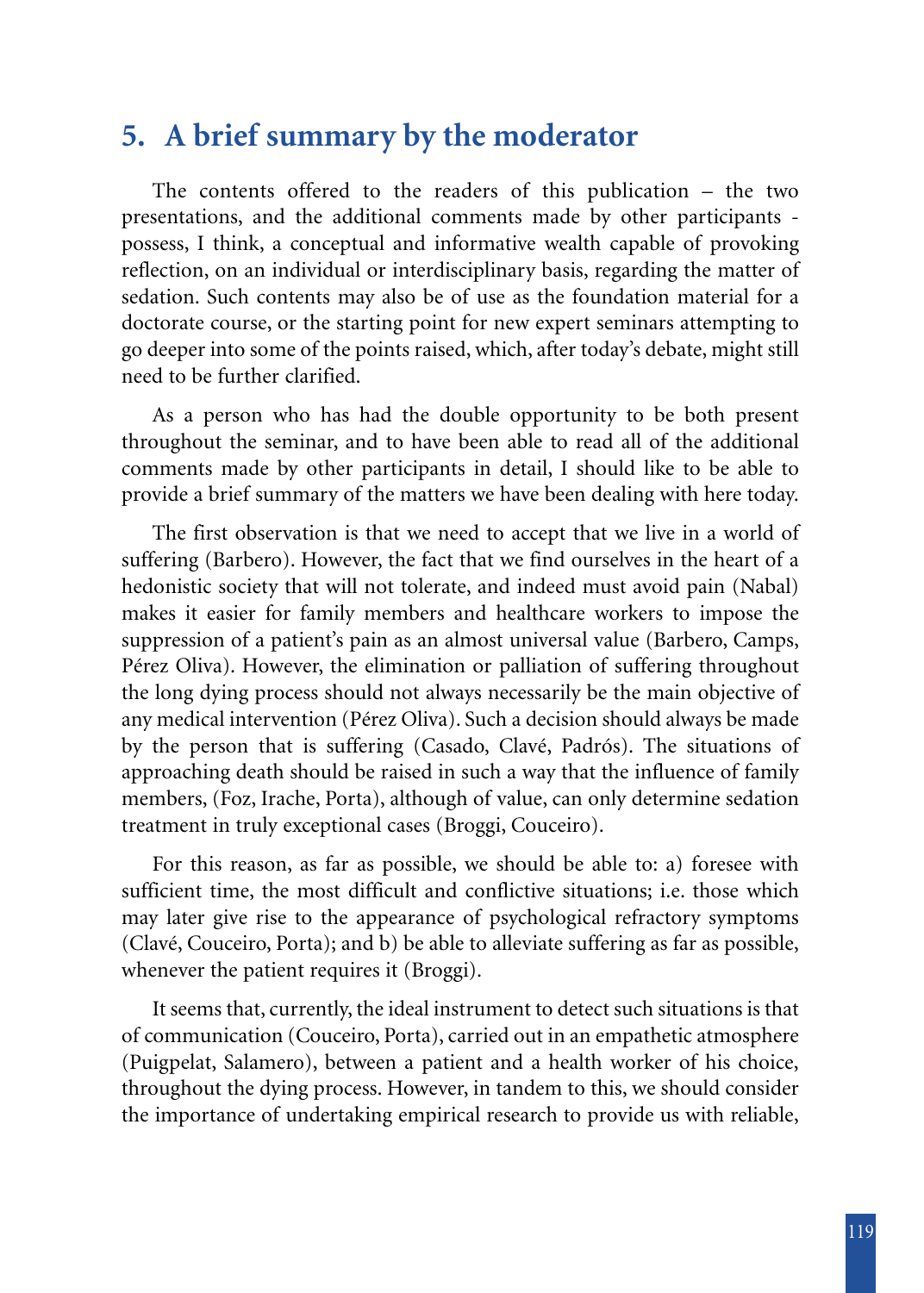## 5. A brief summary by the moderator

The contents offered to the readers of this publication – the two presentations, and the additional comments made by other participants - possess, I think, a conceptual and informative wealth capable of provoking reflection, on an individual or interdisciplinary basis, regarding the matter of sedation. Such contents may also be of use as the foundation material for a doctorate course, or the starting point for new expert seminars attempting to go deeper into some of the points raised, which, after today's debate, might still need to be further clarified.

As a person who has had the double opportunity to be both present throughout the seminar, and to have been able to read all of the additional comments made by other participants in detail, I should like to be able to provide a brief summary of the matters we have been dealing with here today.

The first observation is that we need to accept that we live in a world of suffering (Barbero). However, the fact that we find ourselves in the heart of a hedonistic society that will not tolerate, and indeed must avoid pain (Nabal) makes it easier for family members and healthcare workers to impose the suppression of a patient's pain as an almost universal value (Barbero, Camps, Pérez Oliva). However, the elimination or palliation of suffering throughout the long dying process should not always necessarily be the main objective of any medical intervention (Pérez Oliva). Such a decision should always be made by the person that is suffering (Casado, Clavé, Padrós). The situations of approaching death should be raised in such a way that the influence of family members, (Foz, Irache, Porta), although of value, can only determine sedation treatment in truly exceptional cases (Broggi, Couceiro).

For this reason, as far as possible, we should be able to: a) foresee with sufficient time, the most difficult and conflictive situations; i.e. those which may later give rise to the appearance of psychological refractory symptoms (Clavé, Couceiro, Porta); and b) be able to alleviate suffering as far as possible, whenever the patient requires it (Broggi).

It seems that, currently, the ideal instrument to detect such situations is that of communication (Couceiro, Porta), carried out in an empathetic atmosphere (Puigpelat, Salamero), between a patient and a health worker of his choice, throughout the dying process. However, in tandem to this, we should consider the importance of undertaking empirical research to provide us with reliable,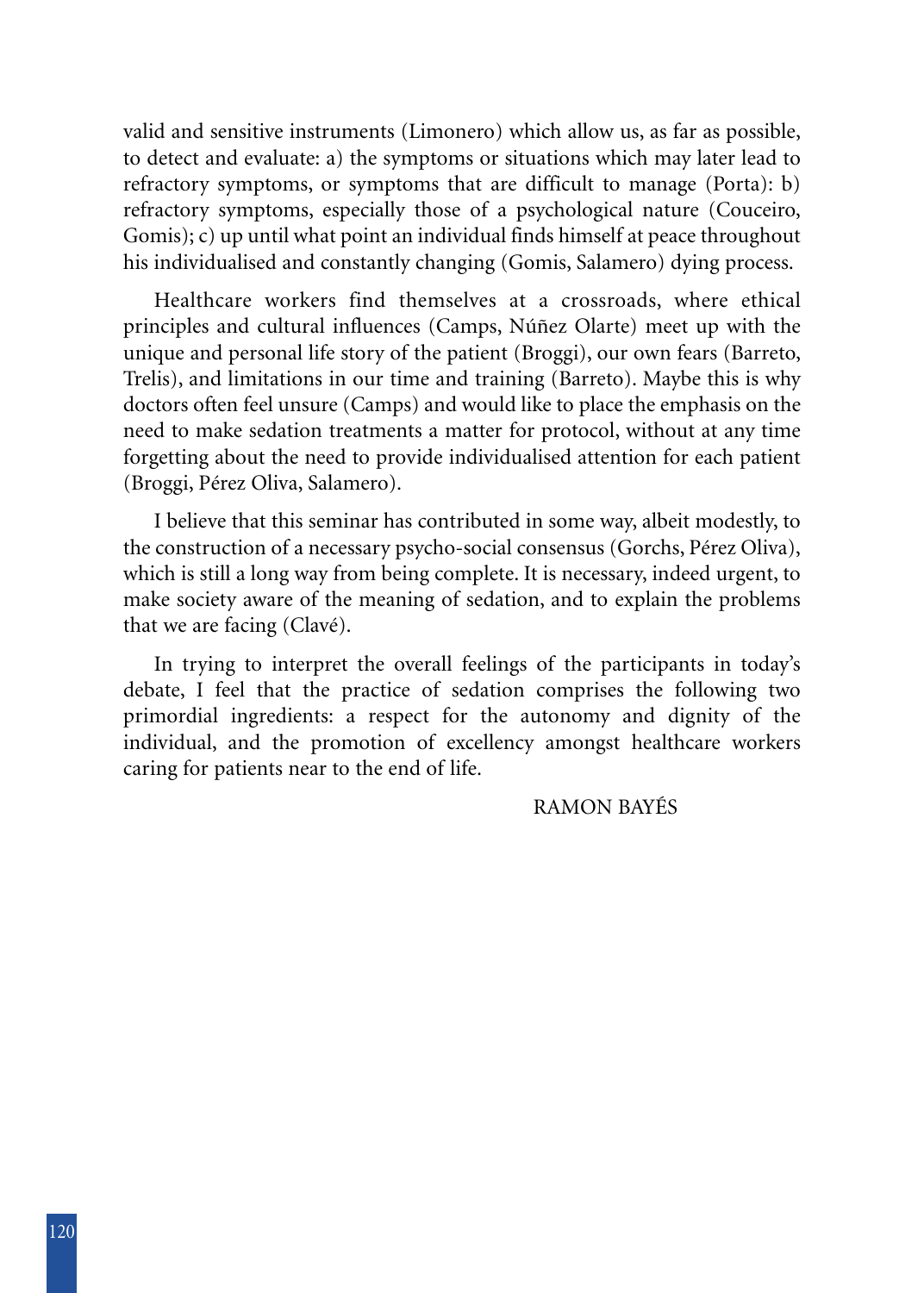valid and sensitive instruments (Limonero) which allow us, as far as possible, to detect and evaluate: a) the symptoms or situations which may later lead to refractory symptoms, or symptoms that are difficult to manage (Porta): b) refractory symptoms, especially those of a psychological nature (Couceiro, Gomis); c) up until what point an individual finds himself at peace throughout his individualised and constantly changing (Gomis, Salamero) dying process.

Healthcare workers find themselves at a crossroads, where ethical principles and cultural influences (Camps, Núñez Olarte) meet up with the unique and personal life story of the patient (Broggi), our own fears (Barreto, Trelis), and limitations in our time and training (Barreto). Maybe this is why doctors often feel unsure (Camps) and would like to place the emphasis on the need to make sedation treatments a matter for protocol, without at any time forgetting about the need to provide individualised attention for each patient (Broggi, Pérez Oliva, Salamero).

I believe that this seminar has contributed in some way, albeit modestly, to the construction of a necessary psycho-social consensus (Gorchs, Pérez Oliva), which is still a long way from being complete. It is necessary, indeed urgent, to make society aware of the meaning of sedation, and to explain the problems that we are facing (Clavé).

In trying to interpret the overall feelings of the participants in today's debate, I feel that the practice of sedation comprises the following two primordial ingredients: a respect for the autonomy and dignity of the individual, and the promotion of excellency amongst healthcare workers caring for patients near to the end of life.

RAMON BAYÉS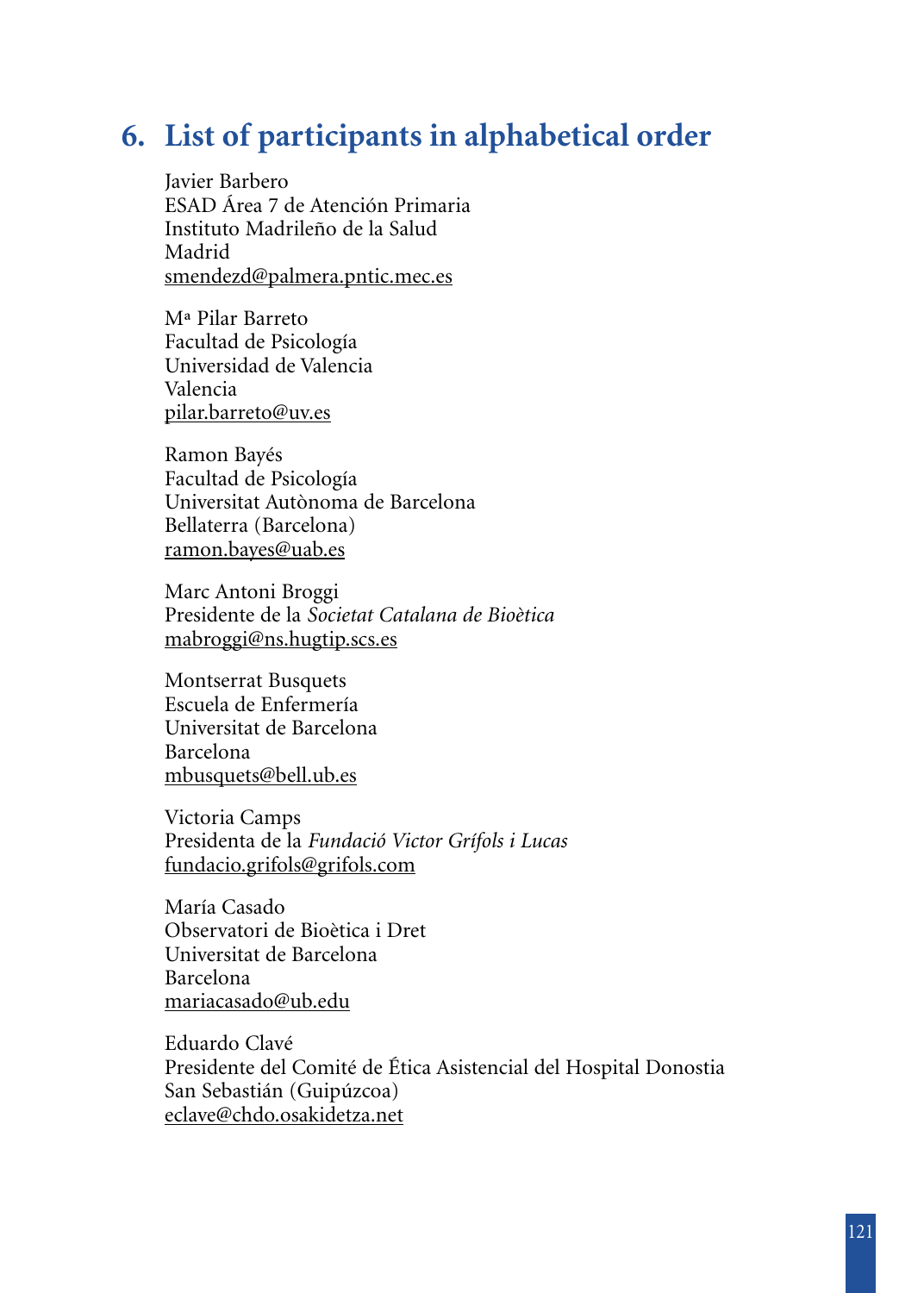# 6. List of participants in alphabetical order

Javier Barbero
ESAD Área 7 de Atención Primaria
Instituto Madrileño de la Salud
Madrid
smendezd@palmera.pntic.mec.es

Mª Pilar Barreto
Facultad de Psicología
Universidad de Valencia
Valencia
pilar.barreto@uv.es

Ramon Bayés
Facultad de Psicología
Universitat Autònoma de Barcelona
Bellaterra (Barcelona)
ramon.bayes@uab.es

Marc Antoni Broggi
Presidente de la *Societat Catalana de Bioètica*
mabroggi@ns.hugtip.scs.es

Montserrat Busquets
Escuela de Enfermería
Universitat de Barcelona
Barcelona
mbusquets@bell.ub.es

Victoria Camps
Presidenta de la *Fundació Victor Grífols i Lucas*
fundacio.grifols@grifols.com

María Casado
Observatori de Bioètica i Dret
Universitat de Barcelona
Barcelona
mariacasado@ub.edu

Eduardo Clavé
Presidente del Comité de Ética Asistencial del Hospital Donostia
San Sebastián (Guipúzcoa)
eclave@chdo.osakidetza.net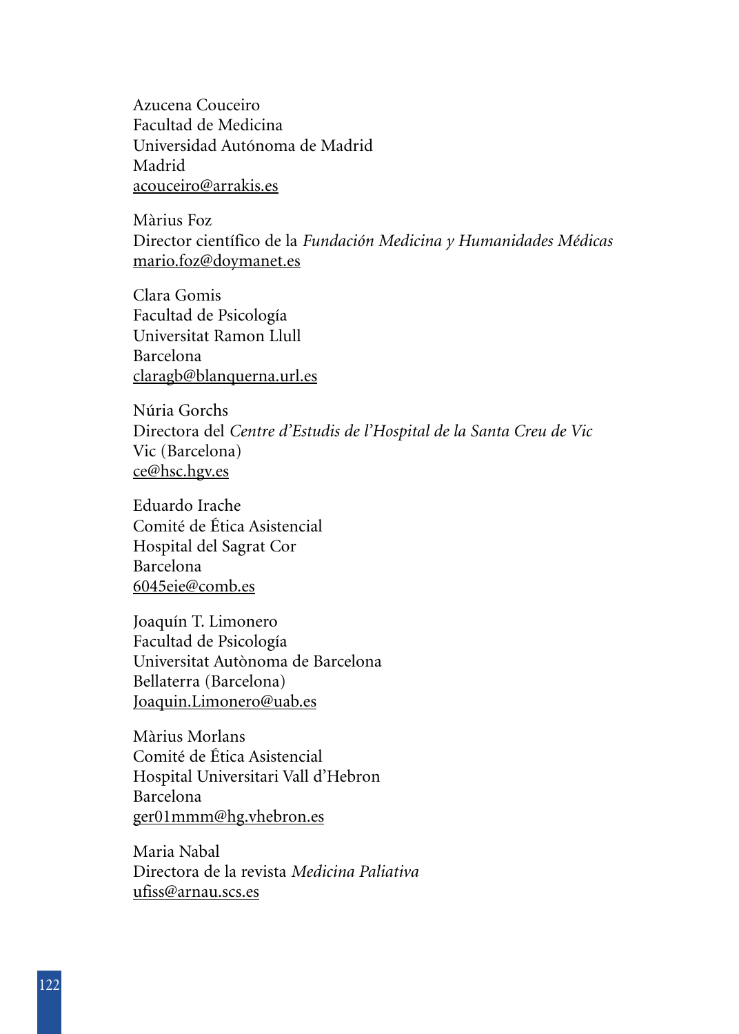Azucena Couceiro
Facultad de Medicina
Universidad Autónoma de Madrid
Madrid
acouceiro@arrakis.es

Màrius Foz
Director científico de la *Fundación Medicina y Humanidades Médicas*
mario.foz@doymanet.es

Clara Gomis
Facultad de Psicología
Universitat Ramon Llull
Barcelona
claragb@blanquerna.url.es

Núria Gorchs
Directora del *Centre d'Estudis de l'Hospital de la Santa Creu de Vic*
Vic (Barcelona)
ce@hsc.hgv.es

Eduardo Irache
Comité de Ética Asistencial
Hospital del Sagrat Cor
Barcelona
6045eie@comb.es

Joaquín T. Limonero
Facultad de Psicología
Universitat Autònoma de Barcelona
Bellaterra (Barcelona)
Joaquin.Limonero@uab.es

Màrius Morlans
Comité de Ética Asistencial
Hospital Universitari Vall d'Hebron
Barcelona
ger01mmm@hg.vhebron.es

Maria Nabal
Directora de la revista *Medicina Paliativa*
ufiss@arnau.scs.es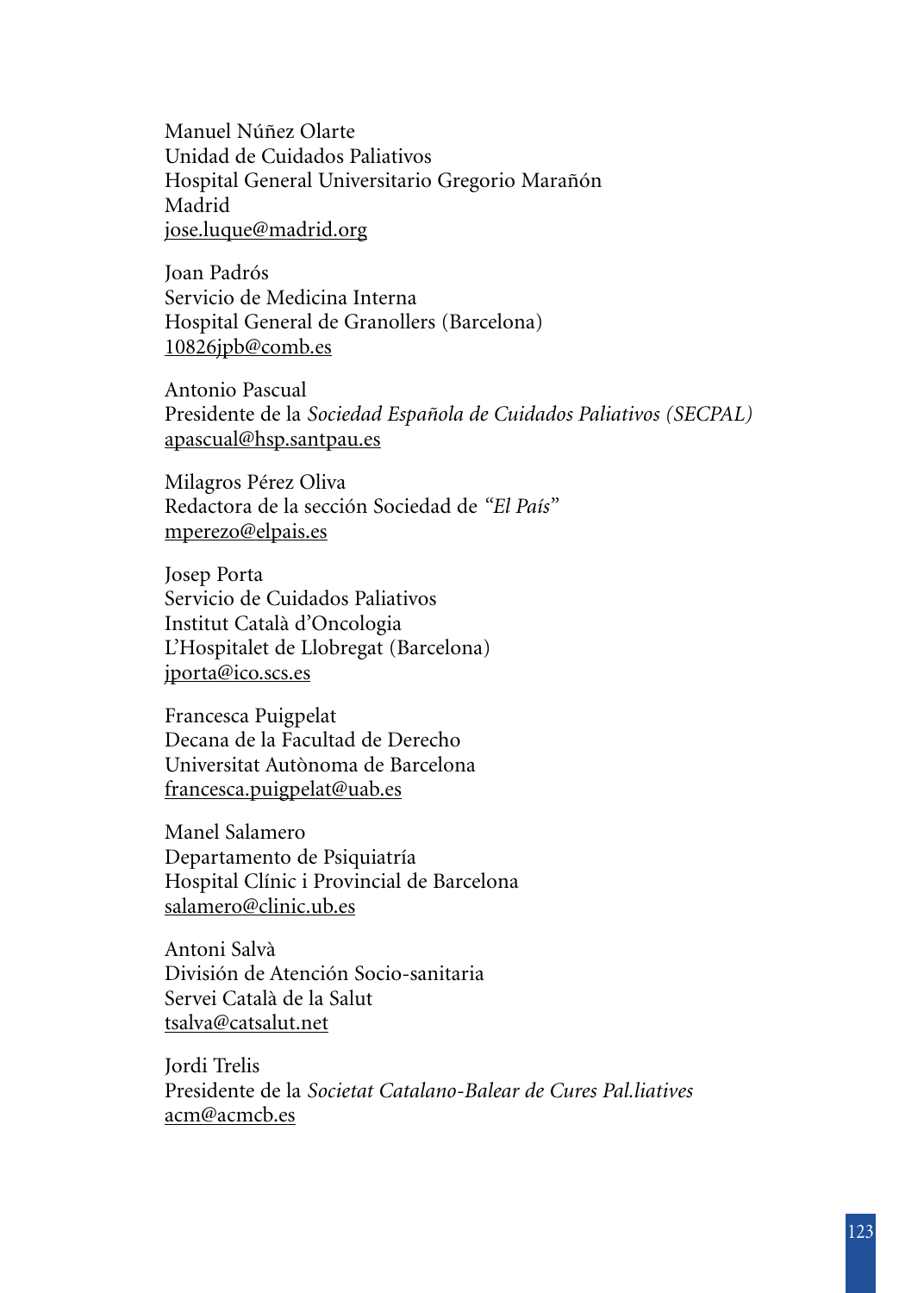Manuel Núñez Olarte
Unidad de Cuidados Paliativos
Hospital General Universitario Gregorio Marañón
Madrid
jose.luque@madrid.org

Joan Padrós
Servicio de Medicina Interna
Hospital General de Granollers (Barcelona)
10826jpb@comb.es

Antonio Pascual
Presidente de la *Sociedad Española de Cuidados Paliativos (SECPAL)*
apascual@hsp.santpau.es

Milagros Pérez Oliva
Redactora de la sección Sociedad de *"El País"*
mperezo@elpais.es

Josep Porta
Servicio de Cuidados Paliativos
Institut Català d'Oncologia
L'Hospitalet de Llobregat (Barcelona)
jporta@ico.scs.es

Francesca Puigpelat
Decana de la Facultad de Derecho
Universitat Autònoma de Barcelona
francesca.puigpelat@uab.es

Manel Salamero
Departamento de Psiquiatría
Hospital Clínic i Provincial de Barcelona
salamero@clinic.ub.es

Antoni Salvà
División de Atención Socio-sanitaria
Servei Català de la Salut
tsalva@catsalut.net

Jordi Trelis
Presidente de la *Societat Catalano-Balear de Cures Pal.liatives*
acm@acmcb.es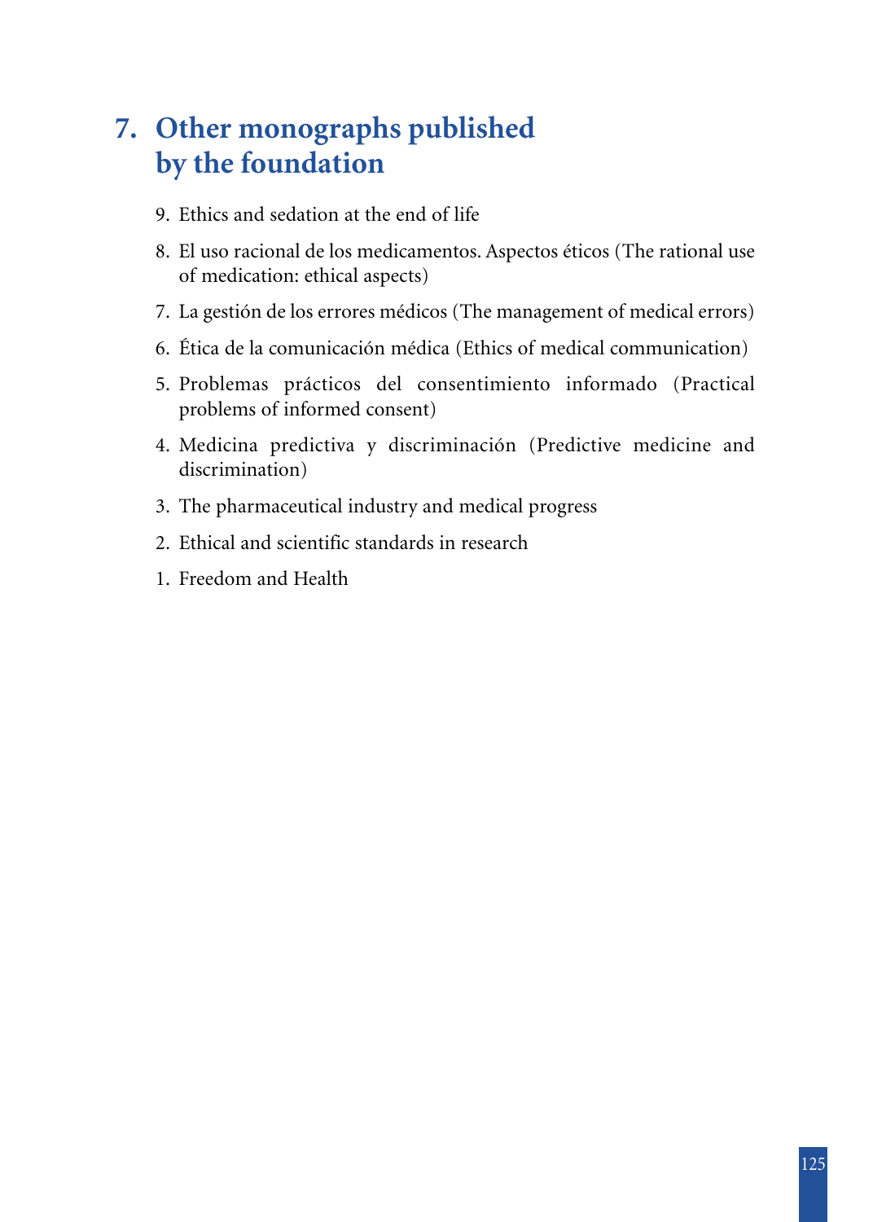# 7. Other monographs published by the foundation

9. Ethics and sedation at the end of life
8. El uso racional de los medicamentos. Aspectos éticos (The rational use of medication: ethical aspects)
7. La gestión de los errores médicos (The management of medical errors)
6. Ética de la comunicación médica (Ethics of medical communication)
5. Problemas prácticos del consentimiento informado (Practical problems of informed consent)
4. Medicina predictiva y discriminación (Predictive medicine and discrimination)
3. The pharmaceutical industry and medical progress
2. Ethical and scientific standards in research
1. Freedom and Health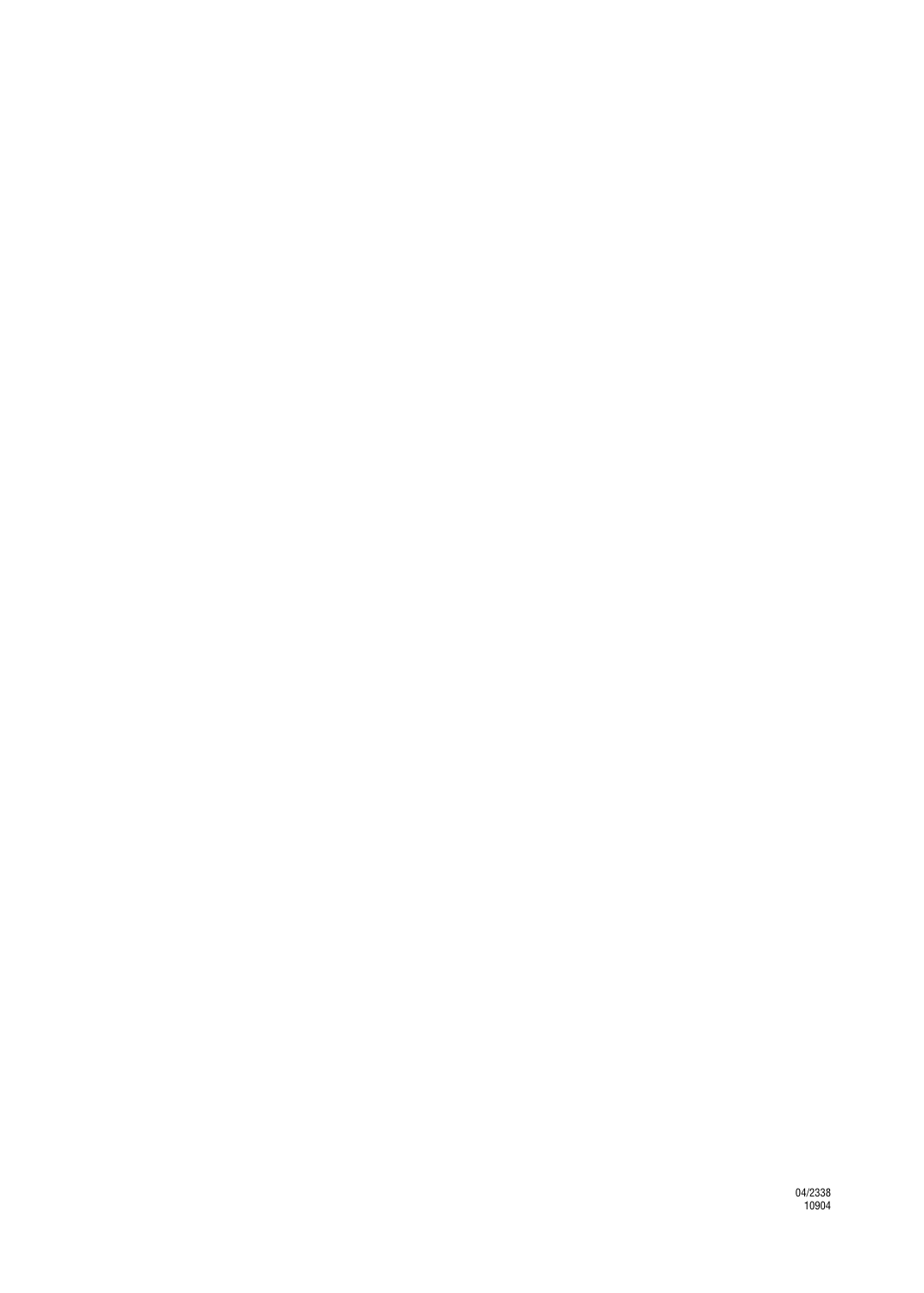04/2338
10904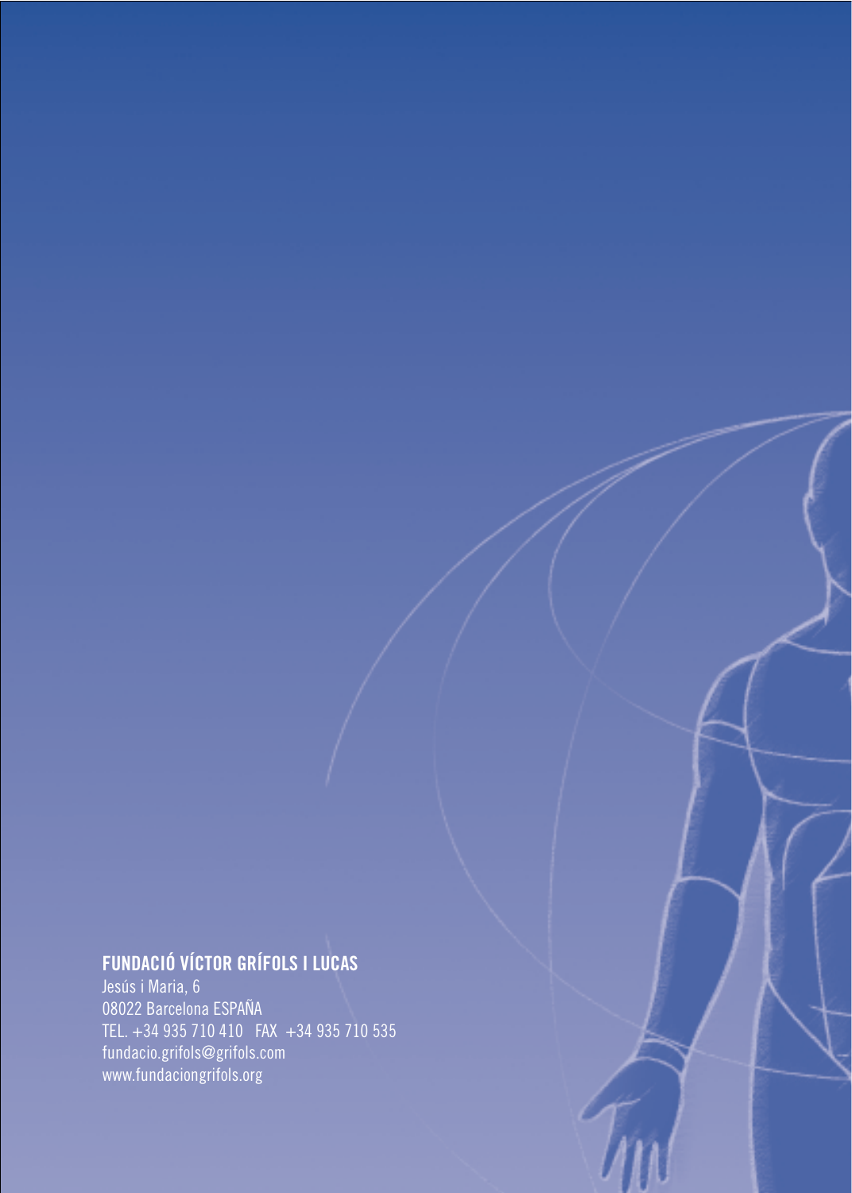**FUNDACIÓ VÍCTOR GRÍFOLS I LUCAS**

Jesús i Maria, 6
08022 Barcelona ESPAÑA
TEL. +34 935 710 410 FAX +34 935 710 535
fundacio.grifols@grifols.com
www.fundaciongrifols.org